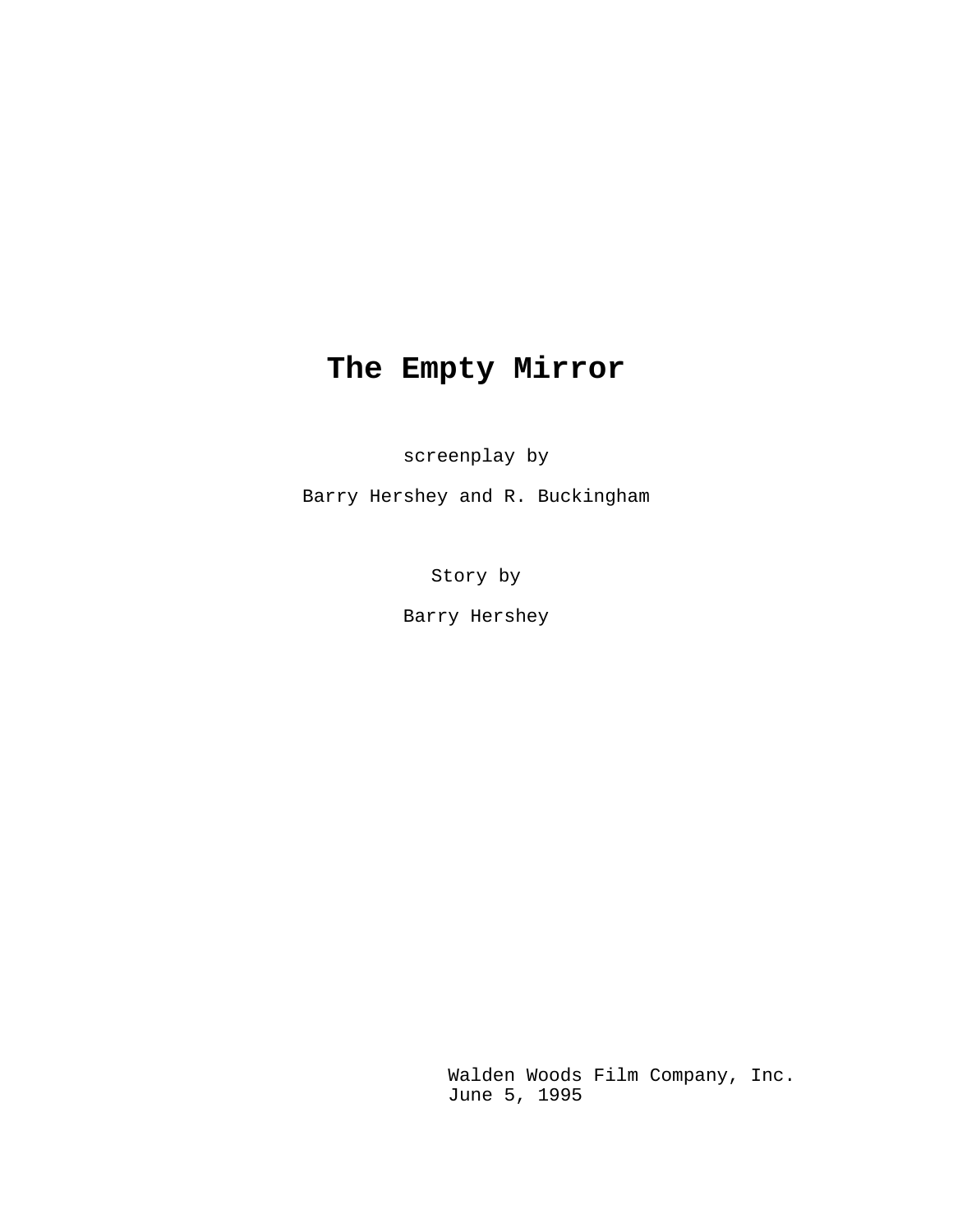# The Empty Mirror

screenplay by

Barry Hershey and R. Buckingham

Story by

Barry Hershey

Walden Woods Film Company, Inc.
June 5, 1995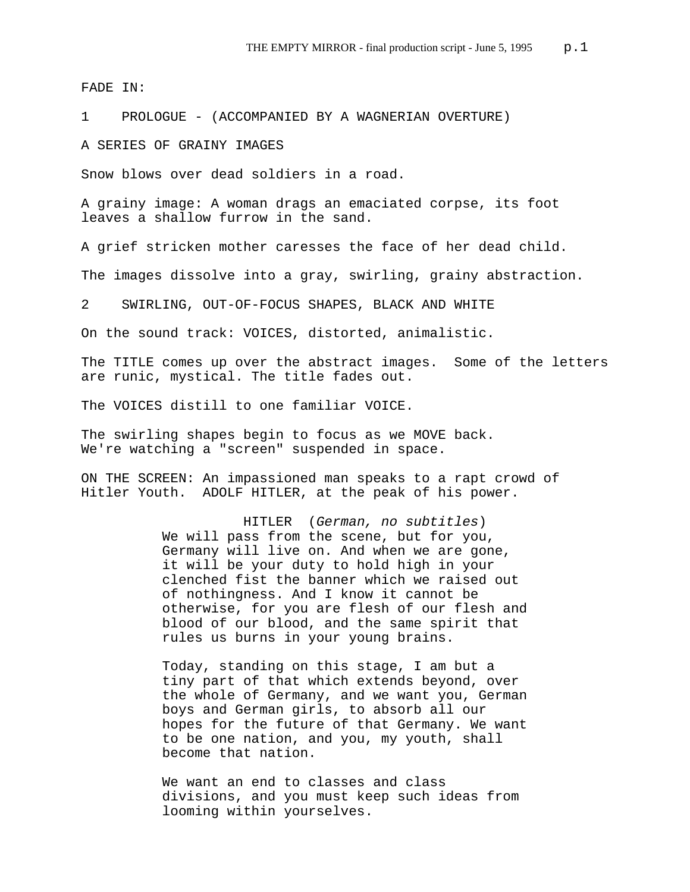FADE IN:

1    PROLOGUE - (ACCOMPANIED BY A WAGNERIAN OVERTURE)

A SERIES OF GRAINY IMAGES

Snow blows over dead soldiers in a road.

A grainy image: A woman drags an emaciated corpse, its foot leaves a shallow furrow in the sand.

A grief stricken mother caresses the face of her dead child.

The images dissolve into a gray, swirling, grainy abstraction.

2    SWIRLING, OUT-OF-FOCUS SHAPES, BLACK AND WHITE

On the sound track: VOICES, distorted, animalistic.

The TITLE comes up over the abstract images.  Some of the letters are runic, mystical. The title fades out.

The VOICES distill to one familiar VOICE.

The swirling shapes begin to focus as we MOVE back. We're watching a "screen" suspended in space.

ON THE SCREEN: An impassioned man speaks to a rapt crowd of Hitler Youth.  ADOLF HITLER, at the peak of his power.

HITLER  (*German, no subtitles*)

We will pass from the scene, but for you, Germany will live on. And when we are gone, it will be your duty to hold high in your clenched fist the banner which we raised out of nothingness. And I know it cannot be otherwise, for you are flesh of our flesh and blood of our blood, and the same spirit that rules us burns in your young brains.

Today, standing on this stage, I am but a tiny part of that which extends beyond, over the whole of Germany, and we want you, German boys and German girls, to absorb all our hopes for the future of that Germany. We want to be one nation, and you, my youth, shall become that nation.

We want an end to classes and class divisions, and you must keep such ideas from looming within yourselves.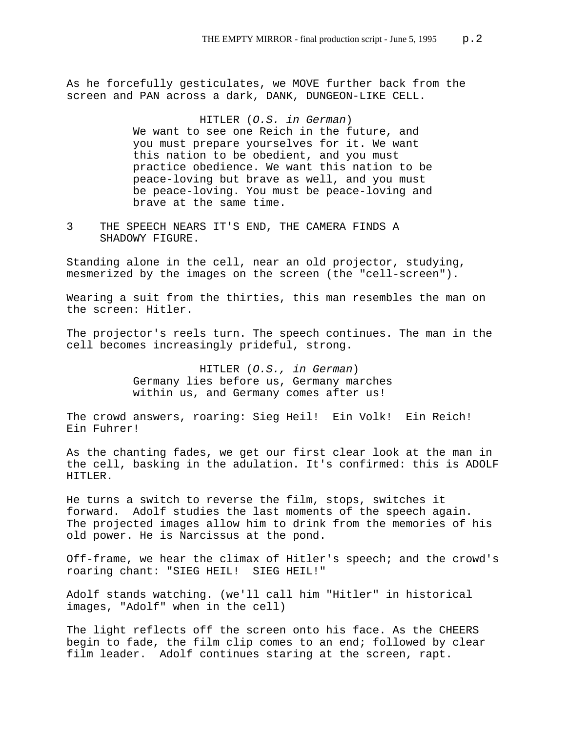As he forcefully gesticulates, we MOVE further back from the screen and PAN across a dark, DANK, DUNGEON-LIKE CELL.

HITLER (*O.S. in German*)
We want to see one Reich in the future, and you must prepare yourselves for it. We want this nation to be obedient, and you must practice obedience. We want this nation to be peace-loving but brave as well, and you must be peace-loving. You must be peace-loving and brave at the same time.

3 THE SPEECH NEARS IT'S END, THE CAMERA FINDS A SHADOWY FIGURE.

Standing alone in the cell, near an old projector, studying, mesmerized by the images on the screen (the "cell-screen").

Wearing a suit from the thirties, this man resembles the man on the screen: Hitler.

The projector's reels turn. The speech continues. The man in the cell becomes increasingly prideful, strong.

HITLER (*O.S., in German*)
Germany lies before us, Germany marches within us, and Germany comes after us!

The crowd answers, roaring: Sieg Heil! Ein Volk! Ein Reich! Ein Fuhrer!

As the chanting fades, we get our first clear look at the man in the cell, basking in the adulation. It's confirmed: this is ADOLF HITLER.

He turns a switch to reverse the film, stops, switches it forward. Adolf studies the last moments of the speech again. The projected images allow him to drink from the memories of his old power. He is Narcissus at the pond.

Off-frame, we hear the climax of Hitler's speech; and the crowd's roaring chant: "SIEG HEIL! SIEG HEIL!"

Adolf stands watching. (we'll call him "Hitler" in historical images, "Adolf" when in the cell)

The light reflects off the screen onto his face. As the CHEERS begin to fade, the film clip comes to an end; followed by clear film leader. Adolf continues staring at the screen, rapt.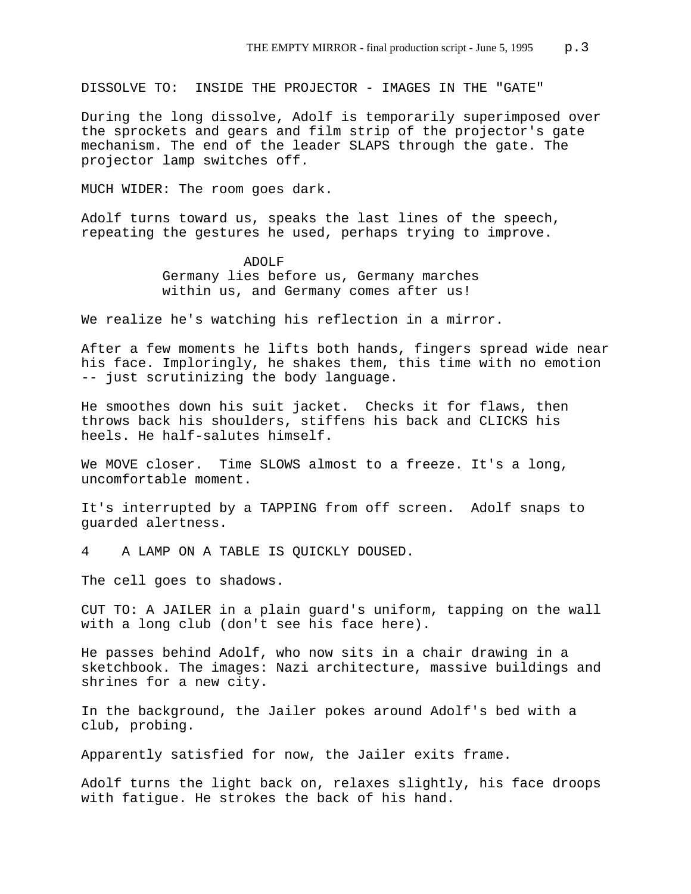DISSOLVE TO:  INSIDE THE PROJECTOR - IMAGES IN THE "GATE"

During the long dissolve, Adolf is temporarily superimposed over the sprockets and gears and film strip of the projector's gate mechanism. The end of the leader SLAPS through the gate. The projector lamp switches off.

MUCH WIDER: The room goes dark.

Adolf turns toward us, speaks the last lines of the speech, repeating the gestures he used, perhaps trying to improve.

ADOLF

Germany lies before us, Germany marches within us, and Germany comes after us!

We realize he's watching his reflection in a mirror.

After a few moments he lifts both hands, fingers spread wide near his face. Imploringly, he shakes them, this time with no emotion -- just scrutinizing the body language.

He smoothes down his suit jacket.  Checks it for flaws, then throws back his shoulders, stiffens his back and CLICKS his heels. He half-salutes himself.

We MOVE closer.  Time SLOWS almost to a freeze. It's a long, uncomfortable moment.

It's interrupted by a TAPPING from off screen.  Adolf snaps to guarded alertness.

4    A LAMP ON A TABLE IS QUICKLY DOUSED.

The cell goes to shadows.

CUT TO: A JAILER in a plain guard's uniform, tapping on the wall with a long club (don't see his face here).

He passes behind Adolf, who now sits in a chair drawing in a sketchbook. The images: Nazi architecture, massive buildings and shrines for a new city.

In the background, the Jailer pokes around Adolf's bed with a club, probing.

Apparently satisfied for now, the Jailer exits frame.

Adolf turns the light back on, relaxes slightly, his face droops with fatigue. He strokes the back of his hand.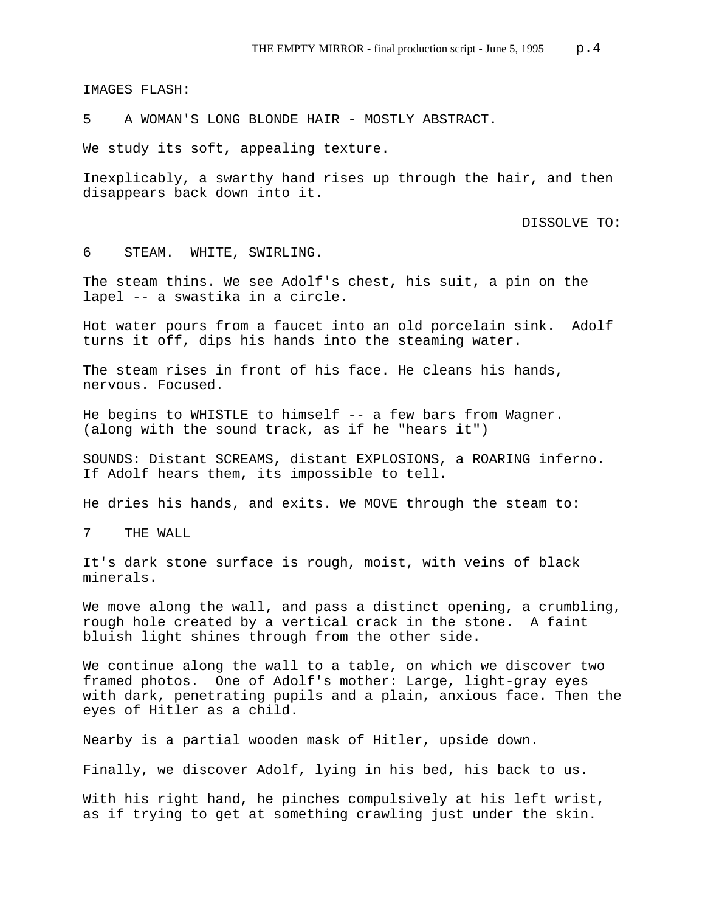IMAGES FLASH:

5    A WOMAN'S LONG BLONDE HAIR - MOSTLY ABSTRACT.

We study its soft, appealing texture.

Inexplicably, a swarthy hand rises up through the hair, and then disappears back down into it.

DISSOLVE TO:

6    STEAM.  WHITE, SWIRLING.

The steam thins. We see Adolf's chest, his suit, a pin on the lapel -- a swastika in a circle.

Hot water pours from a faucet into an old porcelain sink.  Adolf turns it off, dips his hands into the steaming water.

The steam rises in front of his face. He cleans his hands, nervous. Focused.

He begins to WHISTLE to himself -- a few bars from Wagner. (along with the sound track, as if he "hears it")

SOUNDS: Distant SCREAMS, distant EXPLOSIONS, a ROARING inferno. If Adolf hears them, its impossible to tell.

He dries his hands, and exits. We MOVE through the steam to:

7    THE WALL

It's dark stone surface is rough, moist, with veins of black minerals.

We move along the wall, and pass a distinct opening, a crumbling, rough hole created by a vertical crack in the stone.  A faint bluish light shines through from the other side.

We continue along the wall to a table, on which we discover two framed photos.  One of Adolf's mother: Large, light-gray eyes with dark, penetrating pupils and a plain, anxious face. Then the eyes of Hitler as a child.

Nearby is a partial wooden mask of Hitler, upside down.

Finally, we discover Adolf, lying in his bed, his back to us.

With his right hand, he pinches compulsively at his left wrist, as if trying to get at something crawling just under the skin.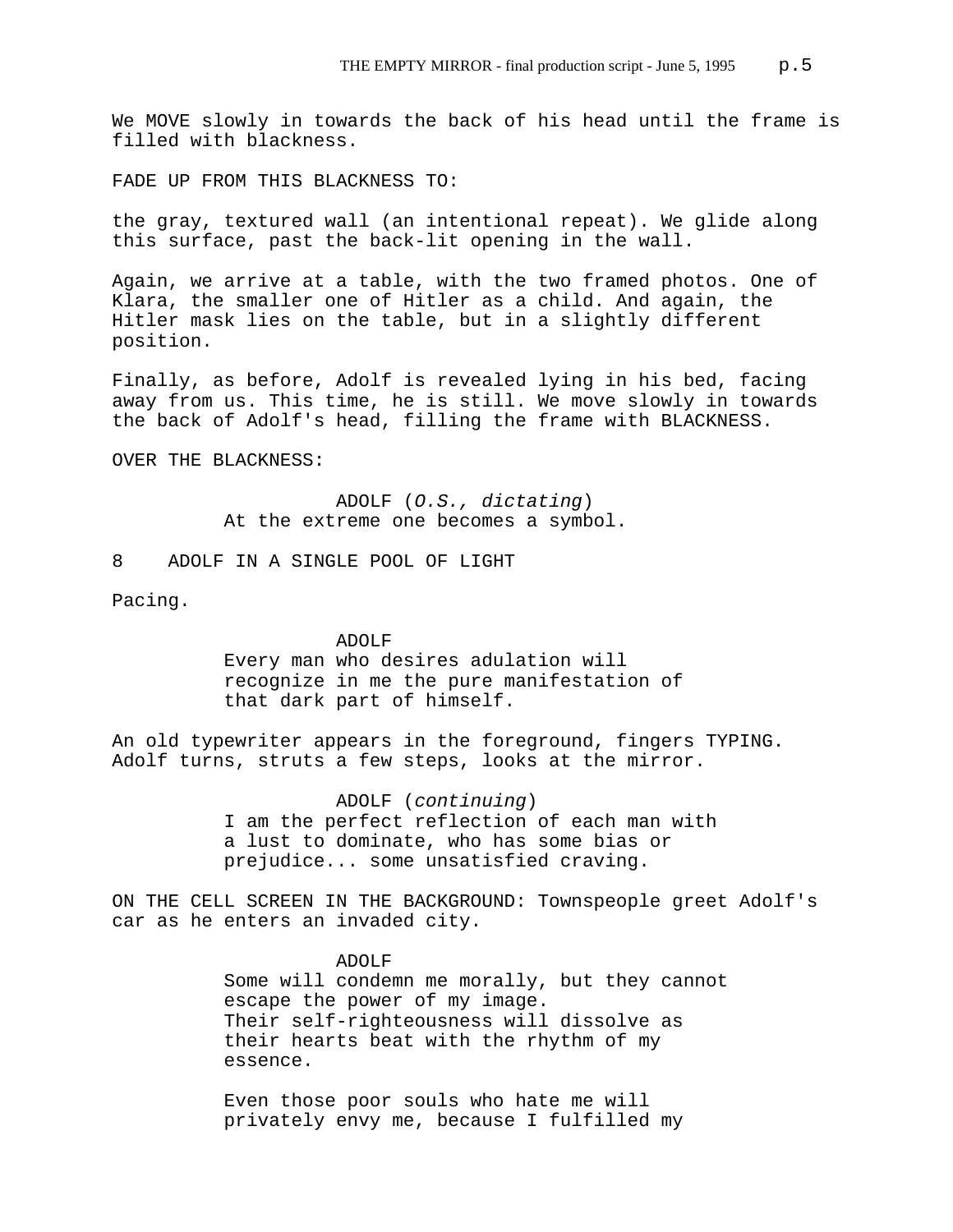We MOVE slowly in towards the back of his head until the frame is filled with blackness.

FADE UP FROM THIS BLACKNESS TO:

the gray, textured wall (an intentional repeat). We glide along this surface, past the back-lit opening in the wall.

Again, we arrive at a table, with the two framed photos. One of Klara, the smaller one of Hitler as a child. And again, the Hitler mask lies on the table, but in a slightly different position.

Finally, as before, Adolf is revealed lying in his bed, facing away from us. This time, he is still. We move slowly in towards the back of Adolf's head, filling the frame with BLACKNESS.

OVER THE BLACKNESS:

ADOLF (*O.S., dictating*)
At the extreme one becomes a symbol.

8 ADOLF IN A SINGLE POOL OF LIGHT

Pacing.

ADOLF
Every man who desires adulation will recognize in me the pure manifestation of that dark part of himself.

An old typewriter appears in the foreground, fingers TYPING. Adolf turns, struts a few steps, looks at the mirror.

ADOLF (*continuing*)
I am the perfect reflection of each man with a lust to dominate, who has some bias or prejudice... some unsatisfied craving.

ON THE CELL SCREEN IN THE BACKGROUND: Townspeople greet Adolf's car as he enters an invaded city.

ADOLF
Some will condemn me morally, but they cannot escape the power of my image.
Their self-righteousness will dissolve as their hearts beat with the rhythm of my essence.

Even those poor souls who hate me will privately envy me, because I fulfilled my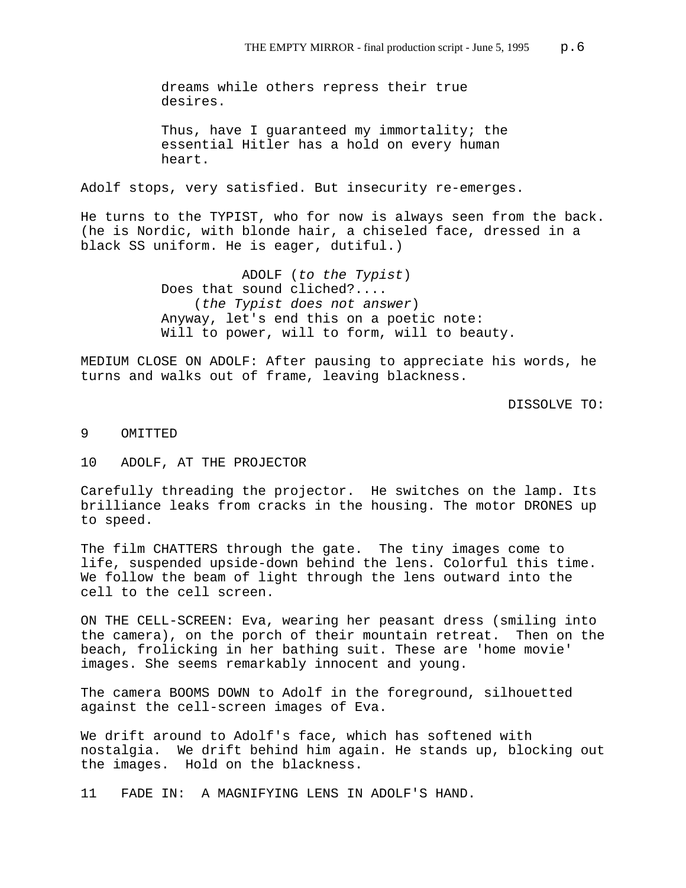dreams while others repress their true desires.

Thus, have I guaranteed my immortality; the essential Hitler has a hold on every human heart.

Adolf stops, very satisfied. But insecurity re-emerges.

He turns to the TYPIST, who for now is always seen from the back. (he is Nordic, with blonde hair, a chiseled face, dressed in a black SS uniform. He is eager, dutiful.)

ADOLF (*to the Typist*)
Does that sound cliched?....
(*the Typist does not answer*)
Anyway, let's end this on a poetic note: Will to power, will to form, will to beauty.

MEDIUM CLOSE ON ADOLF: After pausing to appreciate his words, he turns and walks out of frame, leaving blackness.

DISSOLVE TO:

9 OMITTED

10 ADOLF, AT THE PROJECTOR

Carefully threading the projector. He switches on the lamp. Its brilliance leaks from cracks in the housing. The motor DRONES up to speed.

The film CHATTERS through the gate. The tiny images come to life, suspended upside-down behind the lens. Colorful this time. We follow the beam of light through the lens outward into the cell to the cell screen.

ON THE CELL-SCREEN: Eva, wearing her peasant dress (smiling into the camera), on the porch of their mountain retreat. Then on the beach, frolicking in her bathing suit. These are 'home movie' images. She seems remarkably innocent and young.

The camera BOOMS DOWN to Adolf in the foreground, silhouetted against the cell-screen images of Eva.

We drift around to Adolf's face, which has softened with nostalgia. We drift behind him again. He stands up, blocking out the images. Hold on the blackness.

11 FADE IN: A MAGNIFYING LENS IN ADOLF'S HAND.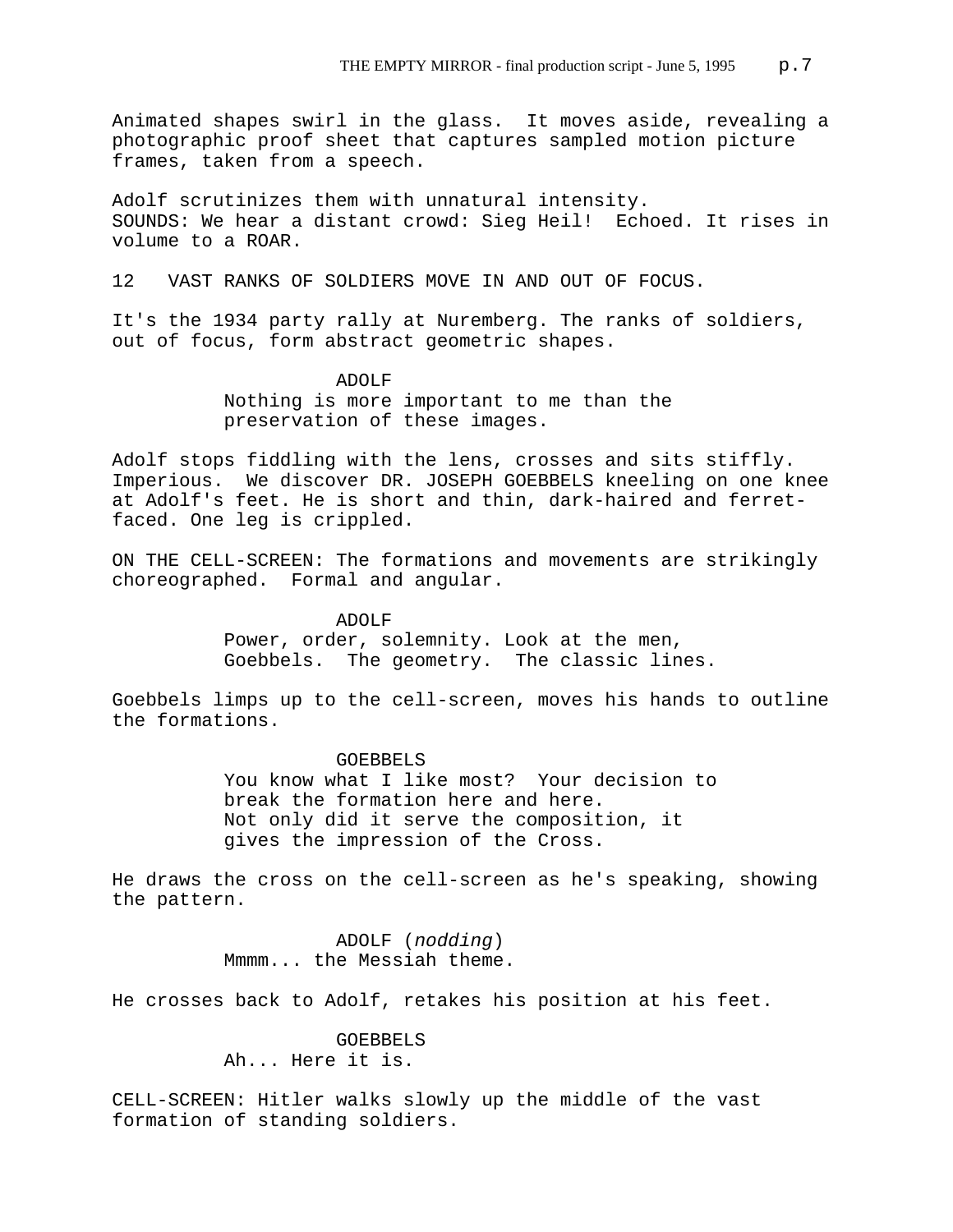Animated shapes swirl in the glass. It moves aside, revealing a photographic proof sheet that captures sampled motion picture frames, taken from a speech.

Adolf scrutinizes them with unnatural intensity.
SOUNDS: We hear a distant crowd: Sieg Heil! Echoed. It rises in volume to a ROAR.

12 VAST RANKS OF SOLDIERS MOVE IN AND OUT OF FOCUS.

It's the 1934 party rally at Nuremberg. The ranks of soldiers, out of focus, form abstract geometric shapes.

ADOLF
Nothing is more important to me than the preservation of these images.

Adolf stops fiddling with the lens, crosses and sits stiffly. Imperious. We discover DR. JOSEPH GOEBBELS kneeling on one knee at Adolf's feet. He is short and thin, dark-haired and ferret-faced. One leg is crippled.

ON THE CELL-SCREEN: The formations and movements are strikingly choreographed. Formal and angular.

ADOLF
Power, order, solemnity. Look at the men, Goebbels. The geometry. The classic lines.

Goebbels limps up to the cell-screen, moves his hands to outline the formations.

GOEBBELS
You know what I like most? Your decision to break the formation here and here.
Not only did it serve the composition, it gives the impression of the Cross.

He draws the cross on the cell-screen as he's speaking, showing the pattern.

ADOLF (*nodding*)
Mmmm... the Messiah theme.

He crosses back to Adolf, retakes his position at his feet.

GOEBBELS
Ah... Here it is.

CELL-SCREEN: Hitler walks slowly up the middle of the vast formation of standing soldiers.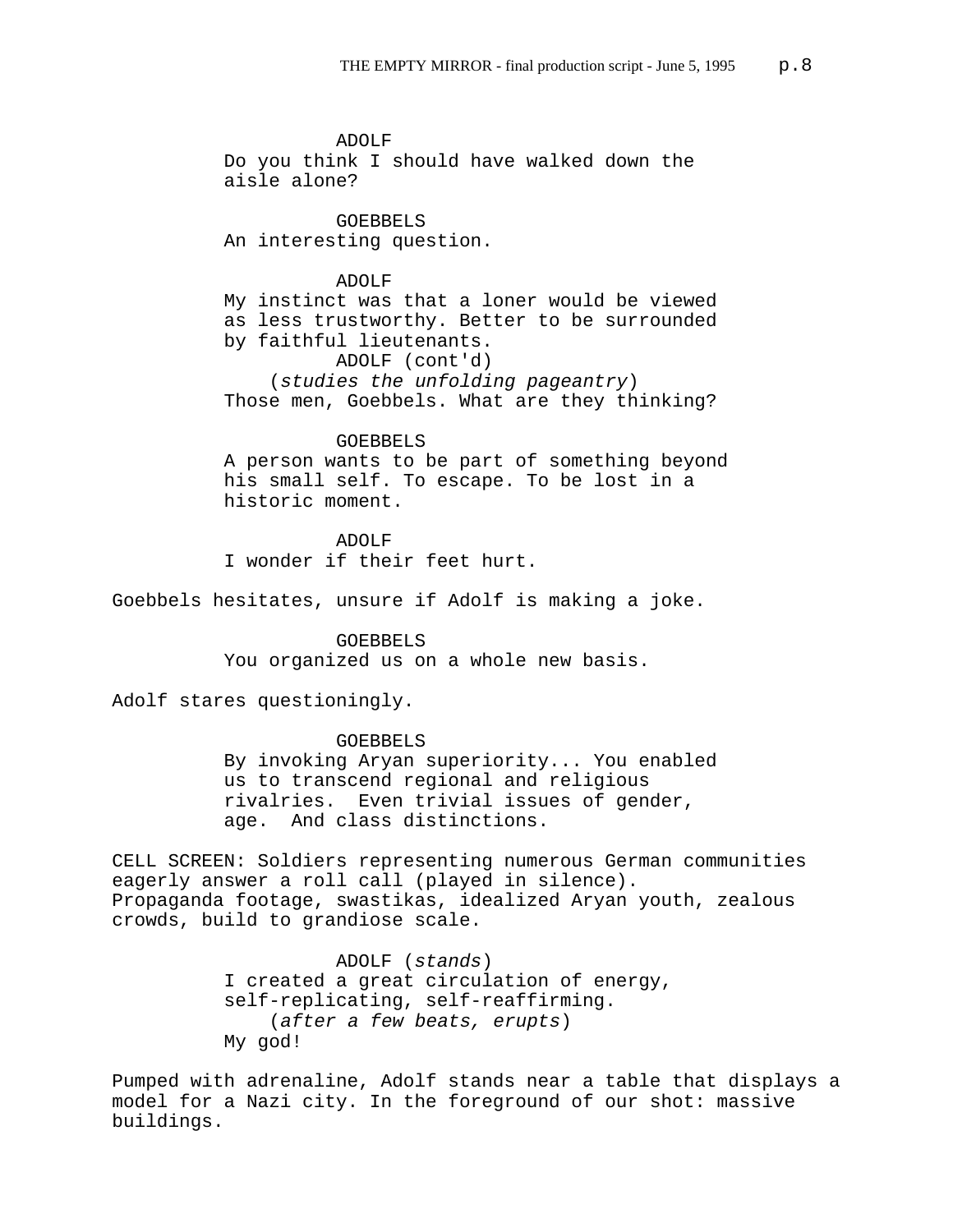ADOLF
Do you think I should have walked down the aisle alone?

GOEBBELS
An interesting question.

ADOLF
My instinct was that a loner would be viewed as less trustworthy. Better to be surrounded by faithful lieutenants.

ADOLF (cont'd)
(*studies the unfolding pageantry*)
Those men, Goebbels. What are they thinking?

GOEBBELS
A person wants to be part of something beyond his small self. To escape. To be lost in a historic moment.

ADOLF
I wonder if their feet hurt.

Goebbels hesitates, unsure if Adolf is making a joke.

GOEBBELS
You organized us on a whole new basis.

Adolf stares questioningly.

GOEBBELS
By invoking Aryan superiority... You enabled us to transcend regional and religious rivalries. Even trivial issues of gender, age. And class distinctions.

CELL SCREEN: Soldiers representing numerous German communities eagerly answer a roll call (played in silence). Propaganda footage, swastikas, idealized Aryan youth, zealous crowds, build to grandiose scale.

ADOLF (*stands*)
I created a great circulation of energy, self-replicating, self-reaffirming.
(*after a few beats, erupts*)
My god!

Pumped with adrenaline, Adolf stands near a table that displays a model for a Nazi city. In the foreground of our shot: massive buildings.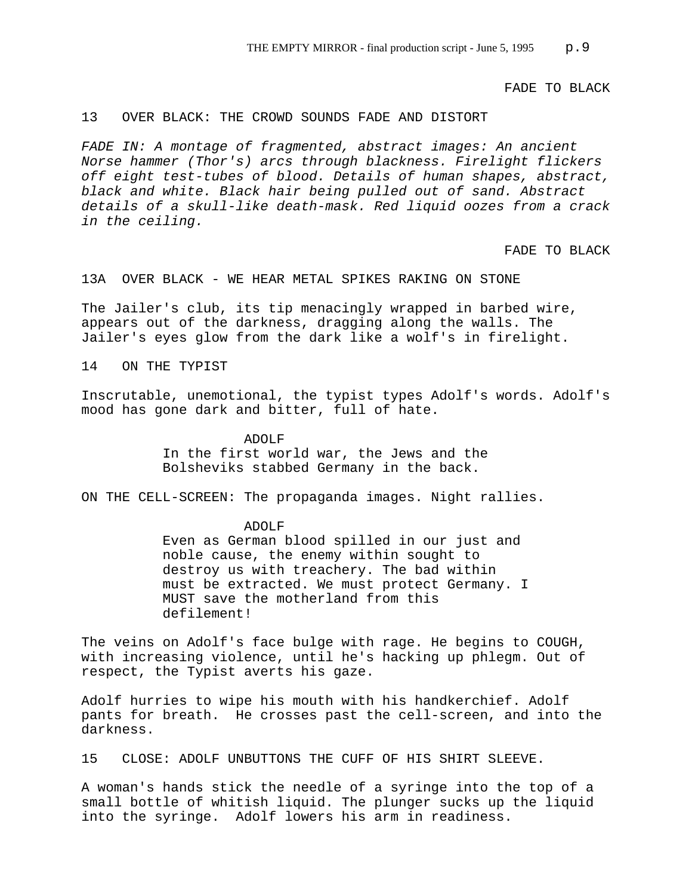FADE TO BLACK

13 OVER BLACK: THE CROWD SOUNDS FADE AND DISTORT

*FADE IN: A montage of fragmented, abstract images: An ancient Norse hammer (Thor's) arcs through blackness. Firelight flickers off eight test-tubes of blood. Details of human shapes, abstract, black and white. Black hair being pulled out of sand. Abstract details of a skull-like death-mask. Red liquid oozes from a crack in the ceiling.*

FADE TO BLACK

13A OVER BLACK - WE HEAR METAL SPIKES RAKING ON STONE

The Jailer's club, its tip menacingly wrapped in barbed wire, appears out of the darkness, dragging along the walls. The Jailer's eyes glow from the dark like a wolf's in firelight.

14 ON THE TYPIST

Inscrutable, unemotional, the typist types Adolf's words. Adolf's mood has gone dark and bitter, full of hate.

ADOLF

In the first world war, the Jews and the Bolsheviks stabbed Germany in the back.

ON THE CELL-SCREEN: The propaganda images. Night rallies.

ADOLF

Even as German blood spilled in our just and noble cause, the enemy within sought to destroy us with treachery. The bad within must be extracted. We must protect Germany. I MUST save the motherland from this defilement!

The veins on Adolf's face bulge with rage. He begins to COUGH, with increasing violence, until he's hacking up phlegm. Out of respect, the Typist averts his gaze.

Adolf hurries to wipe his mouth with his handkerchief. Adolf pants for breath. He crosses past the cell-screen, and into the darkness.

15 CLOSE: ADOLF UNBUTTONS THE CUFF OF HIS SHIRT SLEEVE.

A woman's hands stick the needle of a syringe into the top of a small bottle of whitish liquid. The plunger sucks up the liquid into the syringe. Adolf lowers his arm in readiness.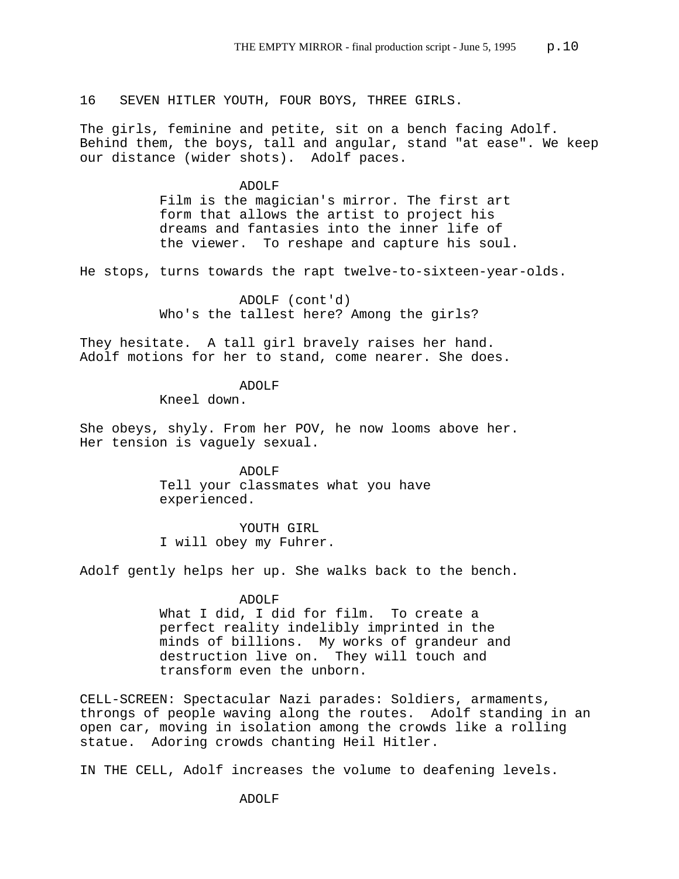16 SEVEN HITLER YOUTH, FOUR BOYS, THREE GIRLS.

The girls, feminine and petite, sit on a bench facing Adolf. Behind them, the boys, tall and angular, stand "at ease". We keep our distance (wider shots). Adolf paces.

ADOLF
Film is the magician's mirror. The first art form that allows the artist to project his dreams and fantasies into the inner life of the viewer. To reshape and capture his soul.

He stops, turns towards the rapt twelve-to-sixteen-year-olds.

ADOLF (cont'd)
Who's the tallest here? Among the girls?

They hesitate. A tall girl bravely raises her hand. Adolf motions for her to stand, come nearer. She does.

ADOLF
Kneel down.

She obeys, shyly. From her POV, he now looms above her. Her tension is vaguely sexual.

ADOLF
Tell your classmates what you have experienced.

YOUTH GIRL
I will obey my Fuhrer.

Adolf gently helps her up. She walks back to the bench.

ADOLF
What I did, I did for film. To create a perfect reality indelibly imprinted in the minds of billions. My works of grandeur and destruction live on. They will touch and transform even the unborn.

CELL-SCREEN: Spectacular Nazi parades: Soldiers, armaments, throngs of people waving along the routes. Adolf standing in an open car, moving in isolation among the crowds like a rolling statue. Adoring crowds chanting Heil Hitler.

IN THE CELL, Adolf increases the volume to deafening levels.

ADOLF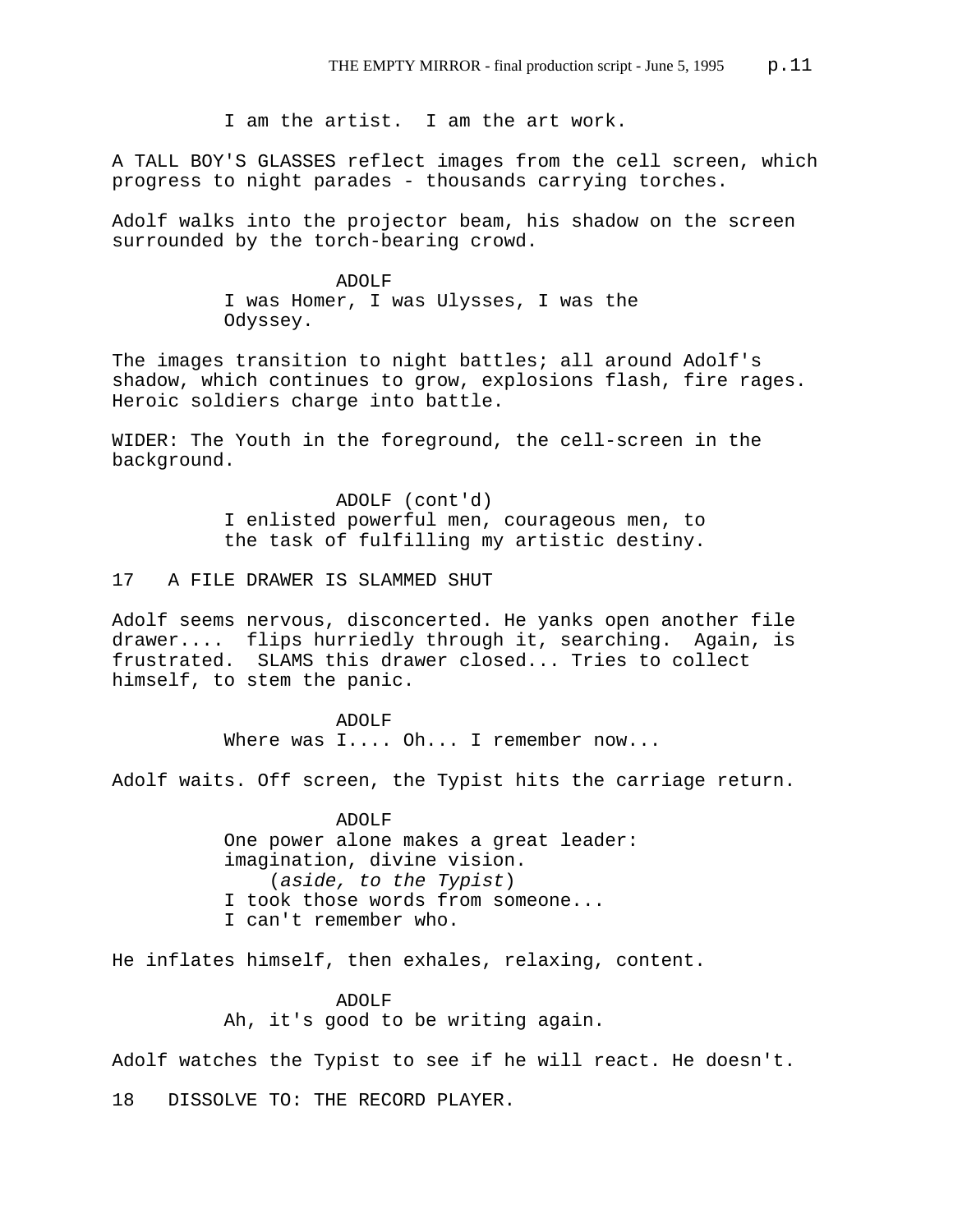I am the artist.  I am the art work.

A TALL BOY'S GLASSES reflect images from the cell screen, which progress to night parades - thousands carrying torches.

Adolf walks into the projector beam, his shadow on the screen surrounded by the torch-bearing crowd.

ADOLF

I was Homer, I was Ulysses, I was the Odyssey.

The images transition to night battles; all around Adolf's shadow, which continues to grow, explosions flash, fire rages. Heroic soldiers charge into battle.

WIDER: The Youth in the foreground, the cell-screen in the background.

ADOLF (cont'd)

I enlisted powerful men, courageous men, to the task of fulfilling my artistic destiny.

17   A FILE DRAWER IS SLAMMED SHUT

Adolf seems nervous, disconcerted. He yanks open another file drawer....  flips hurriedly through it, searching.  Again, is frustrated.  SLAMS this drawer closed... Tries to collect himself, to stem the panic.

ADOLF

Where was I.... Oh... I remember now...

Adolf waits. Off screen, the Typist hits the carriage return.

ADOLF

One power alone makes a great leader: imagination, divine vision.

(*aside, to the Typist*)

I took those words from someone... I can't remember who.

He inflates himself, then exhales, relaxing, content.

ADOLF

Ah, it's good to be writing again.

Adolf watches the Typist to see if he will react. He doesn't.

18   DISSOLVE TO: THE RECORD PLAYER.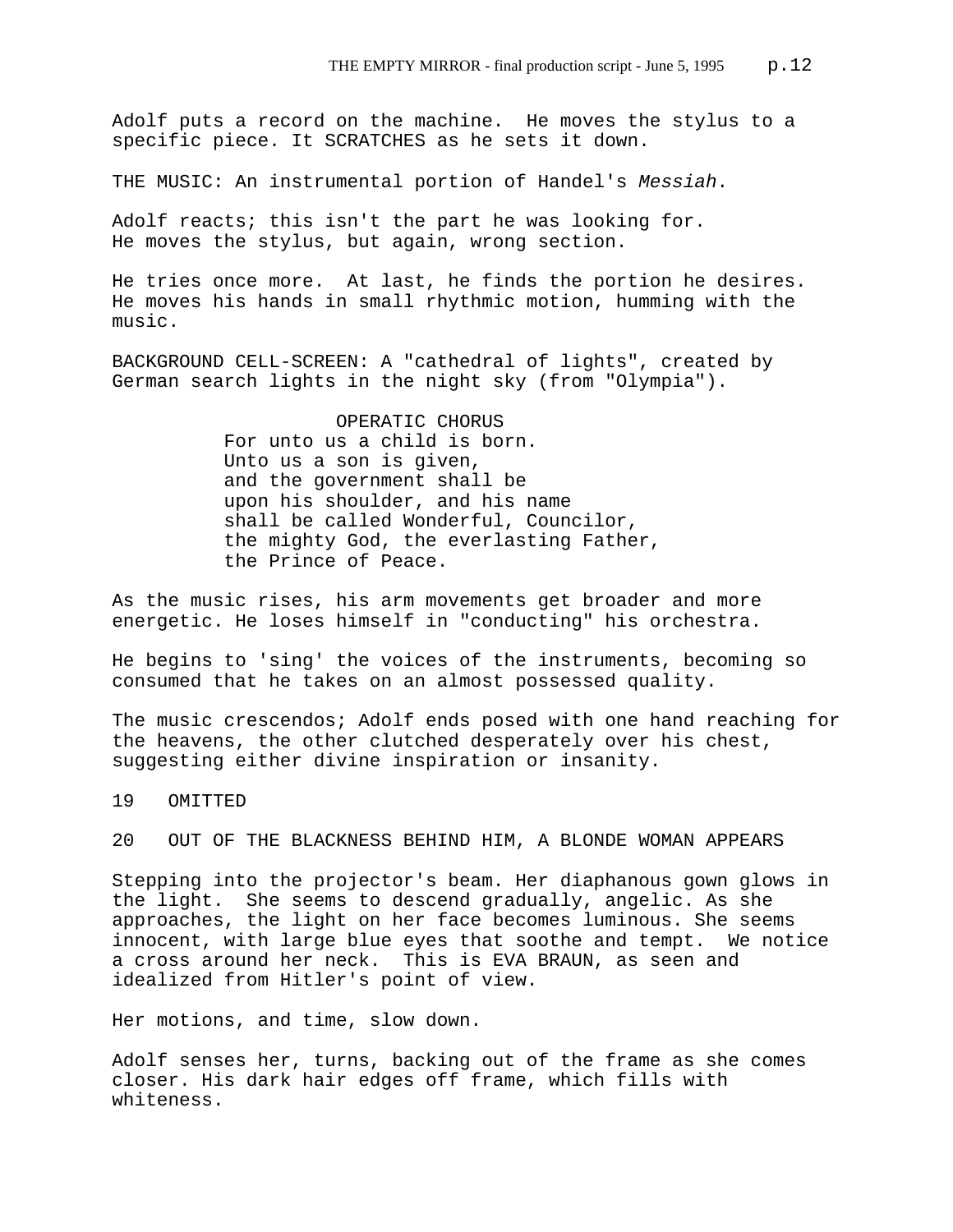Adolf puts a record on the machine. He moves the stylus to a specific piece. It SCRATCHES as he sets it down.

THE MUSIC: An instrumental portion of Handel's *Messiah*.

Adolf reacts; this isn't the part he was looking for. He moves the stylus, but again, wrong section.

He tries once more. At last, he finds the portion he desires. He moves his hands in small rhythmic motion, humming with the music.

BACKGROUND CELL-SCREEN: A "cathedral of lights", created by German search lights in the night sky (from "Olympia").

OPERATIC CHORUS

For unto us a child is born.
Unto us a son is given,
and the government shall be
upon his shoulder, and his name
shall be called Wonderful, Councilor,
the mighty God, the everlasting Father,
the Prince of Peace.

As the music rises, his arm movements get broader and more energetic. He loses himself in "conducting" his orchestra.

He begins to 'sing' the voices of the instruments, becoming so consumed that he takes on an almost possessed quality.

The music crescendos; Adolf ends posed with one hand reaching for the heavens, the other clutched desperately over his chest, suggesting either divine inspiration or insanity.

19 OMITTED

20 OUT OF THE BLACKNESS BEHIND HIM, A BLONDE WOMAN APPEARS

Stepping into the projector's beam. Her diaphanous gown glows in the light. She seems to descend gradually, angelic. As she approaches, the light on her face becomes luminous. She seems innocent, with large blue eyes that soothe and tempt. We notice a cross around her neck. This is EVA BRAUN, as seen and idealized from Hitler's point of view.

Her motions, and time, slow down.

Adolf senses her, turns, backing out of the frame as she comes closer. His dark hair edges off frame, which fills with whiteness.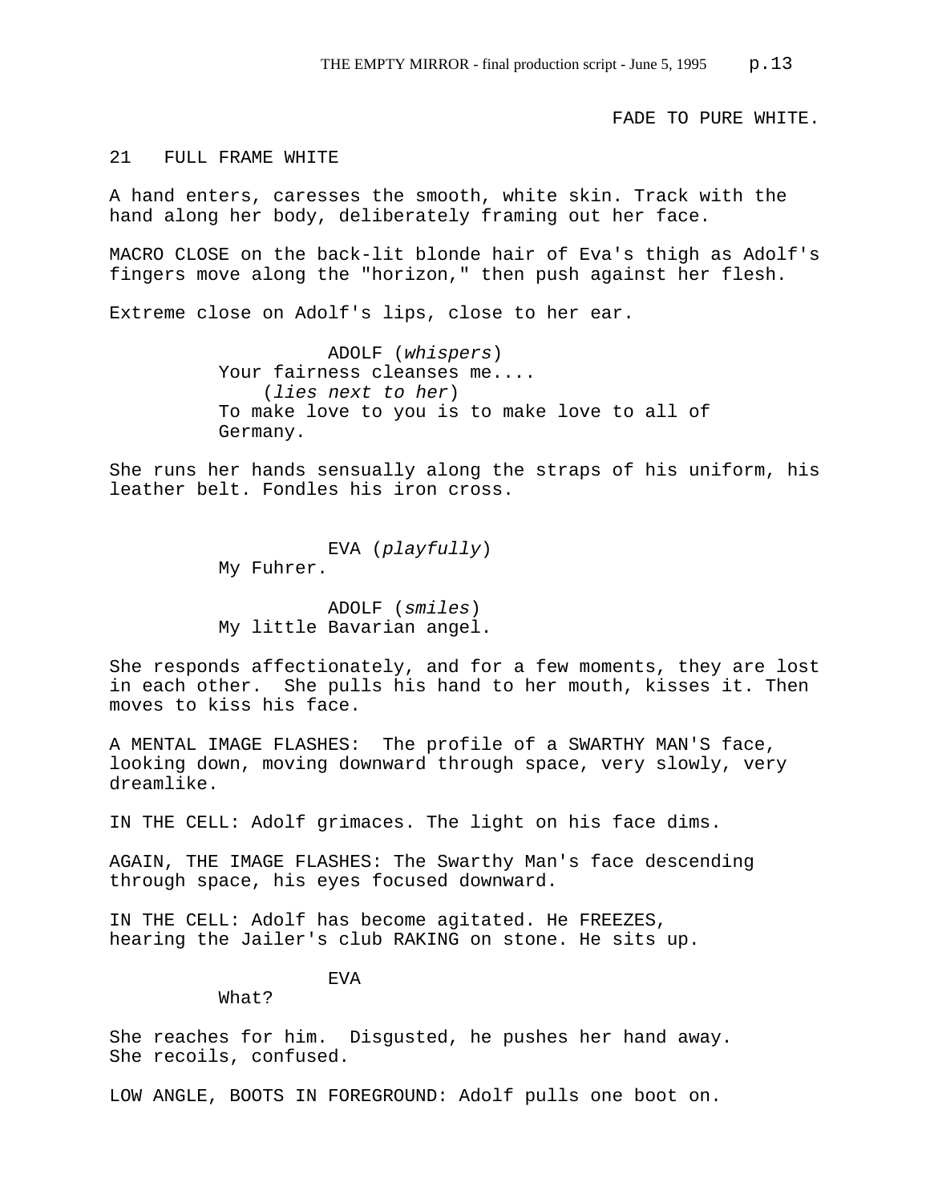FADE TO PURE WHITE.

21 FULL FRAME WHITE

A hand enters, caresses the smooth, white skin. Track with the hand along her body, deliberately framing out her face.

MACRO CLOSE on the back-lit blonde hair of Eva's thigh as Adolf's fingers move along the "horizon," then push against her flesh.

Extreme close on Adolf's lips, close to her ear.

ADOLF (*whispers*)
Your fairness cleanses me....
(*lies next to her*)
To make love to you is to make love to all of Germany.

She runs her hands sensually along the straps of his uniform, his leather belt. Fondles his iron cross.

EVA (*playfully*)
My Fuhrer.

ADOLF (*smiles*)
My little Bavarian angel.

She responds affectionately, and for a few moments, they are lost in each other. She pulls his hand to her mouth, kisses it. Then moves to kiss his face.

A MENTAL IMAGE FLASHES: The profile of a SWARTHY MAN'S face, looking down, moving downward through space, very slowly, very dreamlike.

IN THE CELL: Adolf grimaces. The light on his face dims.

AGAIN, THE IMAGE FLASHES: The Swarthy Man's face descending through space, his eyes focused downward.

IN THE CELL: Adolf has become agitated. He FREEZES, hearing the Jailer's club RAKING on stone. He sits up.

EVA
What?

She reaches for him. Disgusted, he pushes her hand away. She recoils, confused.

LOW ANGLE, BOOTS IN FOREGROUND: Adolf pulls one boot on.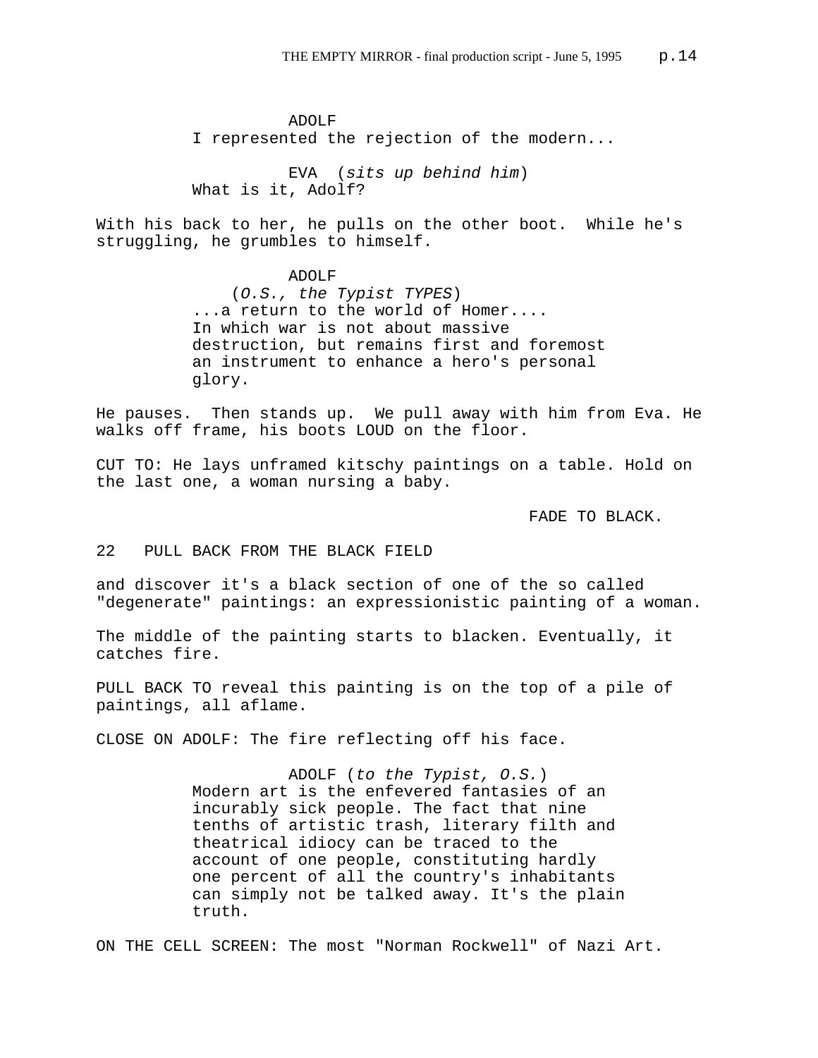ADOLF
I represented the rejection of the modern...

EVA (*sits up behind him*)
What is it, Adolf?

With his back to her, he pulls on the other boot. While he's struggling, he grumbles to himself.

ADOLF
(*O.S., the Typist TYPES*)
...a return to the world of Homer.... In which war is not about massive destruction, but remains first and foremost an instrument to enhance a hero's personal glory.

He pauses. Then stands up. We pull away with him from Eva. He walks off frame, his boots LOUD on the floor.

CUT TO: He lays unframed kitschy paintings on a table. Hold on the last one, a woman nursing a baby.

FADE TO BLACK.

22 PULL BACK FROM THE BLACK FIELD

and discover it's a black section of one of the so called "degenerate" paintings: an expressionistic painting of a woman.

The middle of the painting starts to blacken. Eventually, it catches fire.

PULL BACK TO reveal this painting is on the top of a pile of paintings, all aflame.

CLOSE ON ADOLF: The fire reflecting off his face.

ADOLF (*to the Typist, O.S.*)
Modern art is the enfevered fantasies of an incurably sick people. The fact that nine tenths of artistic trash, literary filth and theatrical idiocy can be traced to the account of one people, constituting hardly one percent of all the country's inhabitants can simply not be talked away. It's the plain truth.

ON THE CELL SCREEN: The most "Norman Rockwell" of Nazi Art.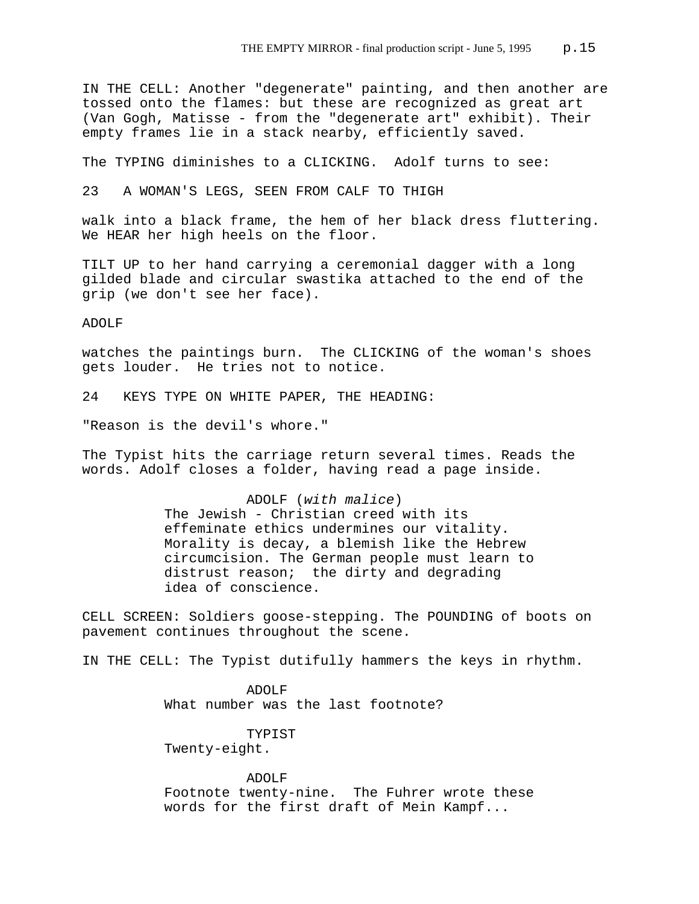IN THE CELL: Another "degenerate" painting, and then another are tossed onto the flames: but these are recognized as great art (Van Gogh, Matisse - from the "degenerate art" exhibit). Their empty frames lie in a stack nearby, efficiently saved.

The TYPING diminishes to a CLICKING. Adolf turns to see:

23 A WOMAN'S LEGS, SEEN FROM CALF TO THIGH

walk into a black frame, the hem of her black dress fluttering. We HEAR her high heels on the floor.

TILT UP to her hand carrying a ceremonial dagger with a long gilded blade and circular swastika attached to the end of the grip (we don't see her face).

ADOLF

watches the paintings burn. The CLICKING of the woman's shoes gets louder. He tries not to notice.

24 KEYS TYPE ON WHITE PAPER, THE HEADING:

"Reason is the devil's whore."

The Typist hits the carriage return several times. Reads the words. Adolf closes a folder, having read a page inside.

ADOLF (*with malice*)
The Jewish - Christian creed with its effeminate ethics undermines our vitality. Morality is decay, a blemish like the Hebrew circumcision. The German people must learn to distrust reason; the dirty and degrading idea of conscience.

CELL SCREEN: Soldiers goose-stepping. The POUNDING of boots on pavement continues throughout the scene.

IN THE CELL: The Typist dutifully hammers the keys in rhythm.

ADOLF
What number was the last footnote?

TYPIST
Twenty-eight.

ADOLF
Footnote twenty-nine. The Fuhrer wrote these words for the first draft of Mein Kampf...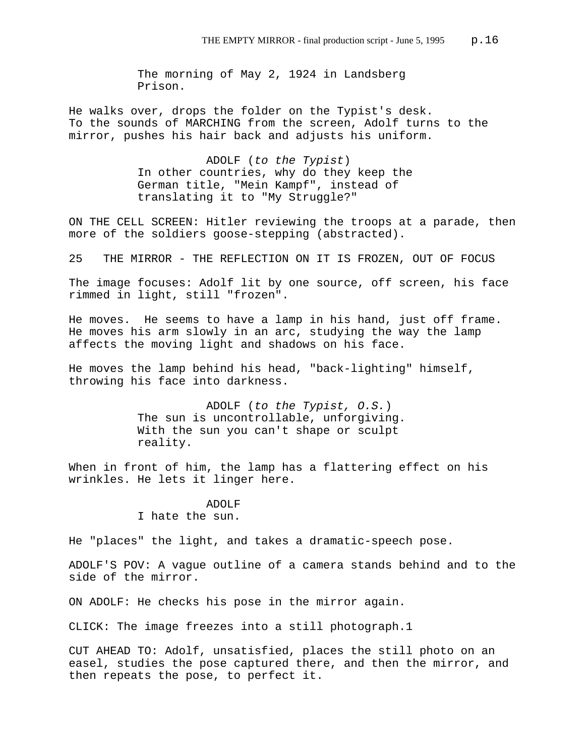The morning of May 2, 1924 in Landsberg Prison.

He walks over, drops the folder on the Typist's desk. To the sounds of MARCHING from the screen, Adolf turns to the mirror, pushes his hair back and adjusts his uniform.

ADOLF (*to the Typist*)
In other countries, why do they keep the German title, "Mein Kampf", instead of translating it to "My Struggle?"

ON THE CELL SCREEN: Hitler reviewing the troops at a parade, then more of the soldiers goose-stepping (abstracted).

25 THE MIRROR - THE REFLECTION ON IT IS FROZEN, OUT OF FOCUS

The image focuses: Adolf lit by one source, off screen, his face rimmed in light, still "frozen".

He moves. He seems to have a lamp in his hand, just off frame. He moves his arm slowly in an arc, studying the way the lamp affects the moving light and shadows on his face.

He moves the lamp behind his head, "back-lighting" himself, throwing his face into darkness.

ADOLF (*to the Typist, O.S.*)
The sun is uncontrollable, unforgiving. With the sun you can't shape or sculpt reality.

When in front of him, the lamp has a flattering effect on his wrinkles. He lets it linger here.

ADOLF
I hate the sun.

He "places" the light, and takes a dramatic-speech pose.

ADOLF'S POV: A vague outline of a camera stands behind and to the side of the mirror.

ON ADOLF: He checks his pose in the mirror again.

CLICK: The image freezes into a still photograph.1

CUT AHEAD TO: Adolf, unsatisfied, places the still photo on an easel, studies the pose captured there, and then the mirror, and then repeats the pose, to perfect it.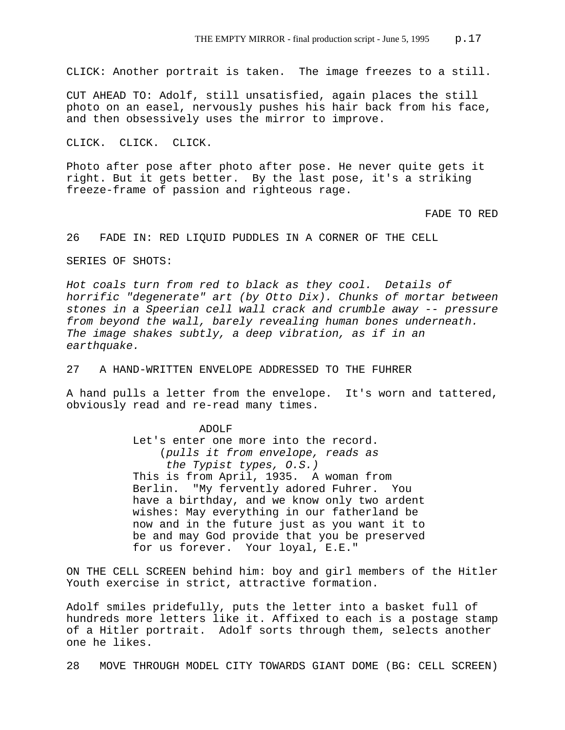CLICK: Another portrait is taken. The image freezes to a still.

CUT AHEAD TO: Adolf, still unsatisfied, again places the still photo on an easel, nervously pushes his hair back from his face, and then obsessively uses the mirror to improve.

CLICK. CLICK. CLICK.

Photo after pose after photo after pose. He never quite gets it right. But it gets better. By the last pose, it's a striking freeze-frame of passion and righteous rage.

FADE TO RED

26 FADE IN: RED LIQUID PUDDLES IN A CORNER OF THE CELL

SERIES OF SHOTS:

*Hot coals turn from red to black as they cool. Details of horrific "degenerate" art (by Otto Dix). Chunks of mortar between stones in a Speerian cell wall crack and crumble away -- pressure from beyond the wall, barely revealing human bones underneath. The image shakes subtly, a deep vibration, as if in an earthquake.*

27 A HAND-WRITTEN ENVELOPE ADDRESSED TO THE FUHRER

A hand pulls a letter from the envelope. It's worn and tattered, obviously read and re-read many times.

ADOLF

Let's enter one more into the record.

(*pulls it from envelope, reads as the Typist types, O.S.)*

This is from April, 1935. A woman from Berlin. "My fervently adored Fuhrer. You have a birthday, and we know only two ardent wishes: May everything in our fatherland be now and in the future just as you want it to be and may God provide that you be preserved for us forever. Your loyal, E.E."

ON THE CELL SCREEN behind him: boy and girl members of the Hitler Youth exercise in strict, attractive formation.

Adolf smiles pridefully, puts the letter into a basket full of hundreds more letters like it. Affixed to each is a postage stamp of a Hitler portrait. Adolf sorts through them, selects another one he likes.

28 MOVE THROUGH MODEL CITY TOWARDS GIANT DOME (BG: CELL SCREEN)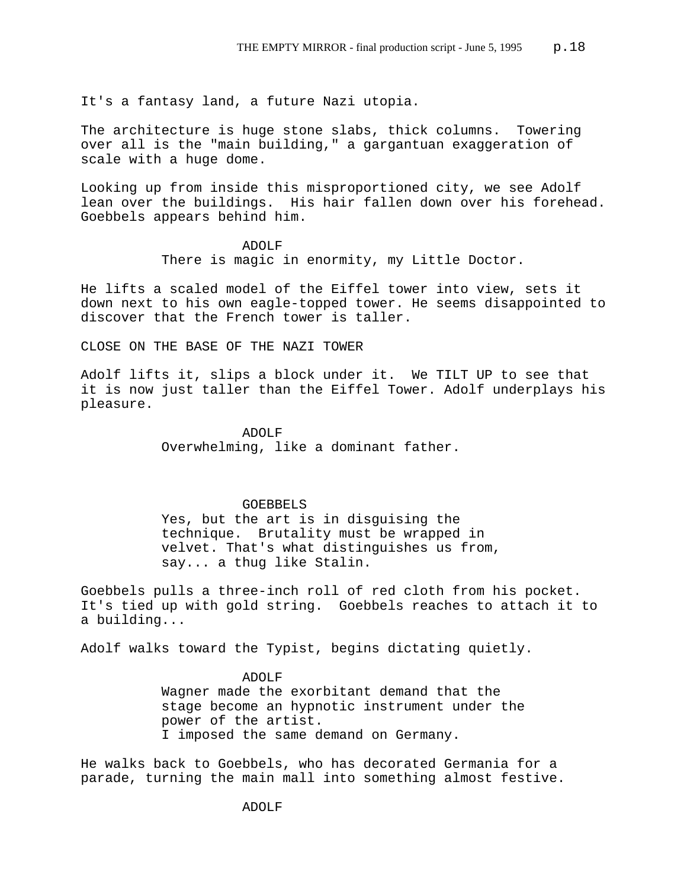It's a fantasy land, a future Nazi utopia.

The architecture is huge stone slabs, thick columns. Towering over all is the "main building," a gargantuan exaggeration of scale with a huge dome.

Looking up from inside this misproportioned city, we see Adolf lean over the buildings. His hair fallen down over his forehead. Goebbels appears behind him.

ADOLF
There is magic in enormity, my Little Doctor.

He lifts a scaled model of the Eiffel tower into view, sets it down next to his own eagle-topped tower. He seems disappointed to discover that the French tower is taller.

CLOSE ON THE BASE OF THE NAZI TOWER

Adolf lifts it, slips a block under it. We TILT UP to see that it is now just taller than the Eiffel Tower. Adolf underplays his pleasure.

ADOLF
Overwhelming, like a dominant father.

GOEBBELS
Yes, but the art is in disguising the technique. Brutality must be wrapped in velvet. That's what distinguishes us from, say... a thug like Stalin.

Goebbels pulls a three-inch roll of red cloth from his pocket. It's tied up with gold string. Goebbels reaches to attach it to a building...

Adolf walks toward the Typist, begins dictating quietly.

ADOLF
Wagner made the exorbitant demand that the stage become an hypnotic instrument under the power of the artist.
I imposed the same demand on Germany.

He walks back to Goebbels, who has decorated Germania for a parade, turning the main mall into something almost festive.

ADOLF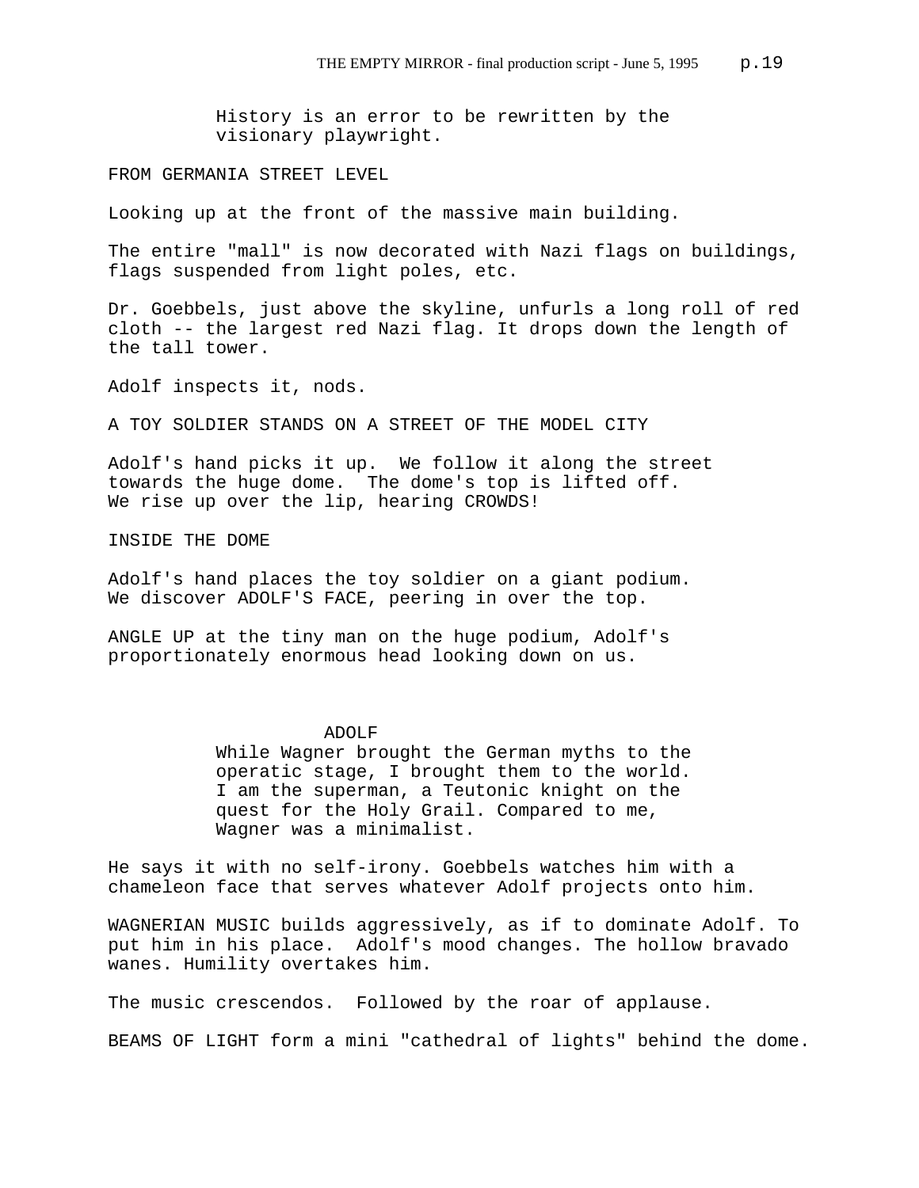History is an error to be rewritten by the visionary playwright.

FROM GERMANIA STREET LEVEL

Looking up at the front of the massive main building.

The entire "mall" is now decorated with Nazi flags on buildings, flags suspended from light poles, etc.

Dr. Goebbels, just above the skyline, unfurls a long roll of red cloth -- the largest red Nazi flag. It drops down the length of the tall tower.

Adolf inspects it, nods.

A TOY SOLDIER STANDS ON A STREET OF THE MODEL CITY

Adolf's hand picks it up. We follow it along the street towards the huge dome. The dome's top is lifted off. We rise up over the lip, hearing CROWDS!

INSIDE THE DOME

Adolf's hand places the toy soldier on a giant podium. We discover ADOLF'S FACE, peering in over the top.

ANGLE UP at the tiny man on the huge podium, Adolf's proportionately enormous head looking down on us.

ADOLF

While Wagner brought the German myths to the operatic stage, I brought them to the world. I am the superman, a Teutonic knight on the quest for the Holy Grail. Compared to me, Wagner was a minimalist.

He says it with no self-irony. Goebbels watches him with a chameleon face that serves whatever Adolf projects onto him.

WAGNERIAN MUSIC builds aggressively, as if to dominate Adolf. To put him in his place. Adolf's mood changes. The hollow bravado wanes. Humility overtakes him.

The music crescendos. Followed by the roar of applause.

BEAMS OF LIGHT form a mini "cathedral of lights" behind the dome.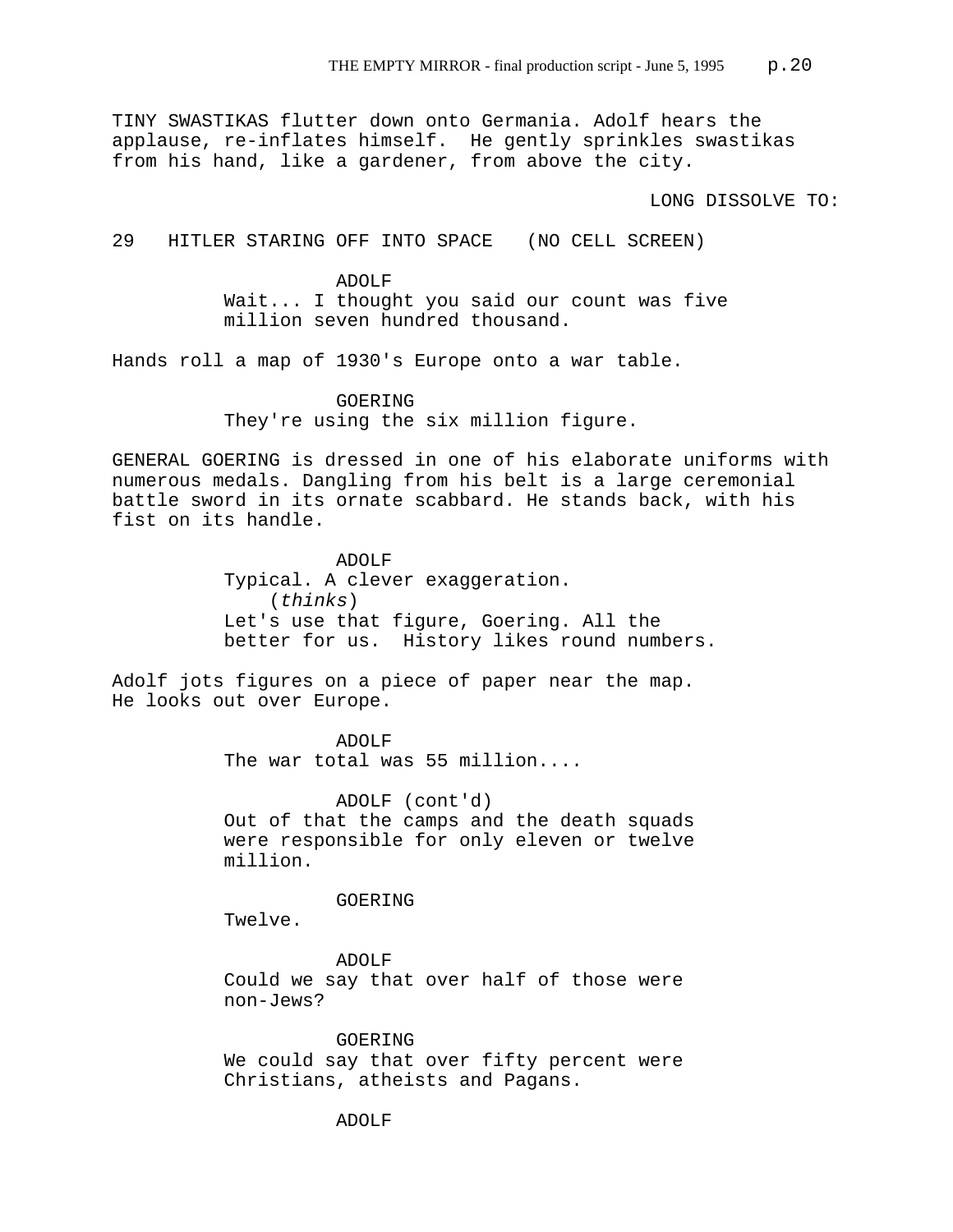TINY SWASTIKAS flutter down onto Germania. Adolf hears the applause, re-inflates himself. He gently sprinkles swastikas from his hand, like a gardener, from above the city.

LONG DISSOLVE TO:

29 HITLER STARING OFF INTO SPACE (NO CELL SCREEN)

ADOLF
Wait... I thought you said our count was five million seven hundred thousand.

Hands roll a map of 1930's Europe onto a war table.

GOERING
They're using the six million figure.

GENERAL GOERING is dressed in one of his elaborate uniforms with numerous medals. Dangling from his belt is a large ceremonial battle sword in its ornate scabbard. He stands back, with his fist on its handle.

ADOLF
Typical. A clever exaggeration.
(*thinks*)
Let's use that figure, Goering. All the better for us. History likes round numbers.

Adolf jots figures on a piece of paper near the map. He looks out over Europe.

ADOLF
The war total was 55 million....

ADOLF (cont'd)
Out of that the camps and the death squads were responsible for only eleven or twelve million.

GOERING
Twelve.

ADOLF
Could we say that over half of those were non-Jews?

GOERING
We could say that over fifty percent were Christians, atheists and Pagans.

ADOLF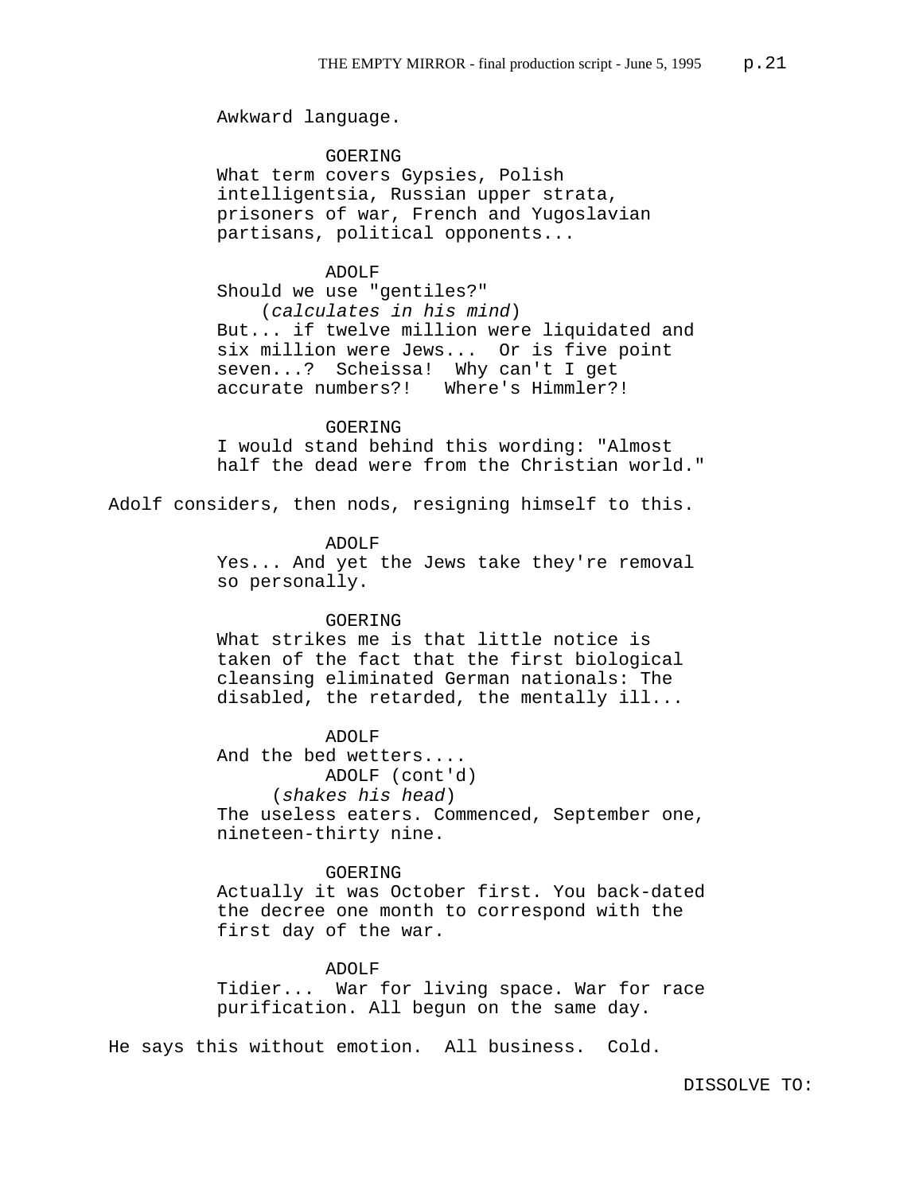Awkward language.

GOERING
What term covers Gypsies, Polish intelligentsia, Russian upper strata, prisoners of war, French and Yugoslavian partisans, political opponents...

ADOLF
Should we use "gentiles?"
(*calculates in his mind*)
But... if twelve million were liquidated and six million were Jews... Or is five point seven...? Scheissa! Why can't I get accurate numbers?! Where's Himmler?!

GOERING
I would stand behind this wording: "Almost half the dead were from the Christian world."

Adolf considers, then nods, resigning himself to this.

ADOLF
Yes... And yet the Jews take they're removal so personally.

GOERING
What strikes me is that little notice is taken of the fact that the first biological cleansing eliminated German nationals: The disabled, the retarded, the mentally ill...

ADOLF
And the bed wetters....

ADOLF (cont'd)
(*shakes his head*)
The useless eaters. Commenced, September one, nineteen-thirty nine.

GOERING
Actually it was October first. You back-dated the decree one month to correspond with the first day of the war.

ADOLF
Tidier... War for living space. War for race purification. All begun on the same day.

He says this without emotion. All business. Cold.

DISSOLVE TO: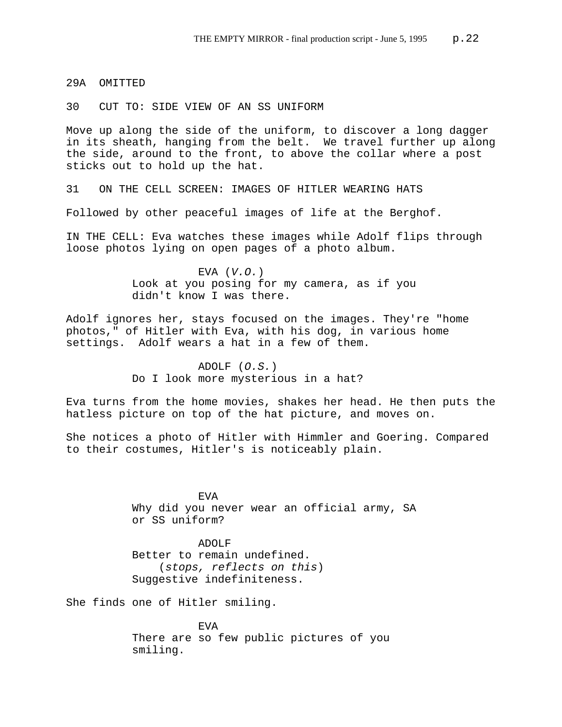29A OMITTED

30 CUT TO: SIDE VIEW OF AN SS UNIFORM

Move up along the side of the uniform, to discover a long dagger in its sheath, hanging from the belt. We travel further up along the side, around to the front, to above the collar where a post sticks out to hold up the hat.

31 ON THE CELL SCREEN: IMAGES OF HITLER WEARING HATS

Followed by other peaceful images of life at the Berghof.

IN THE CELL: Eva watches these images while Adolf flips through loose photos lying on open pages of a photo album.

EVA (*V.O.*)
Look at you posing for my camera, as if you didn't know I was there.

Adolf ignores her, stays focused on the images. They're "home photos," of Hitler with Eva, with his dog, in various home settings. Adolf wears a hat in a few of them.

ADOLF (*O.S.*)
Do I look more mysterious in a hat?

Eva turns from the home movies, shakes her head. He then puts the hatless picture on top of the hat picture, and moves on.

She notices a photo of Hitler with Himmler and Goering. Compared to their costumes, Hitler's is noticeably plain.

EVA
Why did you never wear an official army, SA or SS uniform?

ADOLF
Better to remain undefined.
(*stops, reflects on this*)
Suggestive indefiniteness.

She finds one of Hitler smiling.

EVA
There are so few public pictures of you smiling.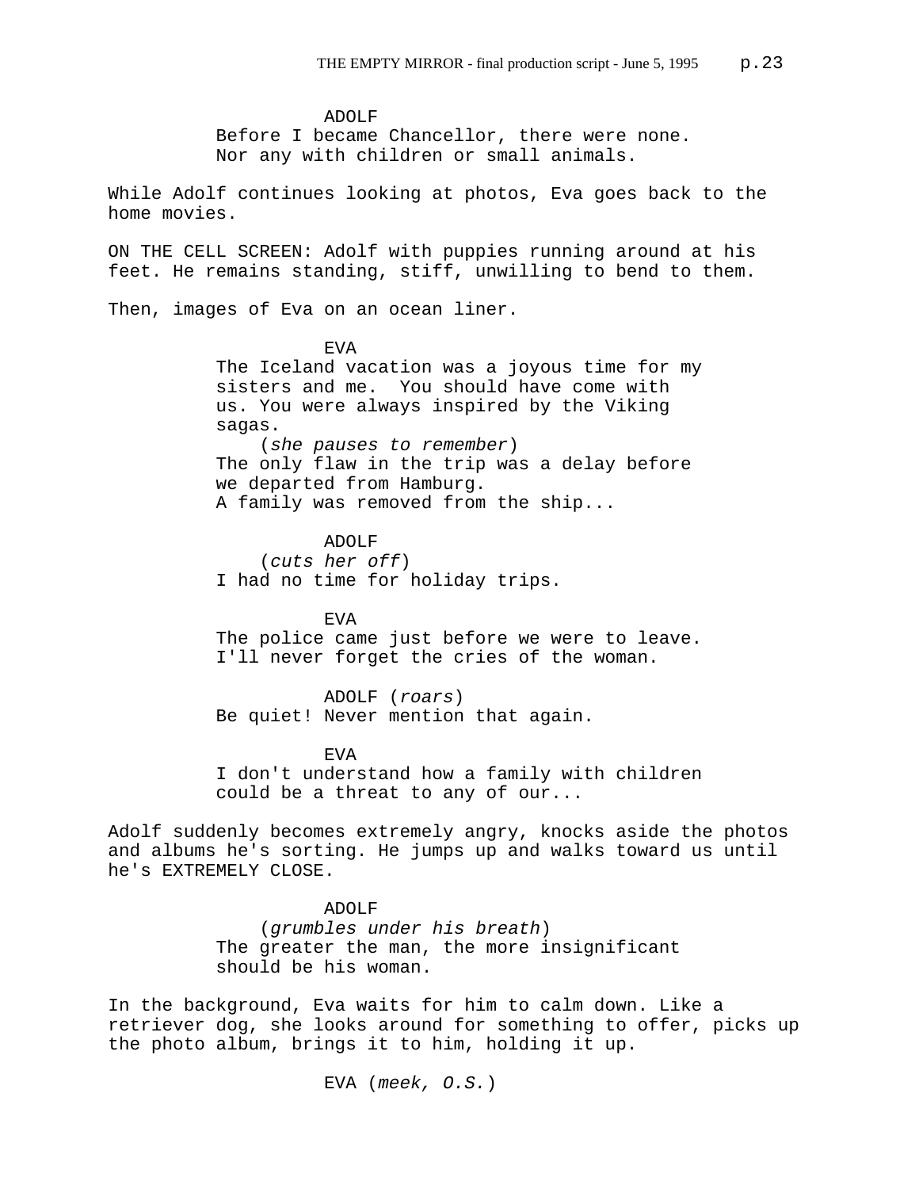ADOLF
Before I became Chancellor, there were none.
Nor any with children or small animals.

While Adolf continues looking at photos, Eva goes back to the home movies.

ON THE CELL SCREEN: Adolf with puppies running around at his feet. He remains standing, stiff, unwilling to bend to them.

Then, images of Eva on an ocean liner.

EVA
The Iceland vacation was a joyous time for my sisters and me. You should have come with us. You were always inspired by the Viking sagas.
(*she pauses to remember*)
The only flaw in the trip was a delay before we departed from Hamburg.
A family was removed from the ship...

ADOLF
(*cuts her off*)
I had no time for holiday trips.

EVA
The police came just before we were to leave.
I'll never forget the cries of the woman.

ADOLF (*roars*)
Be quiet! Never mention that again.

EVA
I don't understand how a family with children could be a threat to any of our...

Adolf suddenly becomes extremely angry, knocks aside the photos and albums he's sorting. He jumps up and walks toward us until he's EXTREMELY CLOSE.

ADOLF
(*grumbles under his breath*)
The greater the man, the more insignificant should be his woman.

In the background, Eva waits for him to calm down. Like a retriever dog, she looks around for something to offer, picks up the photo album, brings it to him, holding it up.

EVA (*meek, O.S.*)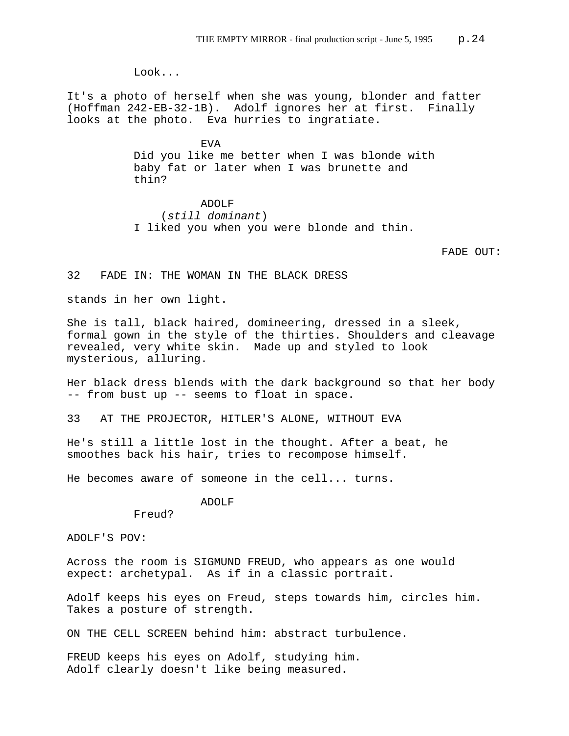Look...

It's a photo of herself when she was young, blonder and fatter (Hoffman 242-EB-32-1B). Adolf ignores her at first. Finally looks at the photo. Eva hurries to ingratiate.

EVA
Did you like me better when I was blonde with baby fat or later when I was brunette and thin?

ADOLF
(*still dominant*)
I liked you when you were blonde and thin.

FADE OUT:

32 FADE IN: THE WOMAN IN THE BLACK DRESS

stands in her own light.

She is tall, black haired, domineering, dressed in a sleek, formal gown in the style of the thirties. Shoulders and cleavage revealed, very white skin. Made up and styled to look mysterious, alluring.

Her black dress blends with the dark background so that her body -- from bust up -- seems to float in space.

33 AT THE PROJECTOR, HITLER'S ALONE, WITHOUT EVA

He's still a little lost in the thought. After a beat, he smoothes back his hair, tries to recompose himself.

He becomes aware of someone in the cell... turns.

ADOLF
Freud?

ADOLF'S POV:

Across the room is SIGMUND FREUD, who appears as one would expect: archetypal. As if in a classic portrait.

Adolf keeps his eyes on Freud, steps towards him, circles him. Takes a posture of strength.

ON THE CELL SCREEN behind him: abstract turbulence.

FREUD keeps his eyes on Adolf, studying him.
Adolf clearly doesn't like being measured.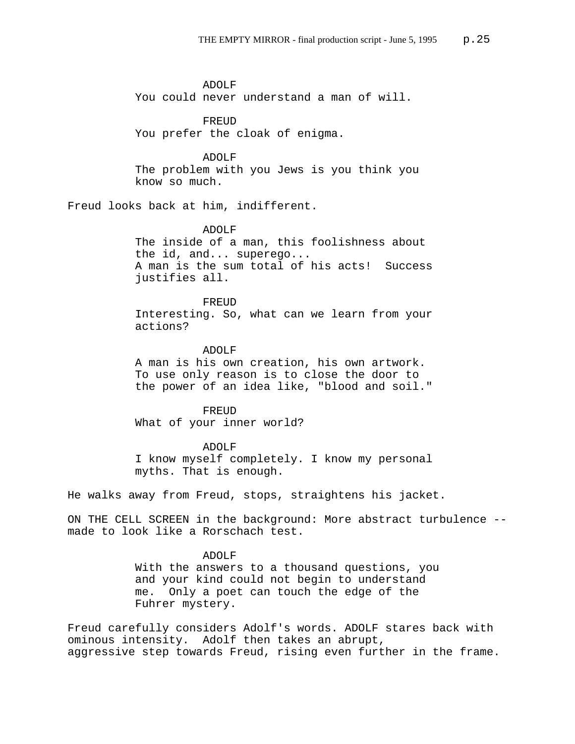ADOLF
You could never understand a man of will.

FREUD
You prefer the cloak of enigma.

ADOLF
The problem with you Jews is you think you know so much.

Freud looks back at him, indifferent.

ADOLF
The inside of a man, this foolishness about the id, and... superego...
A man is the sum total of his acts! Success justifies all.

FREUD
Interesting. So, what can we learn from your actions?

ADOLF
A man is his own creation, his own artwork. To use only reason is to close the door to the power of an idea like, "blood and soil."

FREUD
What of your inner world?

ADOLF
I know myself completely. I know my personal myths. That is enough.

He walks away from Freud, stops, straightens his jacket.

ON THE CELL SCREEN in the background: More abstract turbulence -- made to look like a Rorschach test.

ADOLF
With the answers to a thousand questions, you and your kind could not begin to understand me. Only a poet can touch the edge of the Fuhrer mystery.

Freud carefully considers Adolf's words. ADOLF stares back with ominous intensity. Adolf then takes an abrupt, aggressive step towards Freud, rising even further in the frame.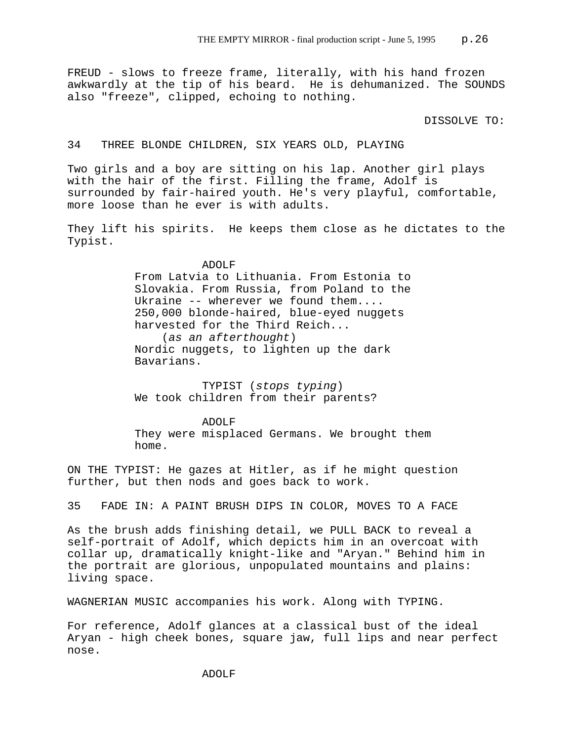FREUD - slows to freeze frame, literally, with his hand frozen awkwardly at the tip of his beard. He is dehumanized. The SOUNDS also "freeze", clipped, echoing to nothing.

DISSOLVE TO:

34 THREE BLONDE CHILDREN, SIX YEARS OLD, PLAYING

Two girls and a boy are sitting on his lap. Another girl plays with the hair of the first. Filling the frame, Adolf is surrounded by fair-haired youth. He's very playful, comfortable, more loose than he ever is with adults.

They lift his spirits. He keeps them close as he dictates to the Typist.

ADOLF

From Latvia to Lithuania. From Estonia to Slovakia. From Russia, from Poland to the Ukraine -- wherever we found them.... 250,000 blonde-haired, blue-eyed nuggets harvested for the Third Reich...

(*as an afterthought*)

Nordic nuggets, to lighten up the dark Bavarians.

TYPIST (*stops typing*)

We took children from their parents?

ADOLF

They were misplaced Germans. We brought them home.

ON THE TYPIST: He gazes at Hitler, as if he might question further, but then nods and goes back to work.

35 FADE IN: A PAINT BRUSH DIPS IN COLOR, MOVES TO A FACE

As the brush adds finishing detail, we PULL BACK to reveal a self-portrait of Adolf, which depicts him in an overcoat with collar up, dramatically knight-like and "Aryan." Behind him in the portrait are glorious, unpopulated mountains and plains: living space.

WAGNERIAN MUSIC accompanies his work. Along with TYPING.

For reference, Adolf glances at a classical bust of the ideal Aryan - high cheek bones, square jaw, full lips and near perfect nose.

ADOLF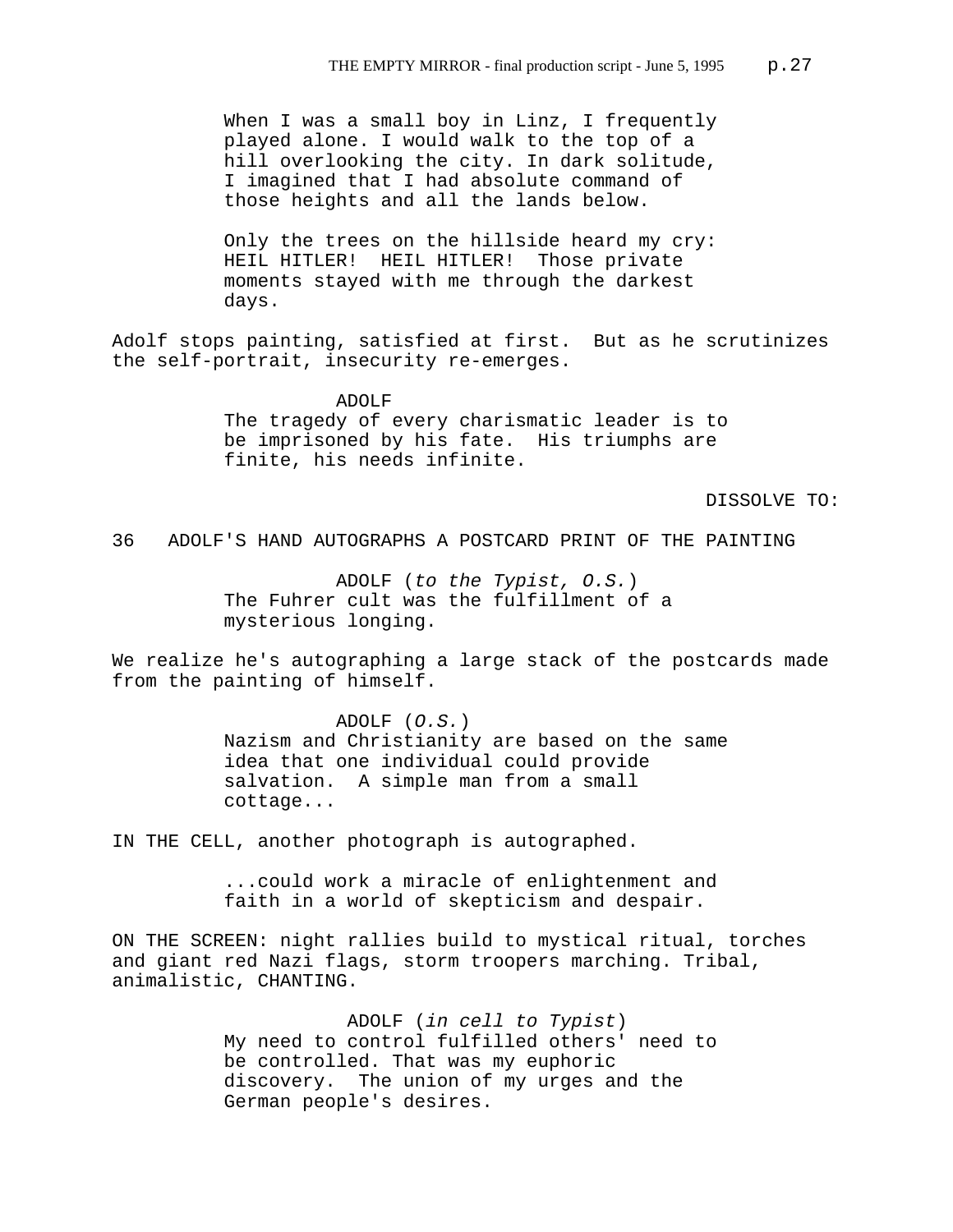When I was a small boy in Linz, I frequently played alone. I would walk to the top of a hill overlooking the city. In dark solitude, I imagined that I had absolute command of those heights and all the lands below.

Only the trees on the hillside heard my cry: HEIL HITLER! HEIL HITLER! Those private moments stayed with me through the darkest days.

Adolf stops painting, satisfied at first. But as he scrutinizes the self-portrait, insecurity re-emerges.

ADOLF
The tragedy of every charismatic leader is to be imprisoned by his fate. His triumphs are finite, his needs infinite.

DISSOLVE TO:

36 ADOLF'S HAND AUTOGRAPHS A POSTCARD PRINT OF THE PAINTING

ADOLF (*to the Typist, O.S.*)
The Fuhrer cult was the fulfillment of a mysterious longing.

We realize he's autographing a large stack of the postcards made from the painting of himself.

ADOLF (*O.S.*)
Nazism and Christianity are based on the same idea that one individual could provide salvation. A simple man from a small cottage...

IN THE CELL, another photograph is autographed.

...could work a miracle of enlightenment and faith in a world of skepticism and despair.

ON THE SCREEN: night rallies build to mystical ritual, torches and giant red Nazi flags, storm troopers marching. Tribal, animalistic, CHANTING.

ADOLF (*in cell to Typist*)
My need to control fulfilled others' need to be controlled. That was my euphoric discovery. The union of my urges and the German people's desires.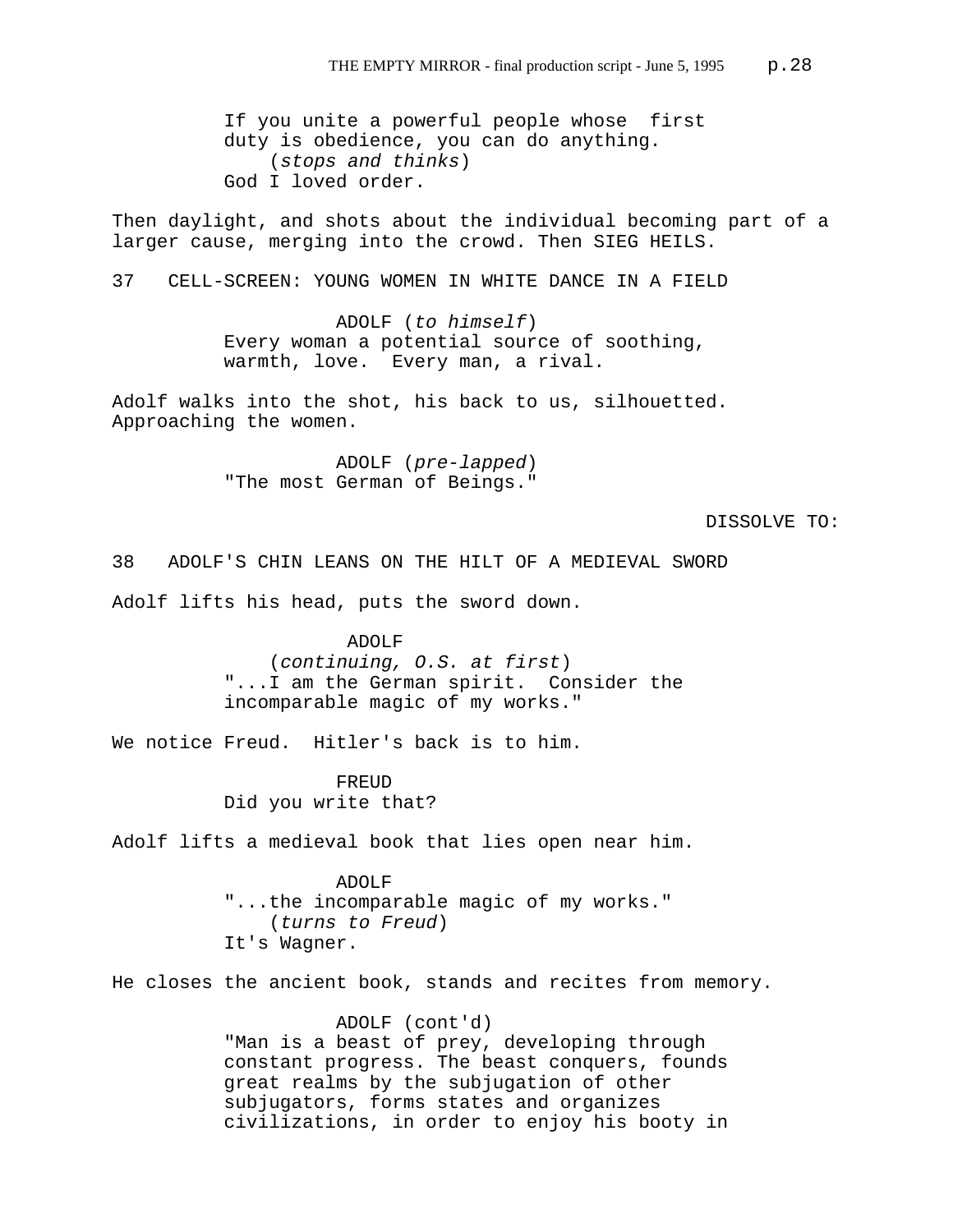If you unite a powerful people whose first duty is obedience, you can do anything.
(*stops and thinks*)
God I loved order.

Then daylight, and shots about the individual becoming part of a larger cause, merging into the crowd. Then SIEG HEILS.

37 CELL-SCREEN: YOUNG WOMEN IN WHITE DANCE IN A FIELD

ADOLF (*to himself*)
Every woman a potential source of soothing, warmth, love. Every man, a rival.

Adolf walks into the shot, his back to us, silhouetted. Approaching the women.

ADOLF (*pre-lapped*)
"The most German of Beings."

DISSOLVE TO:

38 ADOLF'S CHIN LEANS ON THE HILT OF A MEDIEVAL SWORD

Adolf lifts his head, puts the sword down.

ADOLF
(*continuing, O.S. at first*)
"...I am the German spirit. Consider the incomparable magic of my works."

We notice Freud. Hitler's back is to him.

FREUD
Did you write that?

Adolf lifts a medieval book that lies open near him.

ADOLF
"...the incomparable magic of my works."
(*turns to Freud*)
It's Wagner.

He closes the ancient book, stands and recites from memory.

ADOLF (cont'd)
"Man is a beast of prey, developing through constant progress. The beast conquers, founds great realms by the subjugation of other subjugators, forms states and organizes civilizations, in order to enjoy his booty in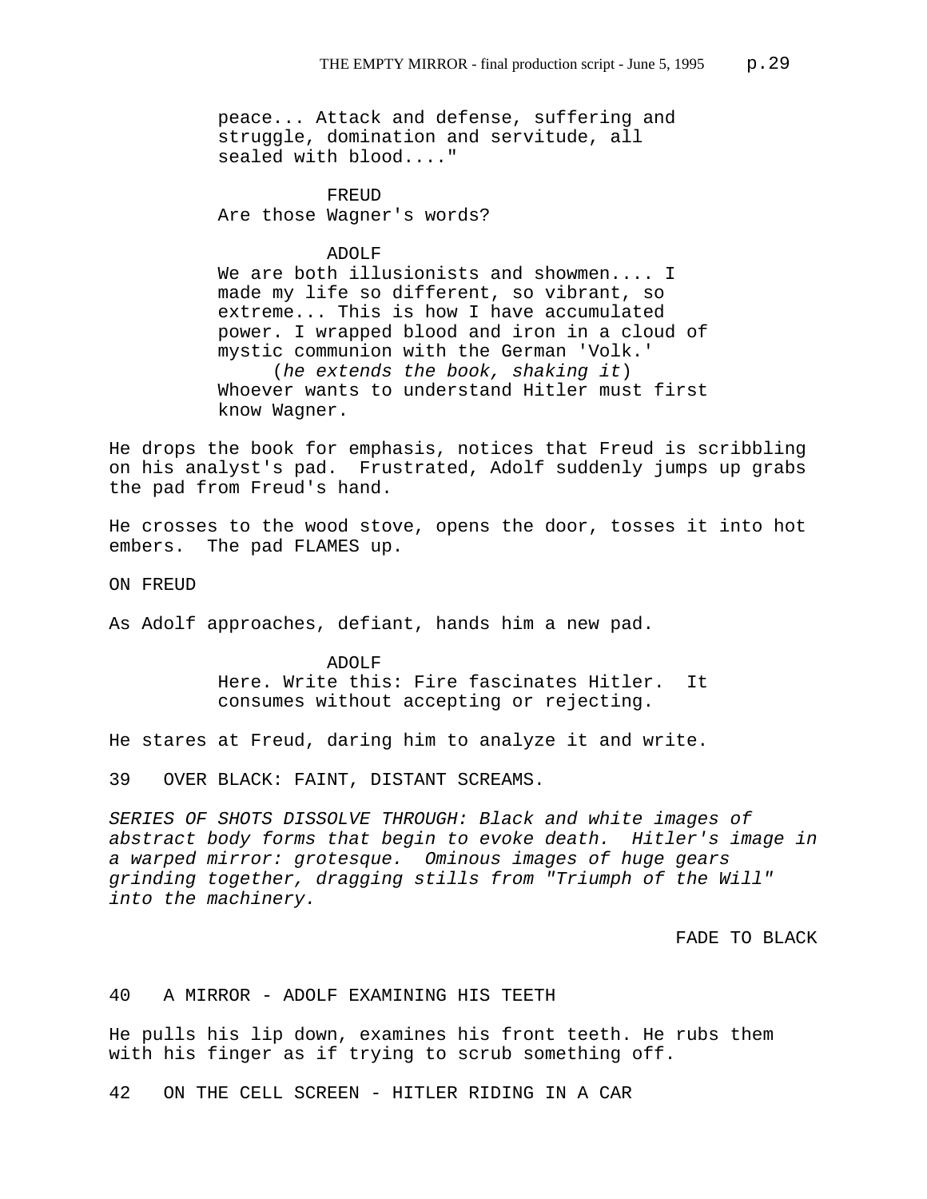peace... Attack and defense, suffering and struggle, domination and servitude, all sealed with blood...."

FREUD
Are those Wagner's words?

ADOLF
We are both illusionists and showmen.... I made my life so different, so vibrant, so extreme... This is how I have accumulated power. I wrapped blood and iron in a cloud of mystic communion with the German 'Volk.'
(*he extends the book, shaking it*)
Whoever wants to understand Hitler must first know Wagner.

He drops the book for emphasis, notices that Freud is scribbling on his analyst's pad. Frustrated, Adolf suddenly jumps up grabs the pad from Freud's hand.

He crosses to the wood stove, opens the door, tosses it into hot embers. The pad FLAMES up.

ON FREUD

As Adolf approaches, defiant, hands him a new pad.

ADOLF
Here. Write this: Fire fascinates Hitler. It consumes without accepting or rejecting.

He stares at Freud, daring him to analyze it and write.

39 OVER BLACK: FAINT, DISTANT SCREAMS.

*SERIES OF SHOTS DISSOLVE THROUGH: Black and white images of abstract body forms that begin to evoke death. Hitler's image in a warped mirror: grotesque. Ominous images of huge gears grinding together, dragging stills from "Triumph of the Will" into the machinery.*

FADE TO BLACK

40 A MIRROR - ADOLF EXAMINING HIS TEETH

He pulls his lip down, examines his front teeth. He rubs them with his finger as if trying to scrub something off.

42 ON THE CELL SCREEN - HITLER RIDING IN A CAR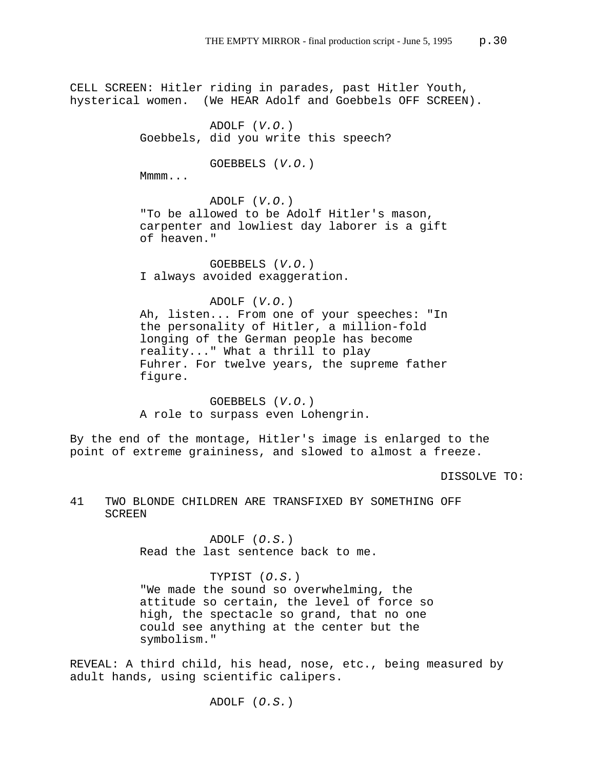CELL SCREEN: Hitler riding in parades, past Hitler Youth, hysterical women. (We HEAR Adolf and Goebbels OFF SCREEN).

ADOLF (*V.O.*)
Goebbels, did you write this speech?

GOEBBELS (*V.O.*)
Mmmm...

ADOLF (*V.O.*)
"To be allowed to be Adolf Hitler's mason, carpenter and lowliest day laborer is a gift of heaven."

GOEBBELS (*V.O.*)
I always avoided exaggeration.

ADOLF (*V.O.*)
Ah, listen... From one of your speeches: "In the personality of Hitler, a million-fold longing of the German people has become reality..." What a thrill to play Fuhrer. For twelve years, the supreme father figure.

GOEBBELS (*V.O.*)
A role to surpass even Lohengrin.

By the end of the montage, Hitler's image is enlarged to the point of extreme graininess, and slowed to almost a freeze.

DISSOLVE TO:

41 TWO BLONDE CHILDREN ARE TRANSFIXED BY SOMETHING OFF SCREEN

ADOLF (*O.S.*)
Read the last sentence back to me.

TYPIST (*O.S.*)
"We made the sound so overwhelming, the attitude so certain, the level of force so high, the spectacle so grand, that no one could see anything at the center but the symbolism."

REVEAL: A third child, his head, nose, etc., being measured by adult hands, using scientific calipers.

ADOLF (*O.S.*)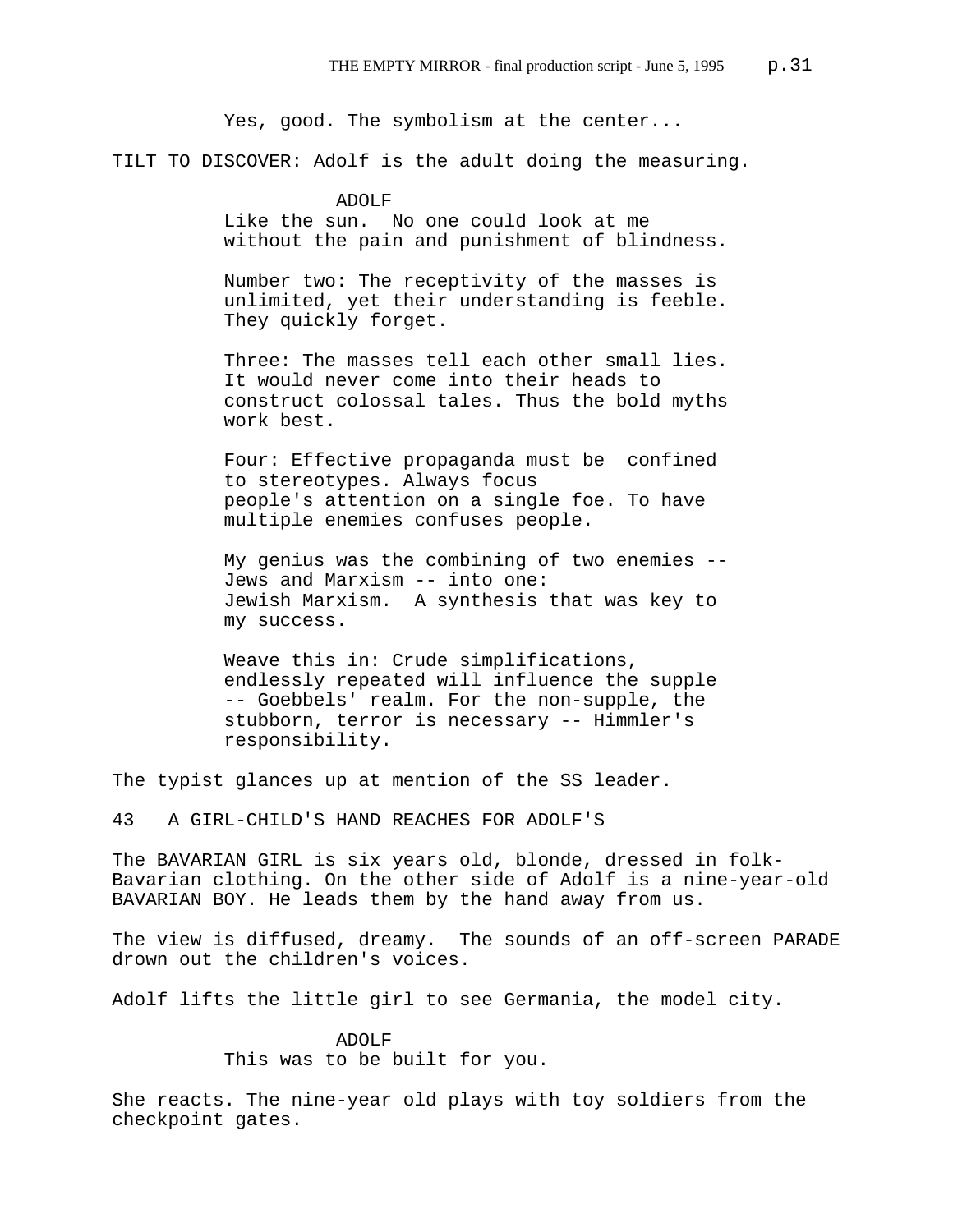Yes, good. The symbolism at the center...

TILT TO DISCOVER: Adolf is the adult doing the measuring.

ADOLF

Like the sun. No one could look at me without the pain and punishment of blindness.

Number two: The receptivity of the masses is unlimited, yet their understanding is feeble. They quickly forget.

Three: The masses tell each other small lies. It would never come into their heads to construct colossal tales. Thus the bold myths work best.

Four: Effective propaganda must be confined to stereotypes. Always focus people's attention on a single foe. To have multiple enemies confuses people.

My genius was the combining of two enemies -- Jews and Marxism -- into one: Jewish Marxism. A synthesis that was key to my success.

Weave this in: Crude simplifications, endlessly repeated will influence the supple -- Goebbels' realm. For the non-supple, the stubborn, terror is necessary -- Himmler's responsibility.

The typist glances up at mention of the SS leader.

43 A GIRL-CHILD'S HAND REACHES FOR ADOLF'S

The BAVARIAN GIRL is six years old, blonde, dressed in folk-Bavarian clothing. On the other side of Adolf is a nine-year-old BAVARIAN BOY. He leads them by the hand away from us.

The view is diffused, dreamy. The sounds of an off-screen PARADE drown out the children's voices.

Adolf lifts the little girl to see Germania, the model city.

ADOLF

This was to be built for you.

She reacts. The nine-year old plays with toy soldiers from the checkpoint gates.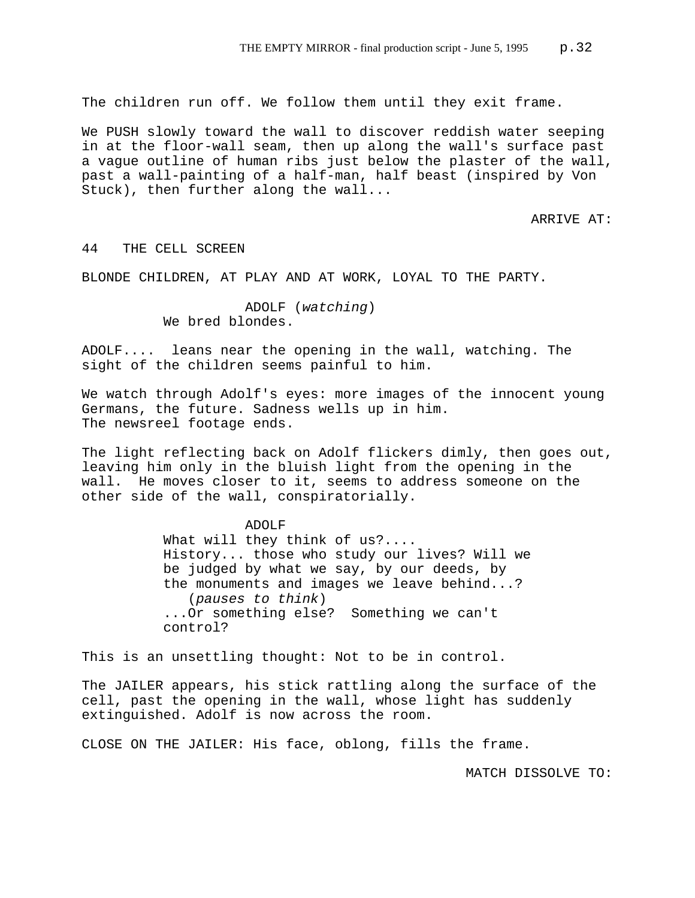The children run off. We follow them until they exit frame.

We PUSH slowly toward the wall to discover reddish water seeping in at the floor-wall seam, then up along the wall's surface past a vague outline of human ribs just below the plaster of the wall, past a wall-painting of a half-man, half beast (inspired by Von Stuck), then further along the wall...

ARRIVE AT:

44 THE CELL SCREEN

BLONDE CHILDREN, AT PLAY AND AT WORK, LOYAL TO THE PARTY.

ADOLF (*watching*)
We bred blondes.

ADOLF.... leans near the opening in the wall, watching. The sight of the children seems painful to him.

We watch through Adolf's eyes: more images of the innocent young Germans, the future. Sadness wells up in him.
The newsreel footage ends.

The light reflecting back on Adolf flickers dimly, then goes out, leaving him only in the bluish light from the opening in the wall. He moves closer to it, seems to address someone on the other side of the wall, conspiratorially.

ADOLF
What will they think of us?....
History... those who study our lives? Will we be judged by what we say, by our deeds, by the monuments and images we leave behind...?
(*pauses to think*)
...Or something else? Something we can't control?

This is an unsettling thought: Not to be in control.

The JAILER appears, his stick rattling along the surface of the cell, past the opening in the wall, whose light has suddenly extinguished. Adolf is now across the room.

CLOSE ON THE JAILER: His face, oblong, fills the frame.

MATCH DISSOLVE TO: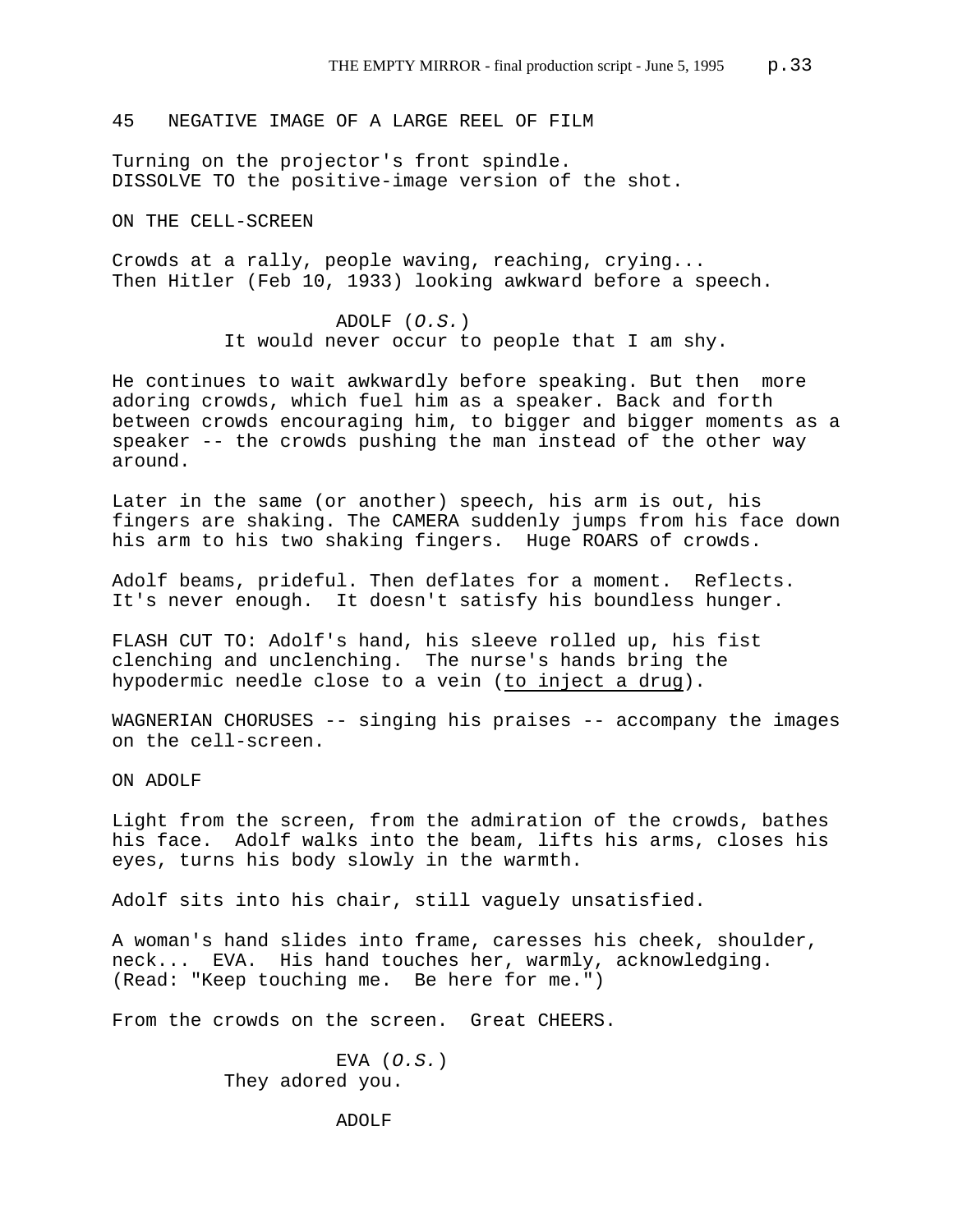45 NEGATIVE IMAGE OF A LARGE REEL OF FILM

Turning on the projector's front spindle.
DISSOLVE TO the positive-image version of the shot.

ON THE CELL-SCREEN

Crowds at a rally, people waving, reaching, crying...
Then Hitler (Feb 10, 1933) looking awkward before a speech.

ADOLF (*O.S.*)
It would never occur to people that I am shy.

He continues to wait awkwardly before speaking. But then more adoring crowds, which fuel him as a speaker. Back and forth between crowds encouraging him, to bigger and bigger moments as a speaker -- the crowds pushing the man instead of the other way around.

Later in the same (or another) speech, his arm is out, his fingers are shaking. The CAMERA suddenly jumps from his face down his arm to his two shaking fingers. Huge ROARS of crowds.

Adolf beams, prideful. Then deflates for a moment. Reflects. It's never enough. It doesn't satisfy his boundless hunger.

FLASH CUT TO: Adolf's hand, his sleeve rolled up, his fist clenching and unclenching. The nurse's hands bring the hypodermic needle close to a vein (to inject a drug).

WAGNERIAN CHORUSES -- singing his praises -- accompany the images on the cell-screen.

ON ADOLF

Light from the screen, from the admiration of the crowds, bathes his face. Adolf walks into the beam, lifts his arms, closes his eyes, turns his body slowly in the warmth.

Adolf sits into his chair, still vaguely unsatisfied.

A woman's hand slides into frame, caresses his cheek, shoulder, neck... EVA. His hand touches her, warmly, acknowledging. (Read: "Keep touching me. Be here for me.")

From the crowds on the screen. Great CHEERS.

EVA (*O.S.*)
They adored you.

ADOLF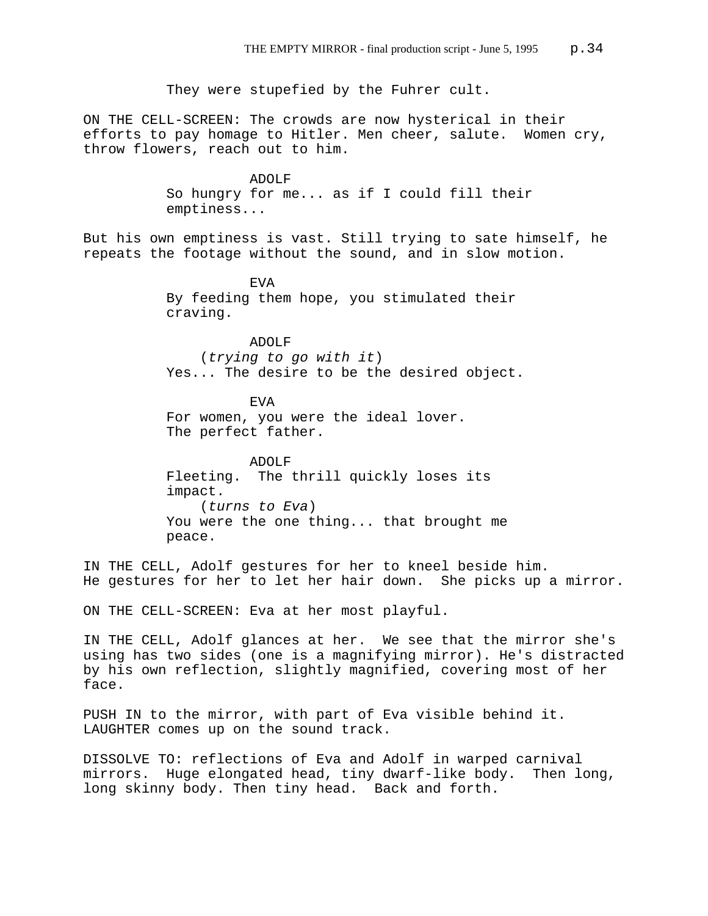They were stupefied by the Fuhrer cult.

ON THE CELL-SCREEN: The crowds are now hysterical in their efforts to pay homage to Hitler. Men cheer, salute. Women cry, throw flowers, reach out to him.

ADOLF
So hungry for me... as if I could fill their emptiness...

But his own emptiness is vast. Still trying to sate himself, he repeats the footage without the sound, and in slow motion.

EVA
By feeding them hope, you stimulated their craving.

ADOLF
(*trying to go with it*)
Yes... The desire to be the desired object.

EVA
For women, you were the ideal lover. The perfect father.

ADOLF
Fleeting. The thrill quickly loses its impact.
(*turns to Eva*)
You were the one thing... that brought me peace.

IN THE CELL, Adolf gestures for her to kneel beside him. He gestures for her to let her hair down. She picks up a mirror.

ON THE CELL-SCREEN: Eva at her most playful.

IN THE CELL, Adolf glances at her. We see that the mirror she's using has two sides (one is a magnifying mirror). He's distracted by his own reflection, slightly magnified, covering most of her face.

PUSH IN to the mirror, with part of Eva visible behind it. LAUGHTER comes up on the sound track.

DISSOLVE TO: reflections of Eva and Adolf in warped carnival mirrors. Huge elongated head, tiny dwarf-like body. Then long, long skinny body. Then tiny head. Back and forth.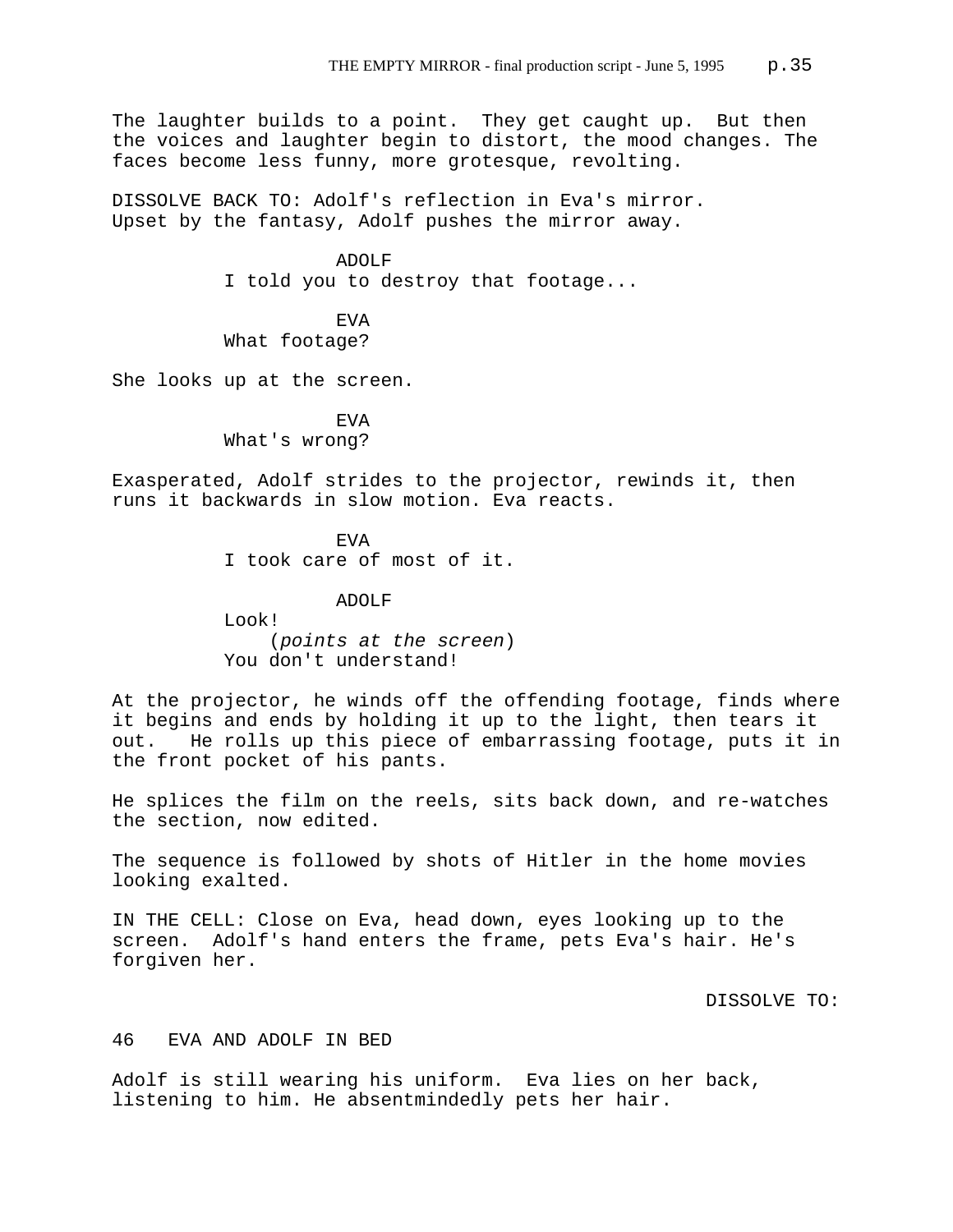The laughter builds to a point. They get caught up. But then the voices and laughter begin to distort, the mood changes. The faces become less funny, more grotesque, revolting.

DISSOLVE BACK TO: Adolf's reflection in Eva's mirror. Upset by the fantasy, Adolf pushes the mirror away.

ADOLF
I told you to destroy that footage...

EVA
What footage?

She looks up at the screen.

EVA
What's wrong?

Exasperated, Adolf strides to the projector, rewinds it, then runs it backwards in slow motion. Eva reacts.

EVA
I took care of most of it.

ADOLF
Look!
(*points at the screen*)
You don't understand!

At the projector, he winds off the offending footage, finds where it begins and ends by holding it up to the light, then tears it out. He rolls up this piece of embarrassing footage, puts it in the front pocket of his pants.

He splices the film on the reels, sits back down, and re-watches the section, now edited.

The sequence is followed by shots of Hitler in the home movies looking exalted.

IN THE CELL: Close on Eva, head down, eyes looking up to the screen. Adolf's hand enters the frame, pets Eva's hair. He's forgiven her.

DISSOLVE TO:

46 EVA AND ADOLF IN BED

Adolf is still wearing his uniform. Eva lies on her back, listening to him. He absentmindedly pets her hair.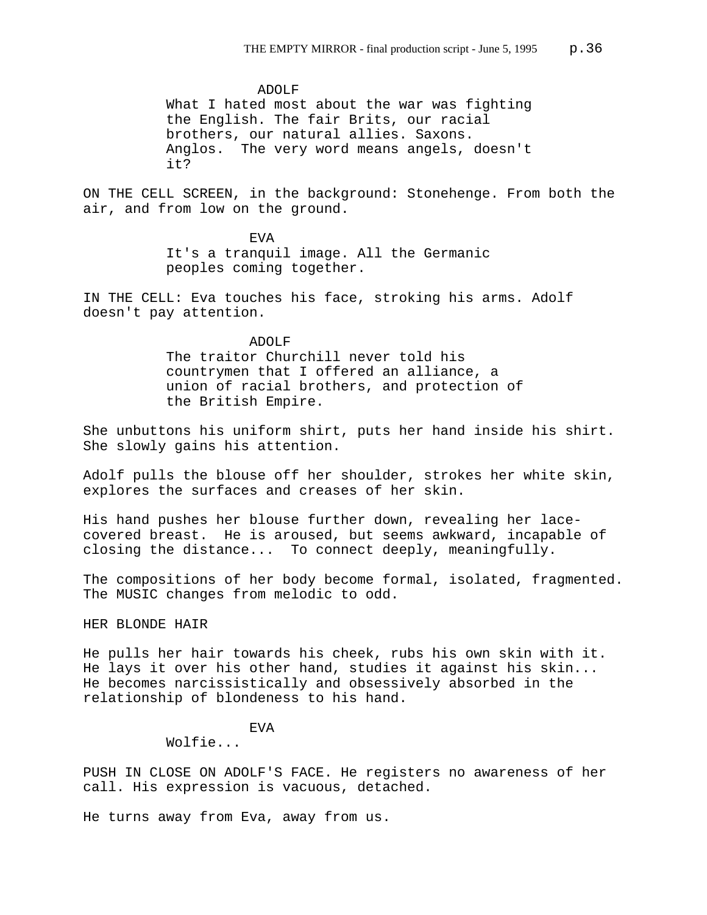ADOLF

What I hated most about the war was fighting the English. The fair Brits, our racial brothers, our natural allies. Saxons. Anglos. The very word means angels, doesn't it?

ON THE CELL SCREEN, in the background: Stonehenge. From both the air, and from low on the ground.

EVA

It's a tranquil image. All the Germanic peoples coming together.

IN THE CELL: Eva touches his face, stroking his arms. Adolf doesn't pay attention.

ADOLF

The traitor Churchill never told his countrymen that I offered an alliance, a union of racial brothers, and protection of the British Empire.

She unbuttons his uniform shirt, puts her hand inside his shirt. She slowly gains his attention.

Adolf pulls the blouse off her shoulder, strokes her white skin, explores the surfaces and creases of her skin.

His hand pushes her blouse further down, revealing her lace-covered breast. He is aroused, but seems awkward, incapable of closing the distance... To connect deeply, meaningfully.

The compositions of her body become formal, isolated, fragmented. The MUSIC changes from melodic to odd.

HER BLONDE HAIR

He pulls her hair towards his cheek, rubs his own skin with it. He lays it over his other hand, studies it against his skin... He becomes narcissistically and obsessively absorbed in the relationship of blondeness to his hand.

EVA

Wolfie...

PUSH IN CLOSE ON ADOLF'S FACE. He registers no awareness of her call. His expression is vacuous, detached.

He turns away from Eva, away from us.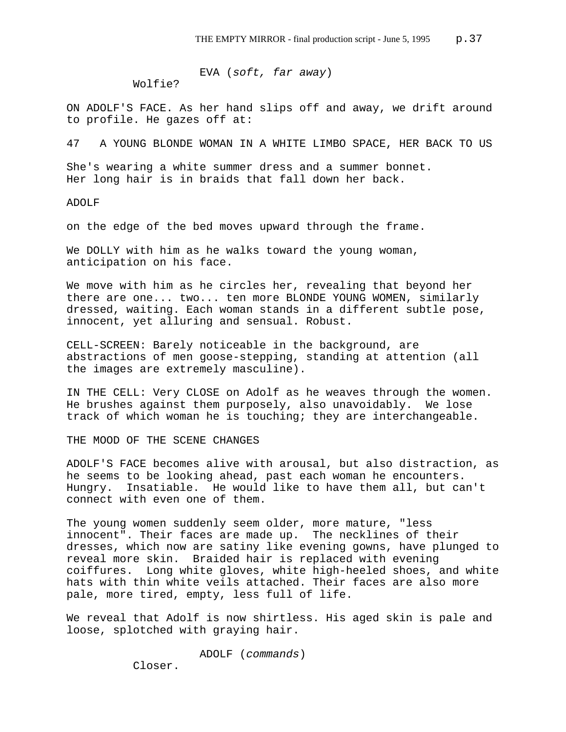EVA (*soft, far away*)
Wolfie?

ON ADOLF'S FACE. As her hand slips off and away, we drift around to profile. He gazes off at:

47 A YOUNG BLONDE WOMAN IN A WHITE LIMBO SPACE, HER BACK TO US

She's wearing a white summer dress and a summer bonnet. Her long hair is in braids that fall down her back.

ADOLF

on the edge of the bed moves upward through the frame.

We DOLLY with him as he walks toward the young woman, anticipation on his face.

We move with him as he circles her, revealing that beyond her there are one... two... ten more BLONDE YOUNG WOMEN, similarly dressed, waiting. Each woman stands in a different subtle pose, innocent, yet alluring and sensual. Robust.

CELL-SCREEN: Barely noticeable in the background, are abstractions of men goose-stepping, standing at attention (all the images are extremely masculine).

IN THE CELL: Very CLOSE on Adolf as he weaves through the women. He brushes against them purposely, also unavoidably. We lose track of which woman he is touching; they are interchangeable.

THE MOOD OF THE SCENE CHANGES

ADOLF'S FACE becomes alive with arousal, but also distraction, as he seems to be looking ahead, past each woman he encounters. Hungry. Insatiable. He would like to have them all, but can't connect with even one of them.

The young women suddenly seem older, more mature, "less innocent". Their faces are made up. The necklines of their dresses, which now are satiny like evening gowns, have plunged to reveal more skin. Braided hair is replaced with evening coiffures. Long white gloves, white high-heeled shoes, and white hats with thin white veils attached. Their faces are also more pale, more tired, empty, less full of life.

We reveal that Adolf is now shirtless. His aged skin is pale and loose, splotched with graying hair.

ADOLF (*commands*)
Closer.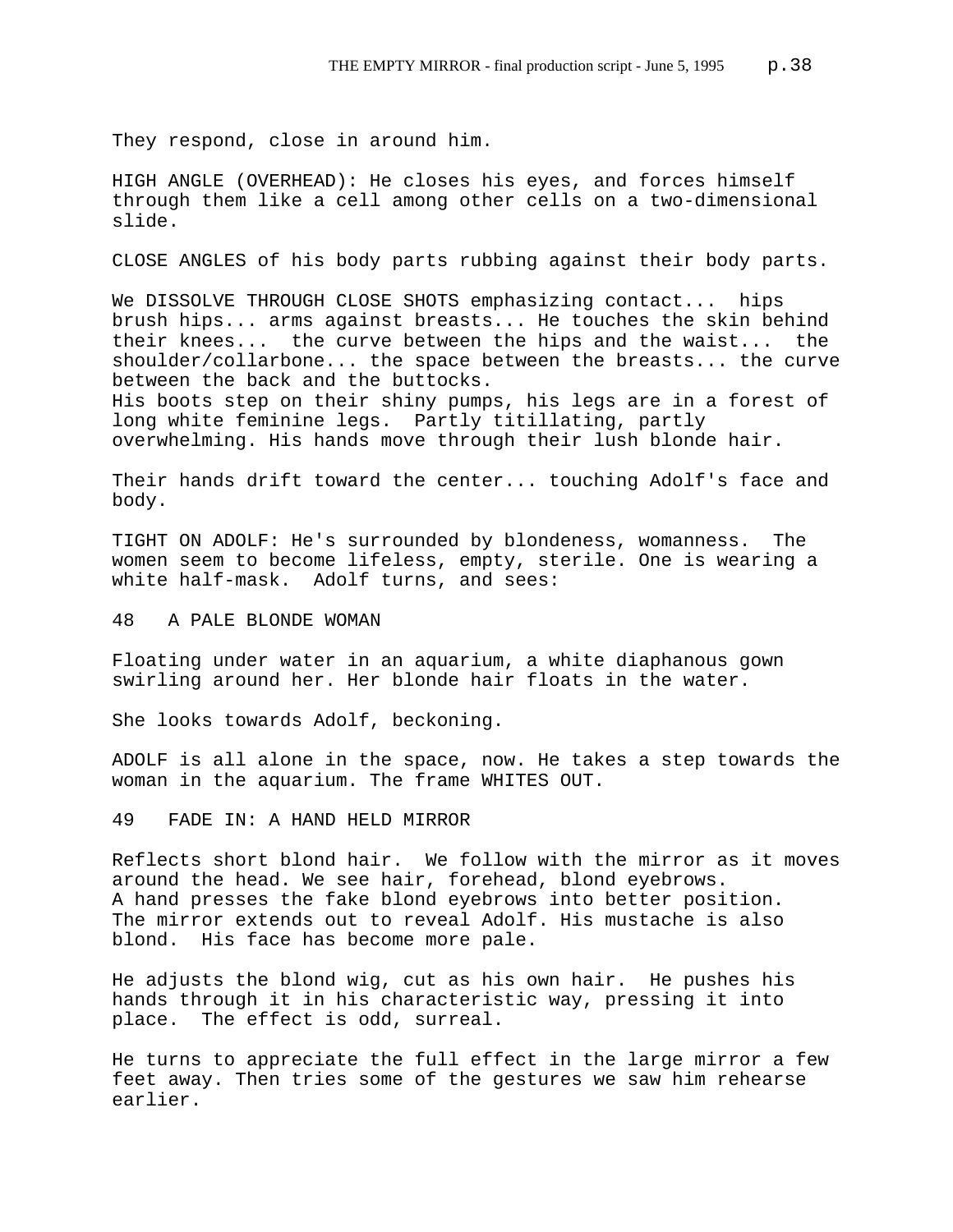They respond, close in around him.

HIGH ANGLE (OVERHEAD): He closes his eyes, and forces himself through them like a cell among other cells on a two-dimensional slide.

CLOSE ANGLES of his body parts rubbing against their body parts.

We DISSOLVE THROUGH CLOSE SHOTS emphasizing contact... hips brush hips... arms against breasts... He touches the skin behind their knees... the curve between the hips and the waist... the shoulder/collarbone... the space between the breasts... the curve between the back and the buttocks.
His boots step on their shiny pumps, his legs are in a forest of long white feminine legs. Partly titillating, partly overwhelming. His hands move through their lush blonde hair.

Their hands drift toward the center... touching Adolf's face and body.

TIGHT ON ADOLF: He's surrounded by blondeness, womanness. The women seem to become lifeless, empty, sterile. One is wearing a white half-mask. Adolf turns, and sees:

48 A PALE BLONDE WOMAN

Floating under water in an aquarium, a white diaphanous gown swirling around her. Her blonde hair floats in the water.

She looks towards Adolf, beckoning.

ADOLF is all alone in the space, now. He takes a step towards the woman in the aquarium. The frame WHITES OUT.

49 FADE IN: A HAND HELD MIRROR

Reflects short blond hair. We follow with the mirror as it moves around the head. We see hair, forehead, blond eyebrows.
A hand presses the fake blond eyebrows into better position.
The mirror extends out to reveal Adolf. His mustache is also blond. His face has become more pale.

He adjusts the blond wig, cut as his own hair. He pushes his hands through it in his characteristic way, pressing it into place. The effect is odd, surreal.

He turns to appreciate the full effect in the large mirror a few feet away. Then tries some of the gestures we saw him rehearse earlier.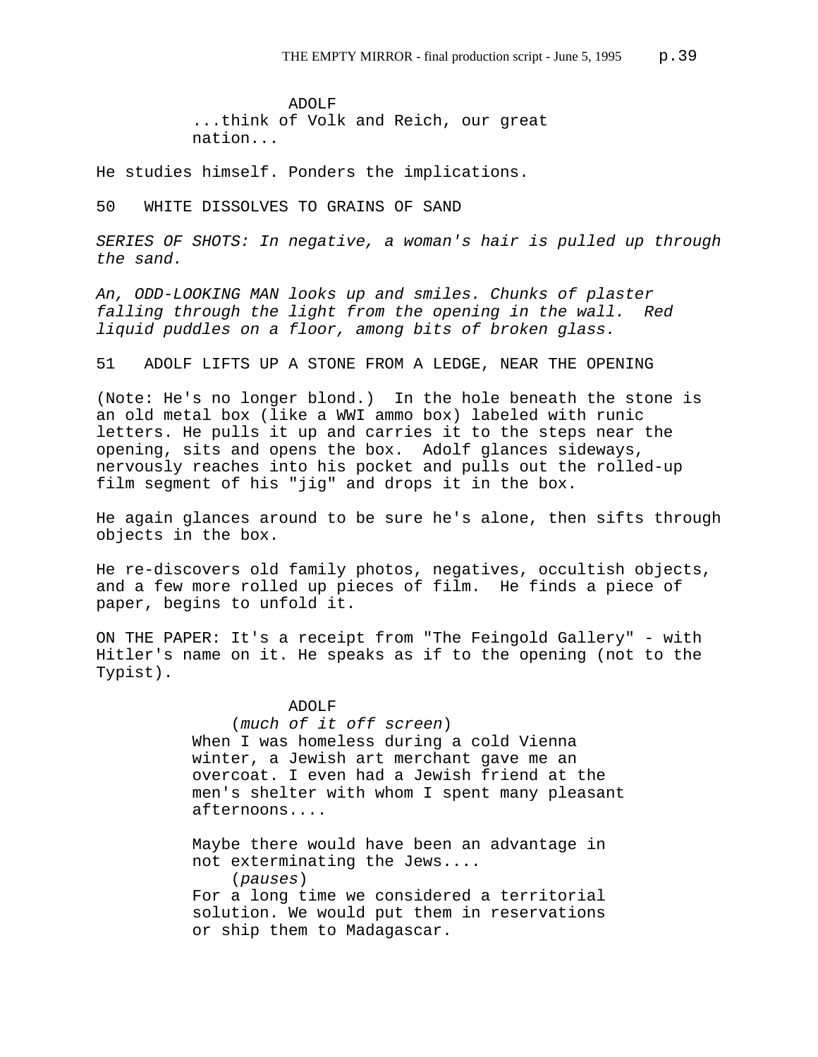ADOLF
...think of Volk and Reich, our great
nation...

He studies himself. Ponders the implications.

50   WHITE DISSOLVES TO GRAINS OF SAND

*SERIES OF SHOTS: In negative, a woman's hair is pulled up through the sand.*

*An, ODD-LOOKING MAN looks up and smiles. Chunks of plaster falling through the light from the opening in the wall.  Red liquid puddles on a floor, among bits of broken glass.*

51   ADOLF LIFTS UP A STONE FROM A LEDGE, NEAR THE OPENING

(Note: He's no longer blond.)  In the hole beneath the stone is an old metal box (like a WWI ammo box) labeled with runic letters. He pulls it up and carries it to the steps near the opening, sits and opens the box.  Adolf glances sideways, nervously reaches into his pocket and pulls out the rolled-up film segment of his "jig" and drops it in the box.

He again glances around to be sure he's alone, then sifts through objects in the box.

He re-discovers old family photos, negatives, occultish objects, and a few more rolled up pieces of film.  He finds a piece of paper, begins to unfold it.

ON THE PAPER: It's a receipt from "The Feingold Gallery" - with Hitler's name on it. He speaks as if to the opening (not to the Typist).

ADOLF
(*much of it off screen*)
When I was homeless during a cold Vienna
winter, a Jewish art merchant gave me an
overcoat. I even had a Jewish friend at the
men's shelter with whom I spent many pleasant
afternoons....

Maybe there would have been an advantage in
not exterminating the Jews....
(*pauses*)
For a long time we considered a territorial
solution. We would put them in reservations
or ship them to Madagascar.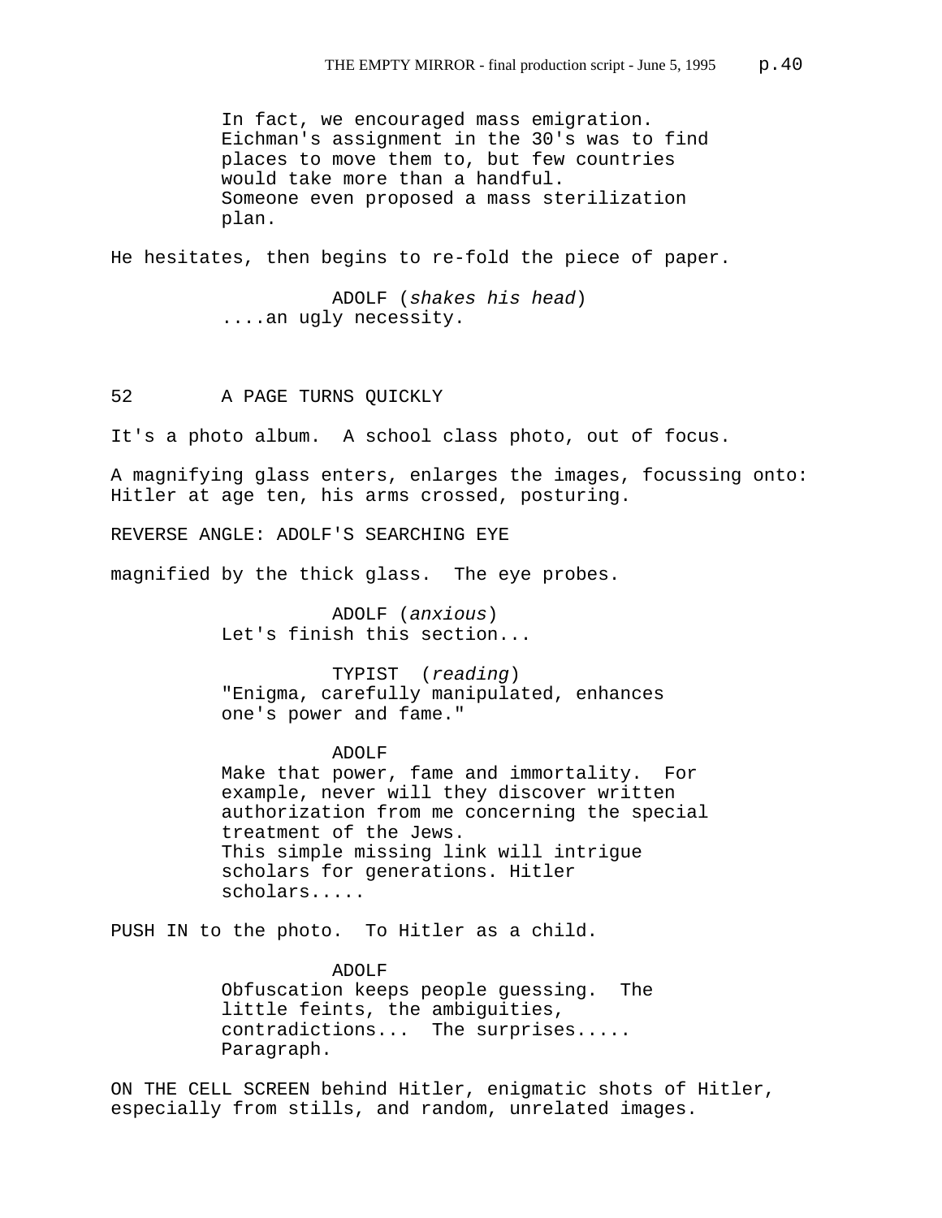In fact, we encouraged mass emigration. Eichman's assignment in the 30's was to find places to move them to, but few countries would take more than a handful.
Someone even proposed a mass sterilization plan.

He hesitates, then begins to re-fold the piece of paper.

ADOLF (*shakes his head*)
....an ugly necessity.

52 A PAGE TURNS QUICKLY

It's a photo album. A school class photo, out of focus.

A magnifying glass enters, enlarges the images, focussing onto: Hitler at age ten, his arms crossed, posturing.

REVERSE ANGLE: ADOLF'S SEARCHING EYE

magnified by the thick glass. The eye probes.

ADOLF (*anxious*)
Let's finish this section...

TYPIST (*reading*)
"Enigma, carefully manipulated, enhances one's power and fame."

ADOLF
Make that power, fame and immortality. For example, never will they discover written authorization from me concerning the special treatment of the Jews.
This simple missing link will intrigue scholars for generations. Hitler scholars.....

PUSH IN to the photo. To Hitler as a child.

ADOLF
Obfuscation keeps people guessing. The little feints, the ambiguities, contradictions... The surprises..... Paragraph.

ON THE CELL SCREEN behind Hitler, enigmatic shots of Hitler, especially from stills, and random, unrelated images.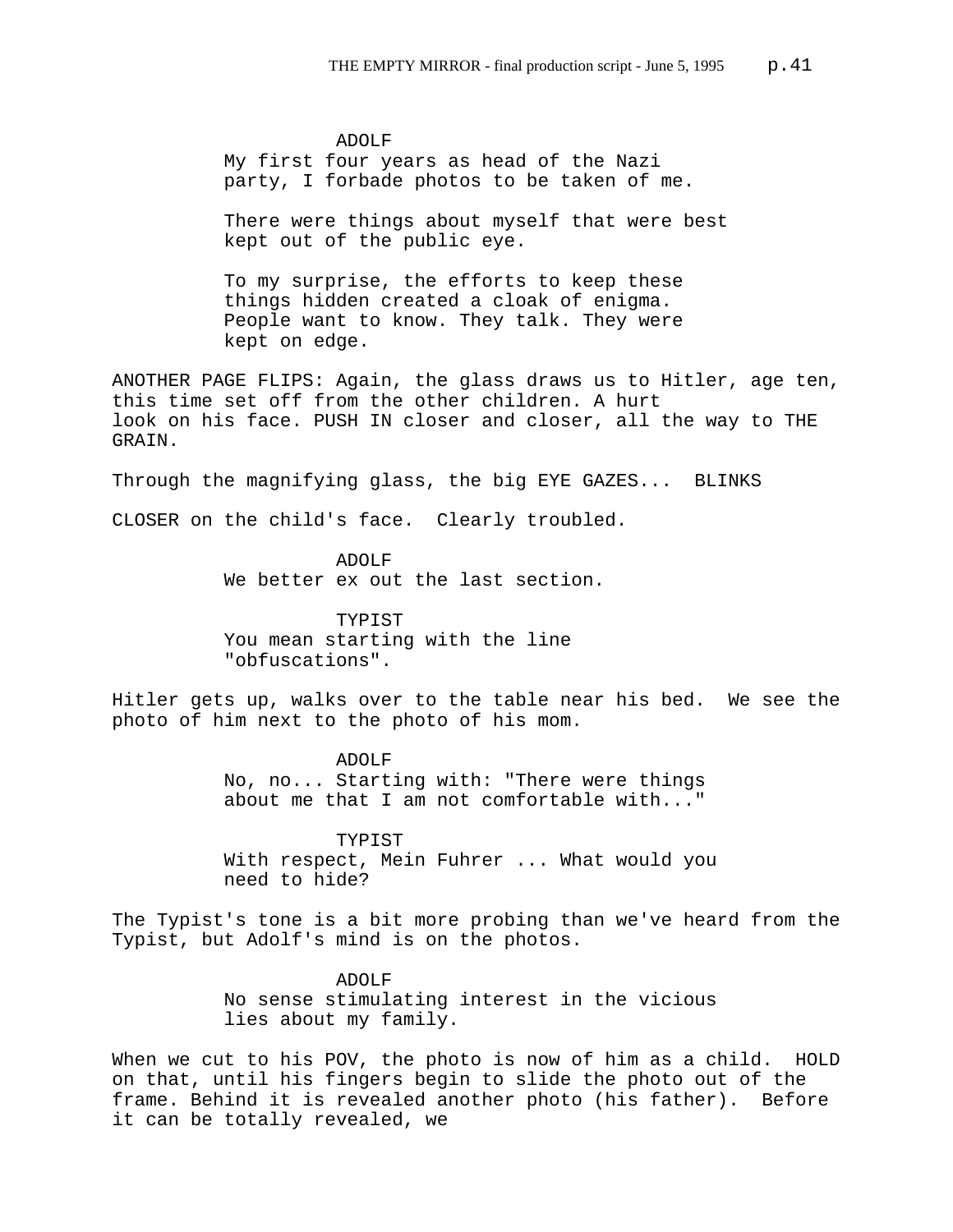ADOLF
My first four years as head of the Nazi party, I forbade photos to be taken of me.

There were things about myself that were best kept out of the public eye.

To my surprise, the efforts to keep these things hidden created a cloak of enigma. People want to know. They talk. They were kept on edge.

ANOTHER PAGE FLIPS: Again, the glass draws us to Hitler, age ten, this time set off from the other children. A hurt look on his face. PUSH IN closer and closer, all the way to THE GRAIN.

Through the magnifying glass, the big EYE GAZES... BLINKS

CLOSER on the child's face. Clearly troubled.

ADOLF
We better ex out the last section.

TYPIST
You mean starting with the line "obfuscations".

Hitler gets up, walks over to the table near his bed. We see the photo of him next to the photo of his mom.

ADOLF
No, no... Starting with: "There were things about me that I am not comfortable with..."

TYPIST
With respect, Mein Fuhrer ... What would you need to hide?

The Typist's tone is a bit more probing than we've heard from the Typist, but Adolf's mind is on the photos.

ADOLF
No sense stimulating interest in the vicious lies about my family.

When we cut to his POV, the photo is now of him as a child. HOLD on that, until his fingers begin to slide the photo out of the frame. Behind it is revealed another photo (his father). Before it can be totally revealed, we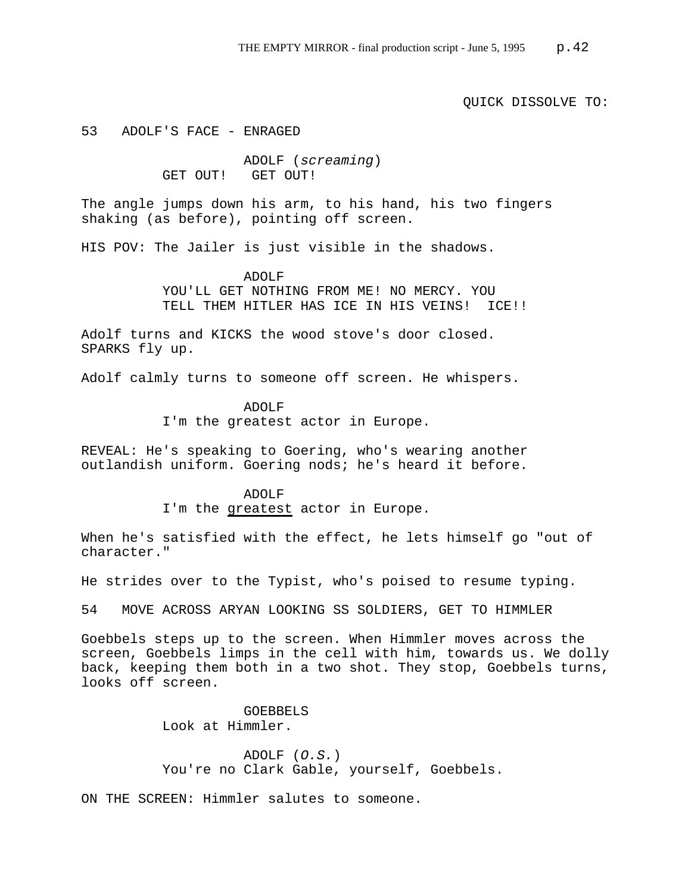QUICK DISSOLVE TO:

53   ADOLF'S FACE - ENRAGED

ADOLF (*screaming*)
GET OUT!   GET OUT!

The angle jumps down his arm, to his hand, his two fingers shaking (as before), pointing off screen.

HIS POV: The Jailer is just visible in the shadows.

ADOLF
YOU'LL GET NOTHING FROM ME! NO MERCY. YOU TELL THEM HITLER HAS ICE IN HIS VEINS!  ICE!!

Adolf turns and KICKS the wood stove's door closed. SPARKS fly up.

Adolf calmly turns to someone off screen. He whispers.

ADOLF
I'm the greatest actor in Europe.

REVEAL: He's speaking to Goering, who's wearing another outlandish uniform. Goering nods; he's heard it before.

ADOLF
I'm the <u>greatest</u> actor in Europe.

When he's satisfied with the effect, he lets himself go "out of character."

He strides over to the Typist, who's poised to resume typing.

54   MOVE ACROSS ARYAN LOOKING SS SOLDIERS, GET TO HIMMLER

Goebbels steps up to the screen. When Himmler moves across the screen, Goebbels limps in the cell with him, towards us. We dolly back, keeping them both in a two shot. They stop, Goebbels turns, looks off screen.

GOEBBELS
Look at Himmler.

ADOLF (*O.S.*)
You're no Clark Gable, yourself, Goebbels.

ON THE SCREEN: Himmler salutes to someone.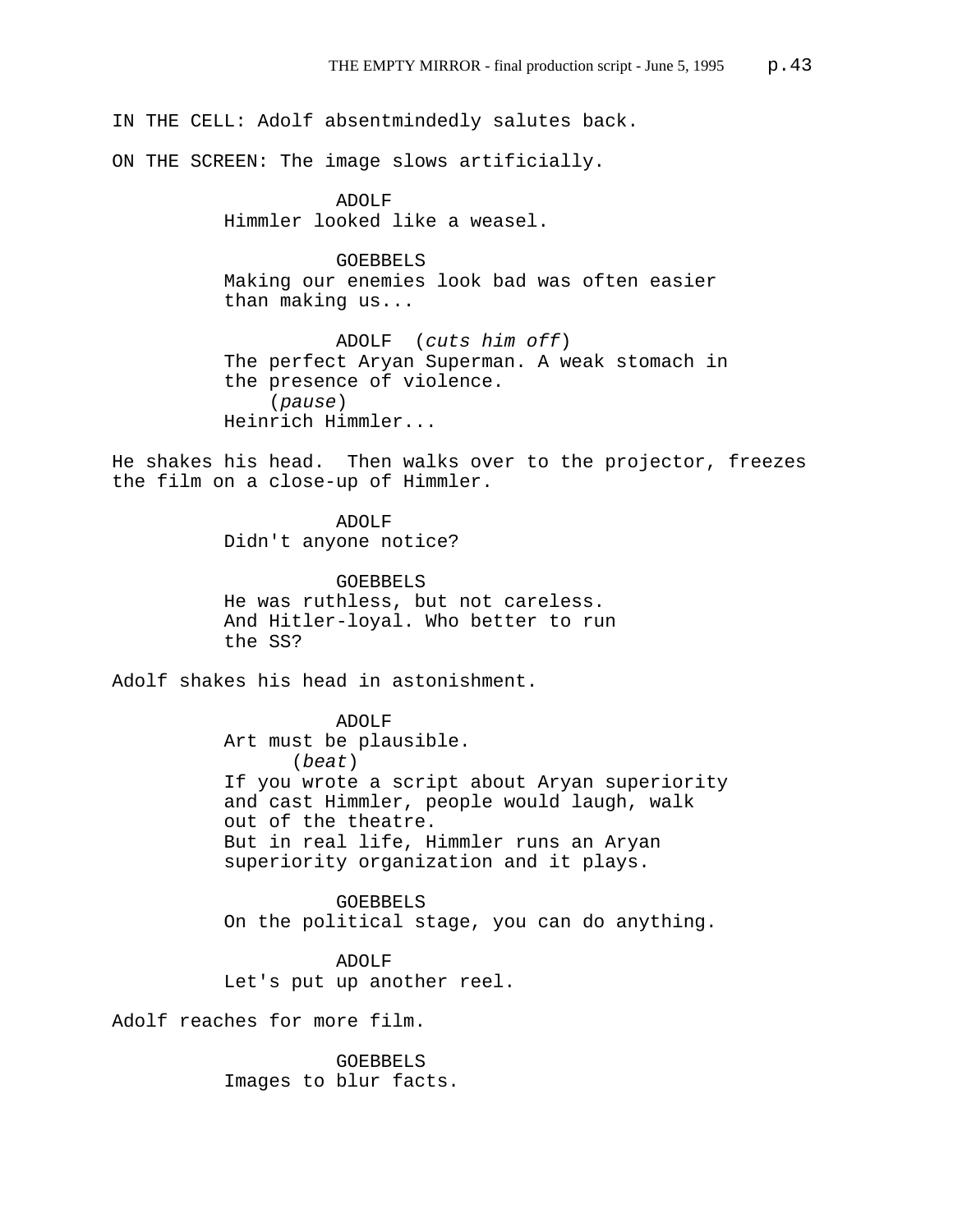IN THE CELL: Adolf absentmindedly salutes back.

ON THE SCREEN: The image slows artificially.

ADOLF
Himmler looked like a weasel.

GOEBBELS
Making our enemies look bad was often easier than making us...

ADOLF (*cuts him off*)
The perfect Aryan Superman. A weak stomach in the presence of violence.
(*pause*)
Heinrich Himmler...

He shakes his head. Then walks over to the projector, freezes the film on a close-up of Himmler.

ADOLF
Didn't anyone notice?

GOEBBELS
He was ruthless, but not careless. And Hitler-loyal. Who better to run the SS?

Adolf shakes his head in astonishment.

ADOLF
Art must be plausible.
(*beat*)
If you wrote a script about Aryan superiority and cast Himmler, people would laugh, walk out of the theatre.
But in real life, Himmler runs an Aryan superiority organization and it plays.

GOEBBELS
On the political stage, you can do anything.

ADOLF
Let's put up another reel.

Adolf reaches for more film.

GOEBBELS
Images to blur facts.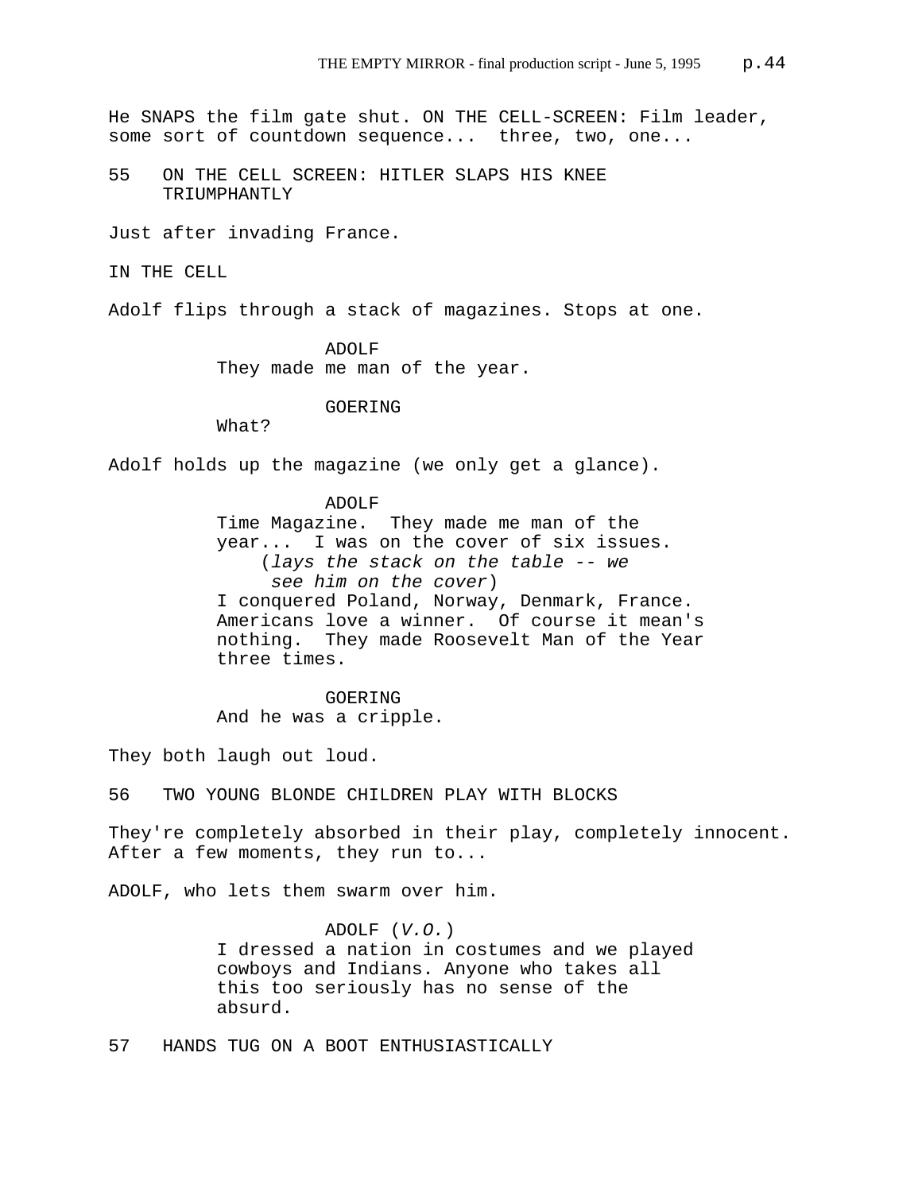He SNAPS the film gate shut. ON THE CELL-SCREEN: Film leader, some sort of countdown sequence... three, two, one...

55 ON THE CELL SCREEN: HITLER SLAPS HIS KNEE TRIUMPHANTLY

Just after invading France.

IN THE CELL

Adolf flips through a stack of magazines. Stops at one.

ADOLF
They made me man of the year.

GOERING
What?

Adolf holds up the magazine (we only get a glance).

ADOLF
Time Magazine. They made me man of the year... I was on the cover of six issues.
(*lays the stack on the table -- we see him on the cover*)
I conquered Poland, Norway, Denmark, France. Americans love a winner. Of course it mean's nothing. They made Roosevelt Man of the Year three times.

GOERING
And he was a cripple.

They both laugh out loud.

56 TWO YOUNG BLONDE CHILDREN PLAY WITH BLOCKS

They're completely absorbed in their play, completely innocent. After a few moments, they run to...

ADOLF, who lets them swarm over him.

ADOLF (*V.O.*)
I dressed a nation in costumes and we played cowboys and Indians. Anyone who takes all this too seriously has no sense of the absurd.

57 HANDS TUG ON A BOOT ENTHUSIASTICALLY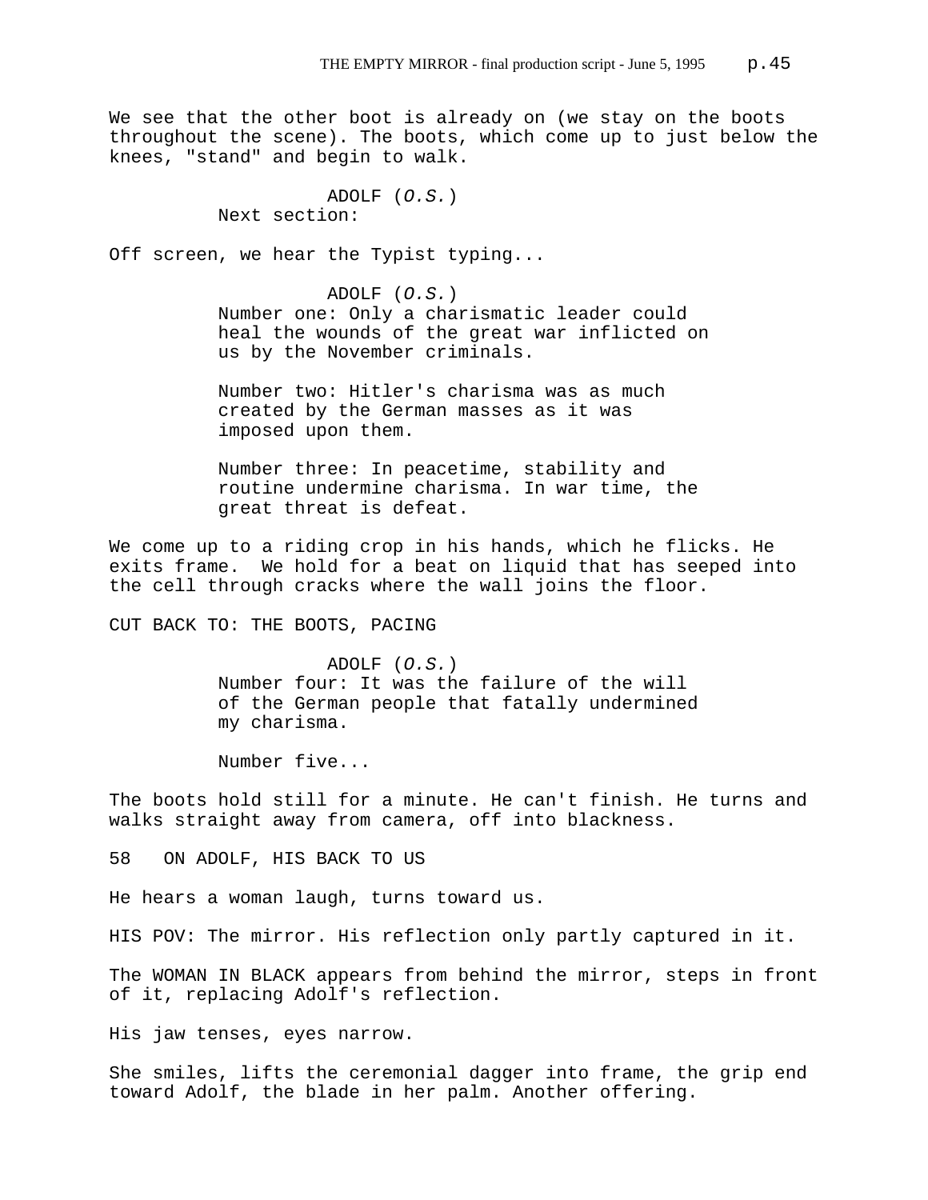We see that the other boot is already on (we stay on the boots throughout the scene). The boots, which come up to just below the knees, "stand" and begin to walk.

ADOLF (*O.S.*)
Next section:

Off screen, we hear the Typist typing...

ADOLF (*O.S.*)
Number one: Only a charismatic leader could heal the wounds of the great war inflicted on us by the November criminals.

Number two: Hitler's charisma was as much created by the German masses as it was imposed upon them.

Number three: In peacetime, stability and routine undermine charisma. In war time, the great threat is defeat.

We come up to a riding crop in his hands, which he flicks. He exits frame. We hold for a beat on liquid that has seeped into the cell through cracks where the wall joins the floor.

CUT BACK TO: THE BOOTS, PACING

ADOLF (*O.S.*)
Number four: It was the failure of the will of the German people that fatally undermined my charisma.

Number five...

The boots hold still for a minute. He can't finish. He turns and walks straight away from camera, off into blackness.

58 ON ADOLF, HIS BACK TO US

He hears a woman laugh, turns toward us.

HIS POV: The mirror. His reflection only partly captured in it.

The WOMAN IN BLACK appears from behind the mirror, steps in front of it, replacing Adolf's reflection.

His jaw tenses, eyes narrow.

She smiles, lifts the ceremonial dagger into frame, the grip end toward Adolf, the blade in her palm. Another offering.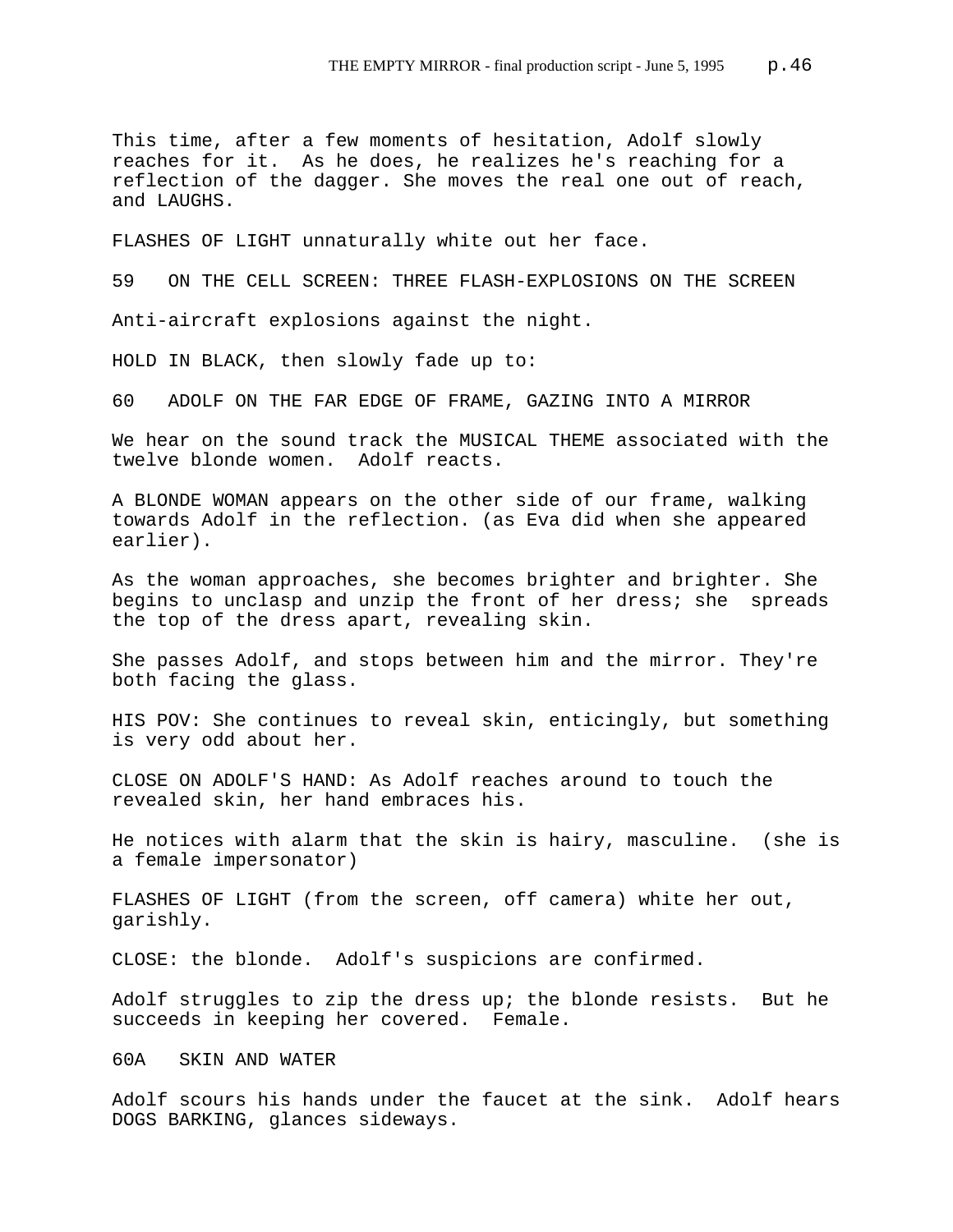This time, after a few moments of hesitation, Adolf slowly reaches for it. As he does, he realizes he's reaching for a reflection of the dagger. She moves the real one out of reach, and LAUGHS.

FLASHES OF LIGHT unnaturally white out her face.

59 ON THE CELL SCREEN: THREE FLASH-EXPLOSIONS ON THE SCREEN

Anti-aircraft explosions against the night.

HOLD IN BLACK, then slowly fade up to:

60 ADOLF ON THE FAR EDGE OF FRAME, GAZING INTO A MIRROR

We hear on the sound track the MUSICAL THEME associated with the twelve blonde women. Adolf reacts.

A BLONDE WOMAN appears on the other side of our frame, walking towards Adolf in the reflection. (as Eva did when she appeared earlier).

As the woman approaches, she becomes brighter and brighter. She begins to unclasp and unzip the front of her dress; she spreads the top of the dress apart, revealing skin.

She passes Adolf, and stops between him and the mirror. They're both facing the glass.

HIS POV: She continues to reveal skin, enticingly, but something is very odd about her.

CLOSE ON ADOLF'S HAND: As Adolf reaches around to touch the revealed skin, her hand embraces his.

He notices with alarm that the skin is hairy, masculine. (she is a female impersonator)

FLASHES OF LIGHT (from the screen, off camera) white her out, garishly.

CLOSE: the blonde. Adolf's suspicions are confirmed.

Adolf struggles to zip the dress up; the blonde resists. But he succeeds in keeping her covered. Female.

60A SKIN AND WATER

Adolf scours his hands under the faucet at the sink. Adolf hears DOGS BARKING, glances sideways.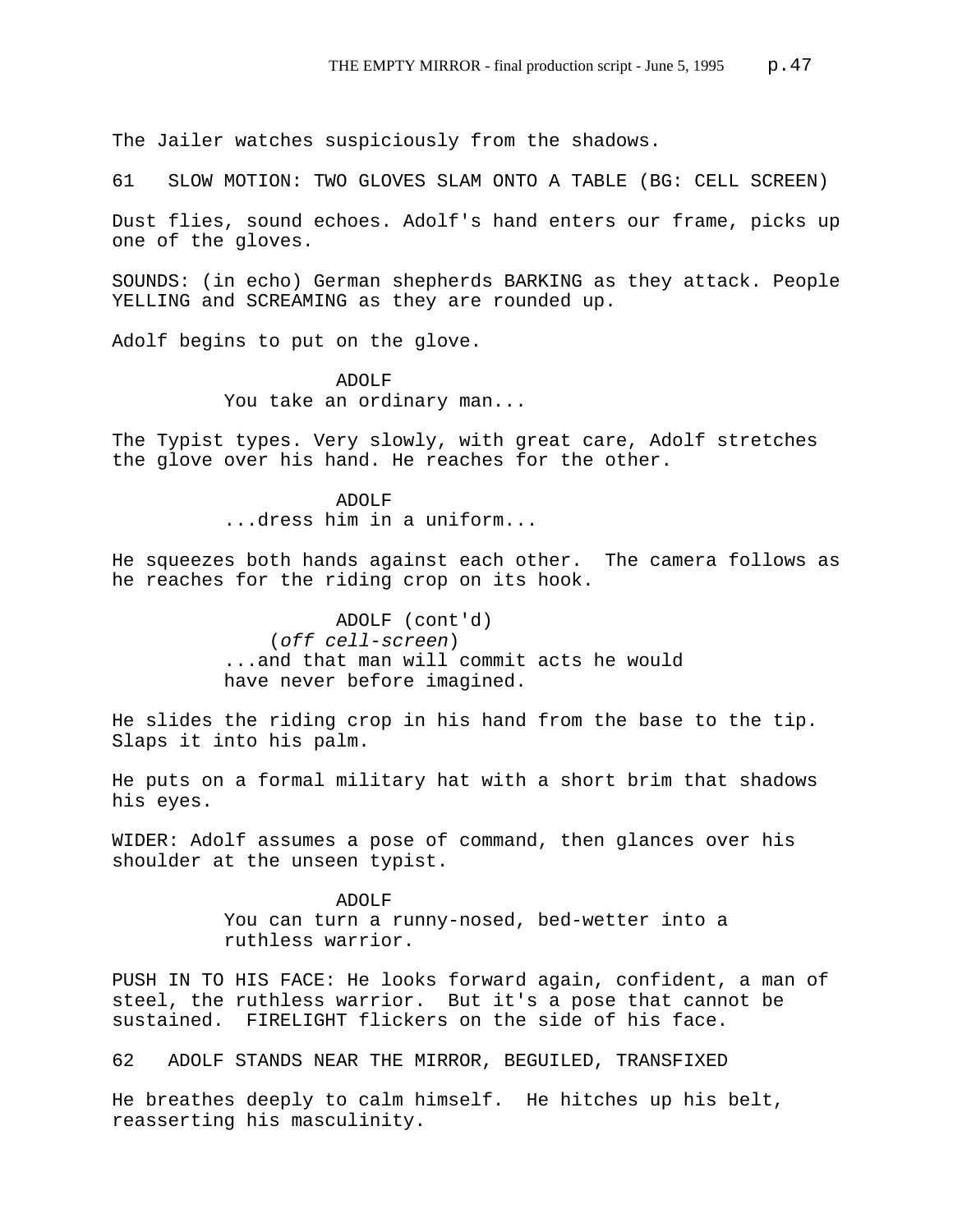The Jailer watches suspiciously from the shadows.

61 SLOW MOTION: TWO GLOVES SLAM ONTO A TABLE (BG: CELL SCREEN)

Dust flies, sound echoes. Adolf's hand enters our frame, picks up one of the gloves.

SOUNDS: (in echo) German shepherds BARKING as they attack. People YELLING and SCREAMING as they are rounded up.

Adolf begins to put on the glove.

ADOLF
You take an ordinary man...

The Typist types. Very slowly, with great care, Adolf stretches the glove over his hand. He reaches for the other.

ADOLF
...dress him in a uniform...

He squeezes both hands against each other. The camera follows as he reaches for the riding crop on its hook.

ADOLF (cont'd)
(*off cell-screen*)
...and that man will commit acts he would have never before imagined.

He slides the riding crop in his hand from the base to the tip. Slaps it into his palm.

He puts on a formal military hat with a short brim that shadows his eyes.

WIDER: Adolf assumes a pose of command, then glances over his shoulder at the unseen typist.

ADOLF
You can turn a runny-nosed, bed-wetter into a ruthless warrior.

PUSH IN TO HIS FACE: He looks forward again, confident, a man of steel, the ruthless warrior. But it's a pose that cannot be sustained. FIRELIGHT flickers on the side of his face.

62 ADOLF STANDS NEAR THE MIRROR, BEGUILED, TRANSFIXED

He breathes deeply to calm himself. He hitches up his belt, reasserting his masculinity.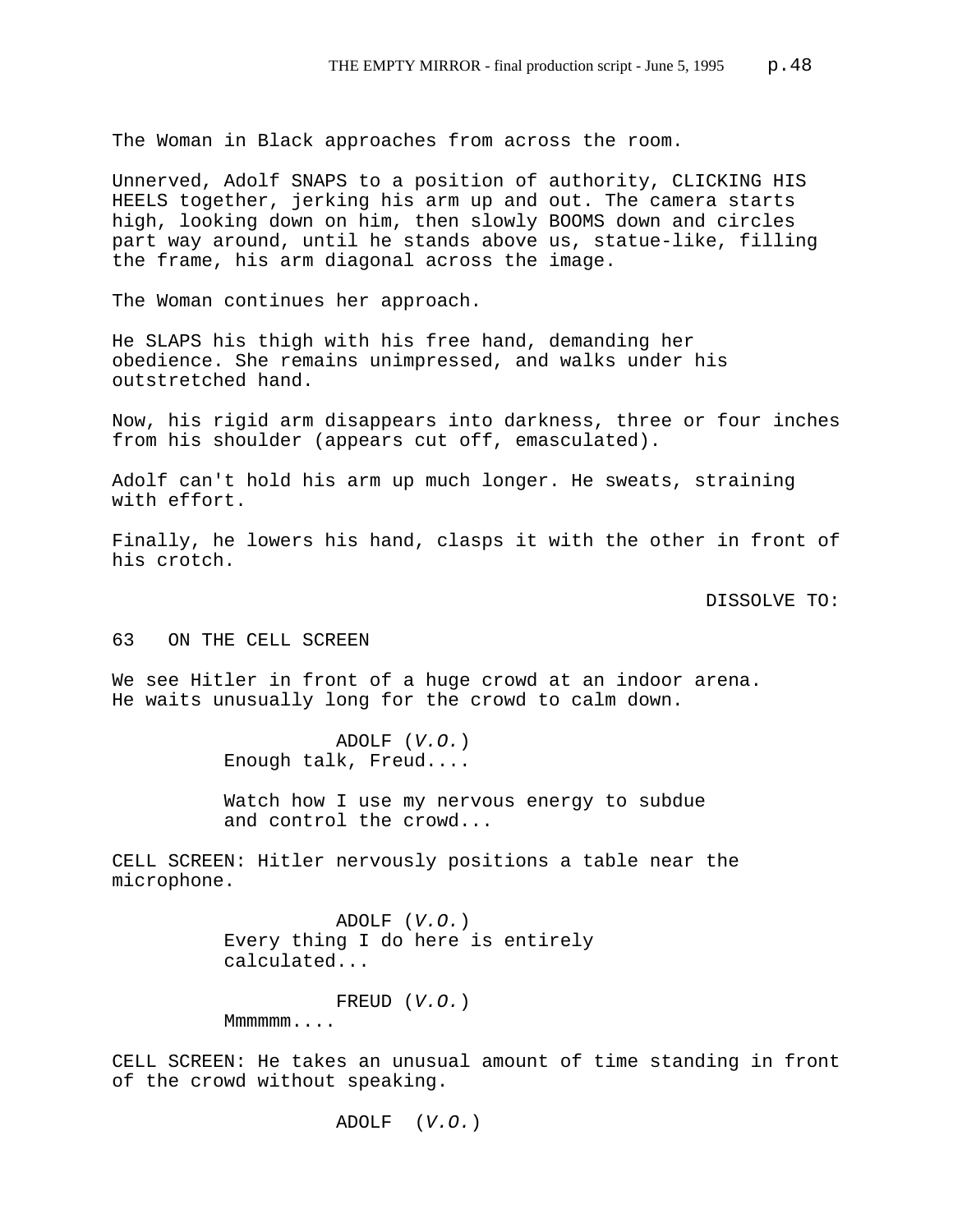The Woman in Black approaches from across the room.

Unnerved, Adolf SNAPS to a position of authority, CLICKING HIS HEELS together, jerking his arm up and out. The camera starts high, looking down on him, then slowly BOOMS down and circles part way around, until he stands above us, statue-like, filling the frame, his arm diagonal across the image.

The Woman continues her approach.

He SLAPS his thigh with his free hand, demanding her obedience. She remains unimpressed, and walks under his outstretched hand.

Now, his rigid arm disappears into darkness, three or four inches from his shoulder (appears cut off, emasculated).

Adolf can't hold his arm up much longer. He sweats, straining with effort.

Finally, he lowers his hand, clasps it with the other in front of his crotch.

DISSOLVE TO:

63 ON THE CELL SCREEN

We see Hitler in front of a huge crowd at an indoor arena. He waits unusually long for the crowd to calm down.

ADOLF (*V.O.*)
Enough talk, Freud....

Watch how I use my nervous energy to subdue and control the crowd...

CELL SCREEN: Hitler nervously positions a table near the microphone.

ADOLF (*V.O.*)
Every thing I do here is entirely calculated...

FREUD (*V.O.*)
Mmmmmm....

CELL SCREEN: He takes an unusual amount of time standing in front of the crowd without speaking.

ADOLF (*V.O.*)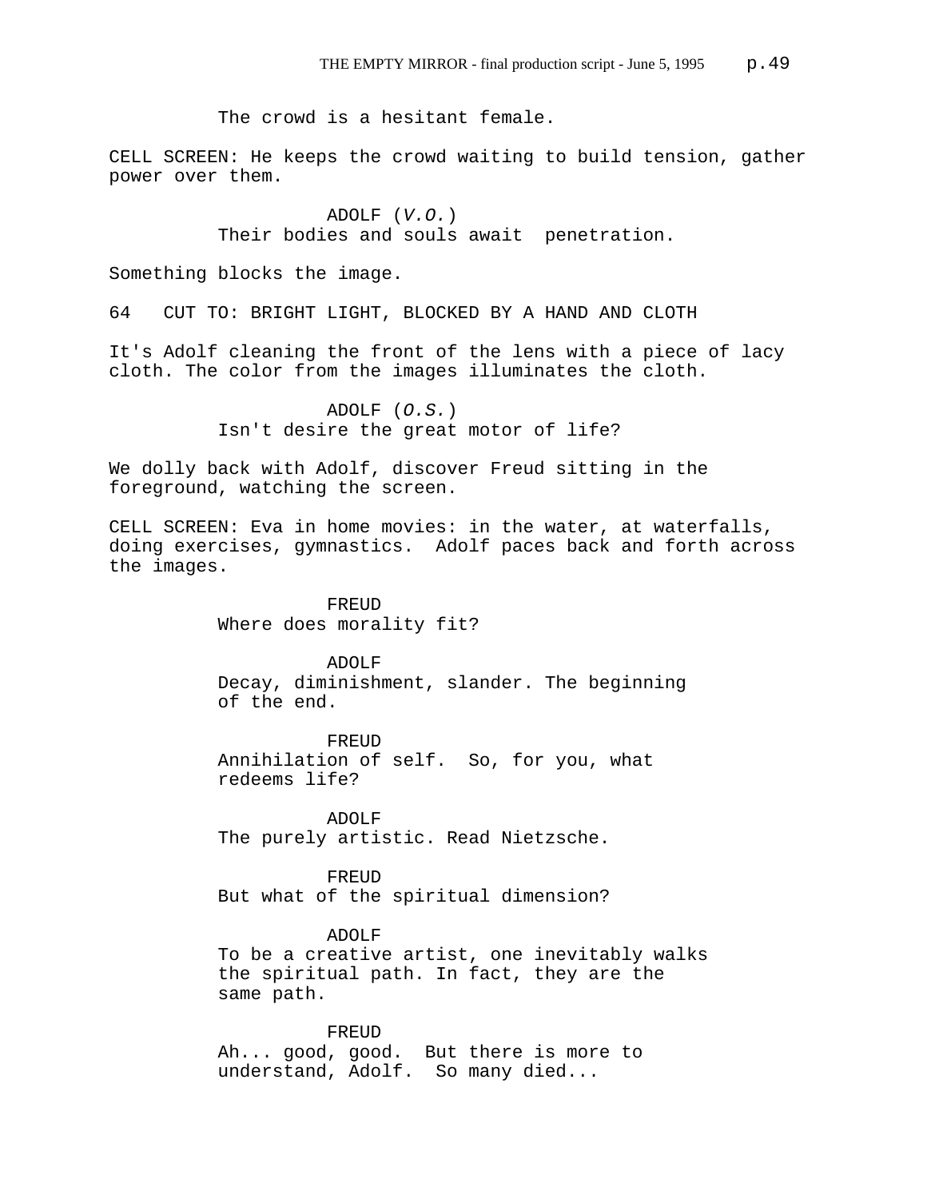The crowd is a hesitant female.

CELL SCREEN: He keeps the crowd waiting to build tension, gather power over them.

ADOLF (*V.O.*)
Their bodies and souls await penetration.

Something blocks the image.

64 CUT TO: BRIGHT LIGHT, BLOCKED BY A HAND AND CLOTH

It's Adolf cleaning the front of the lens with a piece of lacy cloth. The color from the images illuminates the cloth.

ADOLF (*O.S.*)
Isn't desire the great motor of life?

We dolly back with Adolf, discover Freud sitting in the foreground, watching the screen.

CELL SCREEN: Eva in home movies: in the water, at waterfalls, doing exercises, gymnastics. Adolf paces back and forth across the images.

FREUD
Where does morality fit?

ADOLF
Decay, diminishment, slander. The beginning of the end.

FREUD
Annihilation of self. So, for you, what redeems life?

ADOLF
The purely artistic. Read Nietzsche.

FREUD
But what of the spiritual dimension?

ADOLF
To be a creative artist, one inevitably walks the spiritual path. In fact, they are the same path.

FREUD
Ah... good, good. But there is more to understand, Adolf. So many died...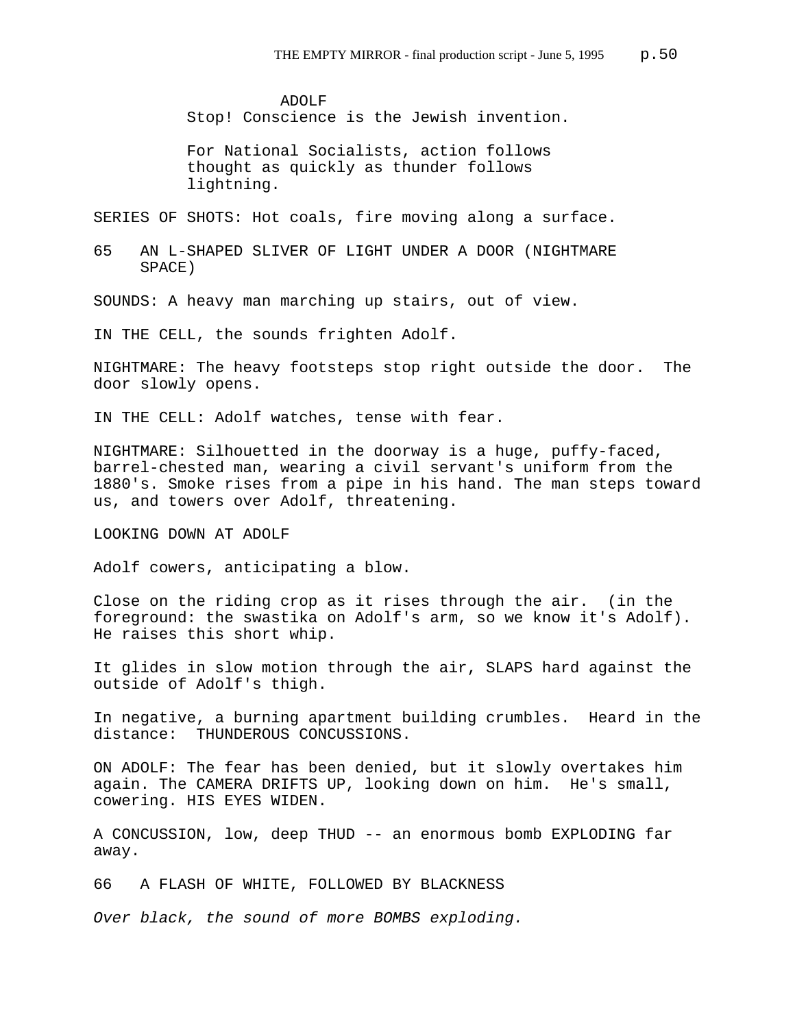ADOLF

Stop! Conscience is the Jewish invention.

For National Socialists, action follows thought as quickly as thunder follows lightning.

SERIES OF SHOTS: Hot coals, fire moving along a surface.

65 AN L-SHAPED SLIVER OF LIGHT UNDER A DOOR (NIGHTMARE SPACE)

SOUNDS: A heavy man marching up stairs, out of view.

IN THE CELL, the sounds frighten Adolf.

NIGHTMARE: The heavy footsteps stop right outside the door. The door slowly opens.

IN THE CELL: Adolf watches, tense with fear.

NIGHTMARE: Silhouetted in the doorway is a huge, puffy-faced, barrel-chested man, wearing a civil servant's uniform from the 1880's. Smoke rises from a pipe in his hand. The man steps toward us, and towers over Adolf, threatening.

LOOKING DOWN AT ADOLF

Adolf cowers, anticipating a blow.

Close on the riding crop as it rises through the air. (in the foreground: the swastika on Adolf's arm, so we know it's Adolf). He raises this short whip.

It glides in slow motion through the air, SLAPS hard against the outside of Adolf's thigh.

In negative, a burning apartment building crumbles. Heard in the distance: THUNDEROUS CONCUSSIONS.

ON ADOLF: The fear has been denied, but it slowly overtakes him again. The CAMERA DRIFTS UP, looking down on him. He's small, cowering. HIS EYES WIDEN.

A CONCUSSION, low, deep THUD -- an enormous bomb EXPLODING far away.

66 A FLASH OF WHITE, FOLLOWED BY BLACKNESS

*Over black, the sound of more BOMBS exploding.*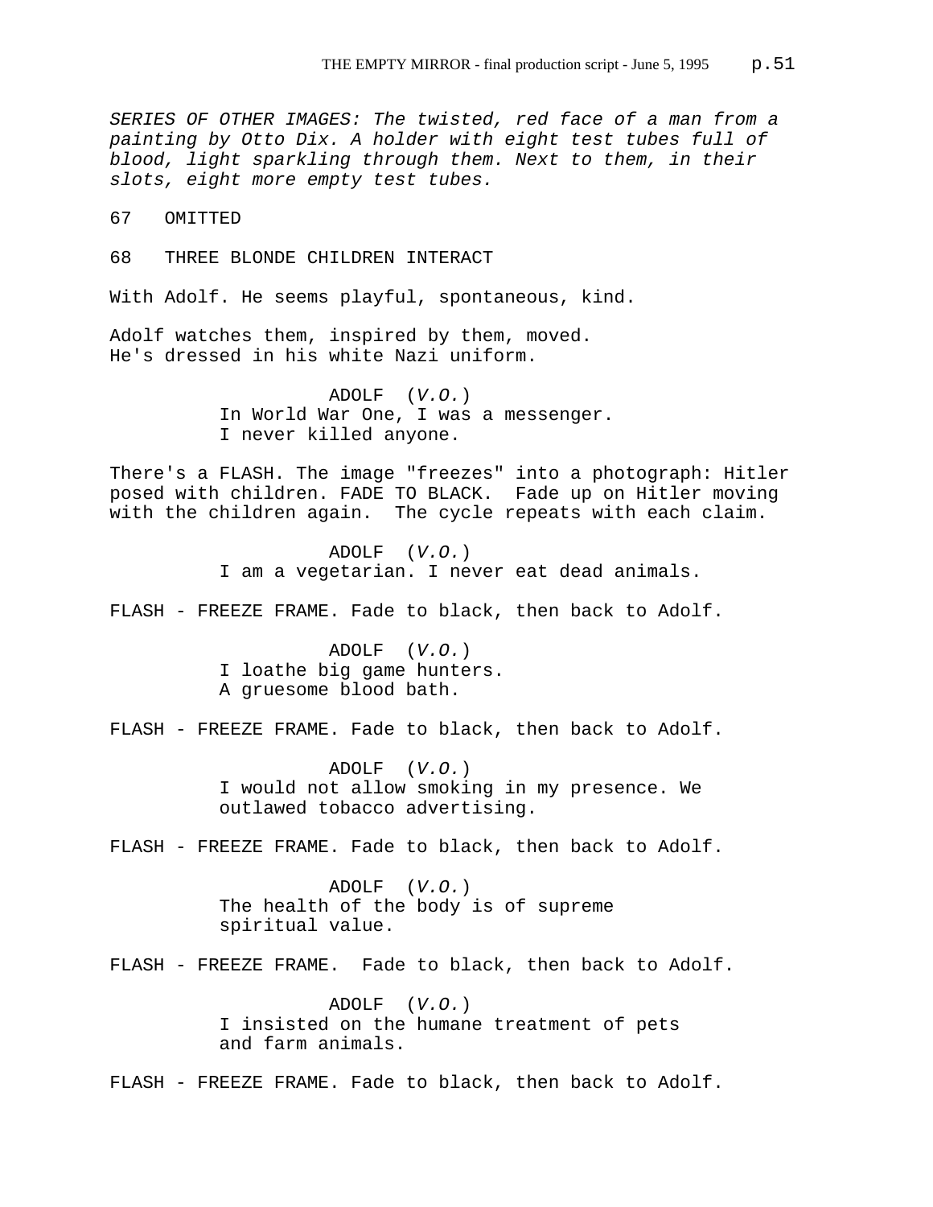*SERIES OF OTHER IMAGES: The twisted, red face of a man from a painting by Otto Dix. A holder with eight test tubes full of blood, light sparkling through them. Next to them, in their slots, eight more empty test tubes.*

67 OMITTED

68 THREE BLONDE CHILDREN INTERACT

With Adolf. He seems playful, spontaneous, kind.

Adolf watches them, inspired by them, moved.
He's dressed in his white Nazi uniform.

ADOLF (*V.O.*)
In World War One, I was a messenger.
I never killed anyone.

There's a FLASH. The image "freezes" into a photograph: Hitler posed with children. FADE TO BLACK. Fade up on Hitler moving with the children again. The cycle repeats with each claim.

ADOLF (*V.O.*)
I am a vegetarian. I never eat dead animals.

FLASH - FREEZE FRAME. Fade to black, then back to Adolf.

ADOLF (*V.O.*)
I loathe big game hunters.
A gruesome blood bath.

FLASH - FREEZE FRAME. Fade to black, then back to Adolf.

ADOLF (*V.O.*)
I would not allow smoking in my presence. We outlawed tobacco advertising.

FLASH - FREEZE FRAME. Fade to black, then back to Adolf.

ADOLF (*V.O.*)
The health of the body is of supreme spiritual value.

FLASH - FREEZE FRAME. Fade to black, then back to Adolf.

ADOLF (*V.O.*)
I insisted on the humane treatment of pets and farm animals.

FLASH - FREEZE FRAME. Fade to black, then back to Adolf.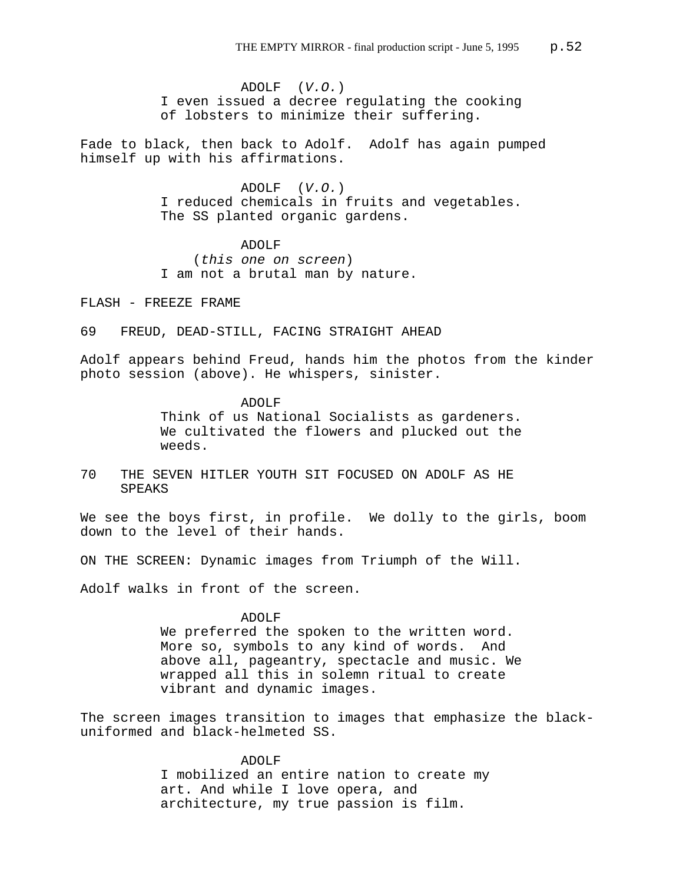ADOLF (*V.O.*)
I even issued a decree regulating the cooking of lobsters to minimize their suffering.

Fade to black, then back to Adolf. Adolf has again pumped himself up with his affirmations.

ADOLF (*V.O.*)
I reduced chemicals in fruits and vegetables. The SS planted organic gardens.

ADOLF
(*this one on screen*)
I am not a brutal man by nature.

FLASH - FREEZE FRAME

69 FREUD, DEAD-STILL, FACING STRAIGHT AHEAD

Adolf appears behind Freud, hands him the photos from the kinder photo session (above). He whispers, sinister.

ADOLF
Think of us National Socialists as gardeners. We cultivated the flowers and plucked out the weeds.

70 THE SEVEN HITLER YOUTH SIT FOCUSED ON ADOLF AS HE SPEAKS

We see the boys first, in profile. We dolly to the girls, boom down to the level of their hands.

ON THE SCREEN: Dynamic images from Triumph of the Will.

Adolf walks in front of the screen.

ADOLF
We preferred the spoken to the written word. More so, symbols to any kind of words. And above all, pageantry, spectacle and music. We wrapped all this in solemn ritual to create vibrant and dynamic images.

The screen images transition to images that emphasize the black-uniformed and black-helmeted SS.

ADOLF
I mobilized an entire nation to create my art. And while I love opera, and architecture, my true passion is film.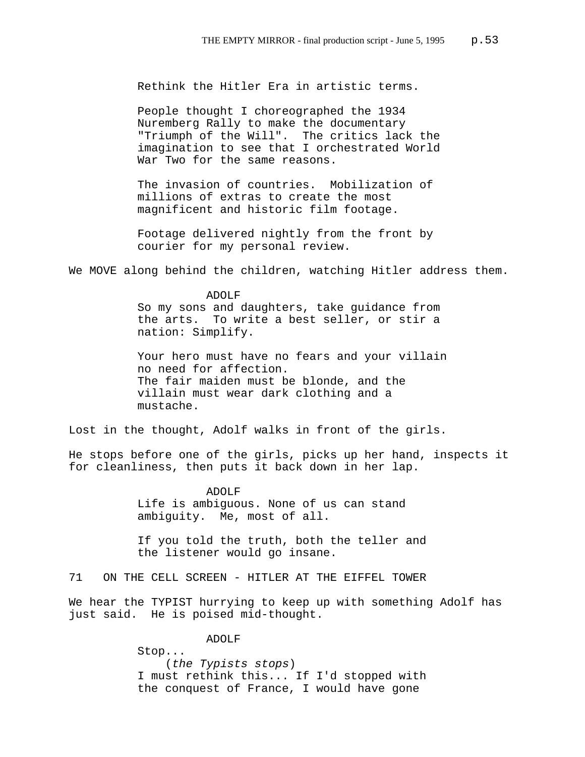Rethink the Hitler Era in artistic terms.

People thought I choreographed the 1934 Nuremberg Rally to make the documentary "Triumph of the Will". The critics lack the imagination to see that I orchestrated World War Two for the same reasons.

The invasion of countries. Mobilization of millions of extras to create the most magnificent and historic film footage.

Footage delivered nightly from the front by courier for my personal review.

We MOVE along behind the children, watching Hitler address them.

ADOLF

So my sons and daughters, take guidance from the arts. To write a best seller, or stir a nation: Simplify.

Your hero must have no fears and your villain no need for affection.
The fair maiden must be blonde, and the villain must wear dark clothing and a mustache.

Lost in the thought, Adolf walks in front of the girls.

He stops before one of the girls, picks up her hand, inspects it for cleanliness, then puts it back down in her lap.

ADOLF

Life is ambiguous. None of us can stand ambiguity. Me, most of all.

If you told the truth, both the teller and the listener would go insane.

71 ON THE CELL SCREEN - HITLER AT THE EIFFEL TOWER

We hear the TYPIST hurrying to keep up with something Adolf has just said. He is poised mid-thought.

ADOLF

Stop...
(*the Typists stops*)
I must rethink this... If I'd stopped with the conquest of France, I would have gone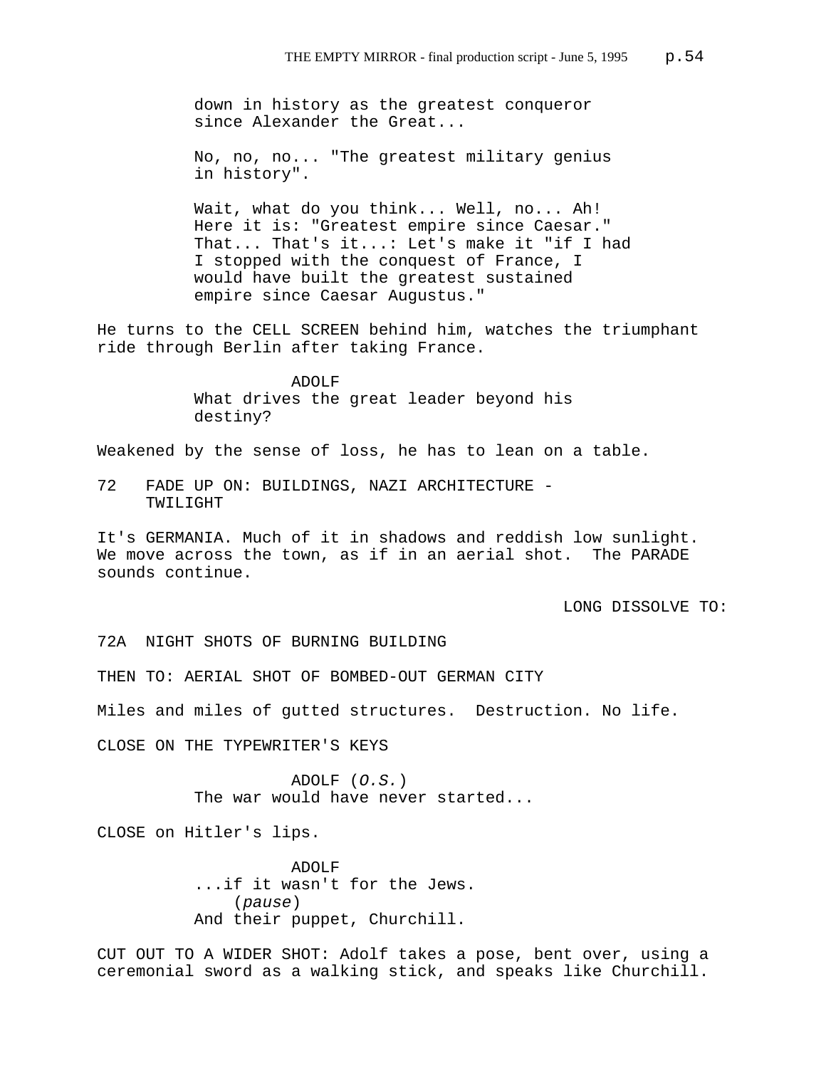down in history as the greatest conqueror since Alexander the Great...

No, no, no... "The greatest military genius in history".

Wait, what do you think... Well, no... Ah! Here it is: "Greatest empire since Caesar." That... That's it...: Let's make it "if I had I stopped with the conquest of France, I would have built the greatest sustained empire since Caesar Augustus."

He turns to the CELL SCREEN behind him, watches the triumphant ride through Berlin after taking France.

ADOLF
What drives the great leader beyond his destiny?

Weakened by the sense of loss, he has to lean on a table.

72 FADE UP ON: BUILDINGS, NAZI ARCHITECTURE - TWILIGHT

It's GERMANIA. Much of it in shadows and reddish low sunlight. We move across the town, as if in an aerial shot. The PARADE sounds continue.

LONG DISSOLVE TO:

72A NIGHT SHOTS OF BURNING BUILDING

THEN TO: AERIAL SHOT OF BOMBED-OUT GERMAN CITY

Miles and miles of gutted structures. Destruction. No life.

CLOSE ON THE TYPEWRITER'S KEYS

ADOLF (*O.S.*)
The war would have never started...

CLOSE on Hitler's lips.

ADOLF
...if it wasn't for the Jews.
(*pause*)
And their puppet, Churchill.

CUT OUT TO A WIDER SHOT: Adolf takes a pose, bent over, using a ceremonial sword as a walking stick, and speaks like Churchill.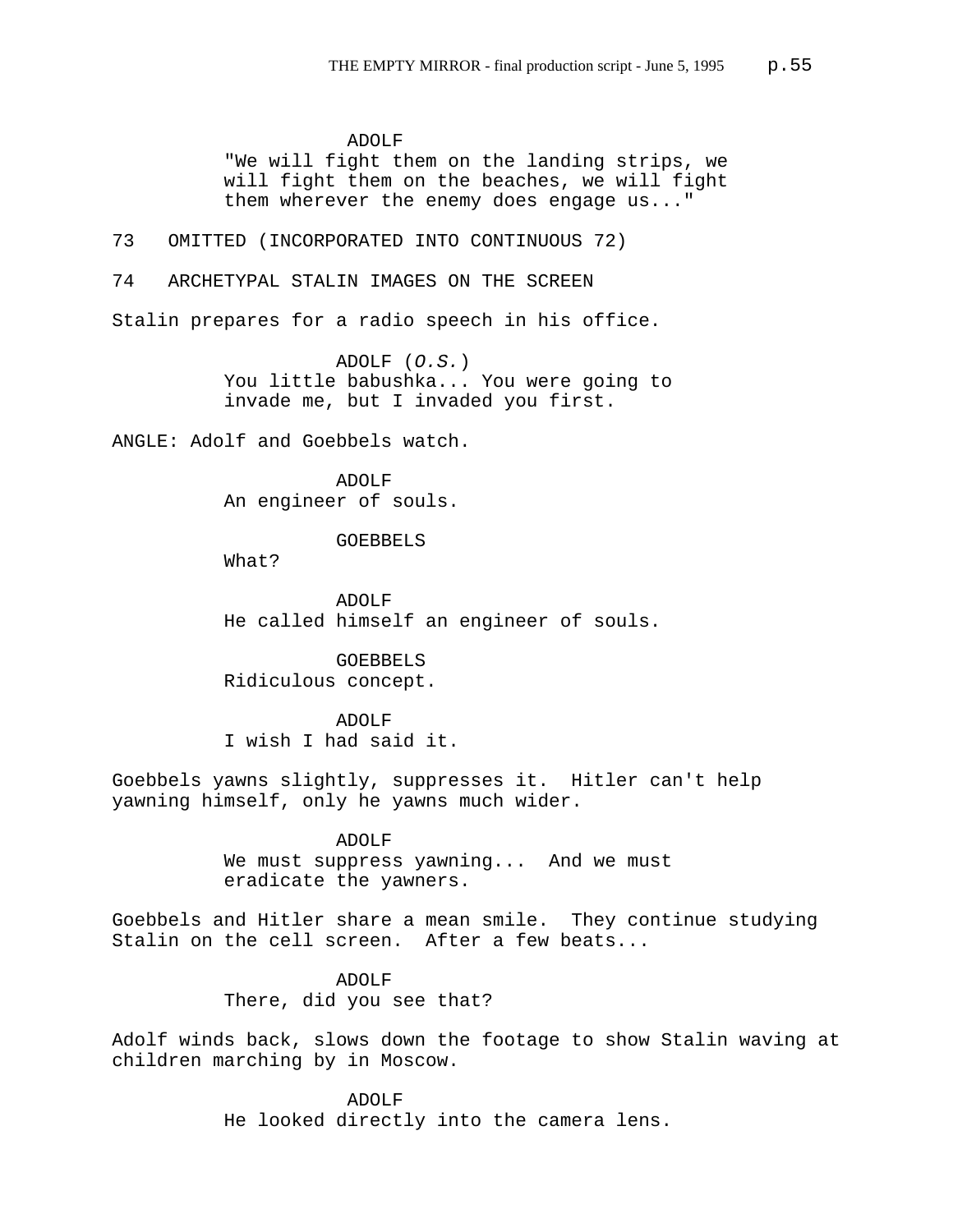ADOLF
"We will fight them on the landing strips, we will fight them on the beaches, we will fight them wherever the enemy does engage us..."

73 OMITTED (INCORPORATED INTO CONTINUOUS 72)

74 ARCHETYPAL STALIN IMAGES ON THE SCREEN

Stalin prepares for a radio speech in his office.

ADOLF (*O.S.*)
You little babushka... You were going to invade me, but I invaded you first.

ANGLE: Adolf and Goebbels watch.

ADOLF
An engineer of souls.

GOEBBELS
What?

ADOLF
He called himself an engineer of souls.

GOEBBELS
Ridiculous concept.

ADOLF
I wish I had said it.

Goebbels yawns slightly, suppresses it. Hitler can't help yawning himself, only he yawns much wider.

ADOLF
We must suppress yawning... And we must eradicate the yawners.

Goebbels and Hitler share a mean smile. They continue studying Stalin on the cell screen. After a few beats...

ADOLF
There, did you see that?

Adolf winds back, slows down the footage to show Stalin waving at children marching by in Moscow.

ADOLF
He looked directly into the camera lens.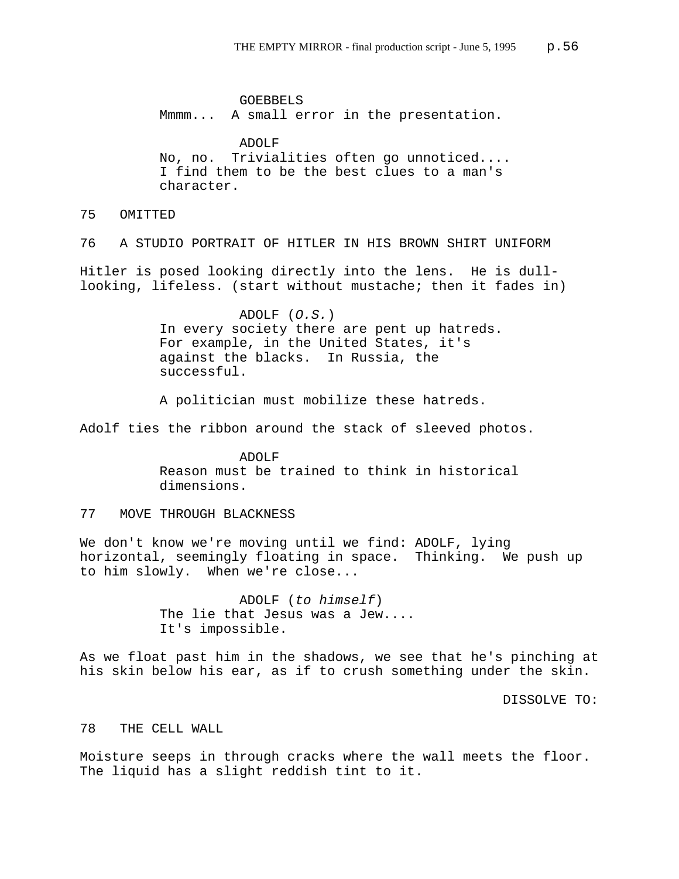GOEBBELS
Mmmm... A small error in the presentation.

ADOLF
No, no. Trivialities often go unnoticed.... I find them to be the best clues to a man's character.

75 OMITTED

76 A STUDIO PORTRAIT OF HITLER IN HIS BROWN SHIRT UNIFORM

Hitler is posed looking directly into the lens. He is dull-looking, lifeless. (start without mustache; then it fades in)

ADOLF (*O.S.*)
In every society there are pent up hatreds. For example, in the United States, it's against the blacks. In Russia, the successful.

A politician must mobilize these hatreds.

Adolf ties the ribbon around the stack of sleeved photos.

ADOLF
Reason must be trained to think in historical dimensions.

77 MOVE THROUGH BLACKNESS

We don't know we're moving until we find: ADOLF, lying horizontal, seemingly floating in space. Thinking. We push up to him slowly. When we're close...

ADOLF (*to himself*)
The lie that Jesus was a Jew.... It's impossible.

As we float past him in the shadows, we see that he's pinching at his skin below his ear, as if to crush something under the skin.

DISSOLVE TO:

78 THE CELL WALL

Moisture seeps in through cracks where the wall meets the floor. The liquid has a slight reddish tint to it.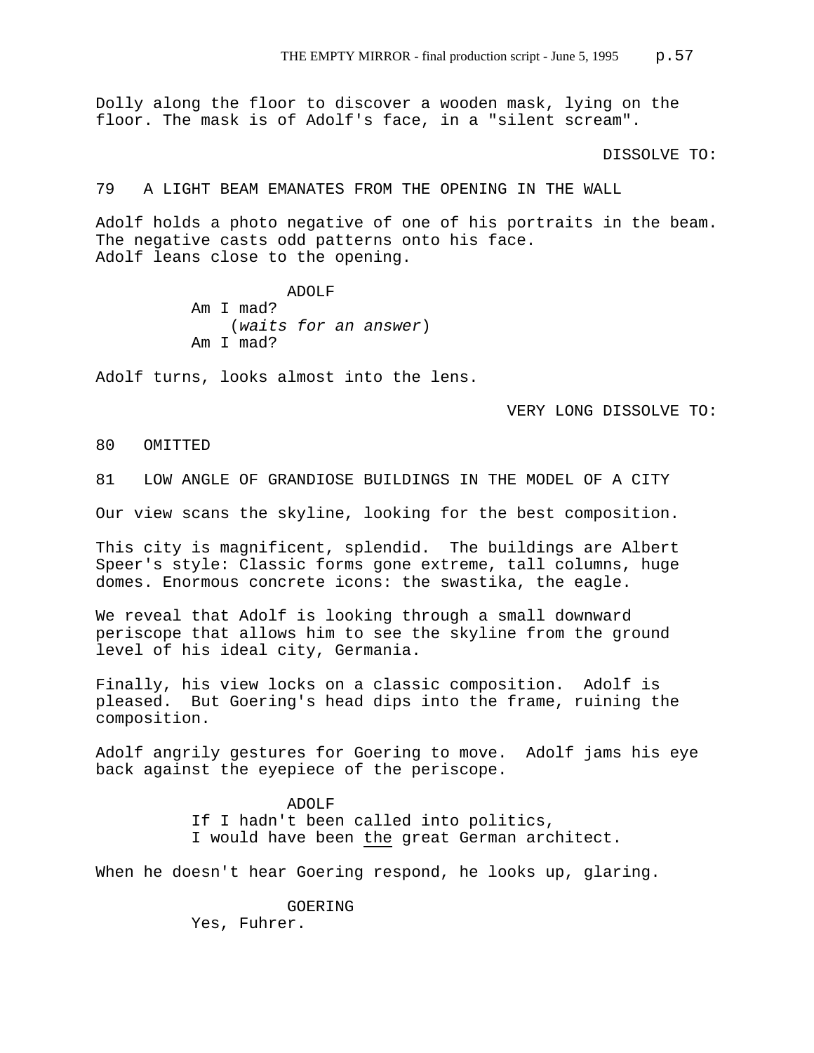Dolly along the floor to discover a wooden mask, lying on the floor. The mask is of Adolf's face, in a "silent scream".

DISSOLVE TO:

79 A LIGHT BEAM EMANATES FROM THE OPENING IN THE WALL

Adolf holds a photo negative of one of his portraits in the beam. The negative casts odd patterns onto his face.
Adolf leans close to the opening.

ADOLF
Am I mad?
(*waits for an answer*)
Am I mad?

Adolf turns, looks almost into the lens.

VERY LONG DISSOLVE TO:

80 OMITTED

81 LOW ANGLE OF GRANDIOSE BUILDINGS IN THE MODEL OF A CITY

Our view scans the skyline, looking for the best composition.

This city is magnificent, splendid. The buildings are Albert Speer's style: Classic forms gone extreme, tall columns, huge domes. Enormous concrete icons: the swastika, the eagle.

We reveal that Adolf is looking through a small downward periscope that allows him to see the skyline from the ground level of his ideal city, Germania.

Finally, his view locks on a classic composition. Adolf is pleased. But Goering's head dips into the frame, ruining the composition.

Adolf angrily gestures for Goering to move. Adolf jams his eye back against the eyepiece of the periscope.

ADOLF
If I hadn't been called into politics,
I would have been <u>the</u> great German architect.

When he doesn't hear Goering respond, he looks up, glaring.

GOERING
Yes, Fuhrer.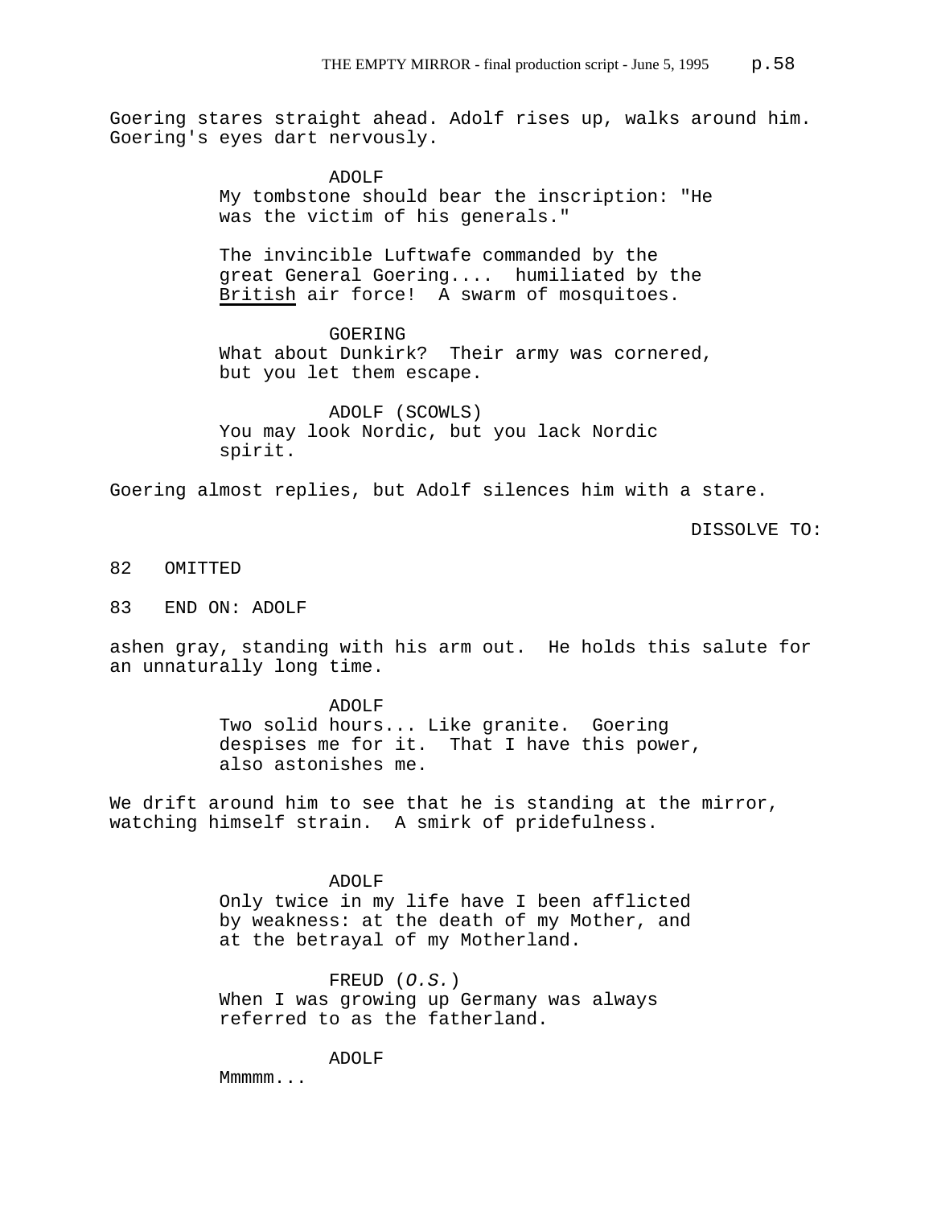Goering stares straight ahead. Adolf rises up, walks around him. Goering's eyes dart nervously.

ADOLF
My tombstone should bear the inscription: "He was the victim of his generals."

The invincible Luftwafe commanded by the great General Goering.... humiliated by the British air force! A swarm of mosquitoes.

GOERING
What about Dunkirk? Their army was cornered, but you let them escape.

ADOLF (SCOWLS)
You may look Nordic, but you lack Nordic spirit.

Goering almost replies, but Adolf silences him with a stare.

DISSOLVE TO:

82 OMITTED

83 END ON: ADOLF

ashen gray, standing with his arm out. He holds this salute for an unnaturally long time.

ADOLF
Two solid hours... Like granite. Goering despises me for it. That I have this power, also astonishes me.

We drift around him to see that he is standing at the mirror, watching himself strain. A smirk of pridefulness.

ADOLF
Only twice in my life have I been afflicted by weakness: at the death of my Mother, and at the betrayal of my Motherland.

FREUD (*O.S.*)
When I was growing up Germany was always referred to as the fatherland.

ADOLF
Mmmmm...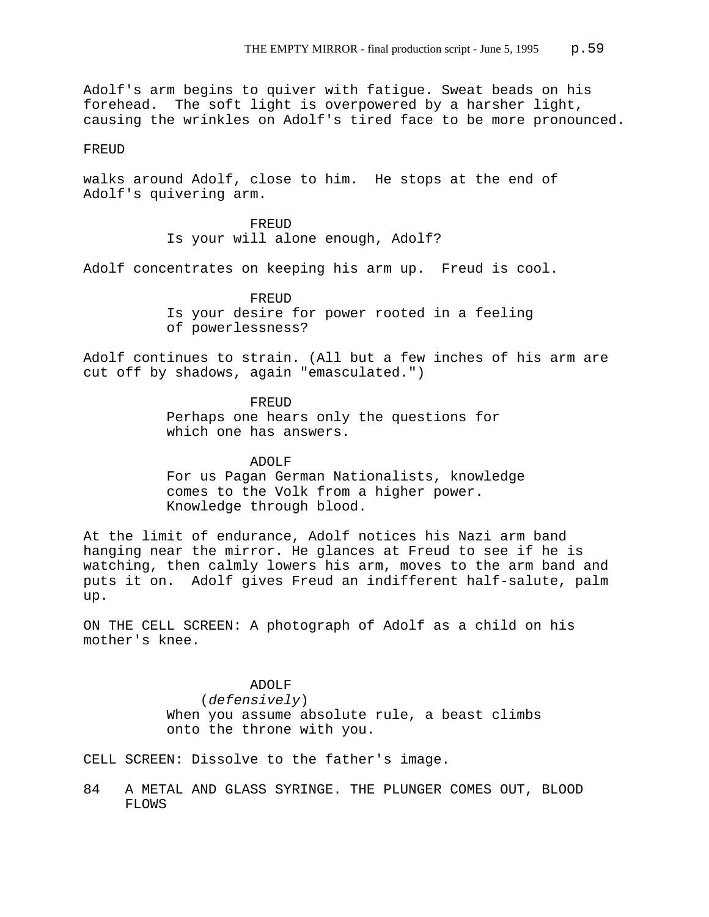Adolf's arm begins to quiver with fatigue. Sweat beads on his forehead. The soft light is overpowered by a harsher light, causing the wrinkles on Adolf's tired face to be more pronounced.

FREUD

walks around Adolf, close to him. He stops at the end of Adolf's quivering arm.

FREUD
Is your will alone enough, Adolf?

Adolf concentrates on keeping his arm up. Freud is cool.

FREUD
Is your desire for power rooted in a feeling of powerlessness?

Adolf continues to strain. (All but a few inches of his arm are cut off by shadows, again "emasculated.")

FREUD
Perhaps one hears only the questions for which one has answers.

ADOLF
For us Pagan German Nationalists, knowledge comes to the Volk from a higher power. Knowledge through blood.

At the limit of endurance, Adolf notices his Nazi arm band hanging near the mirror. He glances at Freud to see if he is watching, then calmly lowers his arm, moves to the arm band and puts it on. Adolf gives Freud an indifferent half-salute, palm up.

ON THE CELL SCREEN: A photograph of Adolf as a child on his mother's knee.

ADOLF
(*defensively*)
When you assume absolute rule, a beast climbs onto the throne with you.

CELL SCREEN: Dissolve to the father's image.

84 A METAL AND GLASS SYRINGE. THE PLUNGER COMES OUT, BLOOD FLOWS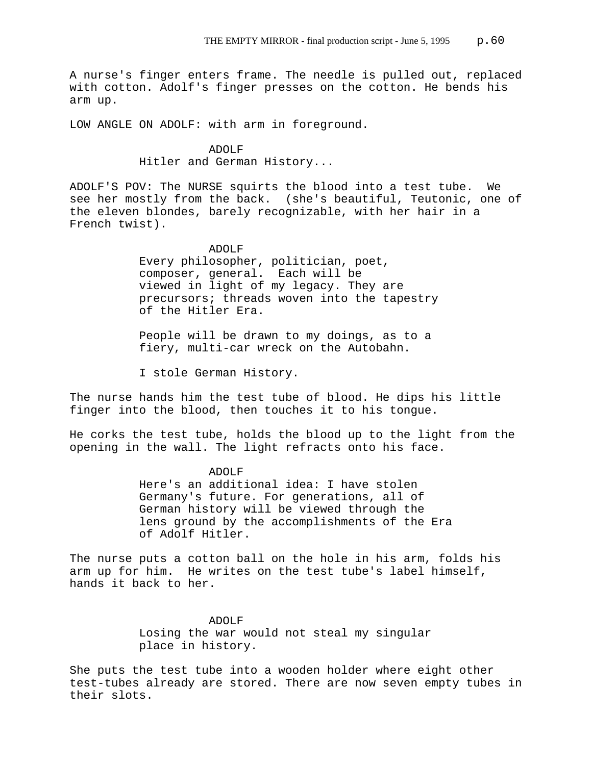A nurse's finger enters frame. The needle is pulled out, replaced with cotton. Adolf's finger presses on the cotton. He bends his arm up.

LOW ANGLE ON ADOLF: with arm in foreground.

ADOLF
Hitler and German History...

ADOLF'S POV: The NURSE squirts the blood into a test tube. We see her mostly from the back. (she's beautiful, Teutonic, one of the eleven blondes, barely recognizable, with her hair in a French twist).

ADOLF
Every philosopher, politician, poet, composer, general. Each will be viewed in light of my legacy. They are precursors; threads woven into the tapestry of the Hitler Era.

People will be drawn to my doings, as to a fiery, multi-car wreck on the Autobahn.

I stole German History.

The nurse hands him the test tube of blood. He dips his little finger into the blood, then touches it to his tongue.

He corks the test tube, holds the blood up to the light from the opening in the wall. The light refracts onto his face.

ADOLF
Here's an additional idea: I have stolen Germany's future. For generations, all of German history will be viewed through the lens ground by the accomplishments of the Era of Adolf Hitler.

The nurse puts a cotton ball on the hole in his arm, folds his arm up for him. He writes on the test tube's label himself, hands it back to her.

ADOLF
Losing the war would not steal my singular place in history.

She puts the test tube into a wooden holder where eight other test-tubes already are stored. There are now seven empty tubes in their slots.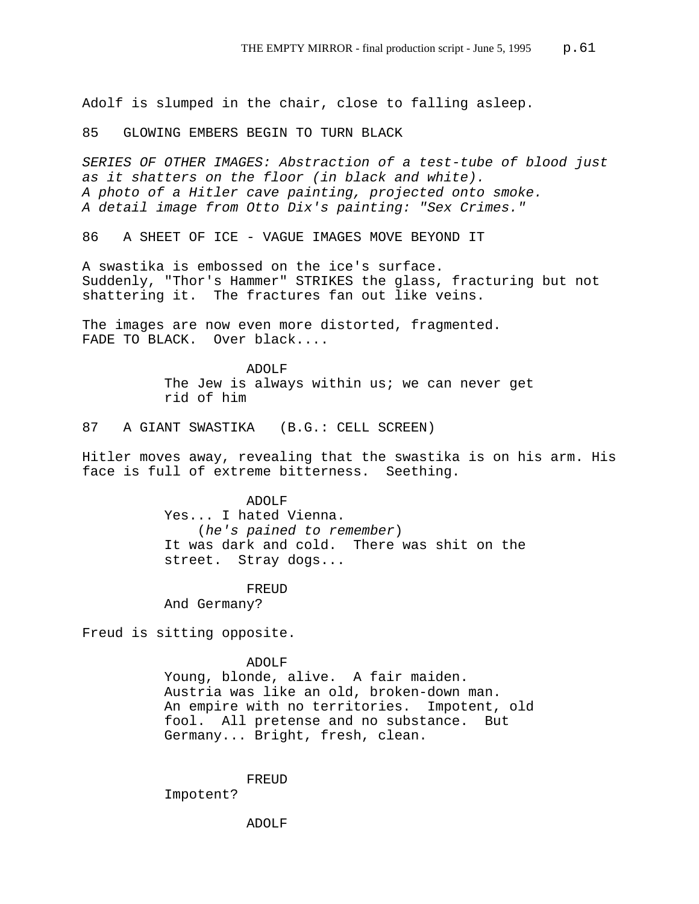Adolf is slumped in the chair, close to falling asleep.

85 GLOWING EMBERS BEGIN TO TURN BLACK

*SERIES OF OTHER IMAGES: Abstraction of a test-tube of blood just as it shatters on the floor (in black and white).*
*A photo of a Hitler cave painting, projected onto smoke.*
*A detail image from Otto Dix's painting: "Sex Crimes."*

86 A SHEET OF ICE - VAGUE IMAGES MOVE BEYOND IT

A swastika is embossed on the ice's surface.
Suddenly, "Thor's Hammer" STRIKES the glass, fracturing but not shattering it. The fractures fan out like veins.

The images are now even more distorted, fragmented.
FADE TO BLACK. Over black....

ADOLF
The Jew is always within us; we can never get rid of him

87 A GIANT SWASTIKA (B.G.: CELL SCREEN)

Hitler moves away, revealing that the swastika is on his arm. His face is full of extreme bitterness. Seething.

ADOLF
Yes... I hated Vienna.
(*he's pained to remember*)
It was dark and cold. There was shit on the street. Stray dogs...

FREUD
And Germany?

Freud is sitting opposite.

ADOLF
Young, blonde, alive. A fair maiden.
Austria was like an old, broken-down man.
An empire with no territories. Impotent, old fool. All pretense and no substance. But Germany... Bright, fresh, clean.

FREUD
Impotent?

ADOLF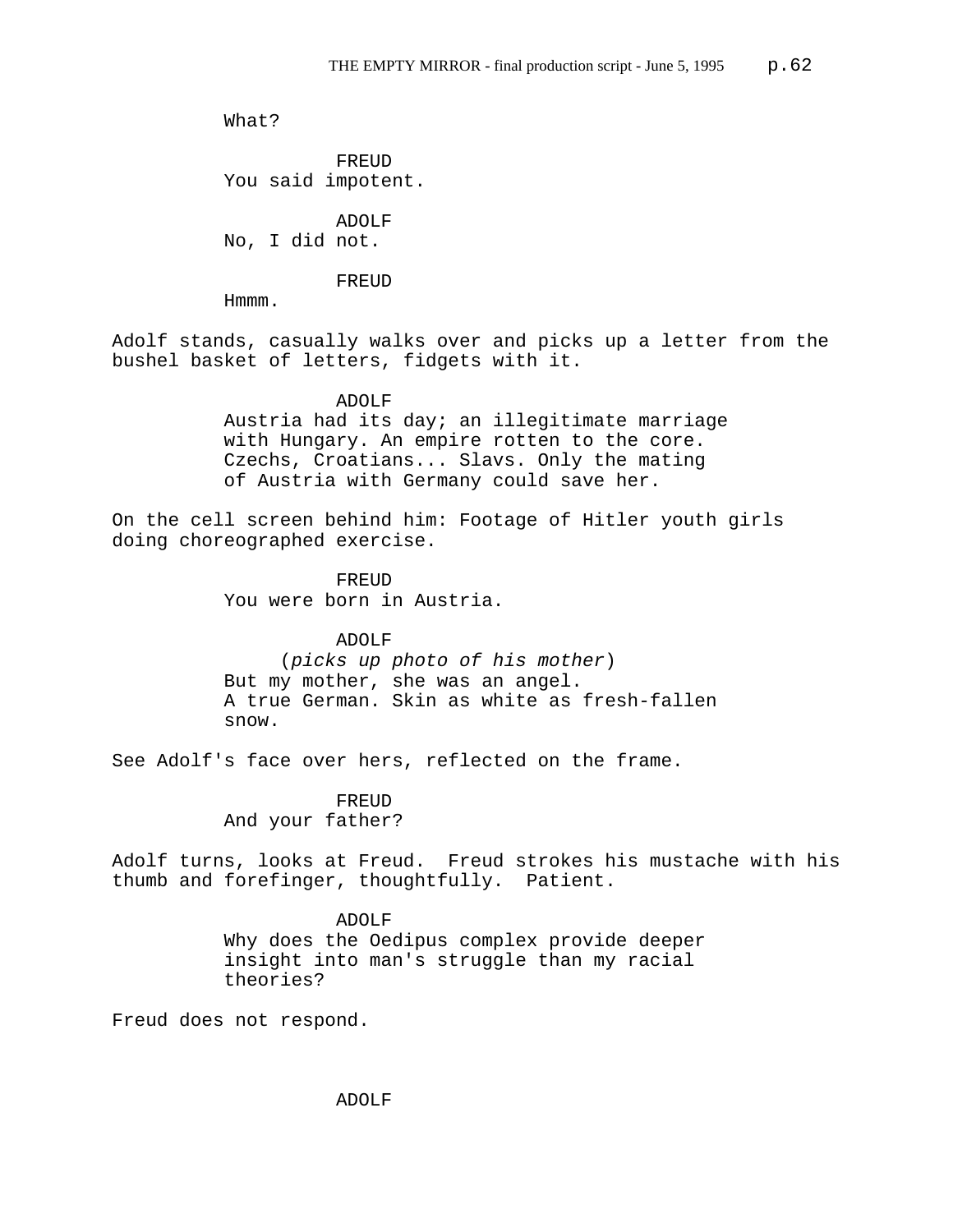What?

FREUD
You said impotent.

ADOLF
No, I did not.

FREUD
Hmmm.

Adolf stands, casually walks over and picks up a letter from the bushel basket of letters, fidgets with it.

ADOLF
Austria had its day; an illegitimate marriage with Hungary. An empire rotten to the core. Czechs, Croatians... Slavs. Only the mating of Austria with Germany could save her.

On the cell screen behind him: Footage of Hitler youth girls doing choreographed exercise.

FREUD
You were born in Austria.

ADOLF
(*picks up photo of his mother*)
But my mother, she was an angel. A true German. Skin as white as fresh-fallen snow.

See Adolf's face over hers, reflected on the frame.

FREUD
And your father?

Adolf turns, looks at Freud. Freud strokes his mustache with his thumb and forefinger, thoughtfully. Patient.

ADOLF
Why does the Oedipus complex provide deeper insight into man's struggle than my racial theories?

Freud does not respond.

ADOLF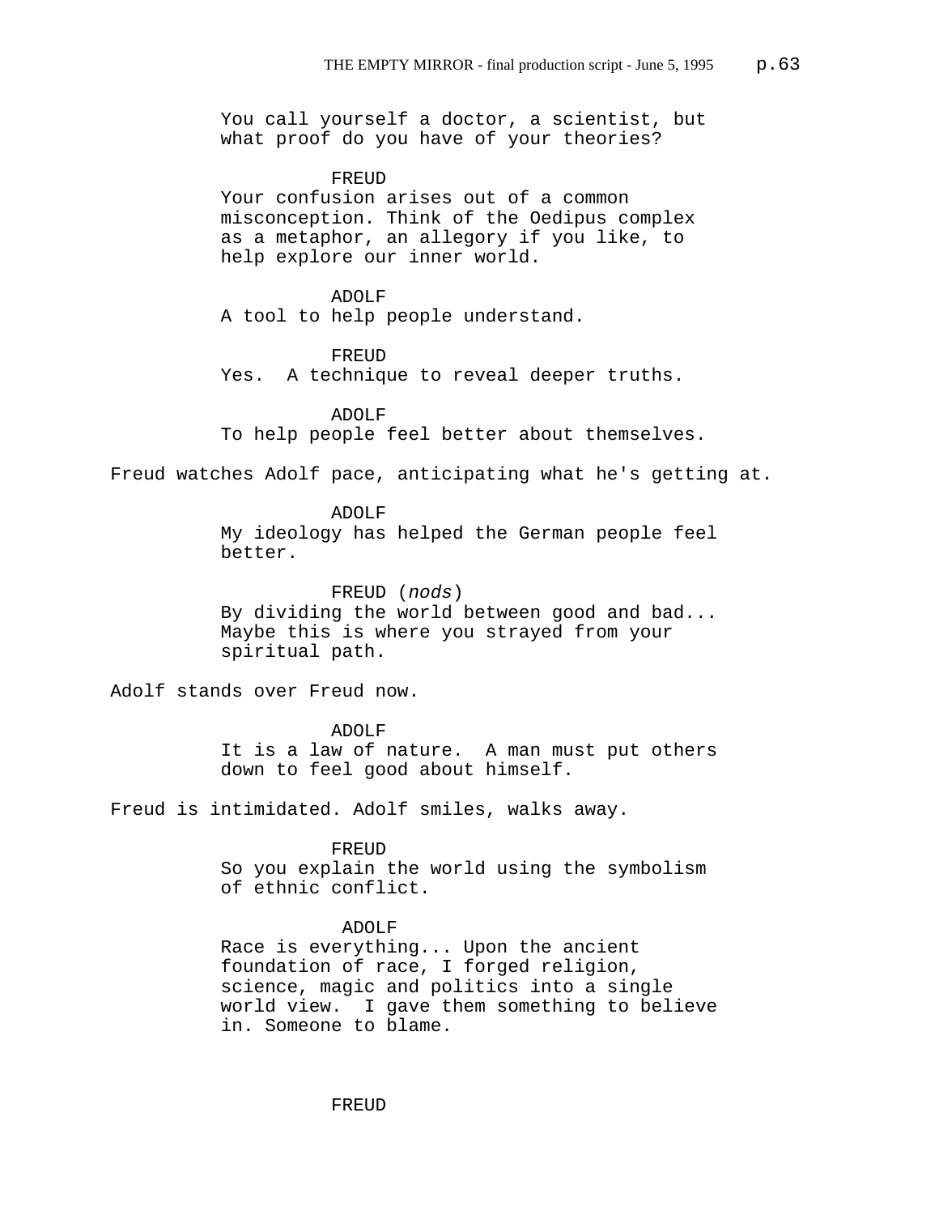You call yourself a doctor, a scientist, but what proof do you have of your theories?

FREUD

Your confusion arises out of a common misconception. Think of the Oedipus complex as a metaphor, an allegory if you like, to help explore our inner world.

ADOLF

A tool to help people understand.

FREUD

Yes. A technique to reveal deeper truths.

ADOLF

To help people feel better about themselves.

Freud watches Adolf pace, anticipating what he's getting at.

ADOLF

My ideology has helped the German people feel better.

FREUD (*nods*)

By dividing the world between good and bad... Maybe this is where you strayed from your spiritual path.

Adolf stands over Freud now.

ADOLF

It is a law of nature. A man must put others down to feel good about himself.

Freud is intimidated. Adolf smiles, walks away.

FREUD

So you explain the world using the symbolism of ethnic conflict.

ADOLF

Race is everything... Upon the ancient foundation of race, I forged religion, science, magic and politics into a single world view. I gave them something to believe in. Someone to blame.

FREUD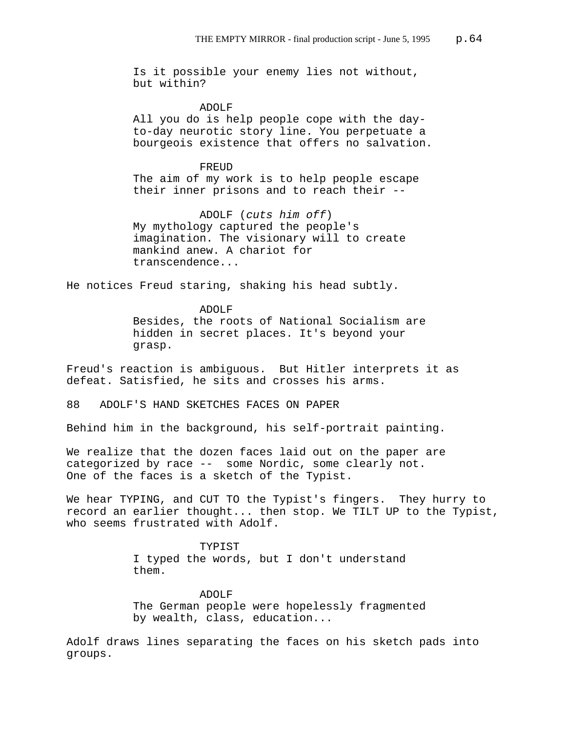Is it possible your enemy lies not without, but within?

ADOLF

All you do is help people cope with the day-to-day neurotic story line. You perpetuate a bourgeois existence that offers no salvation.

FREUD

The aim of my work is to help people escape their inner prisons and to reach their --

ADOLF (*cuts him off*)

My mythology captured the people's imagination. The visionary will to create mankind anew. A chariot for transcendence...

He notices Freud staring, shaking his head subtly.

ADOLF

Besides, the roots of National Socialism are hidden in secret places. It's beyond your grasp.

Freud's reaction is ambiguous. But Hitler interprets it as defeat. Satisfied, he sits and crosses his arms.

88 ADOLF'S HAND SKETCHES FACES ON PAPER

Behind him in the background, his self-portrait painting.

We realize that the dozen faces laid out on the paper are categorized by race -- some Nordic, some clearly not. One of the faces is a sketch of the Typist.

We hear TYPING, and CUT TO the Typist's fingers. They hurry to record an earlier thought... then stop. We TILT UP to the Typist, who seems frustrated with Adolf.

TYPIST

I typed the words, but I don't understand them.

ADOLF

The German people were hopelessly fragmented by wealth, class, education...

Adolf draws lines separating the faces on his sketch pads into groups.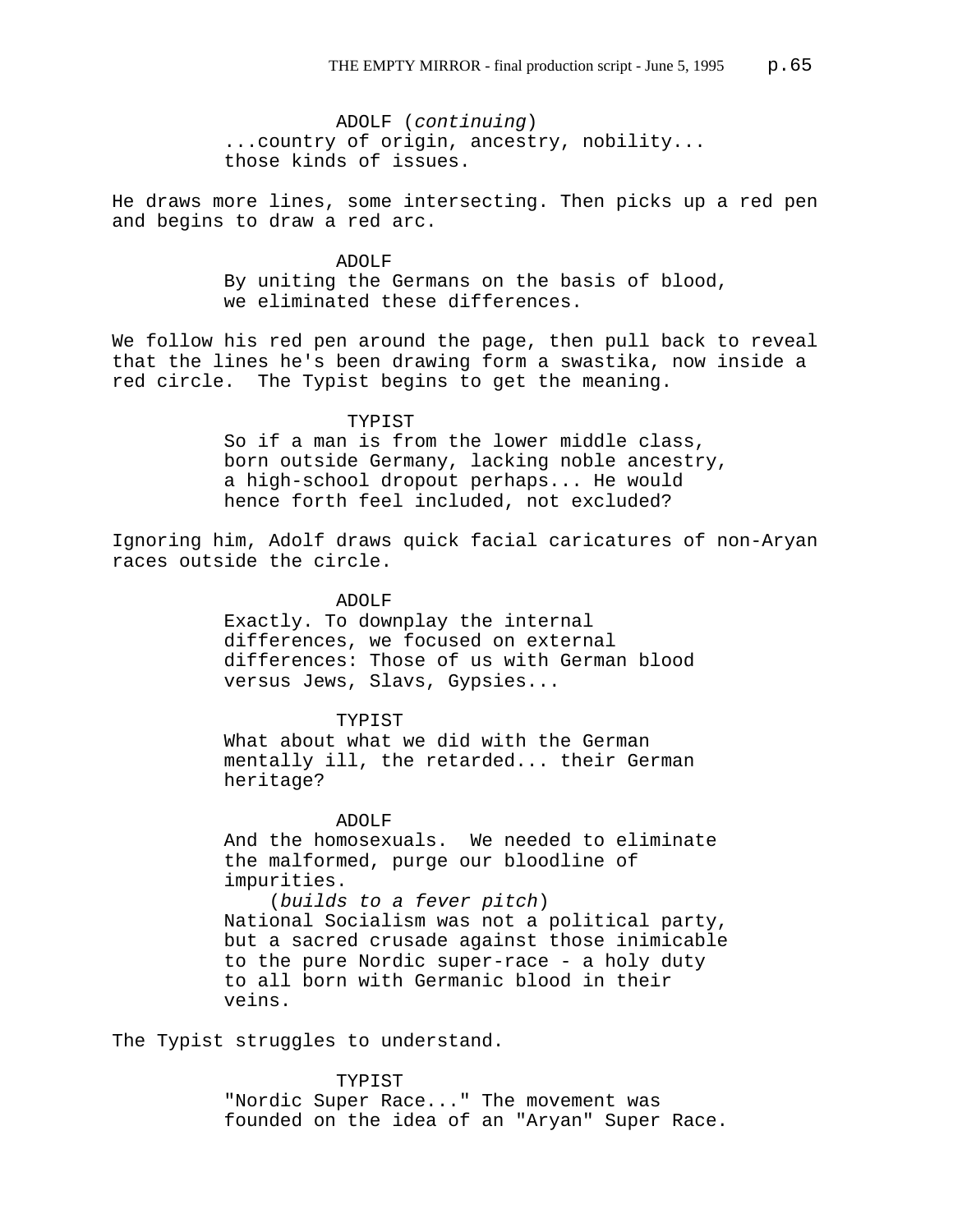ADOLF (*continuing*)
...country of origin, ancestry, nobility...
those kinds of issues.

He draws more lines, some intersecting. Then picks up a red pen and begins to draw a red arc.

ADOLF
By uniting the Germans on the basis of blood,
we eliminated these differences.

We follow his red pen around the page, then pull back to reveal that the lines he's been drawing form a swastika, now inside a red circle. The Typist begins to get the meaning.

TYPIST
So if a man is from the lower middle class,
born outside Germany, lacking noble ancestry,
a high-school dropout perhaps... He would
hence forth feel included, not excluded?

Ignoring him, Adolf draws quick facial caricatures of non-Aryan races outside the circle.

ADOLF
Exactly. To downplay the internal
differences, we focused on external
differences: Those of us with German blood
versus Jews, Slavs, Gypsies...

TYPIST
What about what we did with the German
mentally ill, the retarded... their German
heritage?

ADOLF
And the homosexuals. We needed to eliminate
the malformed, purge our bloodline of
impurities.
(*builds to a fever pitch*)
National Socialism was not a political party,
but a sacred crusade against those inimicable
to the pure Nordic super-race - a holy duty
to all born with Germanic blood in their
veins.

The Typist struggles to understand.

TYPIST
"Nordic Super Race..." The movement was
founded on the idea of an "Aryan" Super Race.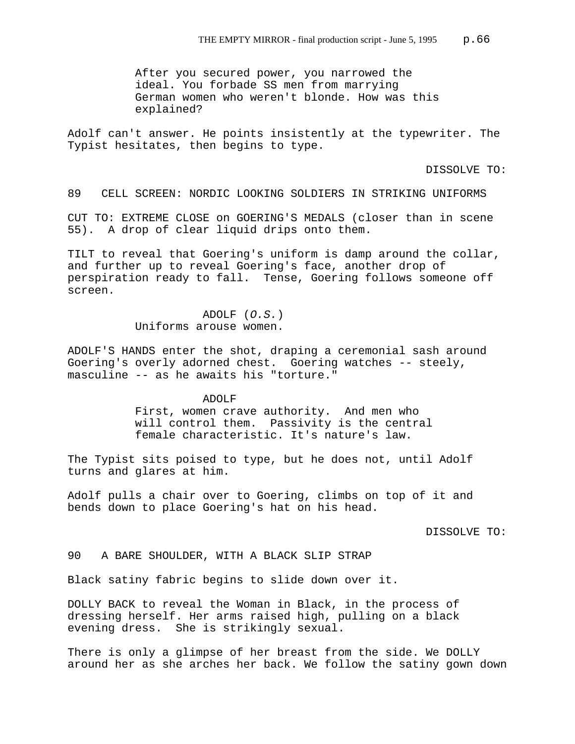After you secured power, you narrowed the ideal. You forbade SS men from marrying German women who weren't blonde. How was this explained?

Adolf can't answer. He points insistently at the typewriter. The Typist hesitates, then begins to type.

DISSOLVE TO:

89 CELL SCREEN: NORDIC LOOKING SOLDIERS IN STRIKING UNIFORMS

CUT TO: EXTREME CLOSE on GOERING'S MEDALS (closer than in scene 55). A drop of clear liquid drips onto them.

TILT to reveal that Goering's uniform is damp around the collar, and further up to reveal Goering's face, another drop of perspiration ready to fall. Tense, Goering follows someone off screen.

ADOLF (*O.S.*)
Uniforms arouse women.

ADOLF'S HANDS enter the shot, draping a ceremonial sash around Goering's overly adorned chest. Goering watches -- steely, masculine -- as he awaits his "torture."

ADOLF
First, women crave authority. And men who will control them. Passivity is the central female characteristic. It's nature's law.

The Typist sits poised to type, but he does not, until Adolf turns and glares at him.

Adolf pulls a chair over to Goering, climbs on top of it and bends down to place Goering's hat on his head.

DISSOLVE TO:

90 A BARE SHOULDER, WITH A BLACK SLIP STRAP

Black satiny fabric begins to slide down over it.

DOLLY BACK to reveal the Woman in Black, in the process of dressing herself. Her arms raised high, pulling on a black evening dress. She is strikingly sexual.

There is only a glimpse of her breast from the side. We DOLLY around her as she arches her back. We follow the satiny gown down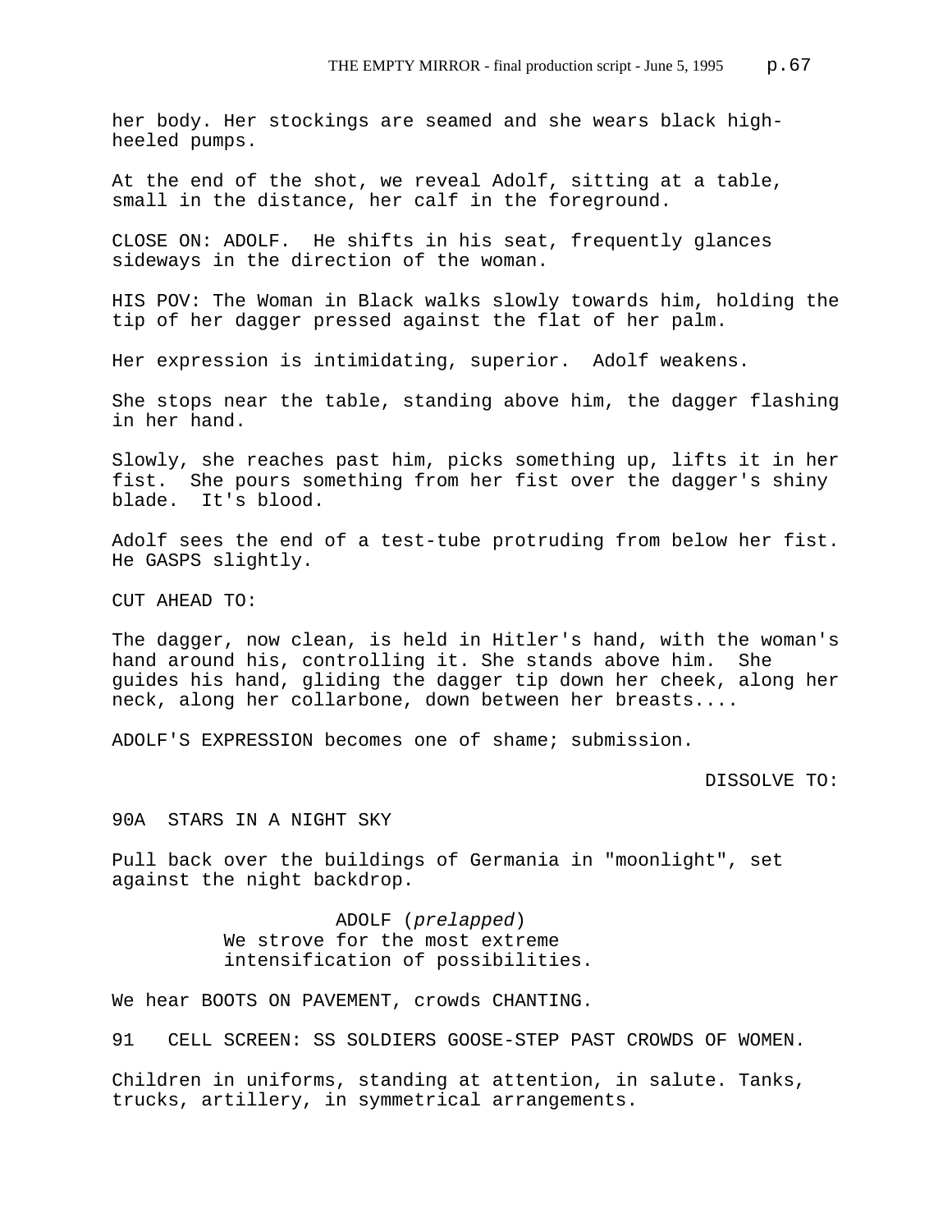her body. Her stockings are seamed and she wears black high-heeled pumps.

At the end of the shot, we reveal Adolf, sitting at a table, small in the distance, her calf in the foreground.

CLOSE ON: ADOLF. He shifts in his seat, frequently glances sideways in the direction of the woman.

HIS POV: The Woman in Black walks slowly towards him, holding the tip of her dagger pressed against the flat of her palm.

Her expression is intimidating, superior. Adolf weakens.

She stops near the table, standing above him, the dagger flashing in her hand.

Slowly, she reaches past him, picks something up, lifts it in her fist. She pours something from her fist over the dagger's shiny blade. It's blood.

Adolf sees the end of a test-tube protruding from below her fist. He GASPS slightly.

CUT AHEAD TO:

The dagger, now clean, is held in Hitler's hand, with the woman's hand around his, controlling it. She stands above him. She guides his hand, gliding the dagger tip down her cheek, along her neck, along her collarbone, down between her breasts....

ADOLF'S EXPRESSION becomes one of shame; submission.

DISSOLVE TO:

90A STARS IN A NIGHT SKY

Pull back over the buildings of Germania in "moonlight", set against the night backdrop.

ADOLF (*prelapped*)
We strove for the most extreme intensification of possibilities.

We hear BOOTS ON PAVEMENT, crowds CHANTING.

91 CELL SCREEN: SS SOLDIERS GOOSE-STEP PAST CROWDS OF WOMEN.

Children in uniforms, standing at attention, in salute. Tanks, trucks, artillery, in symmetrical arrangements.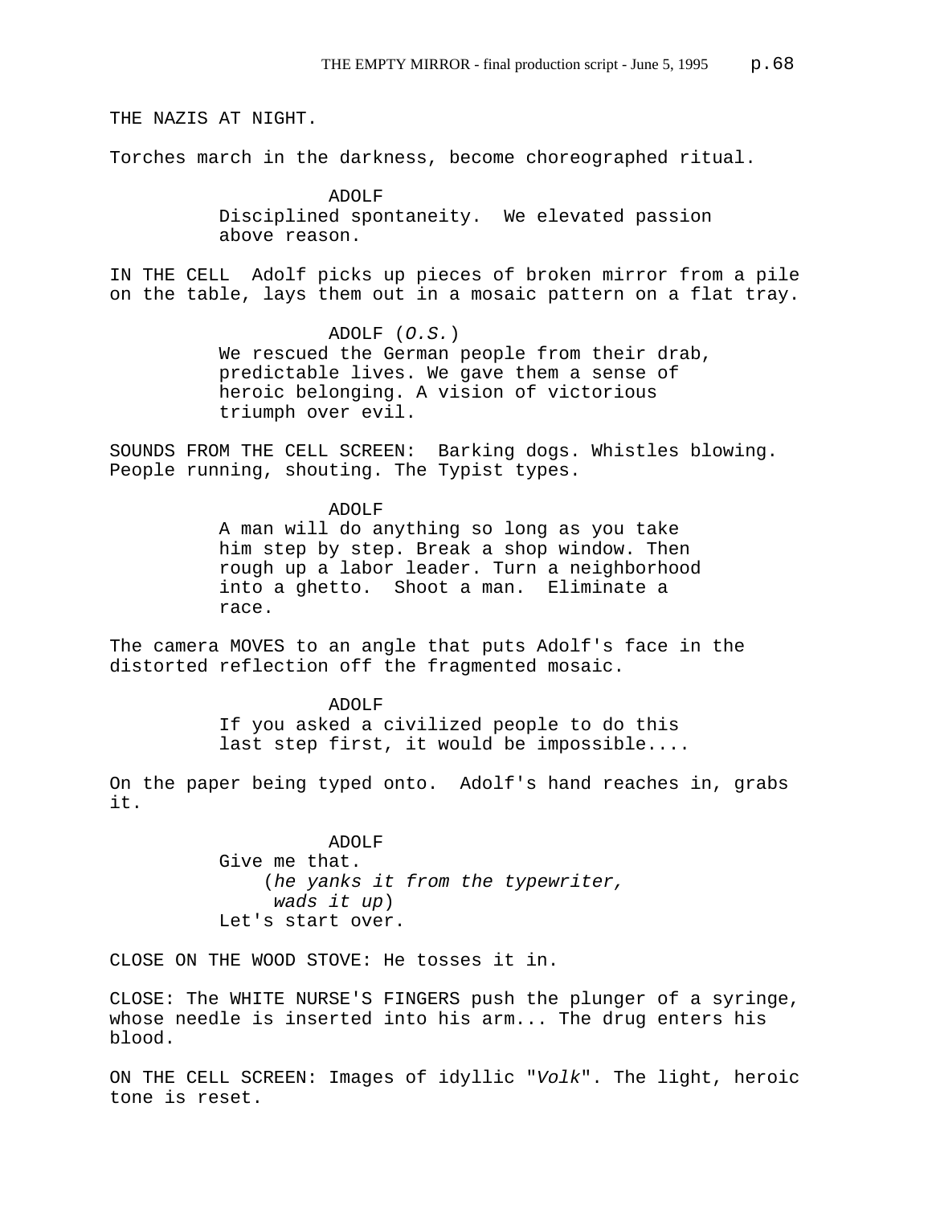THE NAZIS AT NIGHT.

Torches march in the darkness, become choreographed ritual.

ADOLF
Disciplined spontaneity. We elevated passion above reason.

IN THE CELL Adolf picks up pieces of broken mirror from a pile on the table, lays them out in a mosaic pattern on a flat tray.

ADOLF (*O.S.*)
We rescued the German people from their drab, predictable lives. We gave them a sense of heroic belonging. A vision of victorious triumph over evil.

SOUNDS FROM THE CELL SCREEN: Barking dogs. Whistles blowing. People running, shouting. The Typist types.

ADOLF
A man will do anything so long as you take him step by step. Break a shop window. Then rough up a labor leader. Turn a neighborhood into a ghetto. Shoot a man. Eliminate a race.

The camera MOVES to an angle that puts Adolf's face in the distorted reflection off the fragmented mosaic.

ADOLF
If you asked a civilized people to do this last step first, it would be impossible....

On the paper being typed onto. Adolf's hand reaches in, grabs it.

ADOLF
Give me that.
(*he yanks it from the typewriter, wads it up*)
Let's start over.

CLOSE ON THE WOOD STOVE: He tosses it in.

CLOSE: The WHITE NURSE'S FINGERS push the plunger of a syringe, whose needle is inserted into his arm... The drug enters his blood.

ON THE CELL SCREEN: Images of idyllic "*Volk*". The light, heroic tone is reset.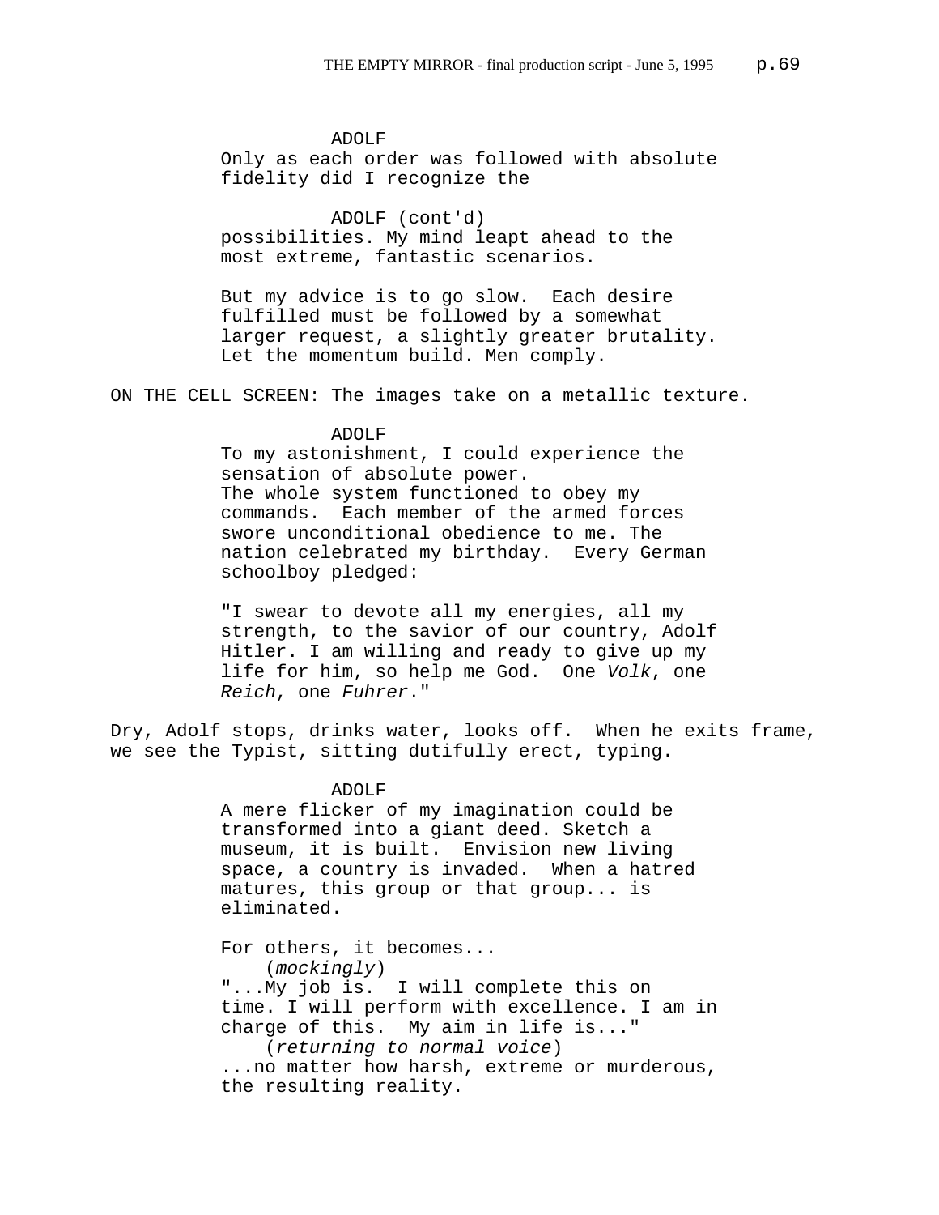ADOLF

Only as each order was followed with absolute fidelity did I recognize the

ADOLF (cont'd)

possibilities. My mind leapt ahead to the most extreme, fantastic scenarios.

But my advice is to go slow. Each desire fulfilled must be followed by a somewhat larger request, a slightly greater brutality. Let the momentum build. Men comply.

ON THE CELL SCREEN: The images take on a metallic texture.

ADOLF

To my astonishment, I could experience the sensation of absolute power.
The whole system functioned to obey my commands. Each member of the armed forces swore unconditional obedience to me. The nation celebrated my birthday. Every German schoolboy pledged:

"I swear to devote all my energies, all my strength, to the savior of our country, Adolf Hitler. I am willing and ready to give up my life for him, so help me God. One *Volk*, one *Reich*, one *Fuhrer*."

Dry, Adolf stops, drinks water, looks off. When he exits frame, we see the Typist, sitting dutifully erect, typing.

ADOLF

A mere flicker of my imagination could be transformed into a giant deed. Sketch a museum, it is built. Envision new living space, a country is invaded. When a hatred matures, this group or that group... is eliminated.

For others, it becomes...
(*mockingly*)
"...My job is. I will complete this on time. I will perform with excellence. I am in charge of this. My aim in life is..."
(*returning to normal voice*)
...no matter how harsh, extreme or murderous, the resulting reality.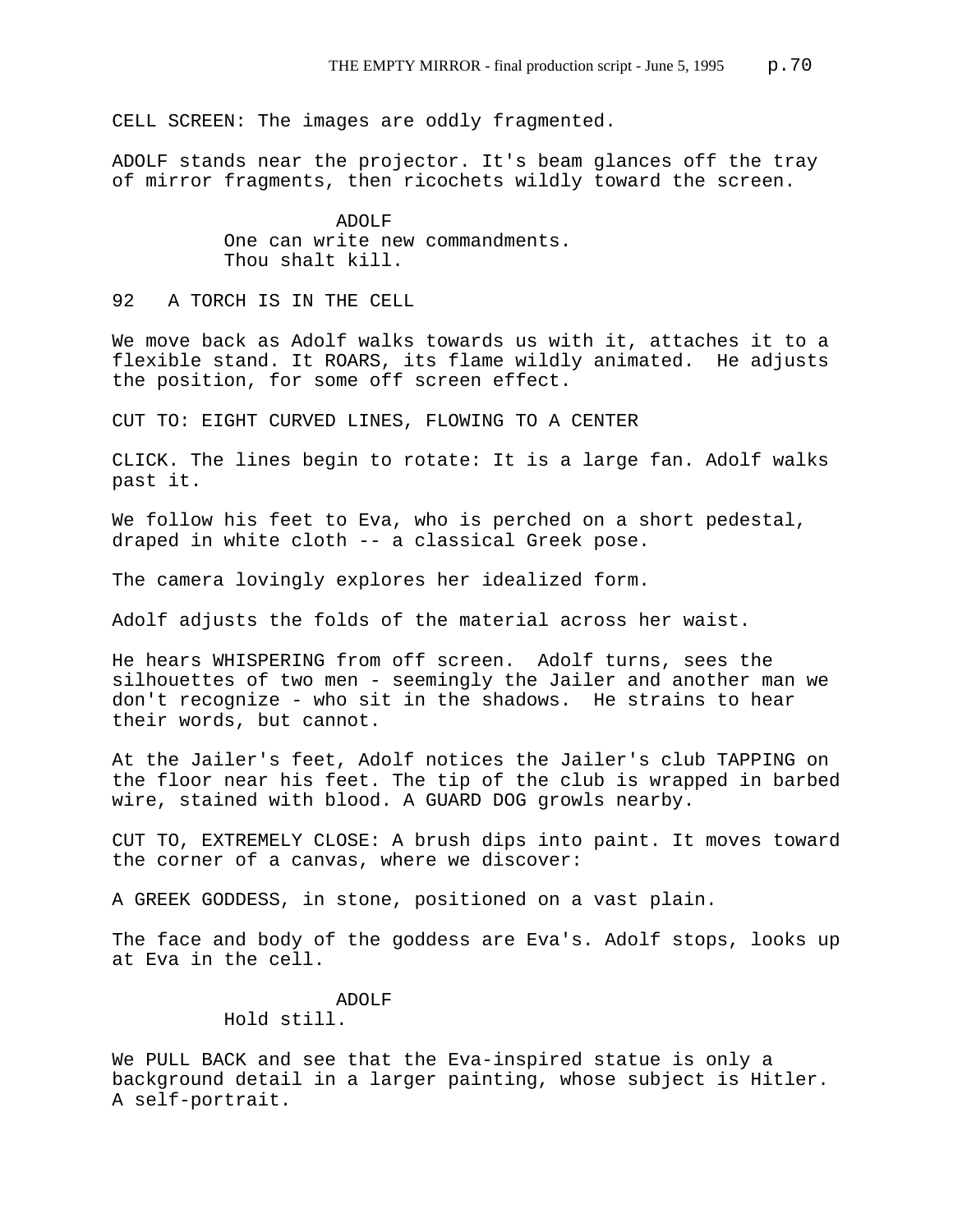CELL SCREEN: The images are oddly fragmented.

ADOLF stands near the projector. It's beam glances off the tray of mirror fragments, then ricochets wildly toward the screen.

ADOLF
One can write new commandments.
Thou shalt kill.

92 A TORCH IS IN THE CELL

We move back as Adolf walks towards us with it, attaches it to a flexible stand. It ROARS, its flame wildly animated. He adjusts the position, for some off screen effect.

CUT TO: EIGHT CURVED LINES, FLOWING TO A CENTER

CLICK. The lines begin to rotate: It is a large fan. Adolf walks past it.

We follow his feet to Eva, who is perched on a short pedestal, draped in white cloth -- a classical Greek pose.

The camera lovingly explores her idealized form.

Adolf adjusts the folds of the material across her waist.

He hears WHISPERING from off screen. Adolf turns, sees the silhouettes of two men - seemingly the Jailer and another man we don't recognize - who sit in the shadows. He strains to hear their words, but cannot.

At the Jailer's feet, Adolf notices the Jailer's club TAPPING on the floor near his feet. The tip of the club is wrapped in barbed wire, stained with blood. A GUARD DOG growls nearby.

CUT TO, EXTREMELY CLOSE: A brush dips into paint. It moves toward the corner of a canvas, where we discover:

A GREEK GODDESS, in stone, positioned on a vast plain.

The face and body of the goddess are Eva's. Adolf stops, looks up at Eva in the cell.

ADOLF
Hold still.

We PULL BACK and see that the Eva-inspired statue is only a background detail in a larger painting, whose subject is Hitler. A self-portrait.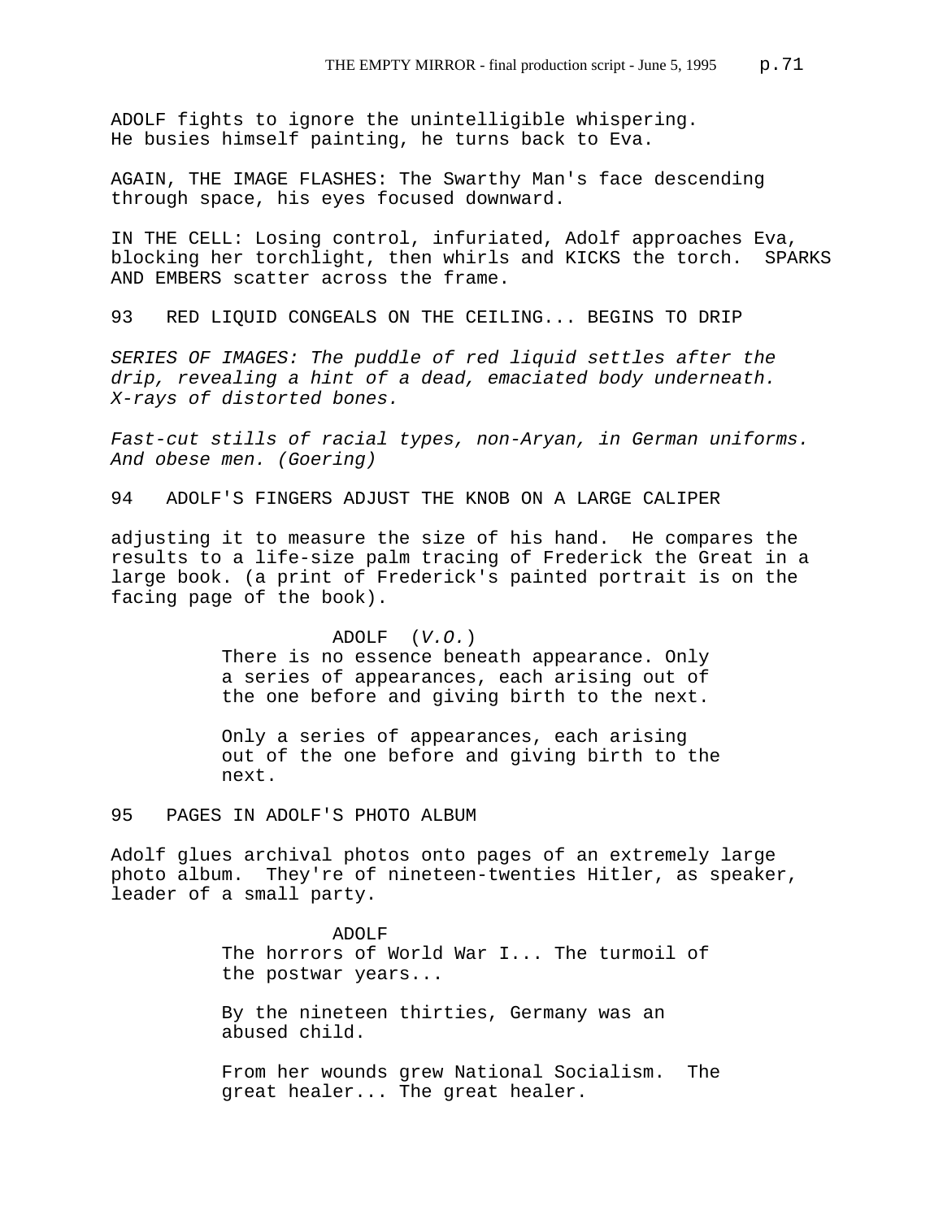ADOLF fights to ignore the unintelligible whispering. He busies himself painting, he turns back to Eva.

AGAIN, THE IMAGE FLASHES: The Swarthy Man's face descending through space, his eyes focused downward.

IN THE CELL: Losing control, infuriated, Adolf approaches Eva, blocking her torchlight, then whirls and KICKS the torch. SPARKS AND EMBERS scatter across the frame.

93 RED LIQUID CONGEALS ON THE CEILING... BEGINS TO DRIP

*SERIES OF IMAGES: The puddle of red liquid settles after the drip, revealing a hint of a dead, emaciated body underneath. X-rays of distorted bones.*

*Fast-cut stills of racial types, non-Aryan, in German uniforms. And obese men. (Goering)*

94 ADOLF'S FINGERS ADJUST THE KNOB ON A LARGE CALIPER

adjusting it to measure the size of his hand. He compares the results to a life-size palm tracing of Frederick the Great in a large book. (a print of Frederick's painted portrait is on the facing page of the book).

ADOLF (*V.O.*)
There is no essence beneath appearance. Only a series of appearances, each arising out of the one before and giving birth to the next.

Only a series of appearances, each arising out of the one before and giving birth to the next.

95 PAGES IN ADOLF'S PHOTO ALBUM

Adolf glues archival photos onto pages of an extremely large photo album. They're of nineteen-twenties Hitler, as speaker, leader of a small party.

ADOLF
The horrors of World War I... The turmoil of the postwar years...

By the nineteen thirties, Germany was an abused child.

From her wounds grew National Socialism. The great healer... The great healer.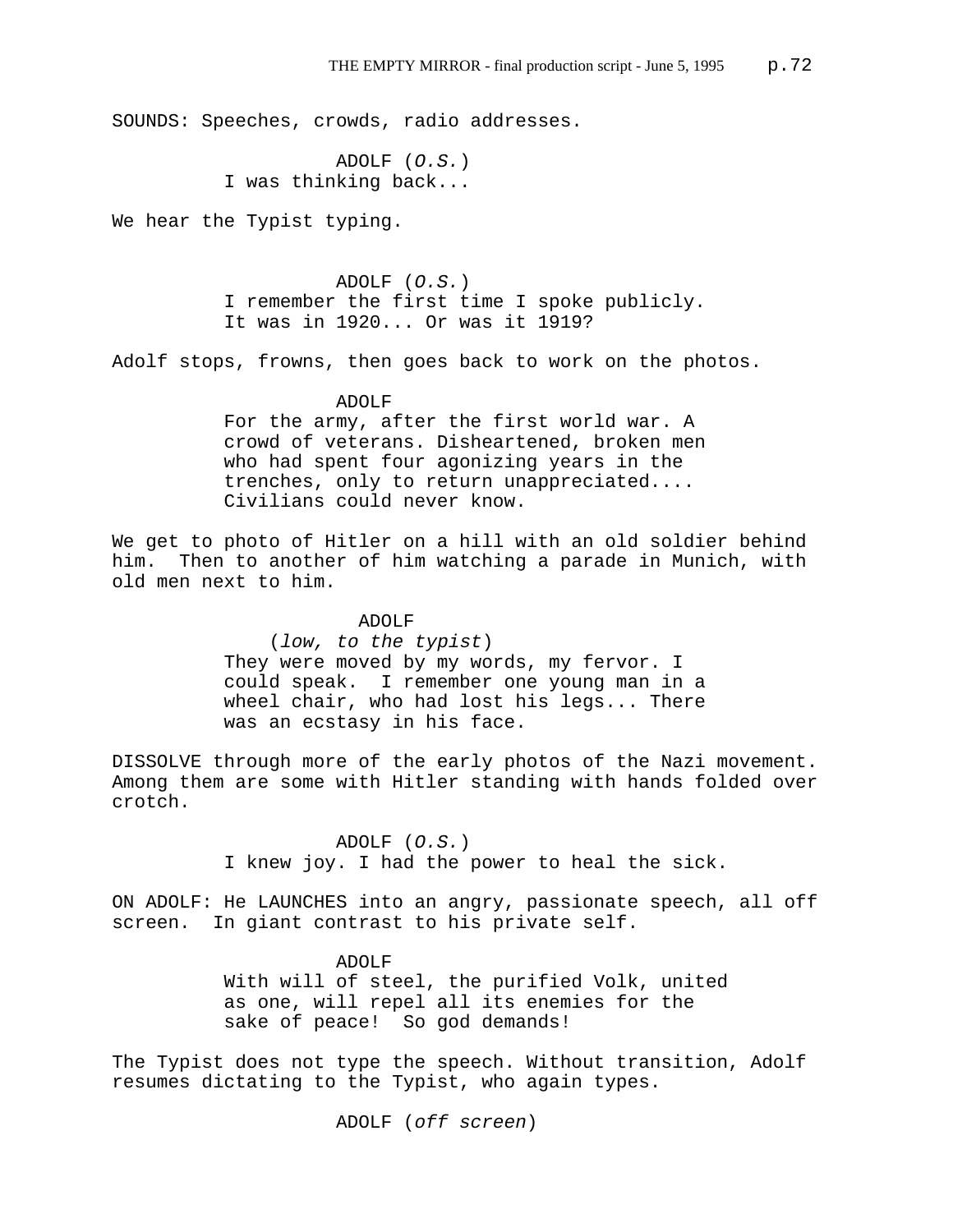SOUNDS: Speeches, crowds, radio addresses.

ADOLF (*O.S.*)
I was thinking back...

We hear the Typist typing.

ADOLF (*O.S.*)
I remember the first time I spoke publicly. It was in 1920... Or was it 1919?

Adolf stops, frowns, then goes back to work on the photos.

ADOLF
For the army, after the first world war. A crowd of veterans. Disheartened, broken men who had spent four agonizing years in the trenches, only to return unappreciated.... Civilians could never know.

We get to photo of Hitler on a hill with an old soldier behind him. Then to another of him watching a parade in Munich, with old men next to him.

ADOLF
(*low, to the typist*)
They were moved by my words, my fervor. I could speak. I remember one young man in a wheel chair, who had lost his legs... There was an ecstasy in his face.

DISSOLVE through more of the early photos of the Nazi movement. Among them are some with Hitler standing with hands folded over crotch.

ADOLF (*O.S.*)
I knew joy. I had the power to heal the sick.

ON ADOLF: He LAUNCHES into an angry, passionate speech, all off screen. In giant contrast to his private self.

ADOLF
With will of steel, the purified Volk, united as one, will repel all its enemies for the sake of peace! So god demands!

The Typist does not type the speech. Without transition, Adolf resumes dictating to the Typist, who again types.

ADOLF (*off screen*)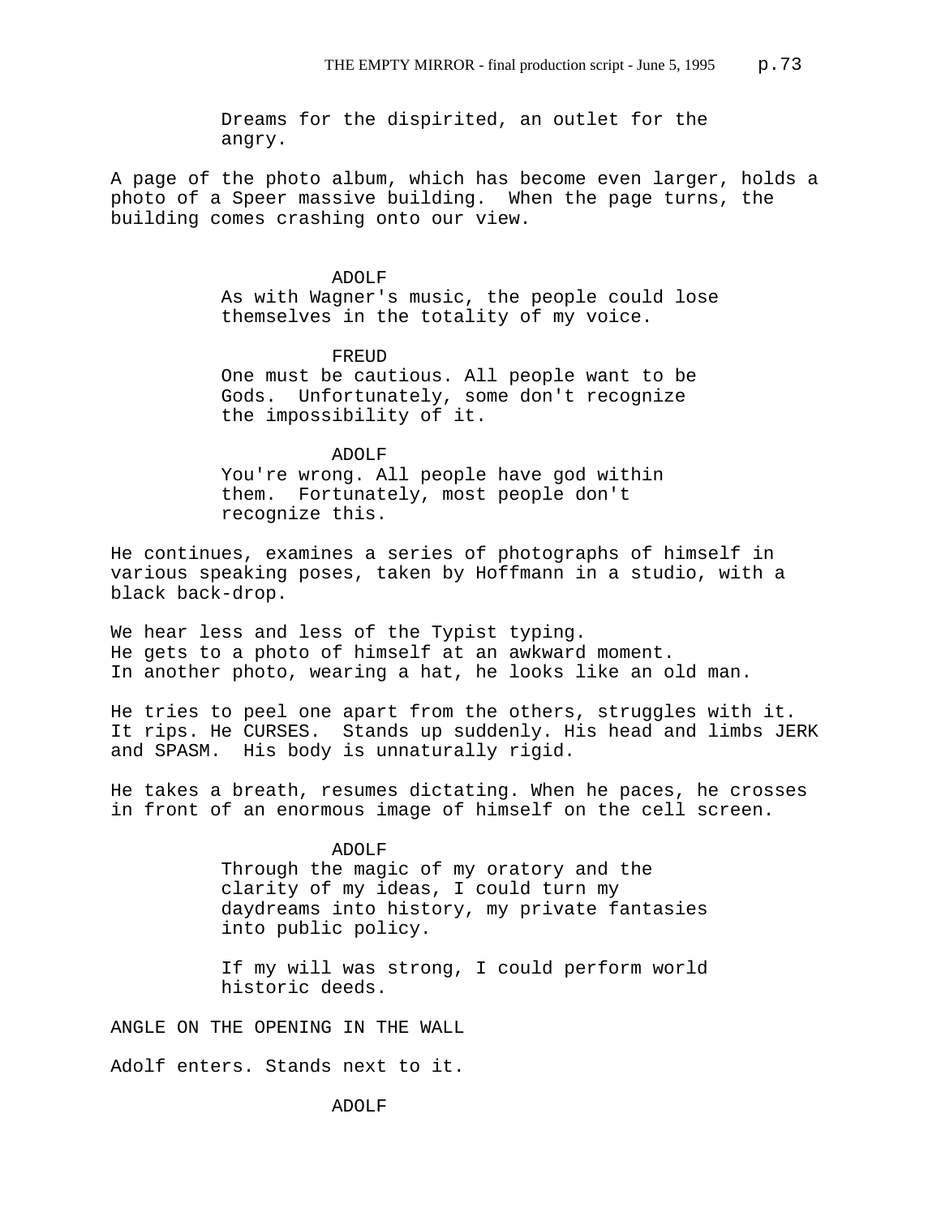Dreams for the dispirited, an outlet for the angry.

A page of the photo album, which has become even larger, holds a photo of a Speer massive building. When the page turns, the building comes crashing onto our view.

ADOLF

As with Wagner's music, the people could lose themselves in the totality of my voice.

FREUD

One must be cautious. All people want to be Gods. Unfortunately, some don't recognize the impossibility of it.

ADOLF

You're wrong. All people have god within them. Fortunately, most people don't recognize this.

He continues, examines a series of photographs of himself in various speaking poses, taken by Hoffmann in a studio, with a black back-drop.

We hear less and less of the Typist typing.
He gets to a photo of himself at an awkward moment.
In another photo, wearing a hat, he looks like an old man.

He tries to peel one apart from the others, struggles with it. It rips. He CURSES. Stands up suddenly. His head and limbs JERK and SPASM. His body is unnaturally rigid.

He takes a breath, resumes dictating. When he paces, he crosses in front of an enormous image of himself on the cell screen.

ADOLF

Through the magic of my oratory and the clarity of my ideas, I could turn my daydreams into history, my private fantasies into public policy.

If my will was strong, I could perform world historic deeds.

ANGLE ON THE OPENING IN THE WALL

Adolf enters. Stands next to it.

ADOLF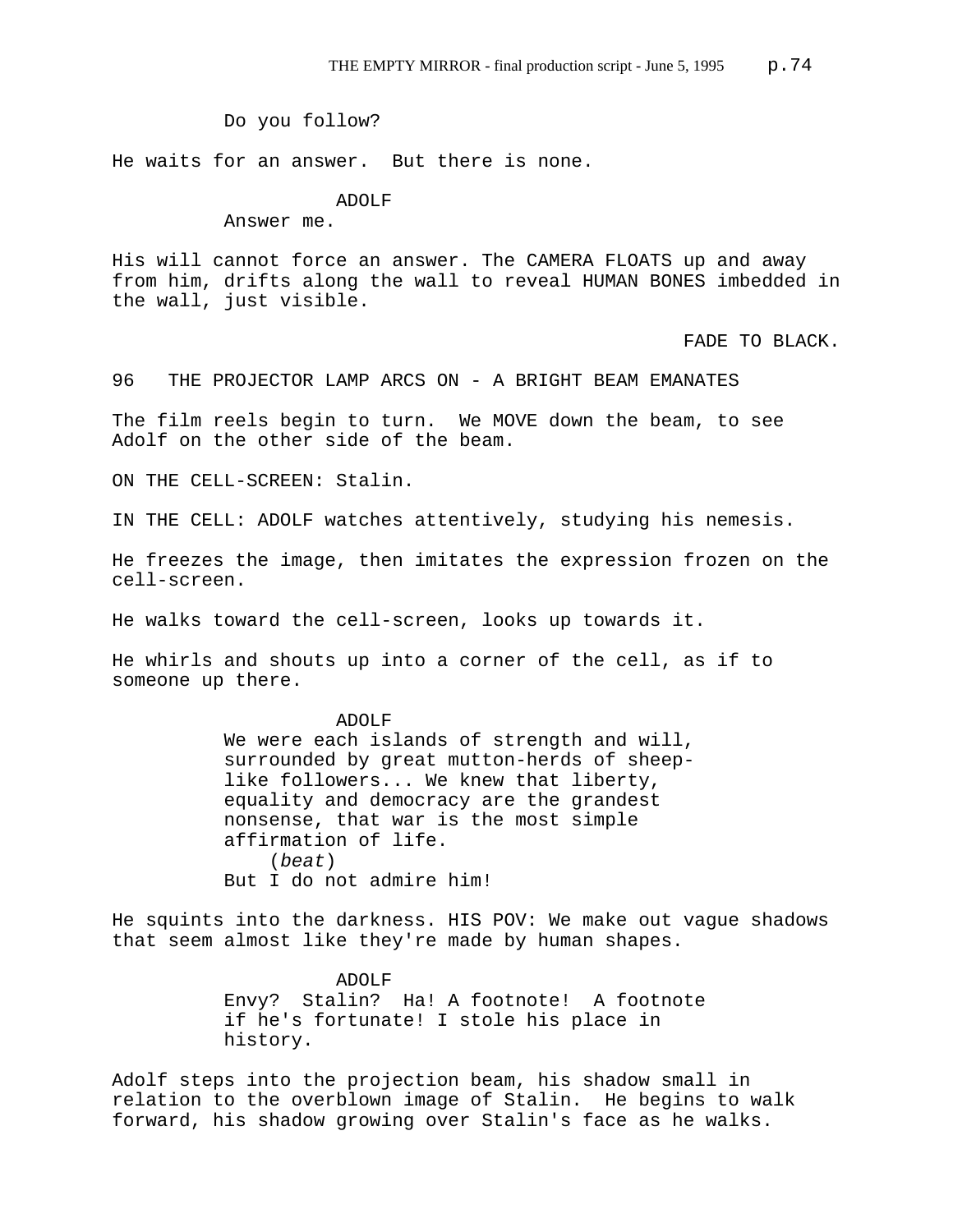Do you follow?

He waits for an answer. But there is none.

ADOLF
Answer me.

His will cannot force an answer. The CAMERA FLOATS up and away from him, drifts along the wall to reveal HUMAN BONES imbedded in the wall, just visible.

FADE TO BLACK.

96 THE PROJECTOR LAMP ARCS ON - A BRIGHT BEAM EMANATES

The film reels begin to turn. We MOVE down the beam, to see Adolf on the other side of the beam.

ON THE CELL-SCREEN: Stalin.

IN THE CELL: ADOLF watches attentively, studying his nemesis.

He freezes the image, then imitates the expression frozen on the cell-screen.

He walks toward the cell-screen, looks up towards it.

He whirls and shouts up into a corner of the cell, as if to someone up there.

ADOLF
We were each islands of strength and will, surrounded by great mutton-herds of sheep-like followers... We knew that liberty, equality and democracy are the grandest nonsense, that war is the most simple affirmation of life.
(*beat*)
But I do not admire him!

He squints into the darkness. HIS POV: We make out vague shadows that seem almost like they're made by human shapes.

ADOLF
Envy? Stalin? Ha! A footnote! A footnote if he's fortunate! I stole his place in history.

Adolf steps into the projection beam, his shadow small in relation to the overblown image of Stalin. He begins to walk forward, his shadow growing over Stalin's face as he walks.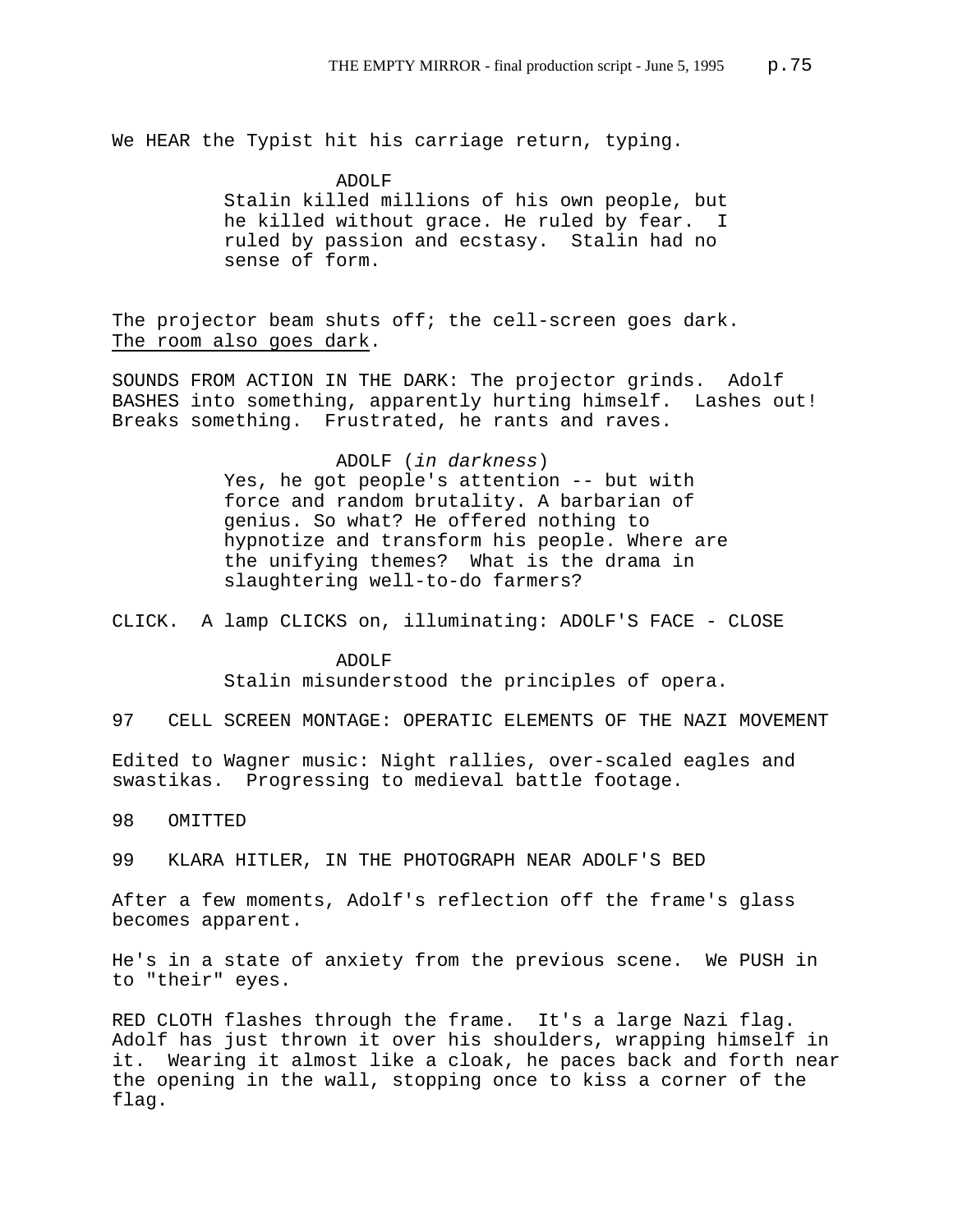We HEAR the Typist hit his carriage return, typing.

ADOLF

Stalin killed millions of his own people, but he killed without grace. He ruled by fear. I ruled by passion and ecstasy. Stalin had no sense of form.

The projector beam shuts off; the cell-screen goes dark. The room also goes dark.

SOUNDS FROM ACTION IN THE DARK: The projector grinds. Adolf BASHES into something, apparently hurting himself. Lashes out! Breaks something. Frustrated, he rants and raves.

ADOLF (*in darkness*)

Yes, he got people's attention -- but with force and random brutality. A barbarian of genius. So what? He offered nothing to hypnotize and transform his people. Where are the unifying themes? What is the drama in slaughtering well-to-do farmers?

CLICK. A lamp CLICKS on, illuminating: ADOLF'S FACE - CLOSE

ADOLF

Stalin misunderstood the principles of opera.

97 CELL SCREEN MONTAGE: OPERATIC ELEMENTS OF THE NAZI MOVEMENT

Edited to Wagner music: Night rallies, over-scaled eagles and swastikas. Progressing to medieval battle footage.

98 OMITTED

99 KLARA HITLER, IN THE PHOTOGRAPH NEAR ADOLF'S BED

After a few moments, Adolf's reflection off the frame's glass becomes apparent.

He's in a state of anxiety from the previous scene. We PUSH in to "their" eyes.

RED CLOTH flashes through the frame. It's a large Nazi flag. Adolf has just thrown it over his shoulders, wrapping himself in it. Wearing it almost like a cloak, he paces back and forth near the opening in the wall, stopping once to kiss a corner of the flag.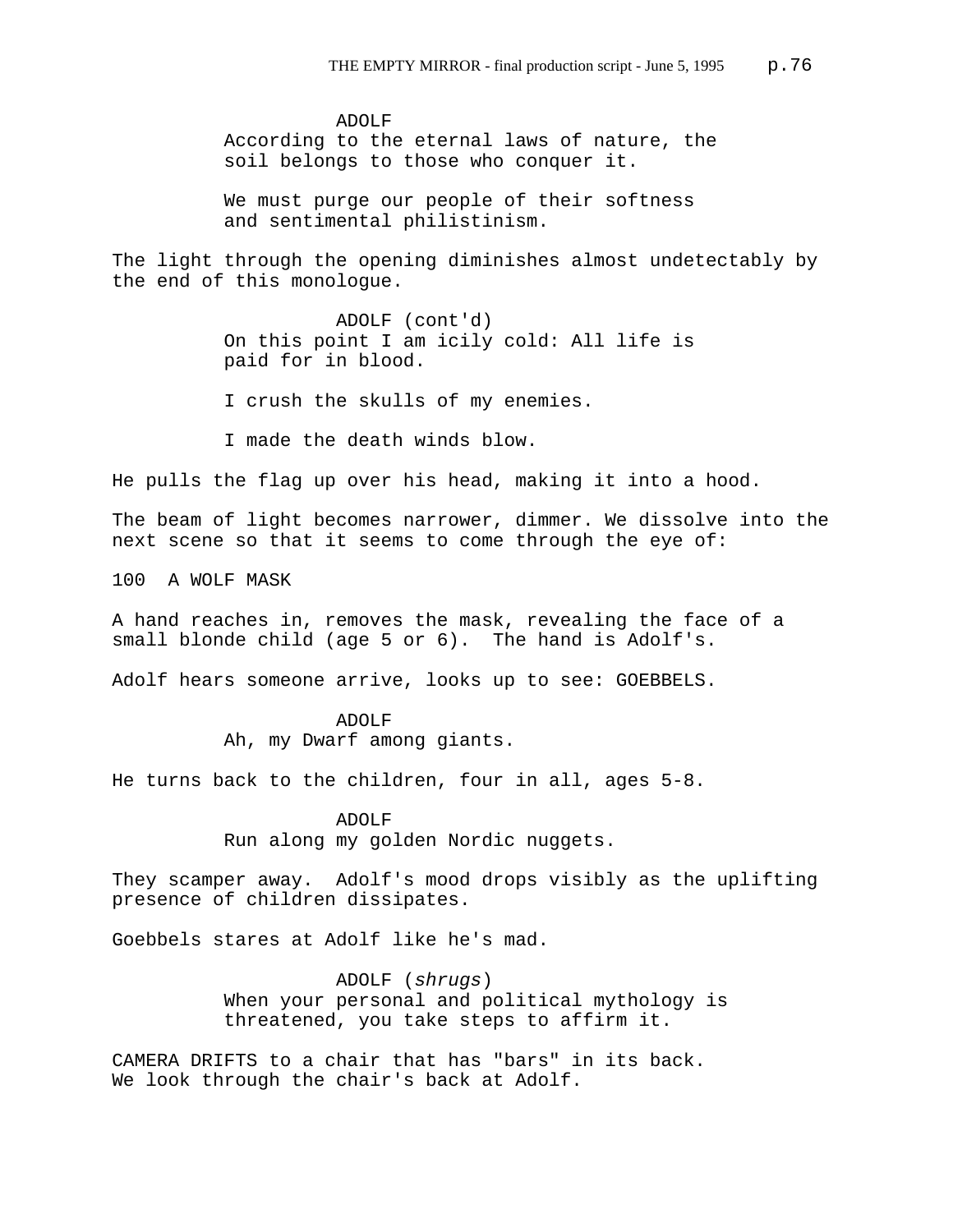ADOLF
According to the eternal laws of nature, the soil belongs to those who conquer it.

We must purge our people of their softness and sentimental philistinism.

The light through the opening diminishes almost undetectably by the end of this monologue.

ADOLF (cont'd)
On this point I am icily cold: All life is paid for in blood.

I crush the skulls of my enemies.

I made the death winds blow.

He pulls the flag up over his head, making it into a hood.

The beam of light becomes narrower, dimmer. We dissolve into the next scene so that it seems to come through the eye of:

100 A WOLF MASK

A hand reaches in, removes the mask, revealing the face of a small blonde child (age 5 or 6). The hand is Adolf's.

Adolf hears someone arrive, looks up to see: GOEBBELS.

ADOLF
Ah, my Dwarf among giants.

He turns back to the children, four in all, ages 5-8.

ADOLF
Run along my golden Nordic nuggets.

They scamper away. Adolf's mood drops visibly as the uplifting presence of children dissipates.

Goebbels stares at Adolf like he's mad.

ADOLF (*shrugs*)
When your personal and political mythology is threatened, you take steps to affirm it.

CAMERA DRIFTS to a chair that has "bars" in its back. We look through the chair's back at Adolf.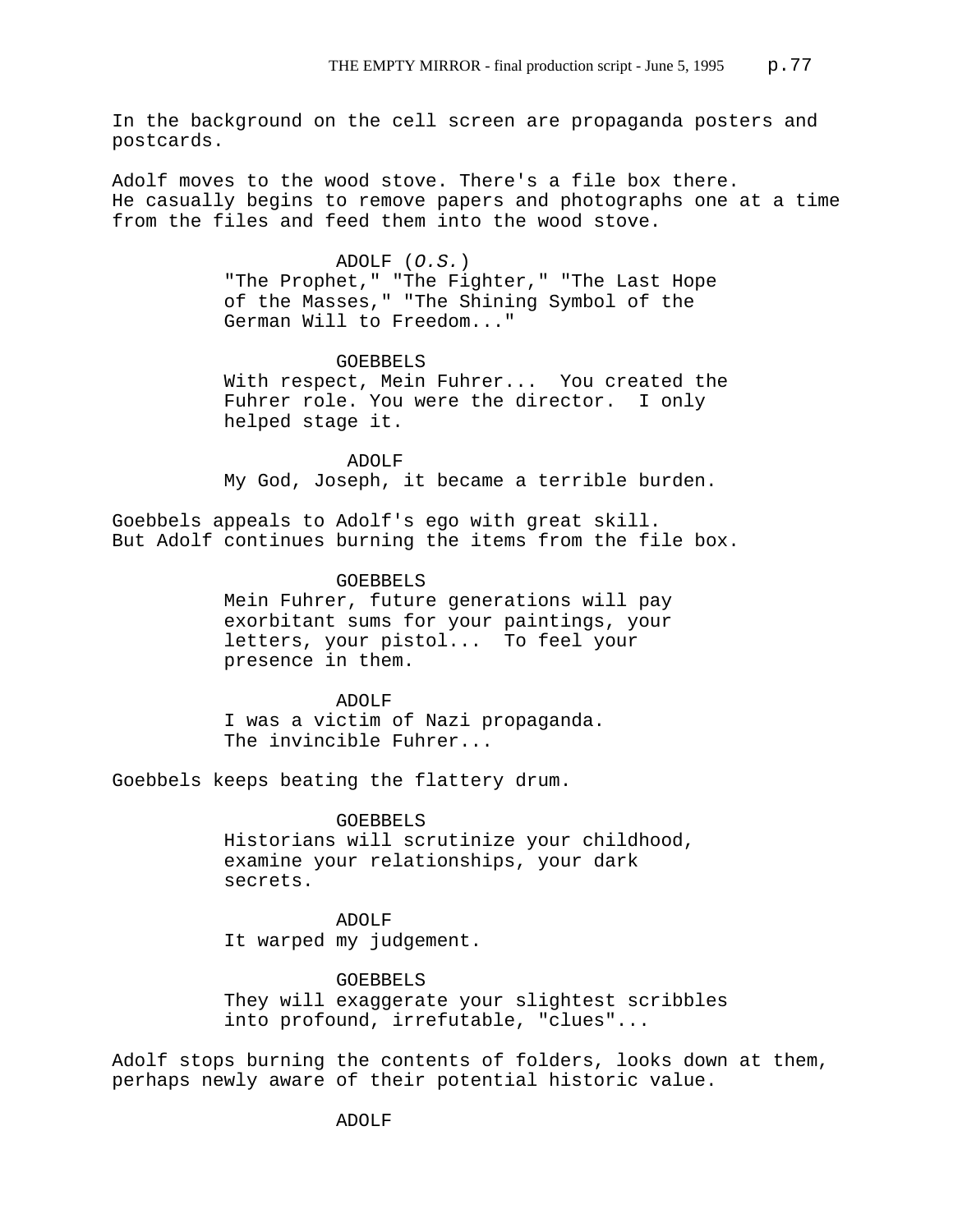In the background on the cell screen are propaganda posters and postcards.

Adolf moves to the wood stove. There's a file box there. He casually begins to remove papers and photographs one at a time from the files and feed them into the wood stove.

ADOLF (*O.S.*)
"The Prophet," "The Fighter," "The Last Hope of the Masses," "The Shining Symbol of the German Will to Freedom..."

GOEBBELS
With respect, Mein Fuhrer... You created the Fuhrer role. You were the director. I only helped stage it.

ADOLF
My God, Joseph, it became a terrible burden.

Goebbels appeals to Adolf's ego with great skill. But Adolf continues burning the items from the file box.

GOEBBELS
Mein Fuhrer, future generations will pay exorbitant sums for your paintings, your letters, your pistol... To feel your presence in them.

ADOLF
I was a victim of Nazi propaganda. The invincible Fuhrer...

Goebbels keeps beating the flattery drum.

GOEBBELS
Historians will scrutinize your childhood, examine your relationships, your dark secrets.

ADOLF
It warped my judgement.

GOEBBELS
They will exaggerate your slightest scribbles into profound, irrefutable, "clues"...

Adolf stops burning the contents of folders, looks down at them, perhaps newly aware of their potential historic value.

ADOLF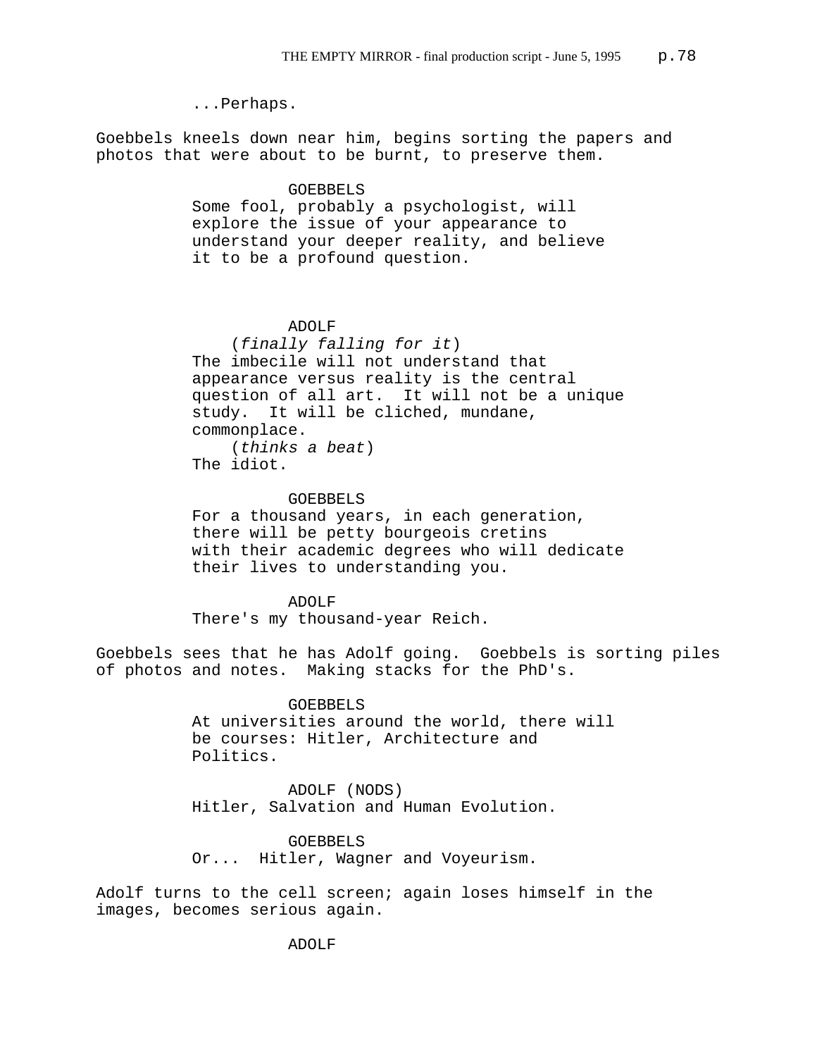...Perhaps.

Goebbels kneels down near him, begins sorting the papers and photos that were about to be burnt, to preserve them.

GOEBBELS

Some fool, probably a psychologist, will explore the issue of your appearance to understand your deeper reality, and believe it to be a profound question.

ADOLF

(*finally falling for it*)

The imbecile will not understand that appearance versus reality is the central question of all art. It will not be a unique study. It will be cliched, mundane, commonplace.

(*thinks a beat*)

The idiot.

GOEBBELS

For a thousand years, in each generation, there will be petty bourgeois cretins with their academic degrees who will dedicate their lives to understanding you.

ADOLF

There's my thousand-year Reich.

Goebbels sees that he has Adolf going. Goebbels is sorting piles of photos and notes. Making stacks for the PhD's.

GOEBBELS

At universities around the world, there will be courses: Hitler, Architecture and Politics.

ADOLF (NODS)

Hitler, Salvation and Human Evolution.

GOEBBELS

Or... Hitler, Wagner and Voyeurism.

Adolf turns to the cell screen; again loses himself in the images, becomes serious again.

ADOLF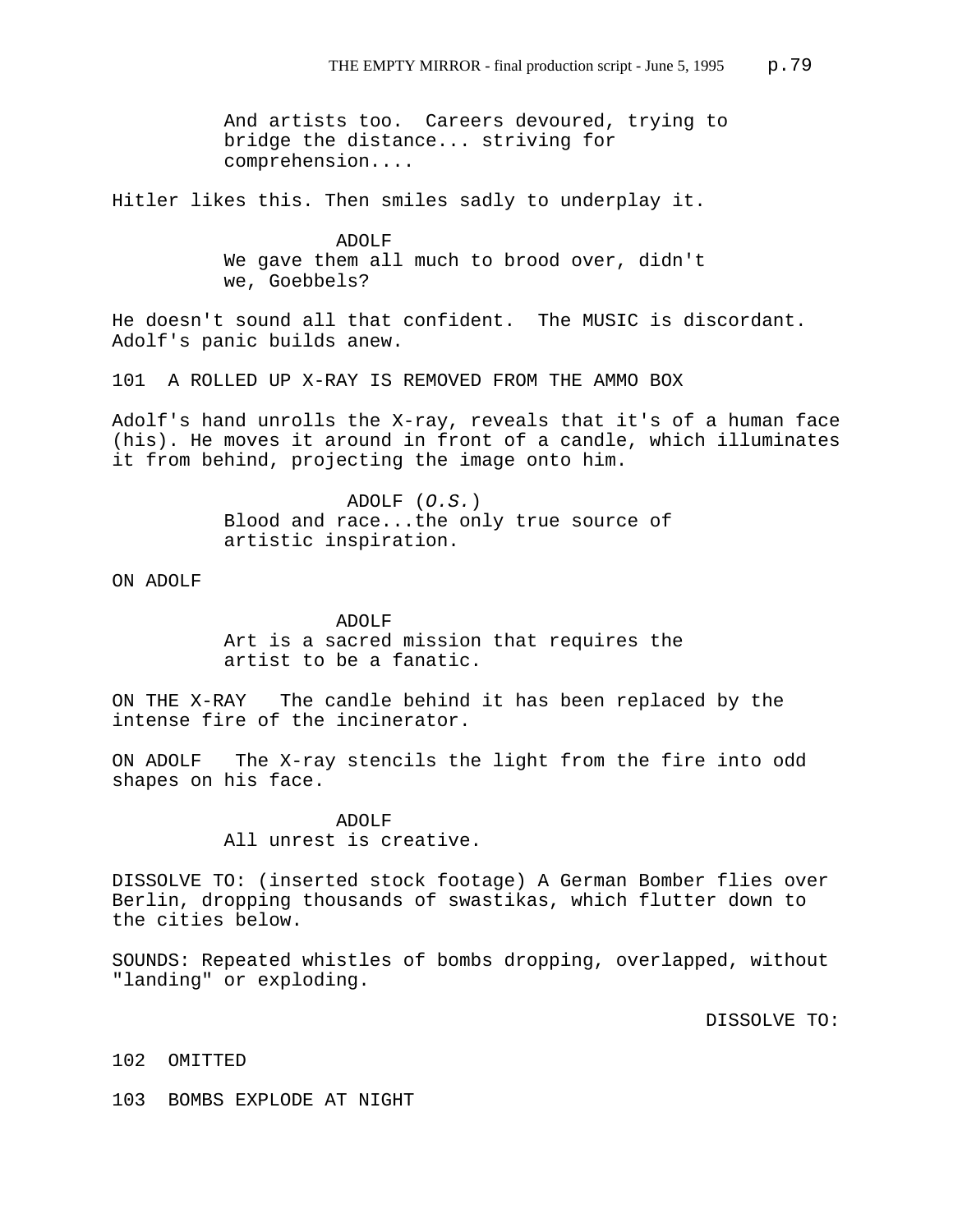And artists too. Careers devoured, trying to bridge the distance... striving for comprehension....

Hitler likes this. Then smiles sadly to underplay it.

ADOLF
We gave them all much to brood over, didn't we, Goebbels?

He doesn't sound all that confident. The MUSIC is discordant. Adolf's panic builds anew.

101 A ROLLED UP X-RAY IS REMOVED FROM THE AMMO BOX

Adolf's hand unrolls the X-ray, reveals that it's of a human face (his). He moves it around in front of a candle, which illuminates it from behind, projecting the image onto him.

ADOLF (*O.S.*)
Blood and race...the only true source of artistic inspiration.

ON ADOLF

ADOLF
Art is a sacred mission that requires the artist to be a fanatic.

ON THE X-RAY The candle behind it has been replaced by the intense fire of the incinerator.

ON ADOLF The X-ray stencils the light from the fire into odd shapes on his face.

ADOLF
All unrest is creative.

DISSOLVE TO: (inserted stock footage) A German Bomber flies over Berlin, dropping thousands of swastikas, which flutter down to the cities below.

SOUNDS: Repeated whistles of bombs dropping, overlapped, without "landing" or exploding.

DISSOLVE TO:

102 OMITTED

103 BOMBS EXPLODE AT NIGHT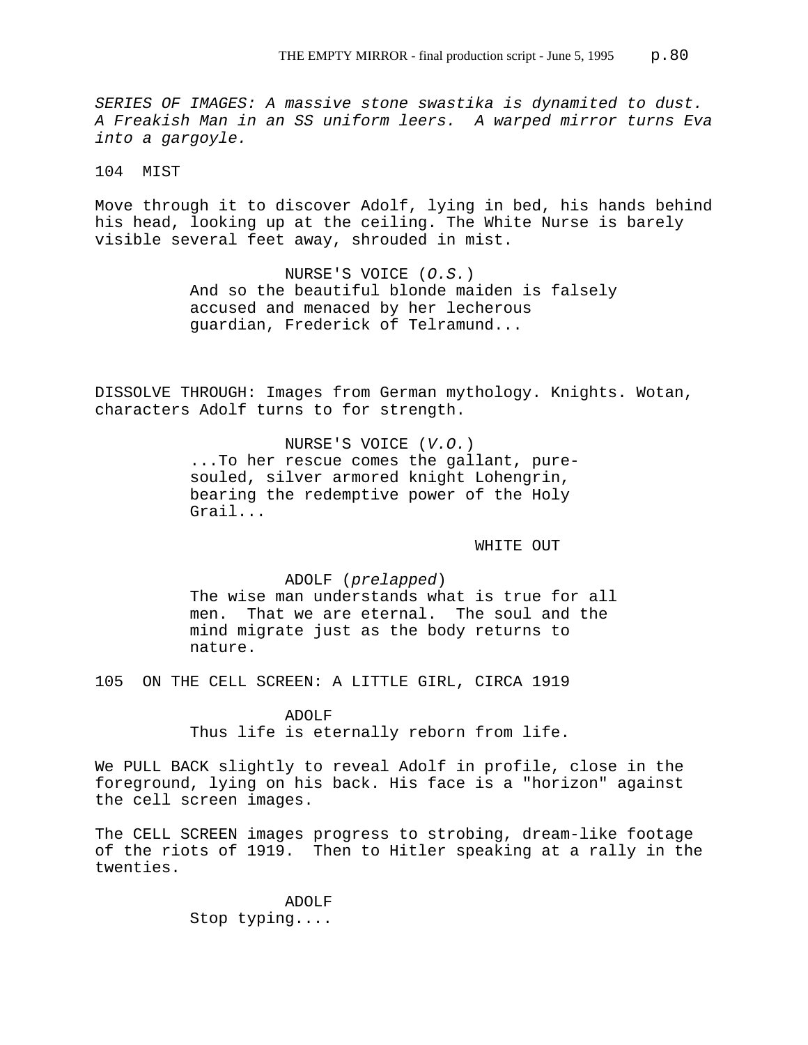*SERIES OF IMAGES: A massive stone swastika is dynamited to dust. A Freakish Man in an SS uniform leers. A warped mirror turns Eva into a gargoyle.*

104 MIST

Move through it to discover Adolf, lying in bed, his hands behind his head, looking up at the ceiling. The White Nurse is barely visible several feet away, shrouded in mist.

NURSE'S VOICE (*O.S.*)
And so the beautiful blonde maiden is falsely accused and menaced by her lecherous guardian, Frederick of Telramund...

DISSOLVE THROUGH: Images from German mythology. Knights. Wotan, characters Adolf turns to for strength.

NURSE'S VOICE (*V.O.*)
...To her rescue comes the gallant, pure-souled, silver armored knight Lohengrin, bearing the redemptive power of the Holy Grail...

WHITE OUT

ADOLF (*prelapped*)
The wise man understands what is true for all men. That we are eternal. The soul and the mind migrate just as the body returns to nature.

105 ON THE CELL SCREEN: A LITTLE GIRL, CIRCA 1919

ADOLF
Thus life is eternally reborn from life.

We PULL BACK slightly to reveal Adolf in profile, close in the foreground, lying on his back. His face is a "horizon" against the cell screen images.

The CELL SCREEN images progress to strobing, dream-like footage of the riots of 1919. Then to Hitler speaking at a rally in the twenties.

ADOLF
Stop typing....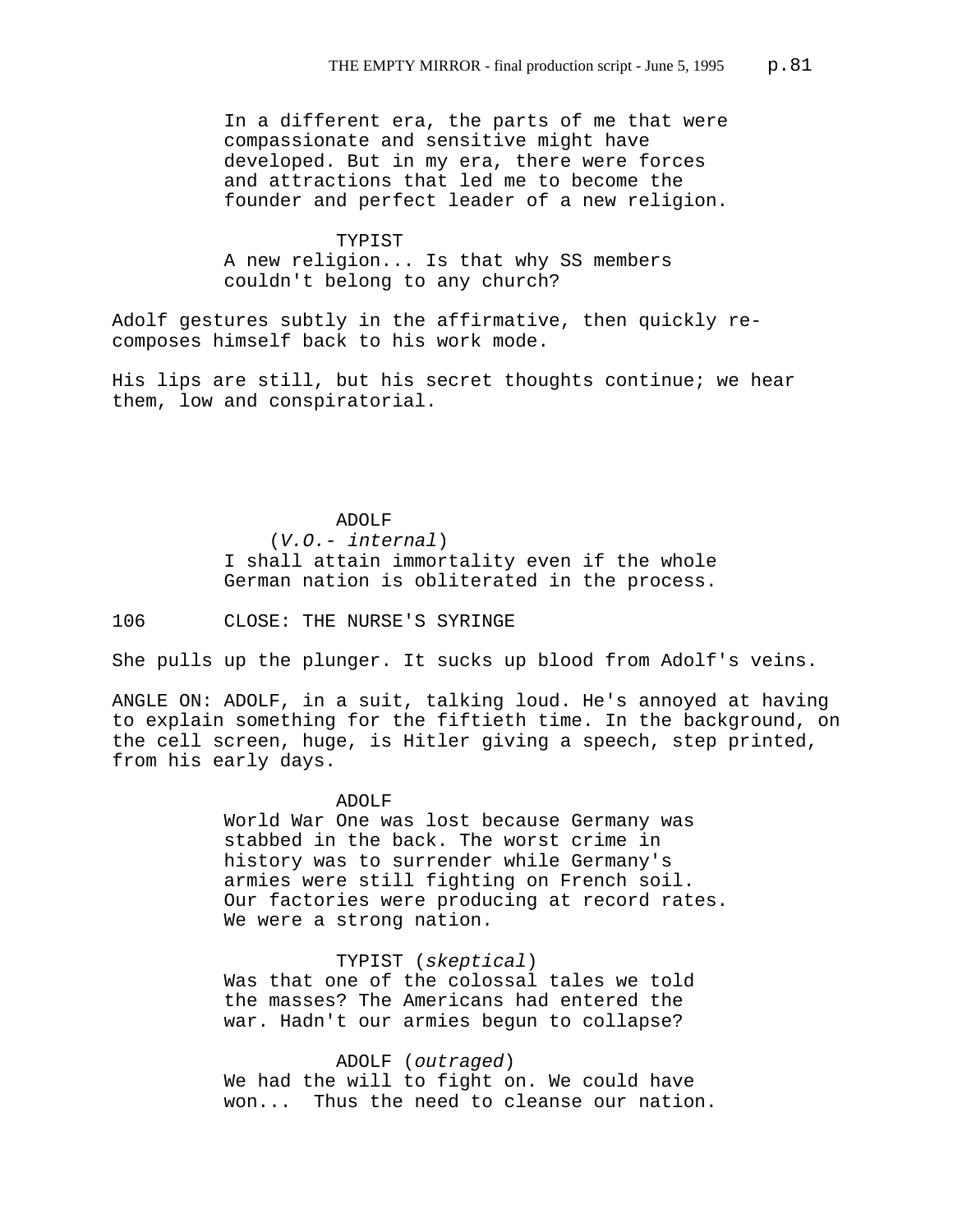In a different era, the parts of me that were compassionate and sensitive might have developed. But in my era, there were forces and attractions that led me to become the founder and perfect leader of a new religion.

TYPIST
A new religion... Is that why SS members couldn't belong to any church?

Adolf gestures subtly in the affirmative, then quickly re-composes himself back to his work mode.

His lips are still, but his secret thoughts continue; we hear them, low and conspiratorial.

ADOLF
(*V.O.- internal*)
I shall attain immortality even if the whole German nation is obliterated in the process.

106 CLOSE: THE NURSE'S SYRINGE

She pulls up the plunger. It sucks up blood from Adolf's veins.

ANGLE ON: ADOLF, in a suit, talking loud. He's annoyed at having to explain something for the fiftieth time. In the background, on the cell screen, huge, is Hitler giving a speech, step printed, from his early days.

ADOLF
World War One was lost because Germany was stabbed in the back. The worst crime in history was to surrender while Germany's armies were still fighting on French soil. Our factories were producing at record rates. We were a strong nation.

TYPIST (*skeptical*)
Was that one of the colossal tales we told the masses? The Americans had entered the war. Hadn't our armies begun to collapse?

ADOLF (*outraged*)
We had the will to fight on. We could have won... Thus the need to cleanse our nation.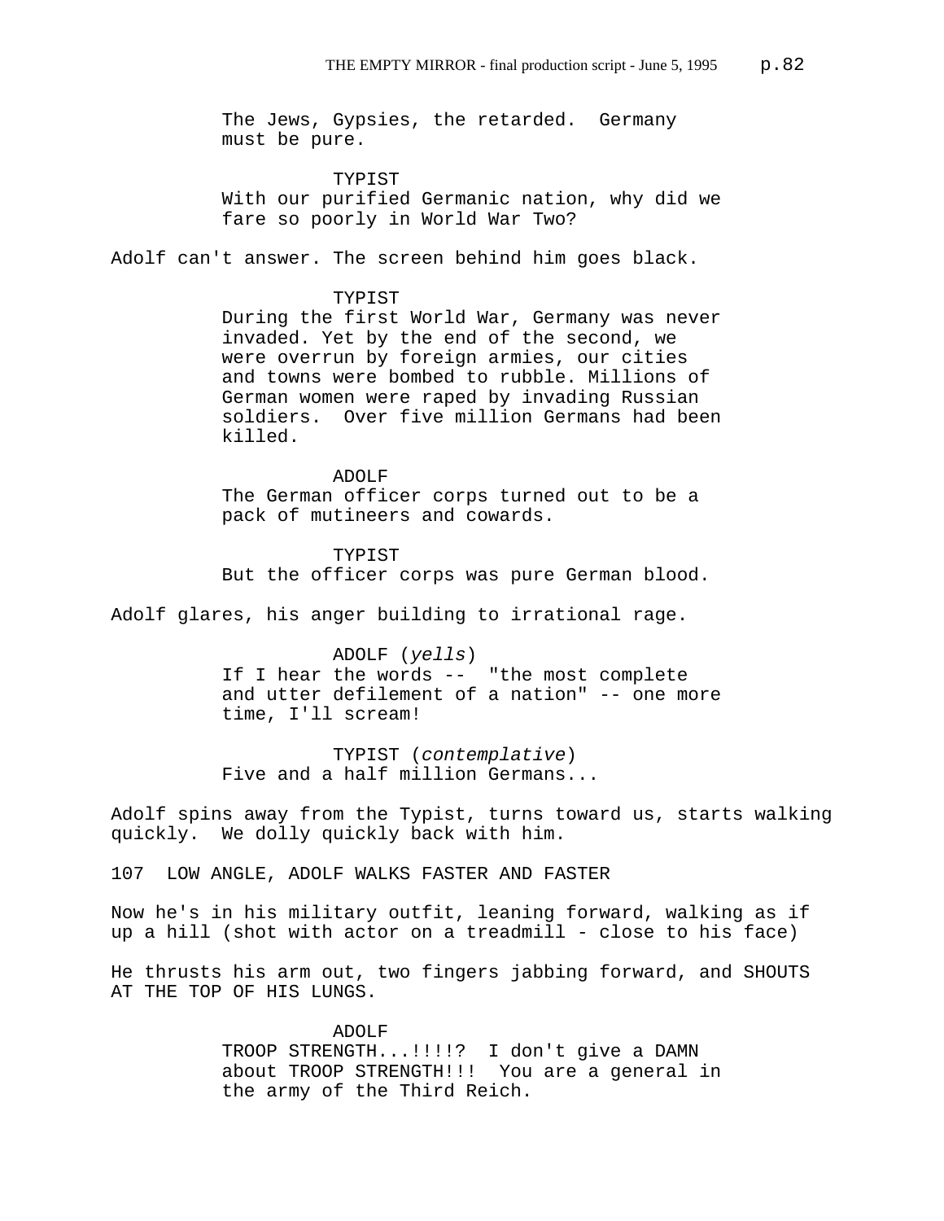The Jews, Gypsies, the retarded. Germany must be pure.

TYPIST
With our purified Germanic nation, why did we fare so poorly in World War Two?

Adolf can't answer. The screen behind him goes black.

TYPIST
During the first World War, Germany was never invaded. Yet by the end of the second, we were overrun by foreign armies, our cities and towns were bombed to rubble. Millions of German women were raped by invading Russian soldiers. Over five million Germans had been killed.

ADOLF
The German officer corps turned out to be a pack of mutineers and cowards.

TYPIST
But the officer corps was pure German blood.

Adolf glares, his anger building to irrational rage.

ADOLF (*yells*)
If I hear the words -- "the most complete and utter defilement of a nation" -- one more time, I'll scream!

TYPIST (*contemplative*)
Five and a half million Germans...

Adolf spins away from the Typist, turns toward us, starts walking quickly. We dolly quickly back with him.

107 LOW ANGLE, ADOLF WALKS FASTER AND FASTER

Now he's in his military outfit, leaning forward, walking as if up a hill (shot with actor on a treadmill - close to his face)

He thrusts his arm out, two fingers jabbing forward, and SHOUTS AT THE TOP OF HIS LUNGS.

ADOLF
TROOP STRENGTH...!!!!? I don't give a DAMN about TROOP STRENGTH!!! You are a general in the army of the Third Reich.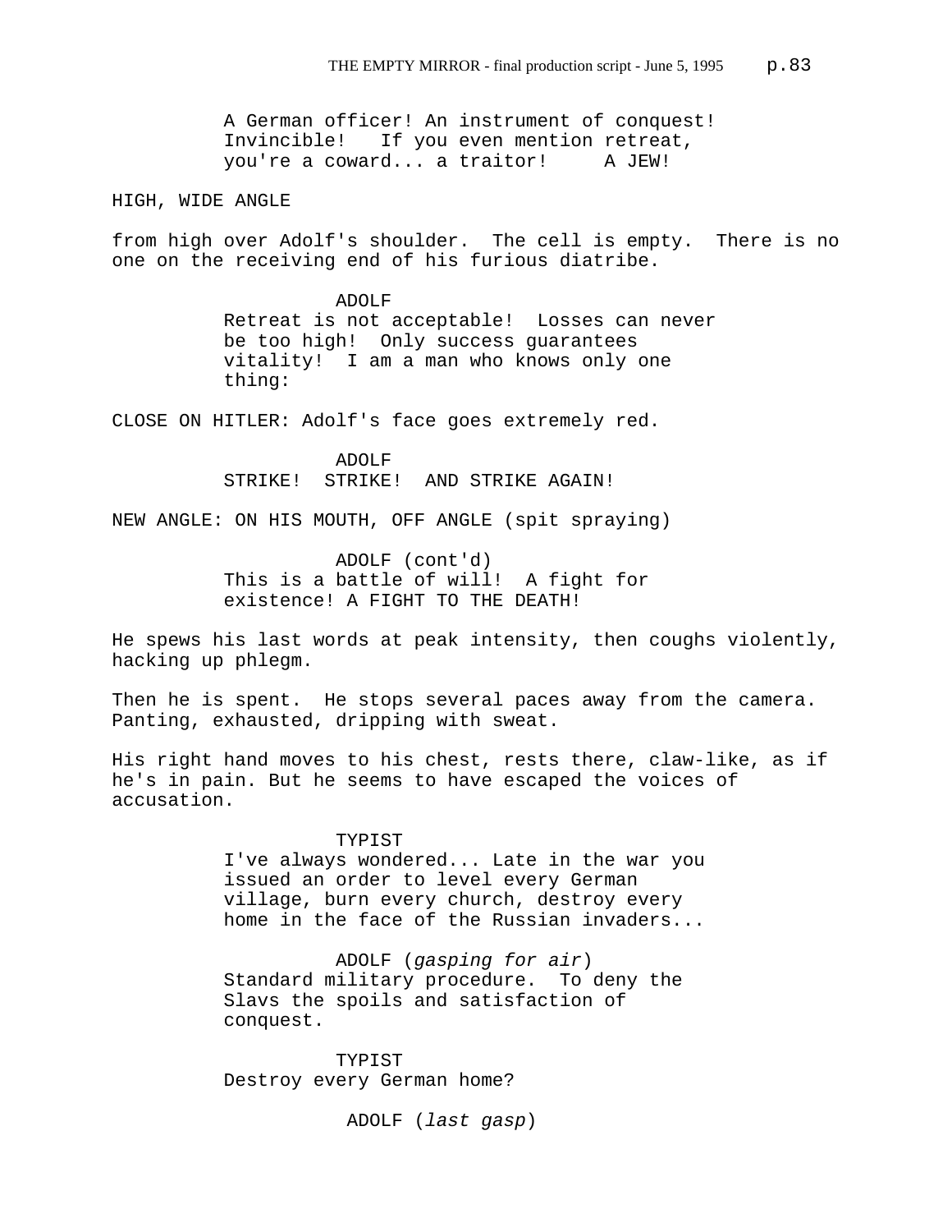A German officer! An instrument of conquest! Invincible! If you even mention retreat, you're a coward... a traitor! A JEW!

HIGH, WIDE ANGLE

from high over Adolf's shoulder. The cell is empty. There is no one on the receiving end of his furious diatribe.

ADOLF

Retreat is not acceptable! Losses can never be too high! Only success guarantees vitality! I am a man who knows only one thing:

CLOSE ON HITLER: Adolf's face goes extremely red.

ADOLF

STRIKE! STRIKE! AND STRIKE AGAIN!

NEW ANGLE: ON HIS MOUTH, OFF ANGLE (spit spraying)

ADOLF (cont'd)

This is a battle of will! A fight for existence! A FIGHT TO THE DEATH!

He spews his last words at peak intensity, then coughs violently, hacking up phlegm.

Then he is spent. He stops several paces away from the camera. Panting, exhausted, dripping with sweat.

His right hand moves to his chest, rests there, claw-like, as if he's in pain. But he seems to have escaped the voices of accusation.

TYPIST

I've always wondered... Late in the war you issued an order to level every German village, burn every church, destroy every home in the face of the Russian invaders...

ADOLF (*gasping for air*)

Standard military procedure. To deny the Slavs the spoils and satisfaction of conquest.

TYPIST

Destroy every German home?

ADOLF (*last gasp*)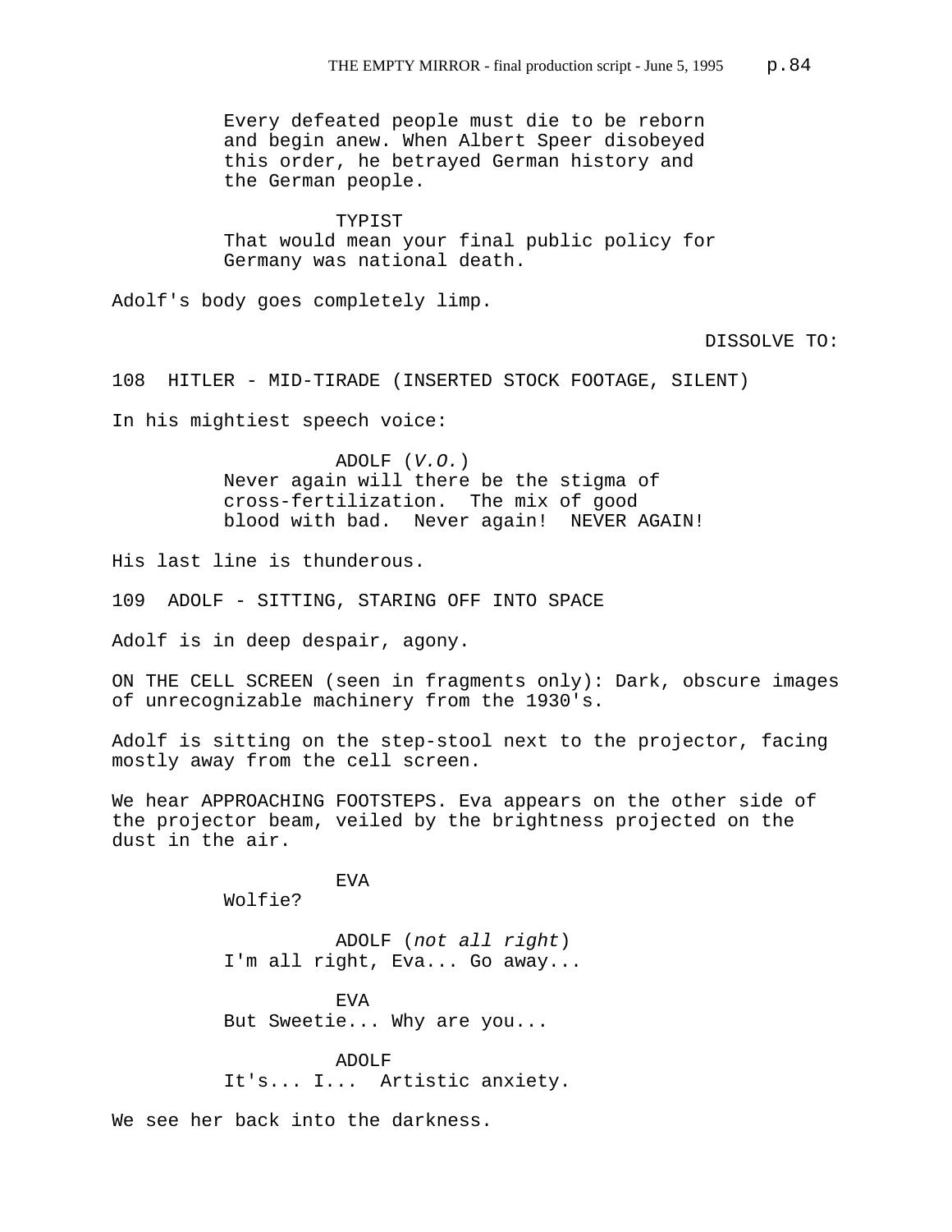Every defeated people must die to be reborn and begin anew. When Albert Speer disobeyed this order, he betrayed German history and the German people.

TYPIST
That would mean your final public policy for Germany was national death.

Adolf's body goes completely limp.

DISSOLVE TO:

108 HITLER - MID-TIRADE (INSERTED STOCK FOOTAGE, SILENT)

In his mightiest speech voice:

ADOLF (*V.O.*)
Never again will there be the stigma of cross-fertilization. The mix of good blood with bad. Never again! NEVER AGAIN!

His last line is thunderous.

109 ADOLF - SITTING, STARING OFF INTO SPACE

Adolf is in deep despair, agony.

ON THE CELL SCREEN (seen in fragments only): Dark, obscure images of unrecognizable machinery from the 1930's.

Adolf is sitting on the step-stool next to the projector, facing mostly away from the cell screen.

We hear APPROACHING FOOTSTEPS. Eva appears on the other side of the projector beam, veiled by the brightness projected on the dust in the air.

EVA
Wolfie?

ADOLF (*not all right*)
I'm all right, Eva... Go away...

EVA
But Sweetie... Why are you...

ADOLF
It's... I... Artistic anxiety.

We see her back into the darkness.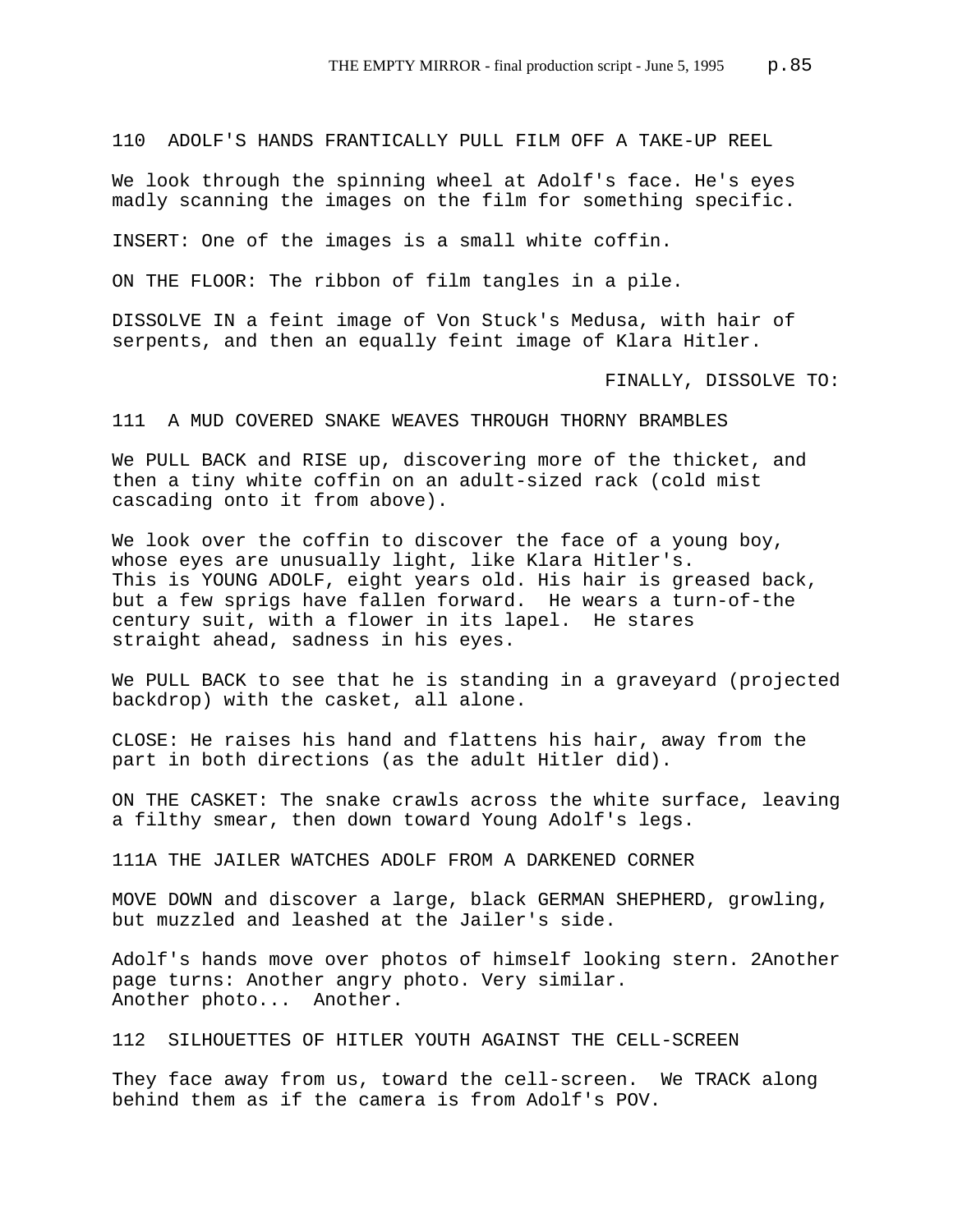110 ADOLF'S HANDS FRANTICALLY PULL FILM OFF A TAKE-UP REEL

We look through the spinning wheel at Adolf's face. He's eyes madly scanning the images on the film for something specific.

INSERT: One of the images is a small white coffin.

ON THE FLOOR: The ribbon of film tangles in a pile.

DISSOLVE IN a feint image of Von Stuck's Medusa, with hair of serpents, and then an equally feint image of Klara Hitler.

FINALLY, DISSOLVE TO:

111 A MUD COVERED SNAKE WEAVES THROUGH THORNY BRAMBLES

We PULL BACK and RISE up, discovering more of the thicket, and then a tiny white coffin on an adult-sized rack (cold mist cascading onto it from above).

We look over the coffin to discover the face of a young boy, whose eyes are unusually light, like Klara Hitler's. This is YOUNG ADOLF, eight years old. His hair is greased back, but a few sprigs have fallen forward. He wears a turn-of-the century suit, with a flower in its lapel. He stares straight ahead, sadness in his eyes.

We PULL BACK to see that he is standing in a graveyard (projected backdrop) with the casket, all alone.

CLOSE: He raises his hand and flattens his hair, away from the part in both directions (as the adult Hitler did).

ON THE CASKET: The snake crawls across the white surface, leaving a filthy smear, then down toward Young Adolf's legs.

111A THE JAILER WATCHES ADOLF FROM A DARKENED CORNER

MOVE DOWN and discover a large, black GERMAN SHEPHERD, growling, but muzzled and leashed at the Jailer's side.

Adolf's hands move over photos of himself looking stern. 2Another page turns: Another angry photo. Very similar. Another photo... Another.

112 SILHOUETTES OF HITLER YOUTH AGAINST THE CELL-SCREEN

They face away from us, toward the cell-screen. We TRACK along behind them as if the camera is from Adolf's POV.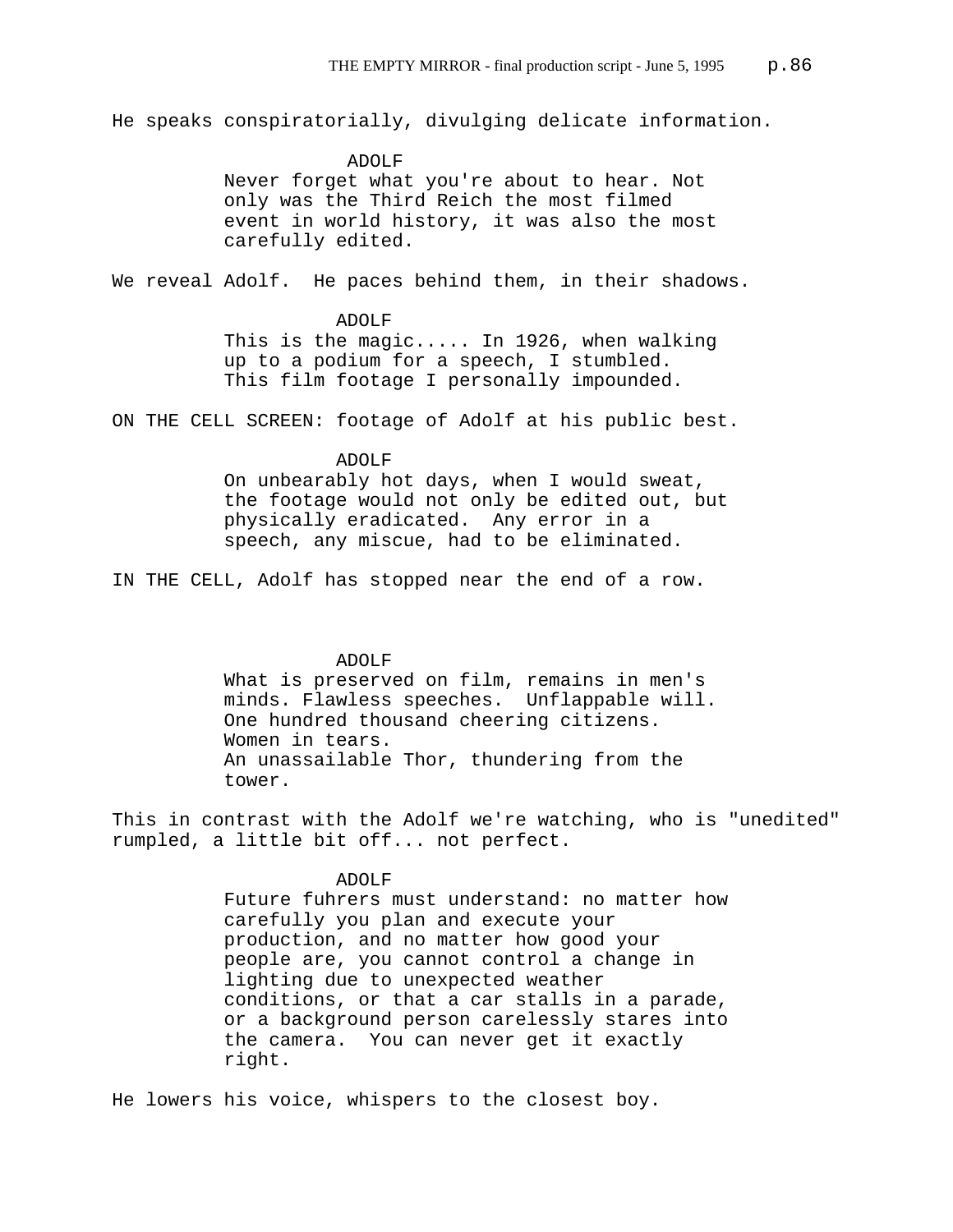He speaks conspiratorially, divulging delicate information.

ADOLF
Never forget what you're about to hear. Not only was the Third Reich the most filmed event in world history, it was also the most carefully edited.

We reveal Adolf. He paces behind them, in their shadows.

ADOLF
This is the magic..... In 1926, when walking up to a podium for a speech, I stumbled. This film footage I personally impounded.

ON THE CELL SCREEN: footage of Adolf at his public best.

ADOLF
On unbearably hot days, when I would sweat, the footage would not only be edited out, but physically eradicated. Any error in a speech, any miscue, had to be eliminated.

IN THE CELL, Adolf has stopped near the end of a row.

ADOLF
What is preserved on film, remains in men's minds. Flawless speeches. Unflappable will. One hundred thousand cheering citizens. Women in tears.
An unassailable Thor, thundering from the tower.

This in contrast with the Adolf we're watching, who is "unedited" rumpled, a little bit off... not perfect.

ADOLF
Future fuhrers must understand: no matter how carefully you plan and execute your production, and no matter how good your people are, you cannot control a change in lighting due to unexpected weather conditions, or that a car stalls in a parade, or a background person carelessly stares into the camera. You can never get it exactly right.

He lowers his voice, whispers to the closest boy.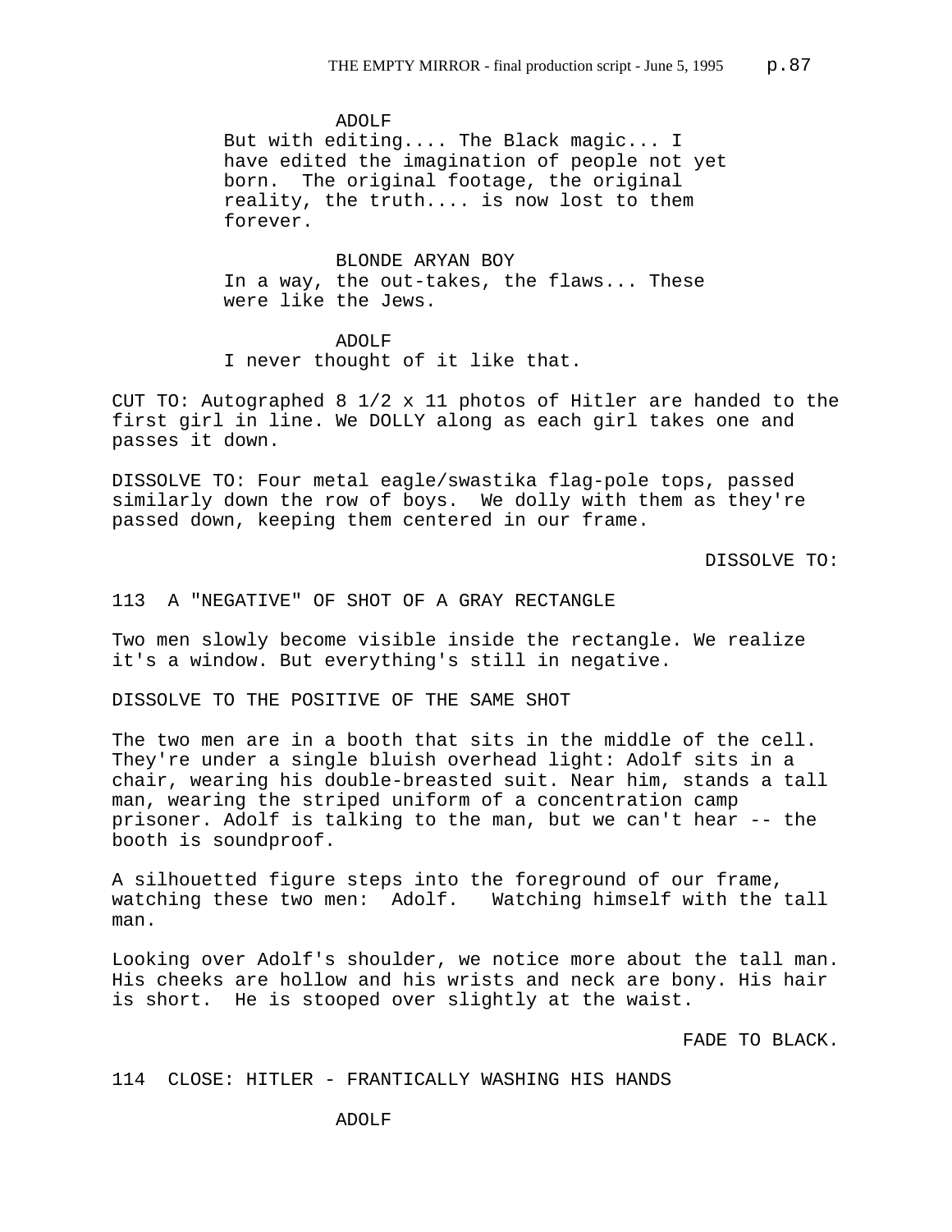ADOLF

But with editing.... The Black magic... I have edited the imagination of people not yet born. The original footage, the original reality, the truth.... is now lost to them forever.

BLONDE ARYAN BOY

In a way, the out-takes, the flaws... These were like the Jews.

ADOLF

I never thought of it like that.

CUT TO: Autographed 8 1/2 x 11 photos of Hitler are handed to the first girl in line. We DOLLY along as each girl takes one and passes it down.

DISSOLVE TO: Four metal eagle/swastika flag-pole tops, passed similarly down the row of boys. We dolly with them as they're passed down, keeping them centered in our frame.

DISSOLVE TO:

113 A "NEGATIVE" OF SHOT OF A GRAY RECTANGLE

Two men slowly become visible inside the rectangle. We realize it's a window. But everything's still in negative.

DISSOLVE TO THE POSITIVE OF THE SAME SHOT

The two men are in a booth that sits in the middle of the cell. They're under a single bluish overhead light: Adolf sits in a chair, wearing his double-breasted suit. Near him, stands a tall man, wearing the striped uniform of a concentration camp prisoner. Adolf is talking to the man, but we can't hear -- the booth is soundproof.

A silhouetted figure steps into the foreground of our frame, watching these two men: Adolf. Watching himself with the tall man.

Looking over Adolf's shoulder, we notice more about the tall man. His cheeks are hollow and his wrists and neck are bony. His hair is short. He is stooped over slightly at the waist.

FADE TO BLACK.

114 CLOSE: HITLER - FRANTICALLY WASHING HIS HANDS

ADOLF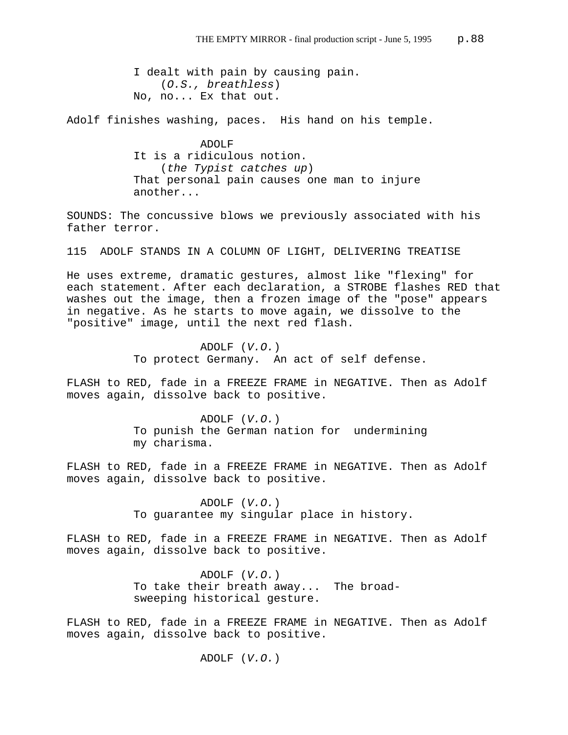I dealt with pain by causing pain.
(*O.S., breathless*)
No, no... Ex that out.

Adolf finishes washing, paces.  His hand on his temple.

ADOLF
It is a ridiculous notion.
(*the Typist catches up*)
That personal pain causes one man to injure another...

SOUNDS: The concussive blows we previously associated with his father terror.

115  ADOLF STANDS IN A COLUMN OF LIGHT, DELIVERING TREATISE

He uses extreme, dramatic gestures, almost like "flexing" for each statement. After each declaration, a STROBE flashes RED that washes out the image, then a frozen image of the "pose" appears in negative. As he starts to move again, we dissolve to the "positive" image, until the next red flash.

ADOLF (*V.O.*)
To protect Germany.  An act of self defense.

FLASH to RED, fade in a FREEZE FRAME in NEGATIVE. Then as Adolf moves again, dissolve back to positive.

ADOLF (*V.O.*)
To punish the German nation for  undermining my charisma.

FLASH to RED, fade in a FREEZE FRAME in NEGATIVE. Then as Adolf moves again, dissolve back to positive.

ADOLF (*V.O.*)
To guarantee my singular place in history.

FLASH to RED, fade in a FREEZE FRAME in NEGATIVE. Then as Adolf moves again, dissolve back to positive.

ADOLF (*V.O.*)
To take their breath away...  The broad-sweeping historical gesture.

FLASH to RED, fade in a FREEZE FRAME in NEGATIVE. Then as Adolf moves again, dissolve back to positive.

ADOLF (*V.O.*)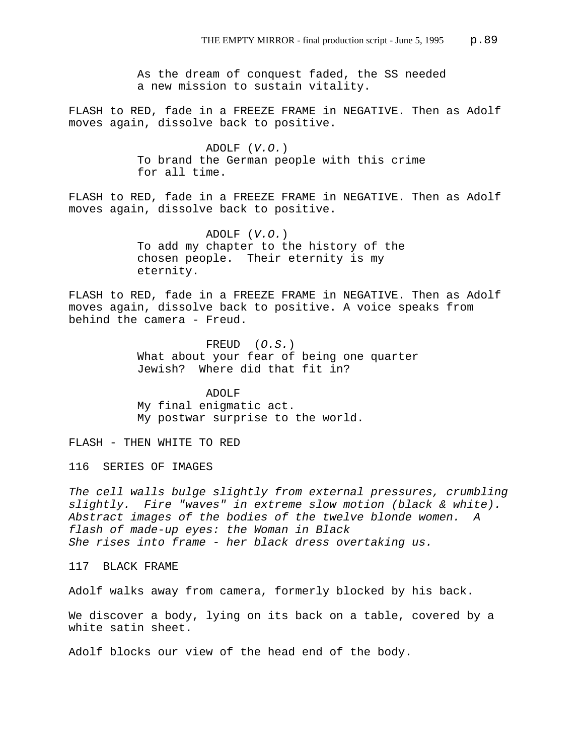As the dream of conquest faded, the SS needed a new mission to sustain vitality.

FLASH to RED, fade in a FREEZE FRAME in NEGATIVE. Then as Adolf moves again, dissolve back to positive.

ADOLF (*V.O.*)
To brand the German people with this crime for all time.

FLASH to RED, fade in a FREEZE FRAME in NEGATIVE. Then as Adolf moves again, dissolve back to positive.

ADOLF (*V.O.*)
To add my chapter to the history of the chosen people. Their eternity is my eternity.

FLASH to RED, fade in a FREEZE FRAME in NEGATIVE. Then as Adolf moves again, dissolve back to positive. A voice speaks from behind the camera - Freud.

FREUD (*O.S.*)
What about your fear of being one quarter Jewish? Where did that fit in?

ADOLF
My final enigmatic act.
My postwar surprise to the world.

FLASH - THEN WHITE TO RED

116 SERIES OF IMAGES

*The cell walls bulge slightly from external pressures, crumbling slightly. Fire "waves" in extreme slow motion (black & white). Abstract images of the bodies of the twelve blonde women. A flash of made-up eyes: the Woman in Black*
*She rises into frame - her black dress overtaking us.*

117 BLACK FRAME

Adolf walks away from camera, formerly blocked by his back.

We discover a body, lying on its back on a table, covered by a white satin sheet.

Adolf blocks our view of the head end of the body.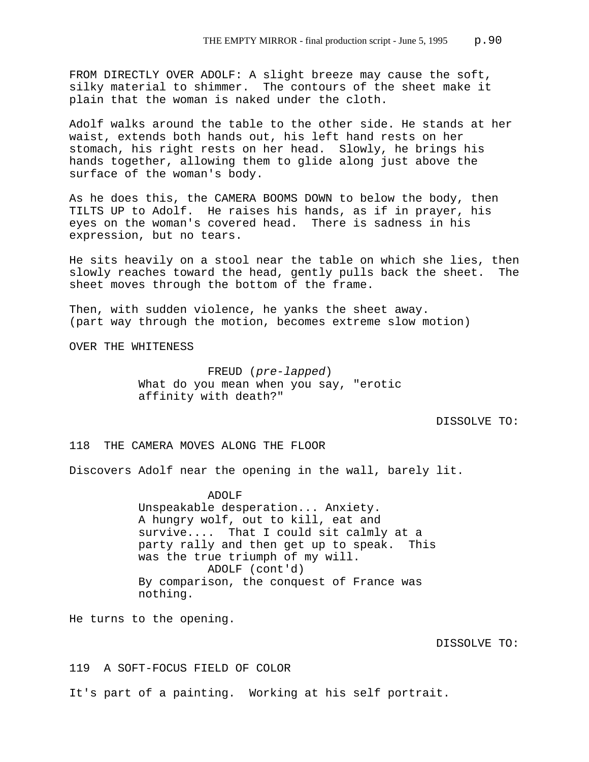FROM DIRECTLY OVER ADOLF: A slight breeze may cause the soft, silky material to shimmer. The contours of the sheet make it plain that the woman is naked under the cloth.

Adolf walks around the table to the other side. He stands at her waist, extends both hands out, his left hand rests on her stomach, his right rests on her head. Slowly, he brings his hands together, allowing them to glide along just above the surface of the woman's body.

As he does this, the CAMERA BOOMS DOWN to below the body, then TILTS UP to Adolf. He raises his hands, as if in prayer, his eyes on the woman's covered head. There is sadness in his expression, but no tears.

He sits heavily on a stool near the table on which she lies, then slowly reaches toward the head, gently pulls back the sheet. The sheet moves through the bottom of the frame.

Then, with sudden violence, he yanks the sheet away. (part way through the motion, becomes extreme slow motion)

OVER THE WHITENESS

FREUD (*pre-lapped*)
What do you mean when you say, "erotic affinity with death?"

DISSOLVE TO:

118 THE CAMERA MOVES ALONG THE FLOOR

Discovers Adolf near the opening in the wall, barely lit.

ADOLF
Unspeakable desperation... Anxiety. A hungry wolf, out to kill, eat and survive.... That I could sit calmly at a party rally and then get up to speak. This was the true triumph of my will.

ADOLF (cont'd)
By comparison, the conquest of France was nothing.

He turns to the opening.

DISSOLVE TO:

119 A SOFT-FOCUS FIELD OF COLOR

It's part of a painting. Working at his self portrait.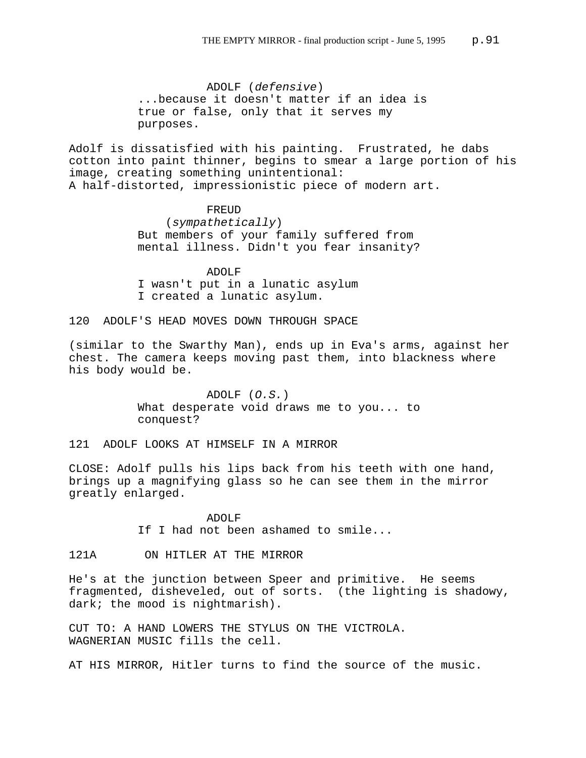ADOLF (*defensive*)
...because it doesn't matter if an idea is true or false, only that it serves my purposes.

Adolf is dissatisfied with his painting. Frustrated, he dabs cotton into paint thinner, begins to smear a large portion of his image, creating something unintentional:
A half-distorted, impressionistic piece of modern art.

FREUD
(*sympathetically*)
But members of your family suffered from mental illness. Didn't you fear insanity?

ADOLF
I wasn't put in a lunatic asylum
I created a lunatic asylum.

120 ADOLF'S HEAD MOVES DOWN THROUGH SPACE

(similar to the Swarthy Man), ends up in Eva's arms, against her chest. The camera keeps moving past them, into blackness where his body would be.

ADOLF (*O.S.*)
What desperate void draws me to you... to conquest?

121 ADOLF LOOKS AT HIMSELF IN A MIRROR

CLOSE: Adolf pulls his lips back from his teeth with one hand, brings up a magnifying glass so he can see them in the mirror greatly enlarged.

ADOLF
If I had not been ashamed to smile...

121A ON HITLER AT THE MIRROR

He's at the junction between Speer and primitive. He seems fragmented, disheveled, out of sorts. (the lighting is shadowy, dark; the mood is nightmarish).

CUT TO: A HAND LOWERS THE STYLUS ON THE VICTROLA.
WAGNERIAN MUSIC fills the cell.

AT HIS MIRROR, Hitler turns to find the source of the music.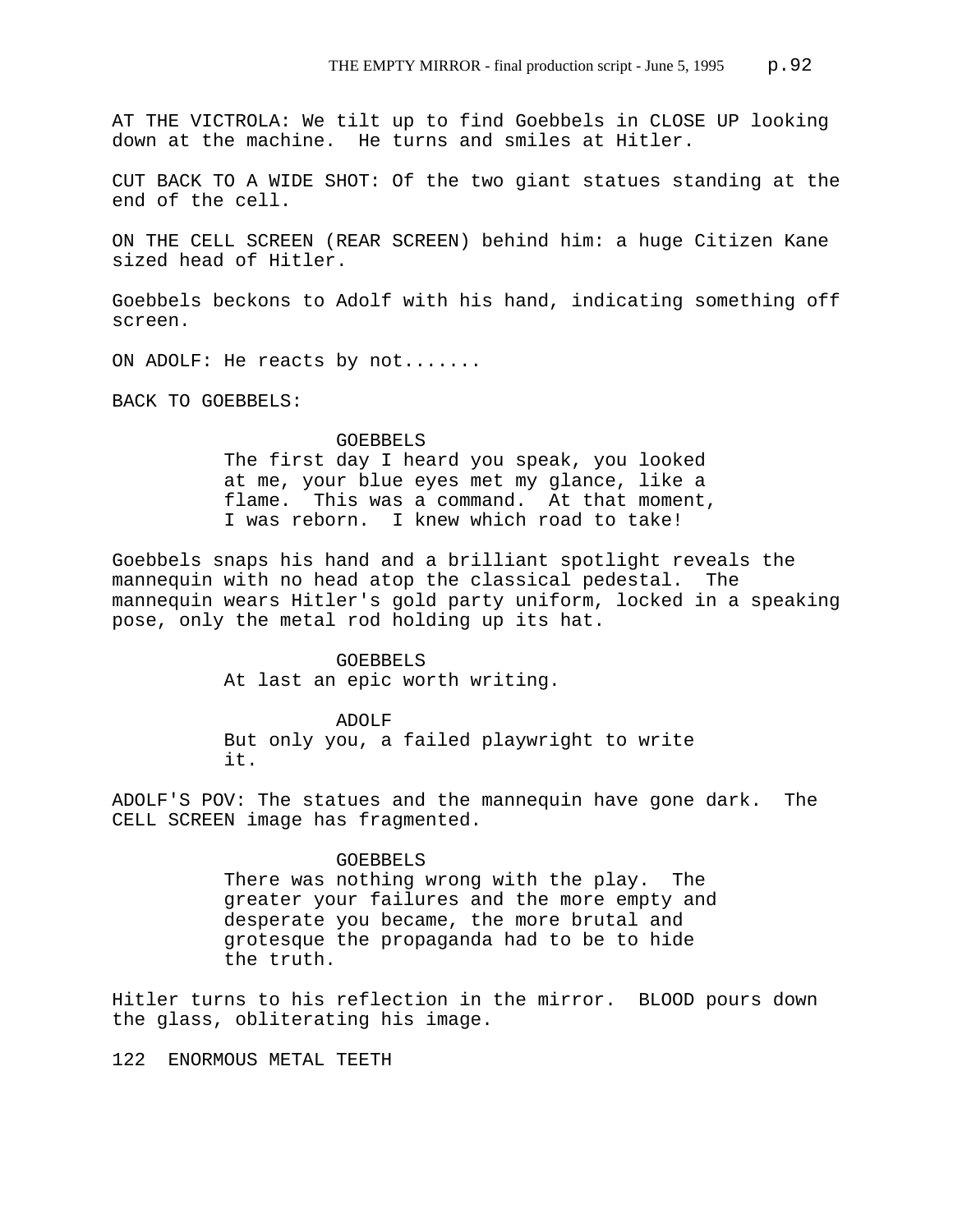AT THE VICTROLA: We tilt up to find Goebbels in CLOSE UP looking down at the machine. He turns and smiles at Hitler.

CUT BACK TO A WIDE SHOT: Of the two giant statues standing at the end of the cell.

ON THE CELL SCREEN (REAR SCREEN) behind him: a huge Citizen Kane sized head of Hitler.

Goebbels beckons to Adolf with his hand, indicating something off screen.

ON ADOLF: He reacts by not.......

BACK TO GOEBBELS:

GOEBBELS
The first day I heard you speak, you looked at me, your blue eyes met my glance, like a flame. This was a command. At that moment, I was reborn. I knew which road to take!

Goebbels snaps his hand and a brilliant spotlight reveals the mannequin with no head atop the classical pedestal. The mannequin wears Hitler's gold party uniform, locked in a speaking pose, only the metal rod holding up its hat.

GOEBBELS
At last an epic worth writing.

ADOLF
But only you, a failed playwright to write it.

ADOLF'S POV: The statues and the mannequin have gone dark. The CELL SCREEN image has fragmented.

GOEBBELS
There was nothing wrong with the play. The greater your failures and the more empty and desperate you became, the more brutal and grotesque the propaganda had to be to hide the truth.

Hitler turns to his reflection in the mirror. BLOOD pours down the glass, obliterating his image.

122 ENORMOUS METAL TEETH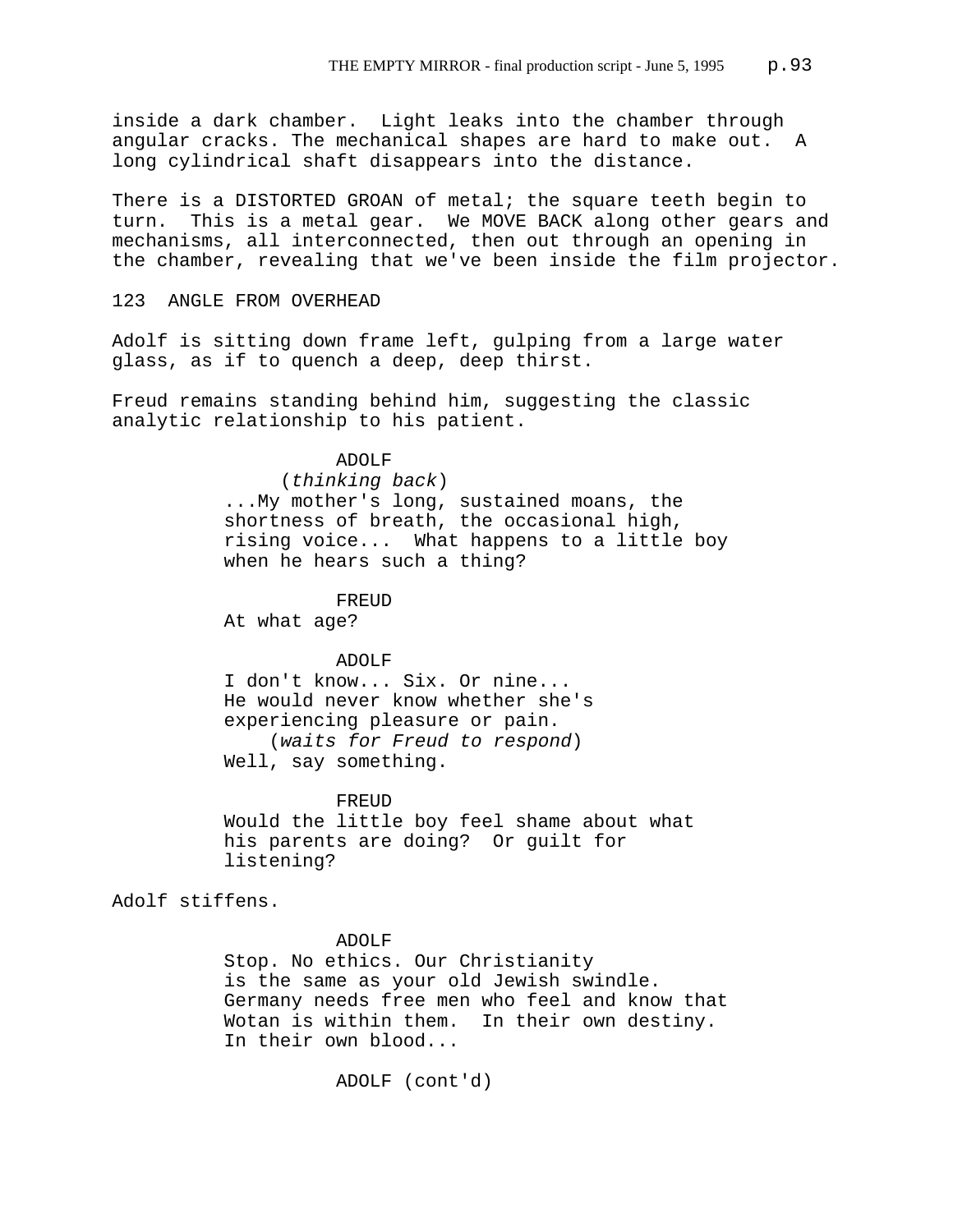inside a dark chamber. Light leaks into the chamber through angular cracks. The mechanical shapes are hard to make out. A long cylindrical shaft disappears into the distance.

There is a DISTORTED GROAN of metal; the square teeth begin to turn. This is a metal gear. We MOVE BACK along other gears and mechanisms, all interconnected, then out through an opening in the chamber, revealing that we've been inside the film projector.

123 ANGLE FROM OVERHEAD

Adolf is sitting down frame left, gulping from a large water glass, as if to quench a deep, deep thirst.

Freud remains standing behind him, suggesting the classic analytic relationship to his patient.

ADOLF
(*thinking back*)
...My mother's long, sustained moans, the shortness of breath, the occasional high, rising voice... What happens to a little boy when he hears such a thing?

FREUD
At what age?

ADOLF
I don't know... Six. Or nine...
He would never know whether she's experiencing pleasure or pain.
(*waits for Freud to respond*)
Well, say something.

FREUD
Would the little boy feel shame about what his parents are doing? Or guilt for listening?

Adolf stiffens.

ADOLF
Stop. No ethics. Our Christianity is the same as your old Jewish swindle.
Germany needs free men who feel and know that Wotan is within them. In their own destiny.
In their own blood...

ADOLF (cont'd)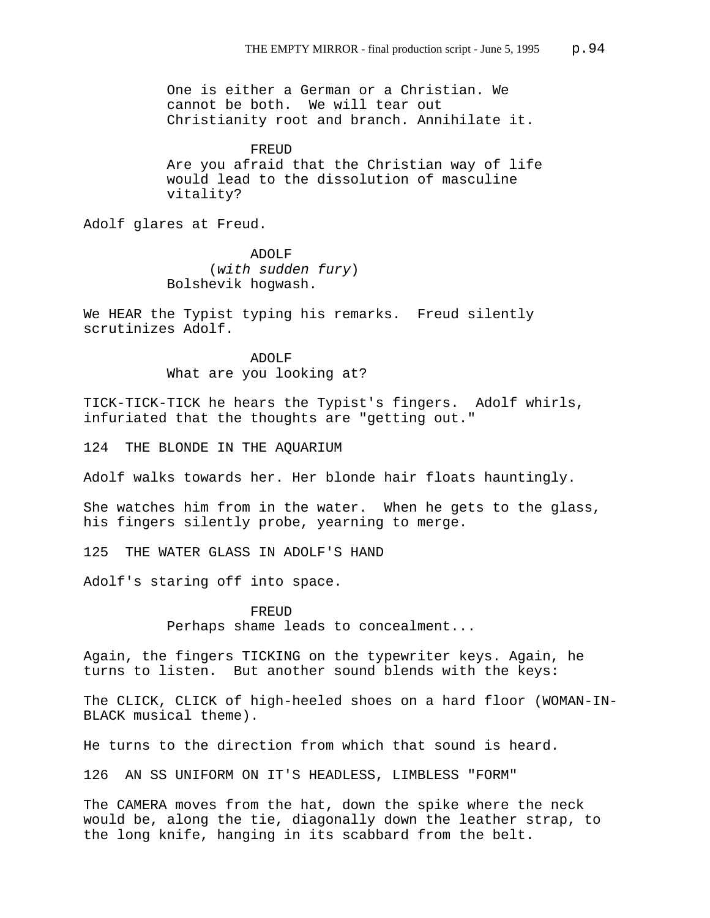One is either a German or a Christian. We cannot be both. We will tear out Christianity root and branch. Annihilate it.

FREUD
Are you afraid that the Christian way of life would lead to the dissolution of masculine vitality?

Adolf glares at Freud.

ADOLF
(*with sudden fury*)
Bolshevik hogwash.

We HEAR the Typist typing his remarks. Freud silently scrutinizes Adolf.

ADOLF
What are you looking at?

TICK-TICK-TICK he hears the Typist's fingers. Adolf whirls, infuriated that the thoughts are "getting out."

124 THE BLONDE IN THE AQUARIUM

Adolf walks towards her. Her blonde hair floats hauntingly.

She watches him from in the water. When he gets to the glass, his fingers silently probe, yearning to merge.

125 THE WATER GLASS IN ADOLF'S HAND

Adolf's staring off into space.

FREUD
Perhaps shame leads to concealment...

Again, the fingers TICKING on the typewriter keys. Again, he turns to listen. But another sound blends with the keys:

The CLICK, CLICK of high-heeled shoes on a hard floor (WOMAN-IN-BLACK musical theme).

He turns to the direction from which that sound is heard.

126 AN SS UNIFORM ON IT'S HEADLESS, LIMBLESS "FORM"

The CAMERA moves from the hat, down the spike where the neck would be, along the tie, diagonally down the leather strap, to the long knife, hanging in its scabbard from the belt.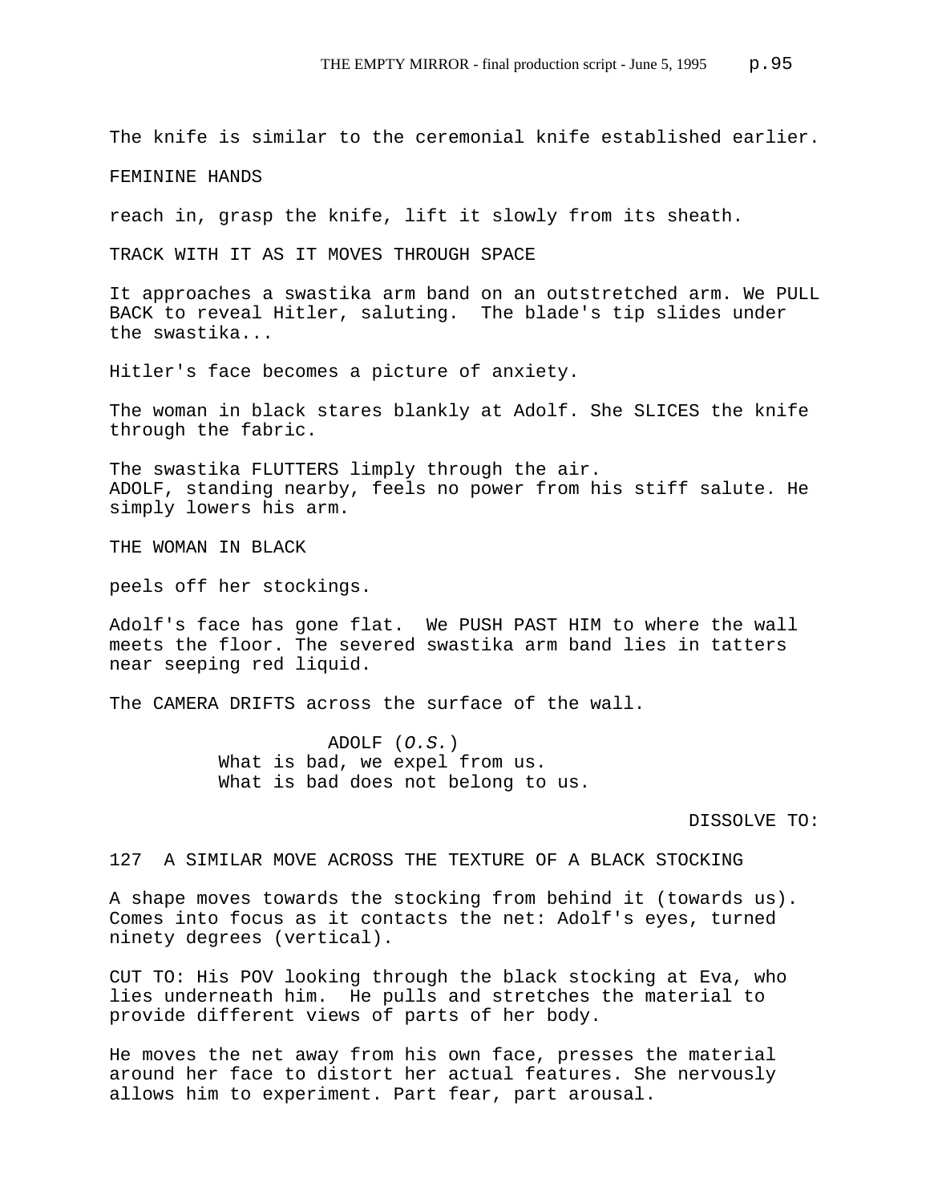The knife is similar to the ceremonial knife established earlier.

FEMININE HANDS

reach in, grasp the knife, lift it slowly from its sheath.

TRACK WITH IT AS IT MOVES THROUGH SPACE

It approaches a swastika arm band on an outstretched arm. We PULL BACK to reveal Hitler, saluting. The blade's tip slides under the swastika...

Hitler's face becomes a picture of anxiety.

The woman in black stares blankly at Adolf. She SLICES the knife through the fabric.

The swastika FLUTTERS limply through the air.
ADOLF, standing nearby, feels no power from his stiff salute. He simply lowers his arm.

THE WOMAN IN BLACK

peels off her stockings.

Adolf's face has gone flat. We PUSH PAST HIM to where the wall meets the floor. The severed swastika arm band lies in tatters near seeping red liquid.

The CAMERA DRIFTS across the surface of the wall.

ADOLF (*O.S.*)
What is bad, we expel from us.
What is bad does not belong to us.

DISSOLVE TO:

127 A SIMILAR MOVE ACROSS THE TEXTURE OF A BLACK STOCKING

A shape moves towards the stocking from behind it (towards us). Comes into focus as it contacts the net: Adolf's eyes, turned ninety degrees (vertical).

CUT TO: His POV looking through the black stocking at Eva, who lies underneath him. He pulls and stretches the material to provide different views of parts of her body.

He moves the net away from his own face, presses the material around her face to distort her actual features. She nervously allows him to experiment. Part fear, part arousal.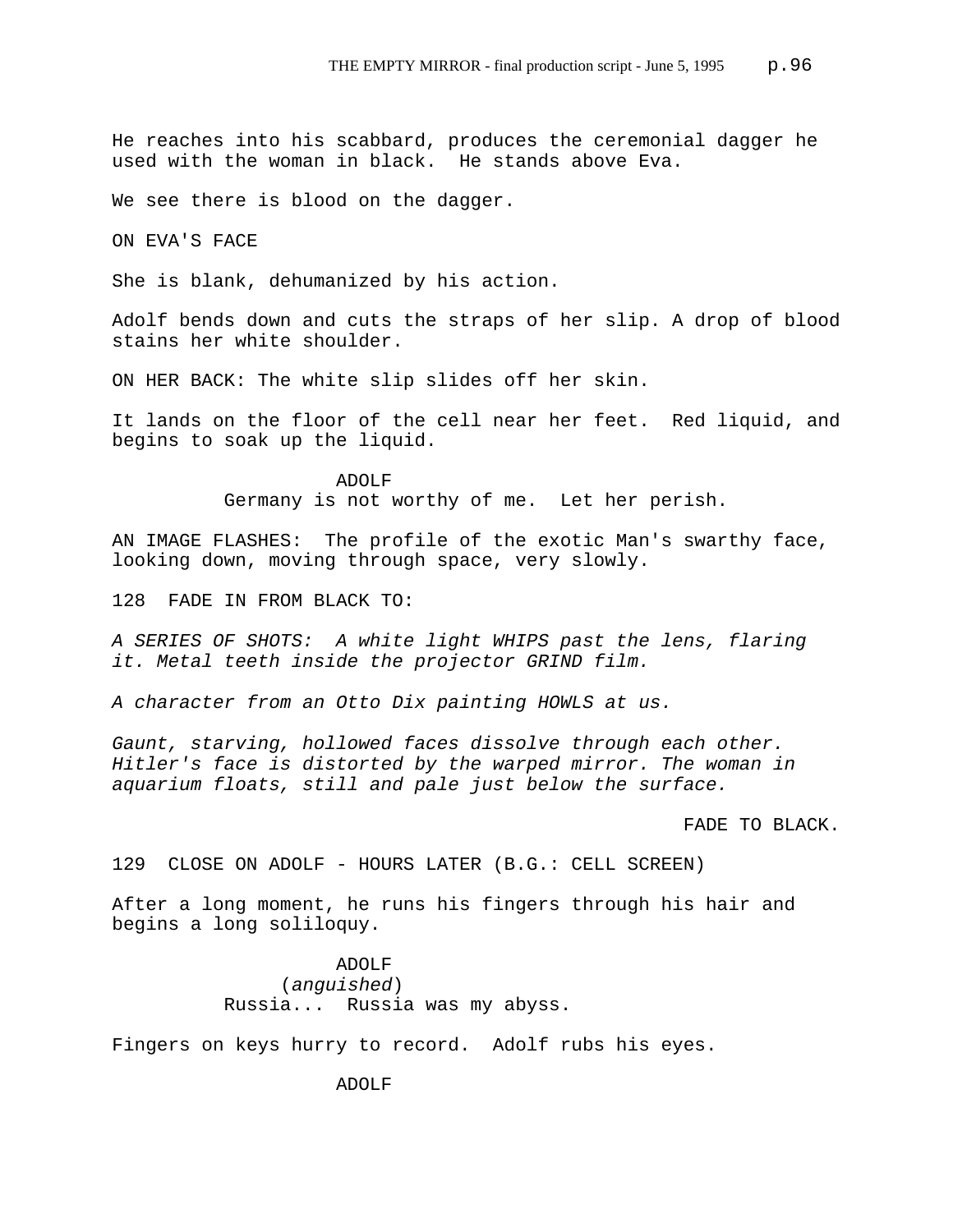He reaches into his scabbard, produces the ceremonial dagger he used with the woman in black.  He stands above Eva.

We see there is blood on the dagger.

ON EVA'S FACE

She is blank, dehumanized by his action.

Adolf bends down and cuts the straps of her slip. A drop of blood stains her white shoulder.

ON HER BACK: The white slip slides off her skin.

It lands on the floor of the cell near her feet.  Red liquid, and begins to soak up the liquid.

ADOLF
Germany is not worthy of me.  Let her perish.

AN IMAGE FLASHES:  The profile of the exotic Man's swarthy face, looking down, moving through space, very slowly.

128  FADE IN FROM BLACK TO:

*A SERIES OF SHOTS:  A white light WHIPS past the lens, flaring it. Metal teeth inside the projector GRIND film.*

*A character from an Otto Dix painting HOWLS at us.*

*Gaunt, starving, hollowed faces dissolve through each other. Hitler's face is distorted by the warped mirror. The woman in aquarium floats, still and pale just below the surface.*

FADE TO BLACK.

129  CLOSE ON ADOLF - HOURS LATER (B.G.: CELL SCREEN)

After a long moment, he runs his fingers through his hair and begins a long soliloquy.

ADOLF
(*anguished*)
Russia...  Russia was my abyss.

Fingers on keys hurry to record.  Adolf rubs his eyes.

ADOLF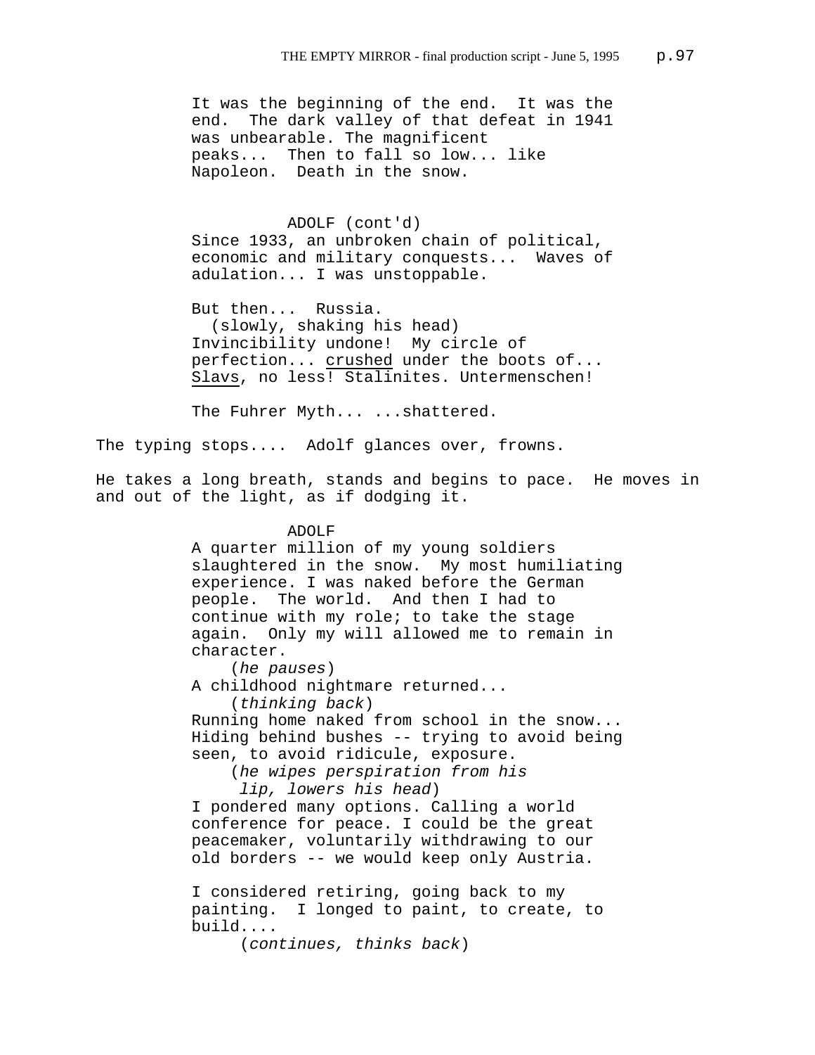It was the beginning of the end. It was the end. The dark valley of that defeat in 1941 was unbearable. The magnificent peaks... Then to fall so low... like Napoleon. Death in the snow.

ADOLF (cont'd)

Since 1933, an unbroken chain of political, economic and military conquests... Waves of adulation... I was unstoppable.

But then... Russia.

(slowly, shaking his head)

Invincibility undone! My circle of perfection... crushed under the boots of... Slavs, no less! Stalinites. Untermenschen!

The Fuhrer Myth... ...shattered.

The typing stops.... Adolf glances over, frowns.

He takes a long breath, stands and begins to pace. He moves in and out of the light, as if dodging it.

ADOLF

A quarter million of my young soldiers slaughtered in the snow. My most humiliating experience. I was naked before the German people. The world. And then I had to continue with my role; to take the stage again. Only my will allowed me to remain in character.

(*he pauses*)

A childhood nightmare returned...

(*thinking back*)

Running home naked from school in the snow... Hiding behind bushes -- trying to avoid being seen, to avoid ridicule, exposure.

(*he wipes perspiration from his lip, lowers his head*)

I pondered many options. Calling a world conference for peace. I could be the great peacemaker, voluntarily withdrawing to our old borders -- we would keep only Austria.

I considered retiring, going back to my painting. I longed to paint, to create, to build....

(*continues, thinks back*)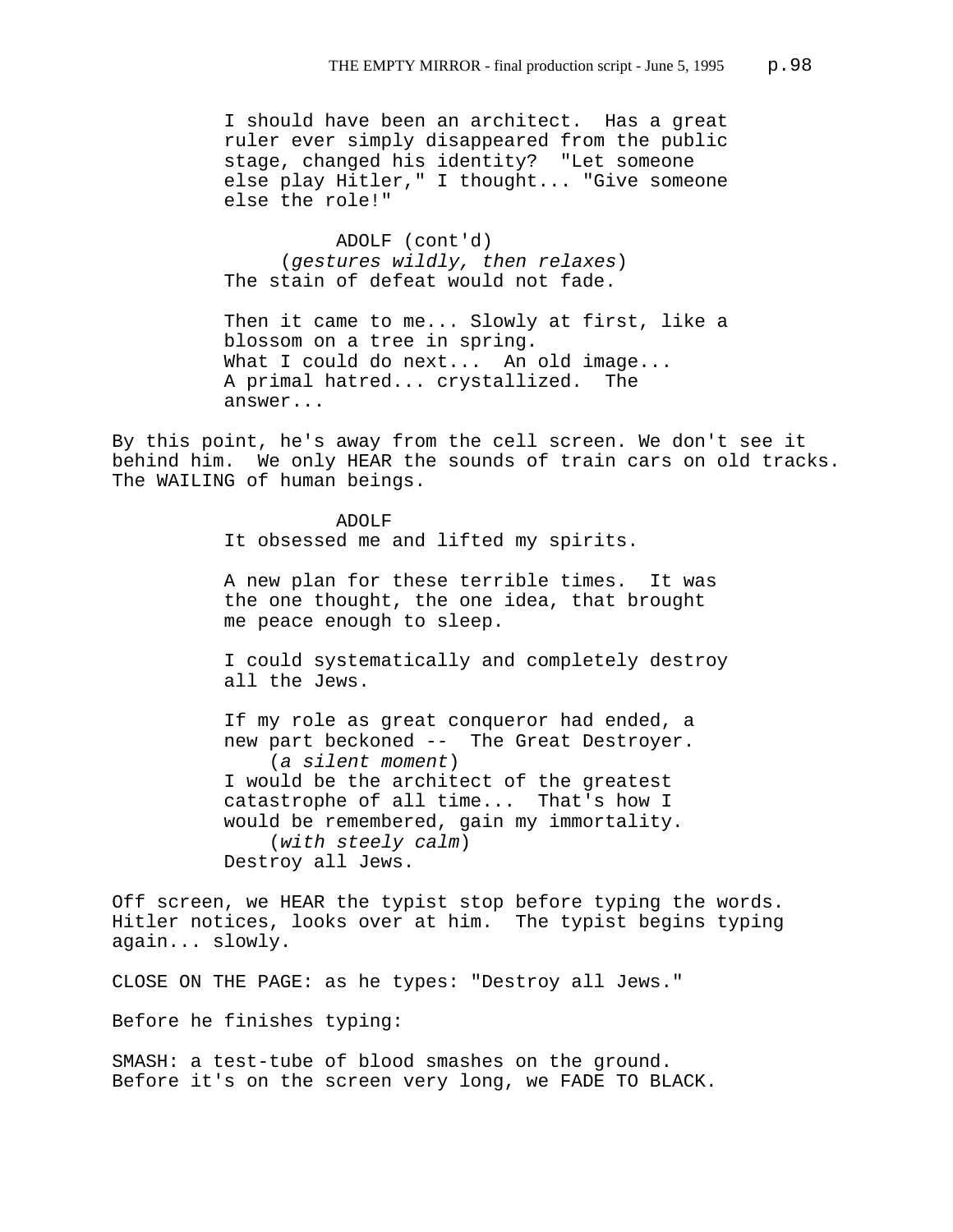I should have been an architect. Has a great ruler ever simply disappeared from the public stage, changed his identity? "Let someone else play Hitler," I thought... "Give someone else the role!"

ADOLF (cont'd)
(*gestures wildly, then relaxes*)
The stain of defeat would not fade.

Then it came to me... Slowly at first, like a blossom on a tree in spring.
What I could do next... An old image...
A primal hatred... crystallized. The answer...

By this point, he's away from the cell screen. We don't see it behind him. We only HEAR the sounds of train cars on old tracks. The WAILING of human beings.

ADOLF
It obsessed me and lifted my spirits.

A new plan for these terrible times. It was the one thought, the one idea, that brought me peace enough to sleep.

I could systematically and completely destroy all the Jews.

If my role as great conqueror had ended, a new part beckoned -- The Great Destroyer.
(*a silent moment*)
I would be the architect of the greatest catastrophe of all time... That's how I would be remembered, gain my immortality.
(*with steely calm*)
Destroy all Jews.

Off screen, we HEAR the typist stop before typing the words. Hitler notices, looks over at him. The typist begins typing again... slowly.

CLOSE ON THE PAGE: as he types: "Destroy all Jews."

Before he finishes typing:

SMASH: a test-tube of blood smashes on the ground.
Before it's on the screen very long, we FADE TO BLACK.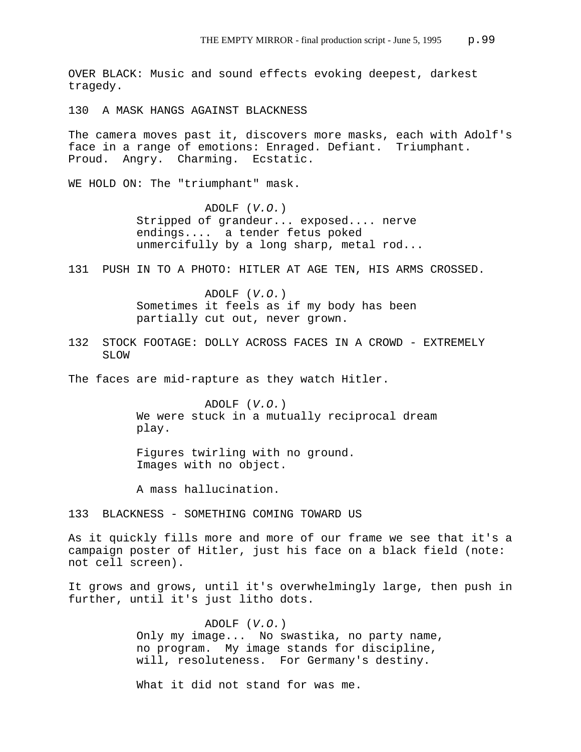OVER BLACK: Music and sound effects evoking deepest, darkest tragedy.

130 A MASK HANGS AGAINST BLACKNESS

The camera moves past it, discovers more masks, each with Adolf's face in a range of emotions: Enraged. Defiant. Triumphant. Proud. Angry. Charming. Ecstatic.

WE HOLD ON: The "triumphant" mask.

ADOLF (*V.O.*)
Stripped of grandeur... exposed.... nerve endings.... a tender fetus poked unmercifully by a long sharp, metal rod...

131 PUSH IN TO A PHOTO: HITLER AT AGE TEN, HIS ARMS CROSSED.

ADOLF (*V.O.*)
Sometimes it feels as if my body has been partially cut out, never grown.

132 STOCK FOOTAGE: DOLLY ACROSS FACES IN A CROWD - EXTREMELY SLOW

The faces are mid-rapture as they watch Hitler.

ADOLF (*V.O.*)
We were stuck in a mutually reciprocal dream play.

Figures twirling with no ground.
Images with no object.

A mass hallucination.

133 BLACKNESS - SOMETHING COMING TOWARD US

As it quickly fills more and more of our frame we see that it's a campaign poster of Hitler, just his face on a black field (note: not cell screen).

It grows and grows, until it's overwhelmingly large, then push in further, until it's just litho dots.

ADOLF (*V.O.*)
Only my image... No swastika, no party name, no program. My image stands for discipline, will, resoluteness. For Germany's destiny.

What it did not stand for was me.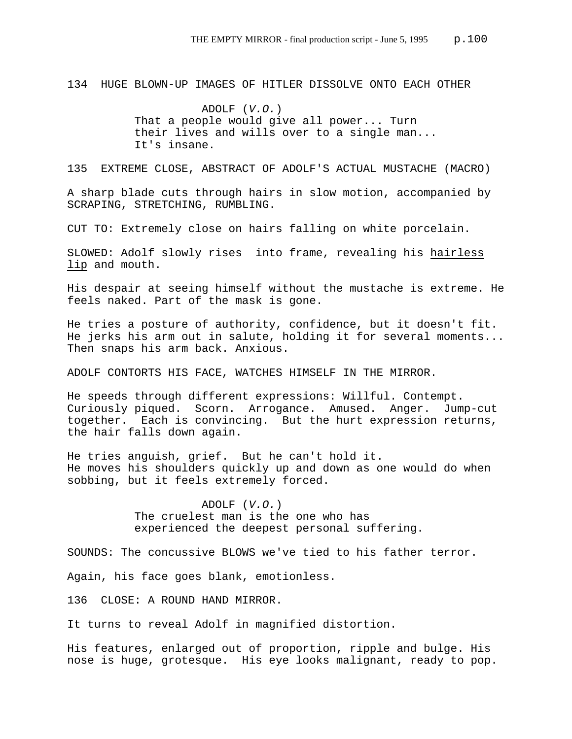134 HUGE BLOWN-UP IMAGES OF HITLER DISSOLVE ONTO EACH OTHER

ADOLF (*V.O.*)
That a people would give all power... Turn their lives and wills over to a single man... It's insane.

135 EXTREME CLOSE, ABSTRACT OF ADOLF'S ACTUAL MUSTACHE (MACRO)

A sharp blade cuts through hairs in slow motion, accompanied by SCRAPING, STRETCHING, RUMBLING.

CUT TO: Extremely close on hairs falling on white porcelain.

SLOWED: Adolf slowly rises into frame, revealing his hairless lip and mouth.

His despair at seeing himself without the mustache is extreme. He feels naked. Part of the mask is gone.

He tries a posture of authority, confidence, but it doesn't fit. He jerks his arm out in salute, holding it for several moments... Then snaps his arm back. Anxious.

ADOLF CONTORTS HIS FACE, WATCHES HIMSELF IN THE MIRROR.

He speeds through different expressions: Willful. Contempt. Curiously piqued. Scorn. Arrogance. Amused. Anger. Jump-cut together. Each is convincing. But the hurt expression returns, the hair falls down again.

He tries anguish, grief. But he can't hold it.
He moves his shoulders quickly up and down as one would do when sobbing, but it feels extremely forced.

ADOLF (*V.O.*)
The cruelest man is the one who has experienced the deepest personal suffering.

SOUNDS: The concussive BLOWS we've tied to his father terror.

Again, his face goes blank, emotionless.

136 CLOSE: A ROUND HAND MIRROR.

It turns to reveal Adolf in magnified distortion.

His features, enlarged out of proportion, ripple and bulge. His nose is huge, grotesque. His eye looks malignant, ready to pop.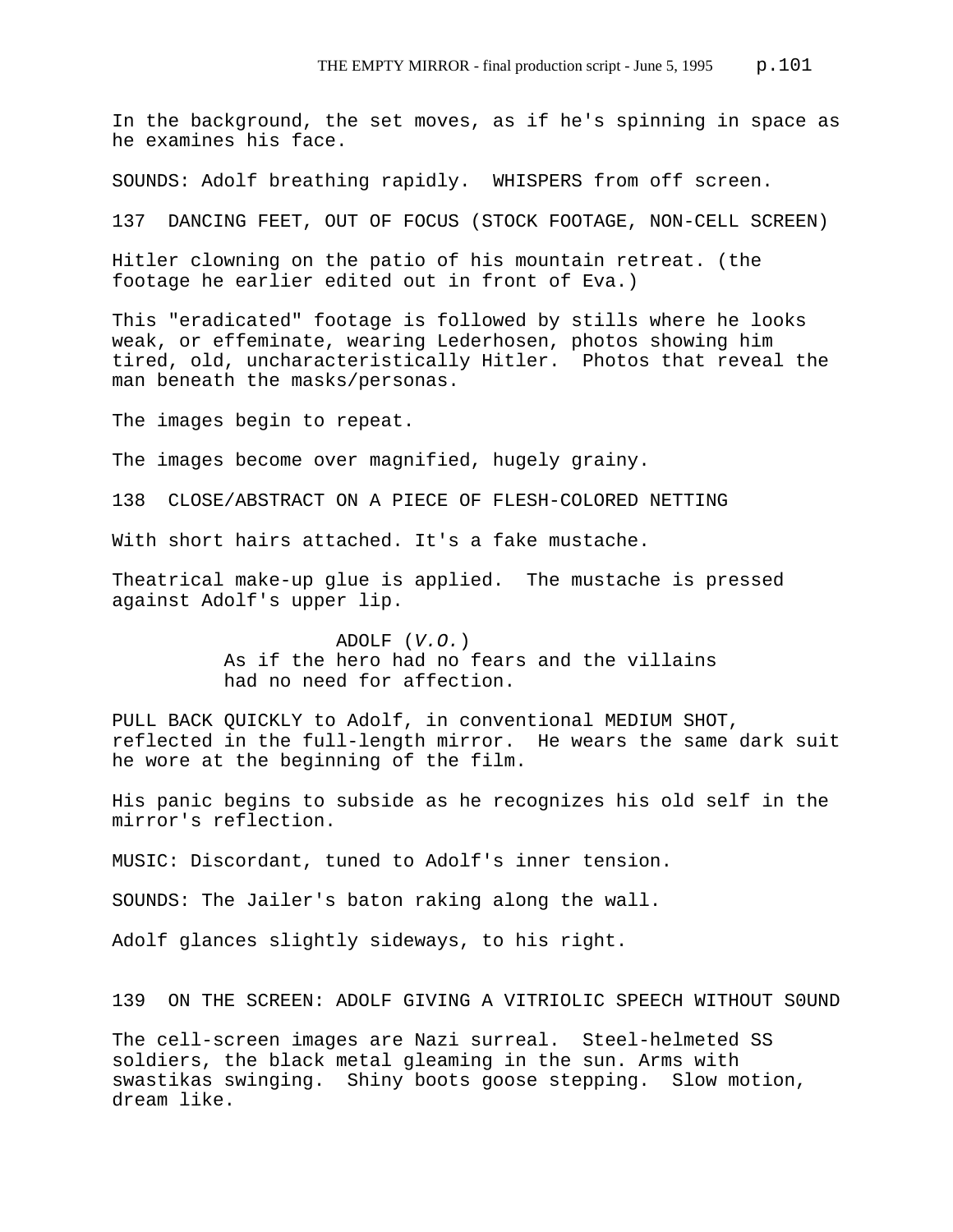In the background, the set moves, as if he's spinning in space as he examines his face.

SOUNDS: Adolf breathing rapidly. WHISPERS from off screen.

137 DANCING FEET, OUT OF FOCUS (STOCK FOOTAGE, NON-CELL SCREEN)

Hitler clowning on the patio of his mountain retreat. (the footage he earlier edited out in front of Eva.)

This "eradicated" footage is followed by stills where he looks weak, or effeminate, wearing Lederhosen, photos showing him tired, old, uncharacteristically Hitler. Photos that reveal the man beneath the masks/personas.

The images begin to repeat.

The images become over magnified, hugely grainy.

138 CLOSE/ABSTRACT ON A PIECE OF FLESH-COLORED NETTING

With short hairs attached. It's a fake mustache.

Theatrical make-up glue is applied. The mustache is pressed against Adolf's upper lip.

ADOLF (*V.O.*)
As if the hero had no fears and the villains had no need for affection.

PULL BACK QUICKLY to Adolf, in conventional MEDIUM SHOT, reflected in the full-length mirror. He wears the same dark suit he wore at the beginning of the film.

His panic begins to subside as he recognizes his old self in the mirror's reflection.

MUSIC: Discordant, tuned to Adolf's inner tension.

SOUNDS: The Jailer's baton raking along the wall.

Adolf glances slightly sideways, to his right.

139 ON THE SCREEN: ADOLF GIVING A VITRIOLIC SPEECH WITHOUT S0UND

The cell-screen images are Nazi surreal. Steel-helmeted SS soldiers, the black metal gleaming in the sun. Arms with swastikas swinging. Shiny boots goose stepping. Slow motion, dream like.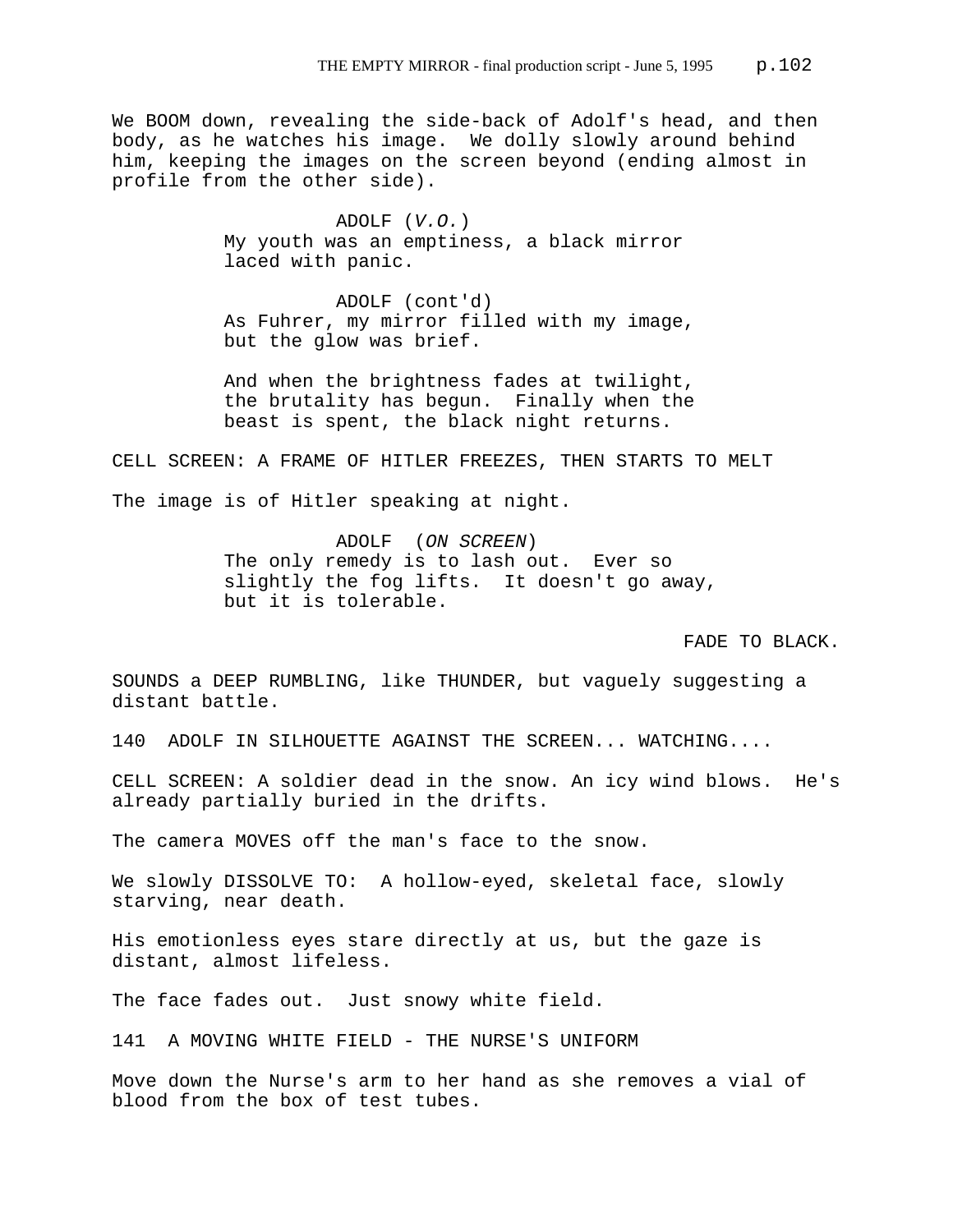We BOOM down, revealing the side-back of Adolf's head, and then body, as he watches his image. We dolly slowly around behind him, keeping the images on the screen beyond (ending almost in profile from the other side).

ADOLF (*V.O.*)
My youth was an emptiness, a black mirror laced with panic.

ADOLF (cont'd)
As Fuhrer, my mirror filled with my image, but the glow was brief.

And when the brightness fades at twilight, the brutality has begun. Finally when the beast is spent, the black night returns.

CELL SCREEN: A FRAME OF HITLER FREEZES, THEN STARTS TO MELT

The image is of Hitler speaking at night.

ADOLF (*ON SCREEN*)
The only remedy is to lash out. Ever so slightly the fog lifts. It doesn't go away, but it is tolerable.

FADE TO BLACK.

SOUNDS a DEEP RUMBLING, like THUNDER, but vaguely suggesting a distant battle.

140 ADOLF IN SILHOUETTE AGAINST THE SCREEN... WATCHING....

CELL SCREEN: A soldier dead in the snow. An icy wind blows. He's already partially buried in the drifts.

The camera MOVES off the man's face to the snow.

We slowly DISSOLVE TO: A hollow-eyed, skeletal face, slowly starving, near death.

His emotionless eyes stare directly at us, but the gaze is distant, almost lifeless.

The face fades out. Just snowy white field.

141 A MOVING WHITE FIELD - THE NURSE'S UNIFORM

Move down the Nurse's arm to her hand as she removes a vial of blood from the box of test tubes.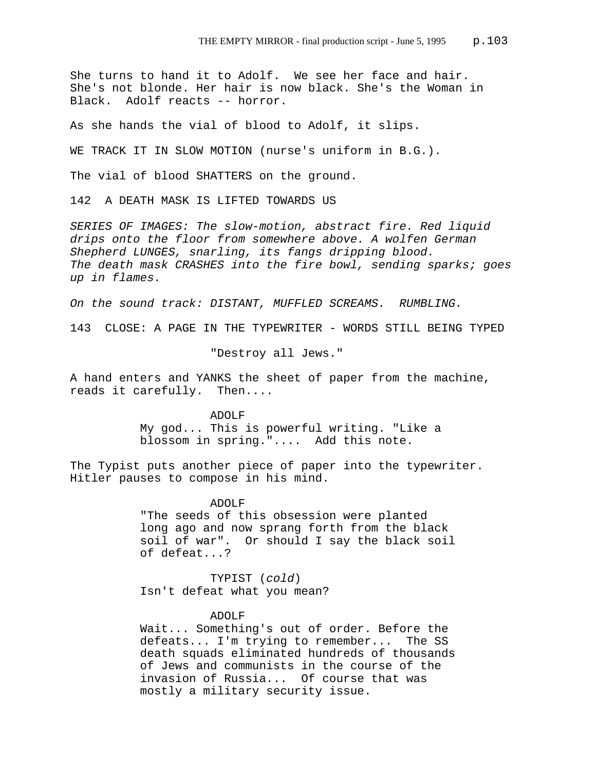She turns to hand it to Adolf. We see her face and hair. She's not blonde. Her hair is now black. She's the Woman in Black. Adolf reacts -- horror.

As she hands the vial of blood to Adolf, it slips.

WE TRACK IT IN SLOW MOTION (nurse's uniform in B.G.).

The vial of blood SHATTERS on the ground.

142 A DEATH MASK IS LIFTED TOWARDS US

*SERIES OF IMAGES: The slow-motion, abstract fire. Red liquid drips onto the floor from somewhere above. A wolfen German Shepherd LUNGES, snarling, its fangs dripping blood. The death mask CRASHES into the fire bowl, sending sparks; goes up in flames.*

*On the sound track: DISTANT, MUFFLED SCREAMS. RUMBLING.*

143 CLOSE: A PAGE IN THE TYPEWRITER - WORDS STILL BEING TYPED

"Destroy all Jews."

A hand enters and YANKS the sheet of paper from the machine, reads it carefully. Then....

ADOLF
My god... This is powerful writing. "Like a blossom in spring."....  Add this note.

The Typist puts another piece of paper into the typewriter. Hitler pauses to compose in his mind.

ADOLF
"The seeds of this obsession were planted long ago and now sprang forth from the black soil of war". Or should I say the black soil of defeat...?

TYPIST (*cold*)
Isn't defeat what you mean?

ADOLF
Wait... Something's out of order. Before the defeats... I'm trying to remember... The SS death squads eliminated hundreds of thousands of Jews and communists in the course of the invasion of Russia... Of course that was mostly a military security issue.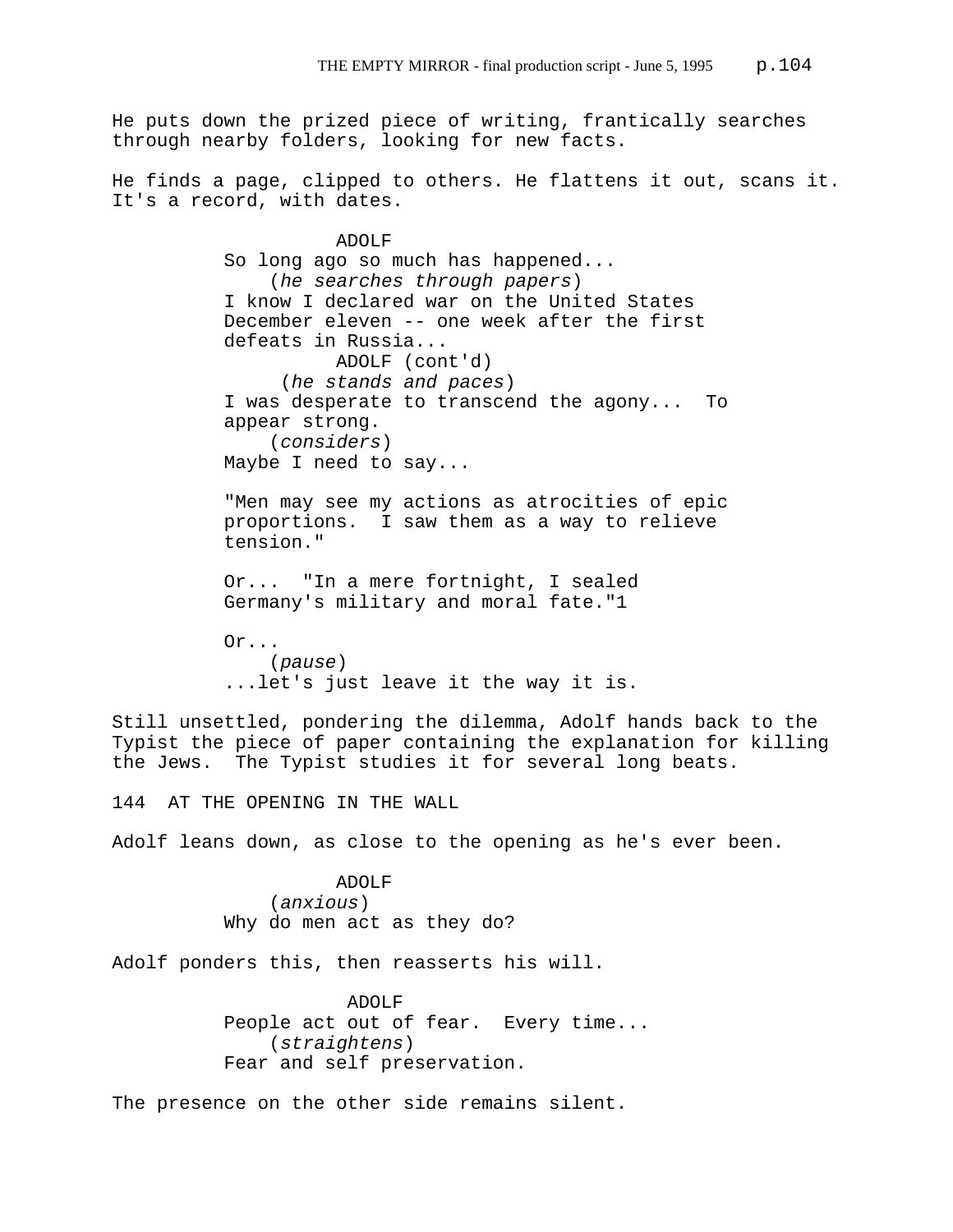He puts down the prized piece of writing, frantically searches through nearby folders, looking for new facts.

He finds a page, clipped to others. He flattens it out, scans it. It's a record, with dates.

ADOLF

So long ago so much has happened...

(*he searches through papers*)

I know I declared war on the United States December eleven -- one week after the first defeats in Russia...

ADOLF (cont'd)

(*he stands and paces*)

I was desperate to transcend the agony... To appear strong.

(*considers*)

Maybe I need to say...

"Men may see my actions as atrocities of epic proportions. I saw them as a way to relieve tension."

Or... "In a mere fortnight, I sealed Germany's military and moral fate."1

Or...

(*pause*)

...let's just leave it the way it is.

Still unsettled, pondering the dilemma, Adolf hands back to the Typist the piece of paper containing the explanation for killing the Jews. The Typist studies it for several long beats.

144 AT THE OPENING IN THE WALL

Adolf leans down, as close to the opening as he's ever been.

ADOLF

(*anxious*)

Why do men act as they do?

Adolf ponders this, then reasserts his will.

ADOLF

People act out of fear. Every time...

(*straightens*)

Fear and self preservation.

The presence on the other side remains silent.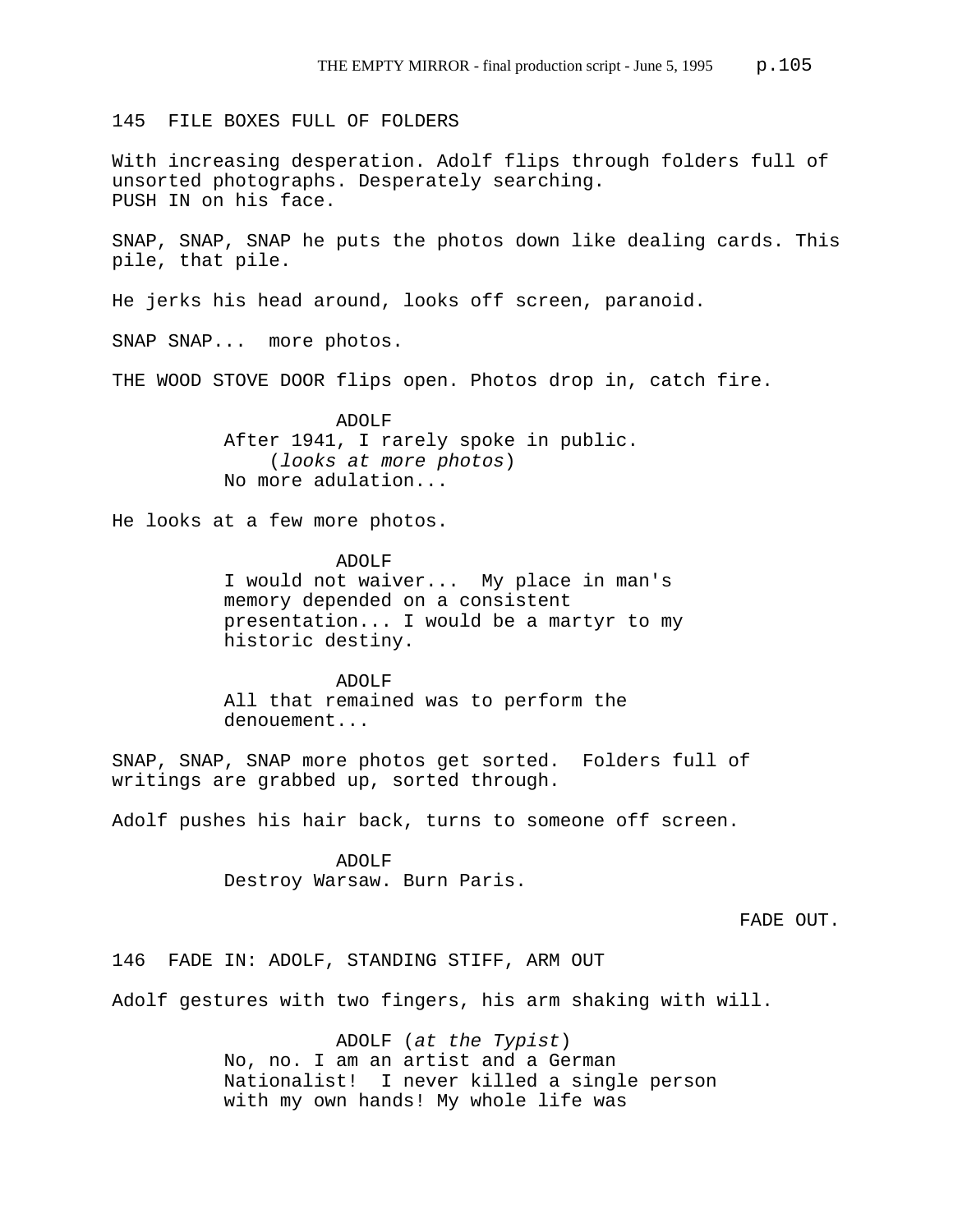145 FILE BOXES FULL OF FOLDERS

With increasing desperation. Adolf flips through folders full of unsorted photographs. Desperately searching.
PUSH IN on his face.

SNAP, SNAP, SNAP he puts the photos down like dealing cards. This pile, that pile.

He jerks his head around, looks off screen, paranoid.

SNAP SNAP... more photos.

THE WOOD STOVE DOOR flips open. Photos drop in, catch fire.

ADOLF
After 1941, I rarely spoke in public.
(*looks at more photos*)
No more adulation...

He looks at a few more photos.

ADOLF
I would not waiver... My place in man's memory depended on a consistent presentation... I would be a martyr to my historic destiny.

ADOLF
All that remained was to perform the denouement...

SNAP, SNAP, SNAP more photos get sorted. Folders full of writings are grabbed up, sorted through.

Adolf pushes his hair back, turns to someone off screen.

ADOLF
Destroy Warsaw. Burn Paris.

FADE OUT.

146 FADE IN: ADOLF, STANDING STIFF, ARM OUT

Adolf gestures with two fingers, his arm shaking with will.

ADOLF (*at the Typist*)
No, no. I am an artist and a German Nationalist! I never killed a single person with my own hands! My whole life was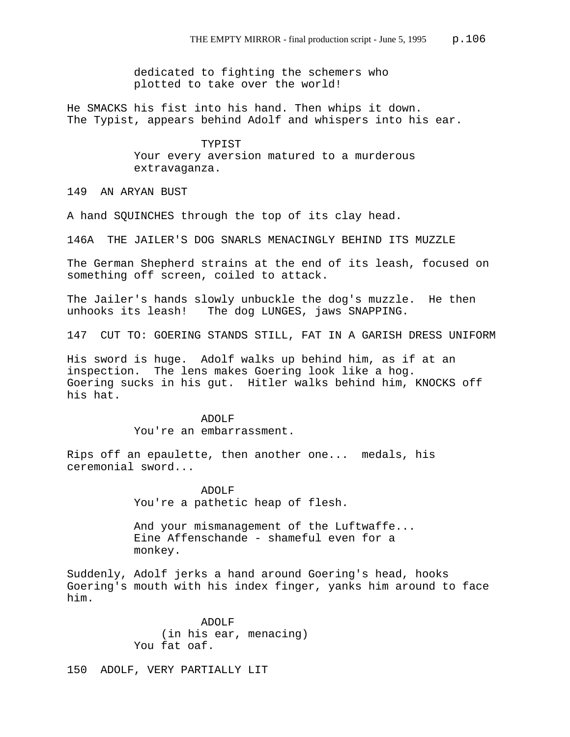dedicated to fighting the schemers who plotted to take over the world!

He SMACKS his fist into his hand. Then whips it down. The Typist, appears behind Adolf and whispers into his ear.

TYPIST
Your every aversion matured to a murderous extravaganza.

149 AN ARYAN BUST

A hand SQUINCHES through the top of its clay head.

146A THE JAILER'S DOG SNARLS MENACINGLY BEHIND ITS MUZZLE

The German Shepherd strains at the end of its leash, focused on something off screen, coiled to attack.

The Jailer's hands slowly unbuckle the dog's muzzle. He then unhooks its leash! The dog LUNGES, jaws SNAPPING.

147 CUT TO: GOERING STANDS STILL, FAT IN A GARISH DRESS UNIFORM

His sword is huge. Adolf walks up behind him, as if at an inspection. The lens makes Goering look like a hog. Goering sucks in his gut. Hitler walks behind him, KNOCKS off his hat.

ADOLF
You're an embarrassment.

Rips off an epaulette, then another one... medals, his ceremonial sword...

ADOLF
You're a pathetic heap of flesh.

And your mismanagement of the Luftwaffe... Eine Affenschande - shameful even for a monkey.

Suddenly, Adolf jerks a hand around Goering's head, hooks Goering's mouth with his index finger, yanks him around to face him.

ADOLF
(in his ear, menacing)
You fat oaf.

150 ADOLF, VERY PARTIALLY LIT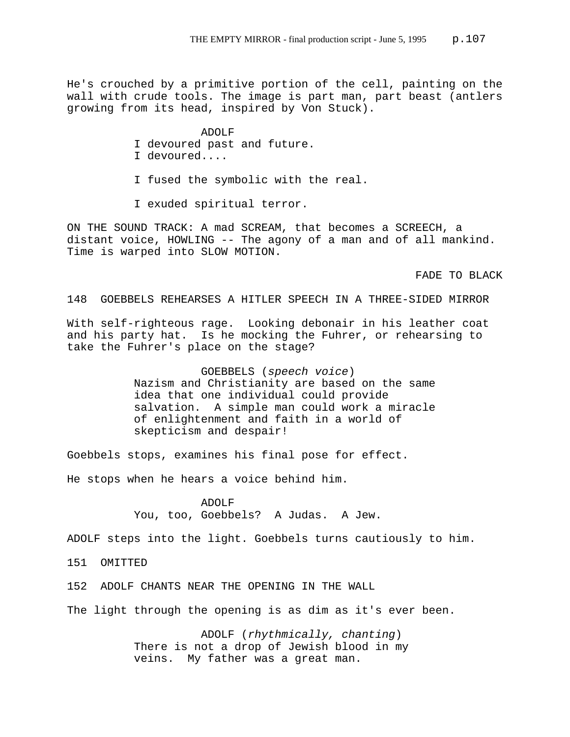He's crouched by a primitive portion of the cell, painting on the wall with crude tools. The image is part man, part beast (antlers growing from its head, inspired by Von Stuck).

ADOLF
I devoured past and future.
I devoured....

I fused the symbolic with the real.

I exuded spiritual terror.

ON THE SOUND TRACK: A mad SCREAM, that becomes a SCREECH, a distant voice, HOWLING -- The agony of a man and of all mankind. Time is warped into SLOW MOTION.

FADE TO BLACK

148 GOEBBELS REHEARSES A HITLER SPEECH IN A THREE-SIDED MIRROR

With self-righteous rage. Looking debonair in his leather coat and his party hat. Is he mocking the Fuhrer, or rehearsing to take the Fuhrer's place on the stage?

GOEBBELS (*speech voice*)
Nazism and Christianity are based on the same idea that one individual could provide salvation. A simple man could work a miracle of enlightenment and faith in a world of skepticism and despair!

Goebbels stops, examines his final pose for effect.

He stops when he hears a voice behind him.

ADOLF
You, too, Goebbels? A Judas. A Jew.

ADOLF steps into the light. Goebbels turns cautiously to him.

151 OMITTED

152 ADOLF CHANTS NEAR THE OPENING IN THE WALL

The light through the opening is as dim as it's ever been.

ADOLF (*rhythmically, chanting*)
There is not a drop of Jewish blood in my veins. My father was a great man.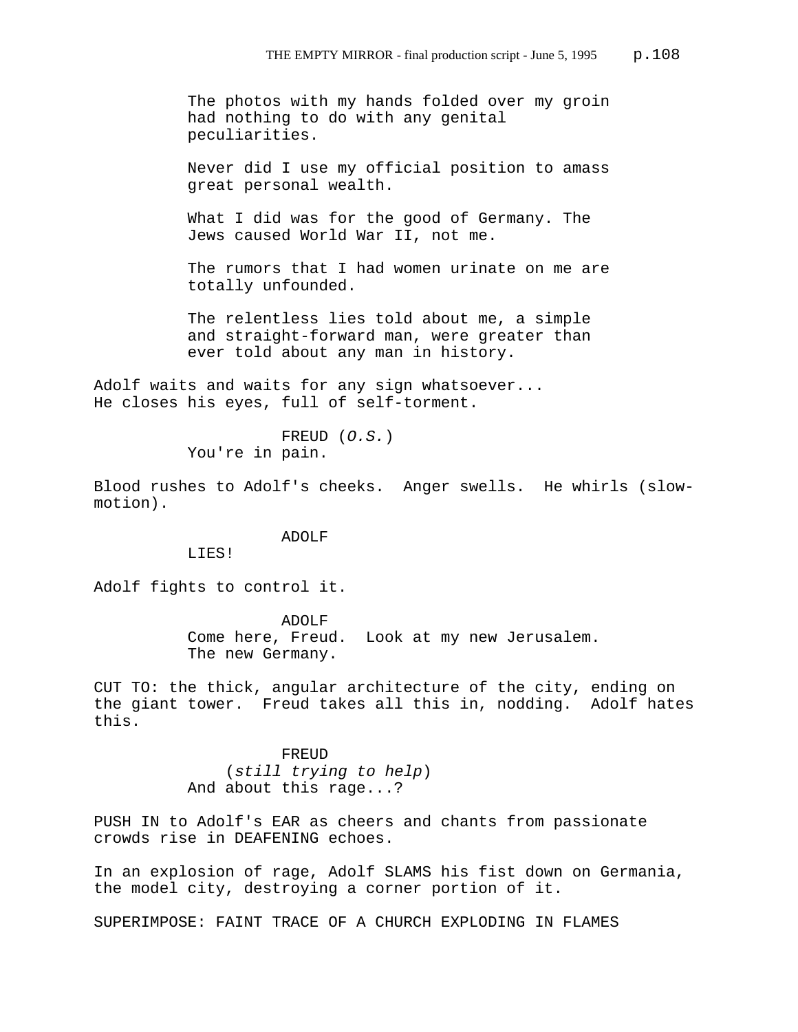The photos with my hands folded over my groin had nothing to do with any genital peculiarities.

Never did I use my official position to amass great personal wealth.

What I did was for the good of Germany. The Jews caused World War II, not me.

The rumors that I had women urinate on me are totally unfounded.

The relentless lies told about me, a simple and straight-forward man, were greater than ever told about any man in history.

Adolf waits and waits for any sign whatsoever... He closes his eyes, full of self-torment.

FREUD (*O.S.*)
You're in pain.

Blood rushes to Adolf's cheeks. Anger swells. He whirls (slow-motion).

ADOLF
LIES!

Adolf fights to control it.

ADOLF
Come here, Freud. Look at my new Jerusalem. The new Germany.

CUT TO: the thick, angular architecture of the city, ending on the giant tower. Freud takes all this in, nodding. Adolf hates this.

FREUD
(*still trying to help*)
And about this rage...?

PUSH IN to Adolf's EAR as cheers and chants from passionate crowds rise in DEAFENING echoes.

In an explosion of rage, Adolf SLAMS his fist down on Germania, the model city, destroying a corner portion of it.

SUPERIMPOSE: FAINT TRACE OF A CHURCH EXPLODING IN FLAMES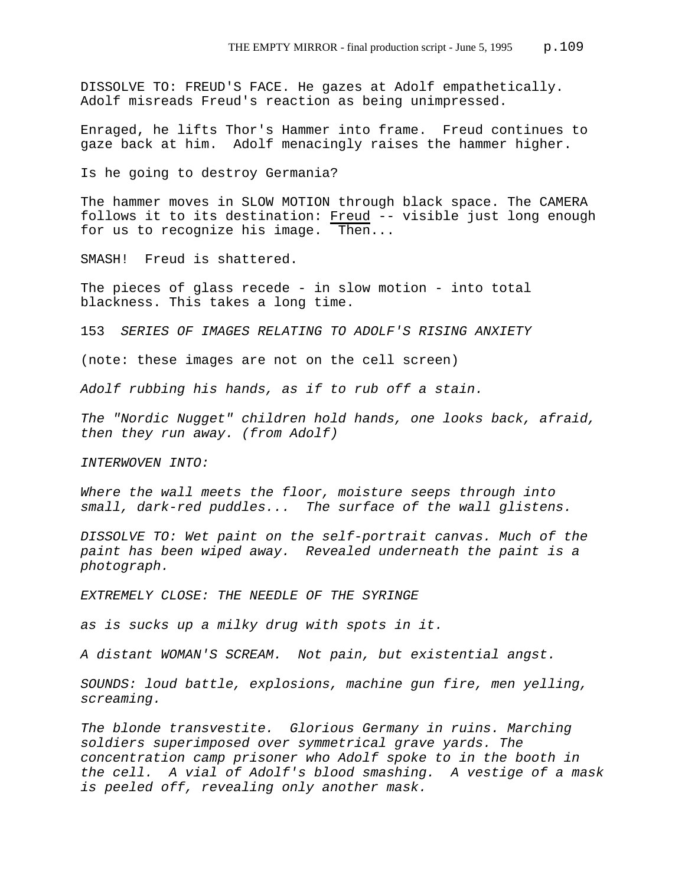DISSOLVE TO: FREUD'S FACE. He gazes at Adolf empathetically. Adolf misreads Freud's reaction as being unimpressed.

Enraged, he lifts Thor's Hammer into frame. Freud continues to gaze back at him. Adolf menacingly raises the hammer higher.

Is he going to destroy Germania?

The hammer moves in SLOW MOTION through black space. The CAMERA follows it to its destination: Freud -- visible just long enough for us to recognize his image. Then...

SMASH! Freud is shattered.

The pieces of glass recede - in slow motion - into total blackness. This takes a long time.

153 *SERIES OF IMAGES RELATING TO ADOLF'S RISING ANXIETY*

(note: these images are not on the cell screen)

*Adolf rubbing his hands, as if to rub off a stain.*

*The "Nordic Nugget" children hold hands, one looks back, afraid, then they run away. (from Adolf)*

*INTERWOVEN INTO:*

*Where the wall meets the floor, moisture seeps through into small, dark-red puddles... The surface of the wall glistens.*

*DISSOLVE TO: Wet paint on the self-portrait canvas. Much of the paint has been wiped away. Revealed underneath the paint is a photograph.*

*EXTREMELY CLOSE: THE NEEDLE OF THE SYRINGE*

*as is sucks up a milky drug with spots in it.*

*A distant WOMAN'S SCREAM. Not pain, but existential angst.*

*SOUNDS: loud battle, explosions, machine gun fire, men yelling, screaming.*

*The blonde transvestite. Glorious Germany in ruins. Marching soldiers superimposed over symmetrical grave yards. The concentration camp prisoner who Adolf spoke to in the booth in the cell. A vial of Adolf's blood smashing. A vestige of a mask is peeled off, revealing only another mask.*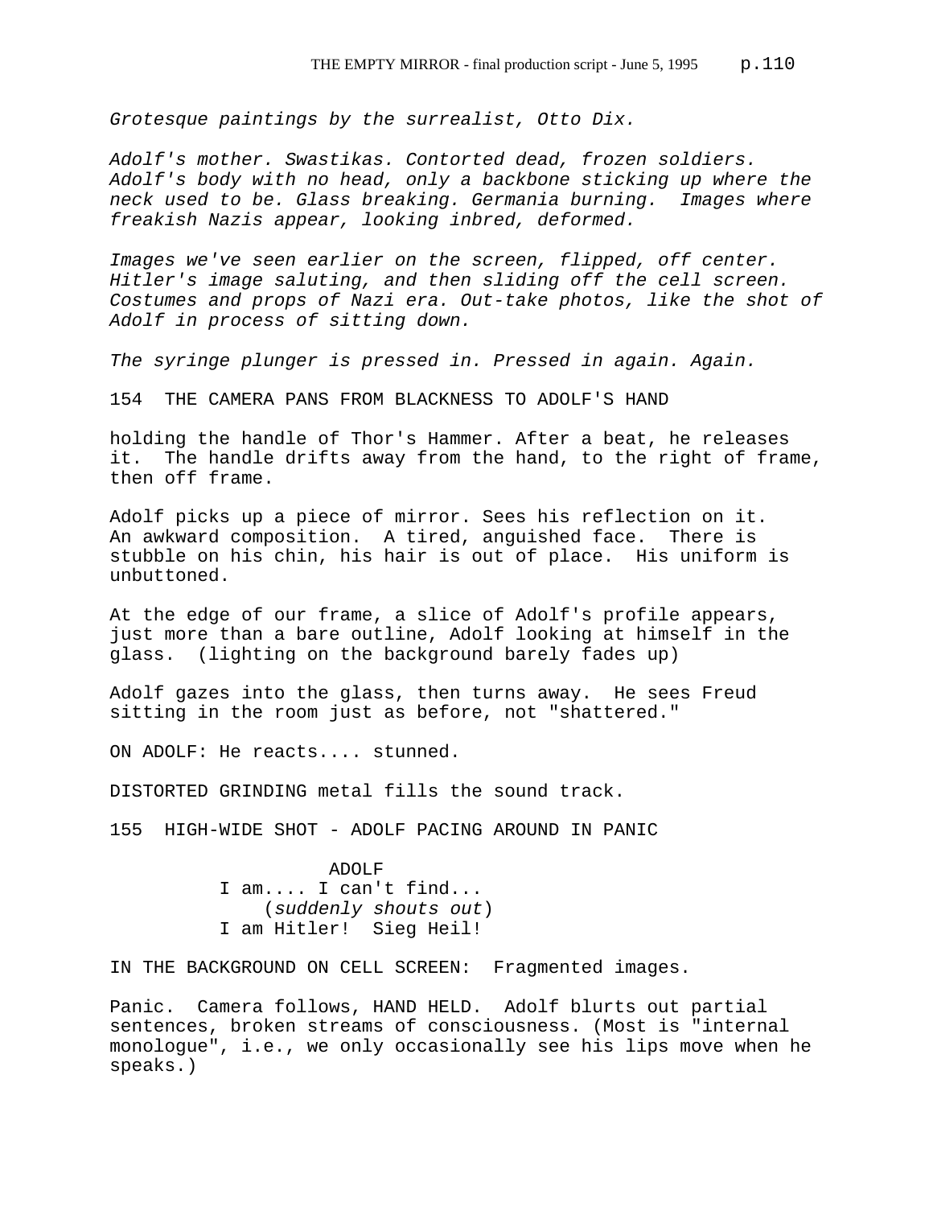*Grotesque paintings by the surrealist, Otto Dix.*

*Adolf's mother. Swastikas. Contorted dead, frozen soldiers. Adolf's body with no head, only a backbone sticking up where the neck used to be. Glass breaking. Germania burning. Images where freakish Nazis appear, looking inbred, deformed.*

*Images we've seen earlier on the screen, flipped, off center. Hitler's image saluting, and then sliding off the cell screen. Costumes and props of Nazi era. Out-take photos, like the shot of Adolf in process of sitting down.*

*The syringe plunger is pressed in. Pressed in again. Again.*

154 THE CAMERA PANS FROM BLACKNESS TO ADOLF'S HAND

holding the handle of Thor's Hammer. After a beat, he releases it. The handle drifts away from the hand, to the right of frame, then off frame.

Adolf picks up a piece of mirror. Sees his reflection on it. An awkward composition. A tired, anguished face. There is stubble on his chin, his hair is out of place. His uniform is unbuttoned.

At the edge of our frame, a slice of Adolf's profile appears, just more than a bare outline, Adolf looking at himself in the glass. (lighting on the background barely fades up)

Adolf gazes into the glass, then turns away. He sees Freud sitting in the room just as before, not "shattered."

ON ADOLF: He reacts.... stunned.

DISTORTED GRINDING metal fills the sound track.

155 HIGH-WIDE SHOT - ADOLF PACING AROUND IN PANIC

ADOLF
I am.... I can't find...
(*suddenly shouts out*)
I am Hitler! Sieg Heil!

IN THE BACKGROUND ON CELL SCREEN: Fragmented images.

Panic. Camera follows, HAND HELD. Adolf blurts out partial sentences, broken streams of consciousness. (Most is "internal monologue", i.e., we only occasionally see his lips move when he speaks.)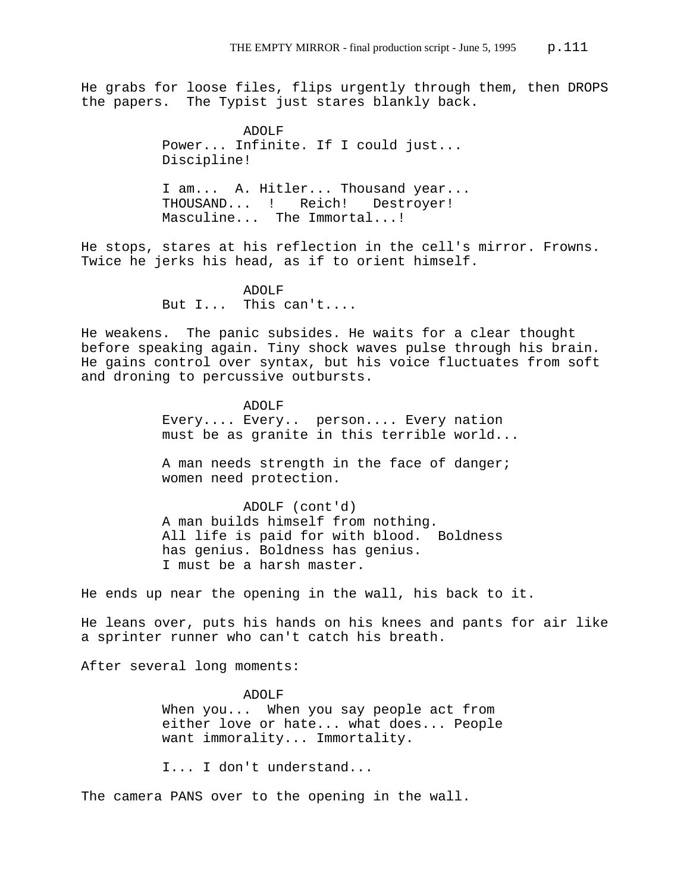He grabs for loose files, flips urgently through them, then DROPS the papers. The Typist just stares blankly back.

ADOLF
Power... Infinite. If I could just... Discipline!

I am... A. Hitler... Thousand year... THOUSAND... ! Reich! Destroyer! Masculine... The Immortal...!

He stops, stares at his reflection in the cell's mirror. Frowns. Twice he jerks his head, as if to orient himself.

ADOLF
But I... This can't....

He weakens. The panic subsides. He waits for a clear thought before speaking again. Tiny shock waves pulse through his brain. He gains control over syntax, but his voice fluctuates from soft and droning to percussive outbursts.

ADOLF
Every.... Every.. person.... Every nation must be as granite in this terrible world...

A man needs strength in the face of danger; women need protection.

ADOLF (cont'd)
A man builds himself from nothing. All life is paid for with blood. Boldness has genius. Boldness has genius. I must be a harsh master.

He ends up near the opening in the wall, his back to it.

He leans over, puts his hands on his knees and pants for air like a sprinter runner who can't catch his breath.

After several long moments:

ADOLF
When you... When you say people act from either love or hate... what does... People want immorality... Immortality.

I... I don't understand...

The camera PANS over to the opening in the wall.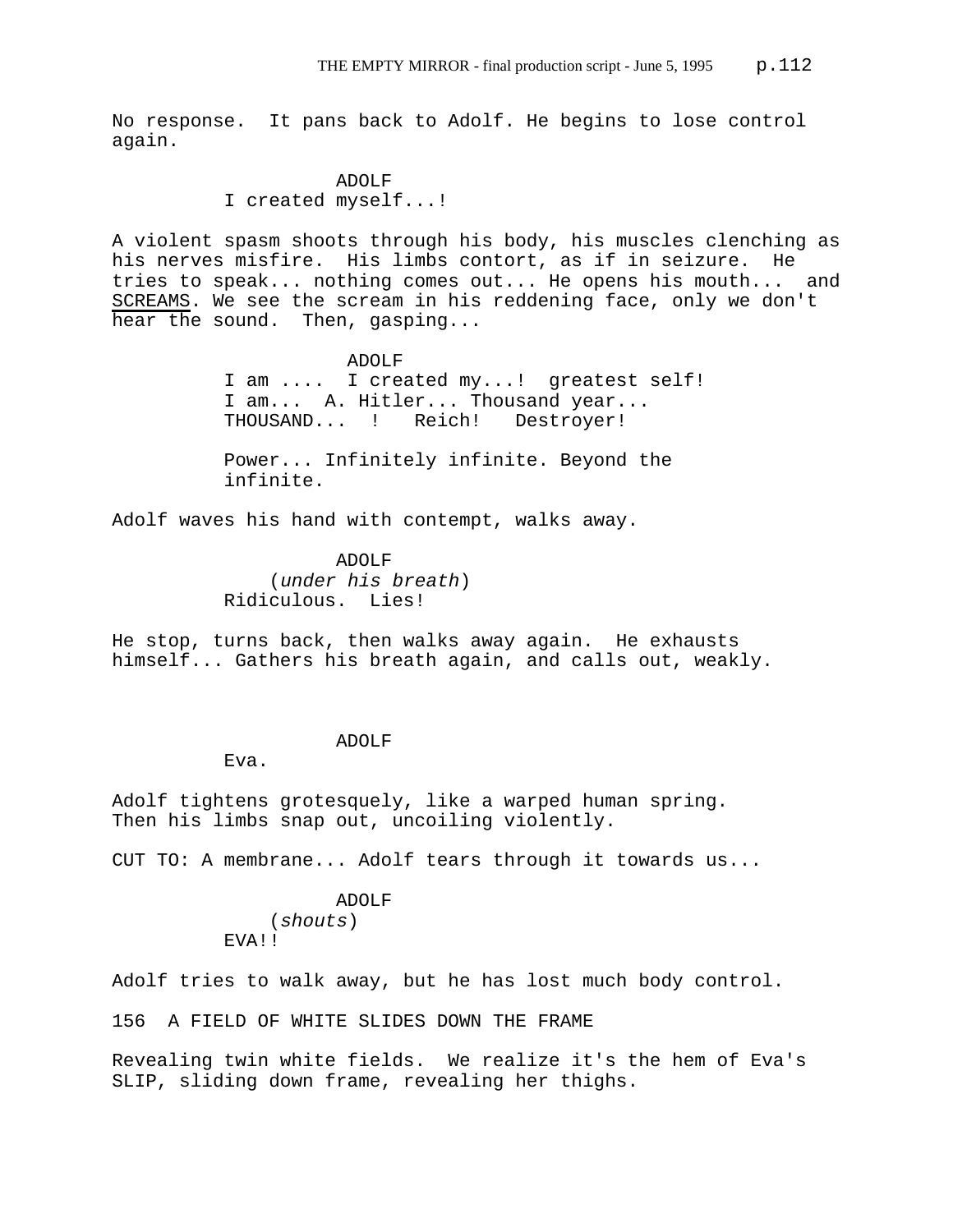No response. It pans back to Adolf. He begins to lose control again.

ADOLF
I created myself...!

A violent spasm shoots through his body, his muscles clenching as his nerves misfire. His limbs contort, as if in seizure. He tries to speak... nothing comes out... He opens his mouth... and SCREAMS. We see the scream in his reddening face, only we don't hear the sound. Then, gasping...

ADOLF
I am .... I created my...! greatest self!
I am... A. Hitler... Thousand year...
THOUSAND... ! Reich! Destroyer!

Power... Infinitely infinite. Beyond the infinite.

Adolf waves his hand with contempt, walks away.

ADOLF
(*under his breath*)
Ridiculous. Lies!

He stop, turns back, then walks away again. He exhausts himself... Gathers his breath again, and calls out, weakly.

ADOLF
Eva.

Adolf tightens grotesquely, like a warped human spring. Then his limbs snap out, uncoiling violently.

CUT TO: A membrane... Adolf tears through it towards us...

ADOLF
(*shouts*)
EVA!!

Adolf tries to walk away, but he has lost much body control.

156 A FIELD OF WHITE SLIDES DOWN THE FRAME

Revealing twin white fields. We realize it's the hem of Eva's SLIP, sliding down frame, revealing her thighs.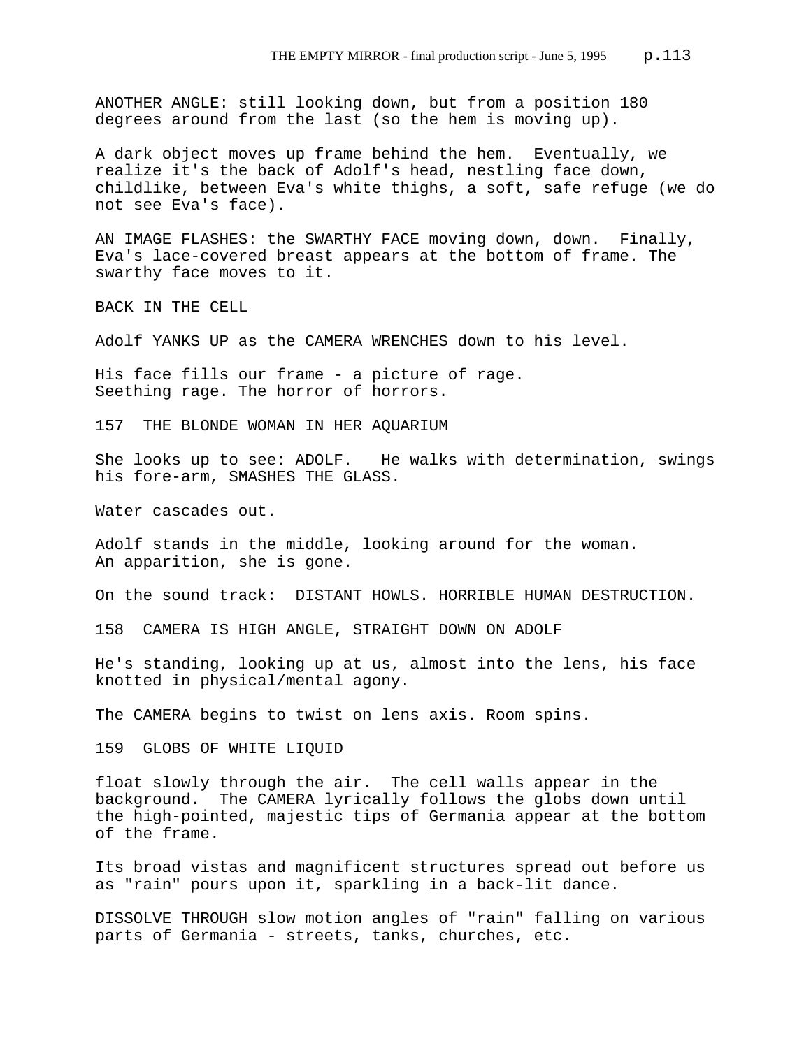ANOTHER ANGLE: still looking down, but from a position 180 degrees around from the last (so the hem is moving up).

A dark object moves up frame behind the hem. Eventually, we realize it's the back of Adolf's head, nestling face down, childlike, between Eva's white thighs, a soft, safe refuge (we do not see Eva's face).

AN IMAGE FLASHES: the SWARTHY FACE moving down, down. Finally, Eva's lace-covered breast appears at the bottom of frame. The swarthy face moves to it.

BACK IN THE CELL

Adolf YANKS UP as the CAMERA WRENCHES down to his level.

His face fills our frame - a picture of rage.
Seething rage. The horror of horrors.

157 THE BLONDE WOMAN IN HER AQUARIUM

She looks up to see: ADOLF. He walks with determination, swings his fore-arm, SMASHES THE GLASS.

Water cascades out.

Adolf stands in the middle, looking around for the woman.
An apparition, she is gone.

On the sound track: DISTANT HOWLS. HORRIBLE HUMAN DESTRUCTION.

158 CAMERA IS HIGH ANGLE, STRAIGHT DOWN ON ADOLF

He's standing, looking up at us, almost into the lens, his face knotted in physical/mental agony.

The CAMERA begins to twist on lens axis. Room spins.

159 GLOBS OF WHITE LIQUID

float slowly through the air. The cell walls appear in the background. The CAMERA lyrically follows the globs down until the high-pointed, majestic tips of Germania appear at the bottom of the frame.

Its broad vistas and magnificent structures spread out before us as "rain" pours upon it, sparkling in a back-lit dance.

DISSOLVE THROUGH slow motion angles of "rain" falling on various parts of Germania - streets, tanks, churches, etc.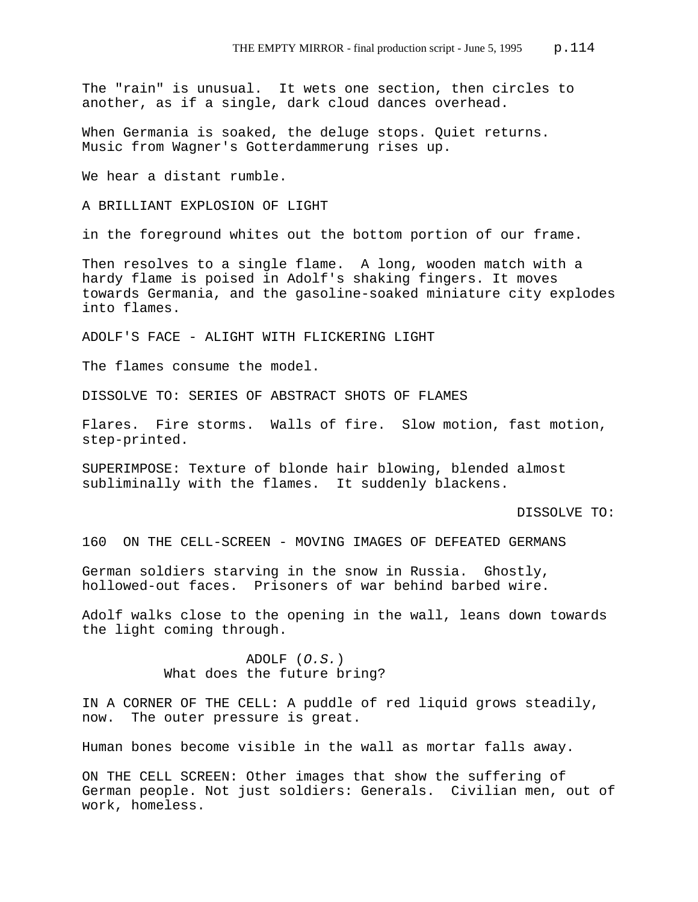The "rain" is unusual. It wets one section, then circles to another, as if a single, dark cloud dances overhead.

When Germania is soaked, the deluge stops. Quiet returns. Music from Wagner's Gotterdammerung rises up.

We hear a distant rumble.

A BRILLIANT EXPLOSION OF LIGHT

in the foreground whites out the bottom portion of our frame.

Then resolves to a single flame. A long, wooden match with a hardy flame is poised in Adolf's shaking fingers. It moves towards Germania, and the gasoline-soaked miniature city explodes into flames.

ADOLF'S FACE - ALIGHT WITH FLICKERING LIGHT

The flames consume the model.

DISSOLVE TO: SERIES OF ABSTRACT SHOTS OF FLAMES

Flares. Fire storms. Walls of fire. Slow motion, fast motion, step-printed.

SUPERIMPOSE: Texture of blonde hair blowing, blended almost subliminally with the flames. It suddenly blackens.

DISSOLVE TO:

160 ON THE CELL-SCREEN - MOVING IMAGES OF DEFEATED GERMANS

German soldiers starving in the snow in Russia. Ghostly, hollowed-out faces. Prisoners of war behind barbed wire.

Adolf walks close to the opening in the wall, leans down towards the light coming through.

ADOLF (*O.S.*)
What does the future bring?

IN A CORNER OF THE CELL: A puddle of red liquid grows steadily, now. The outer pressure is great.

Human bones become visible in the wall as mortar falls away.

ON THE CELL SCREEN: Other images that show the suffering of German people. Not just soldiers: Generals. Civilian men, out of work, homeless.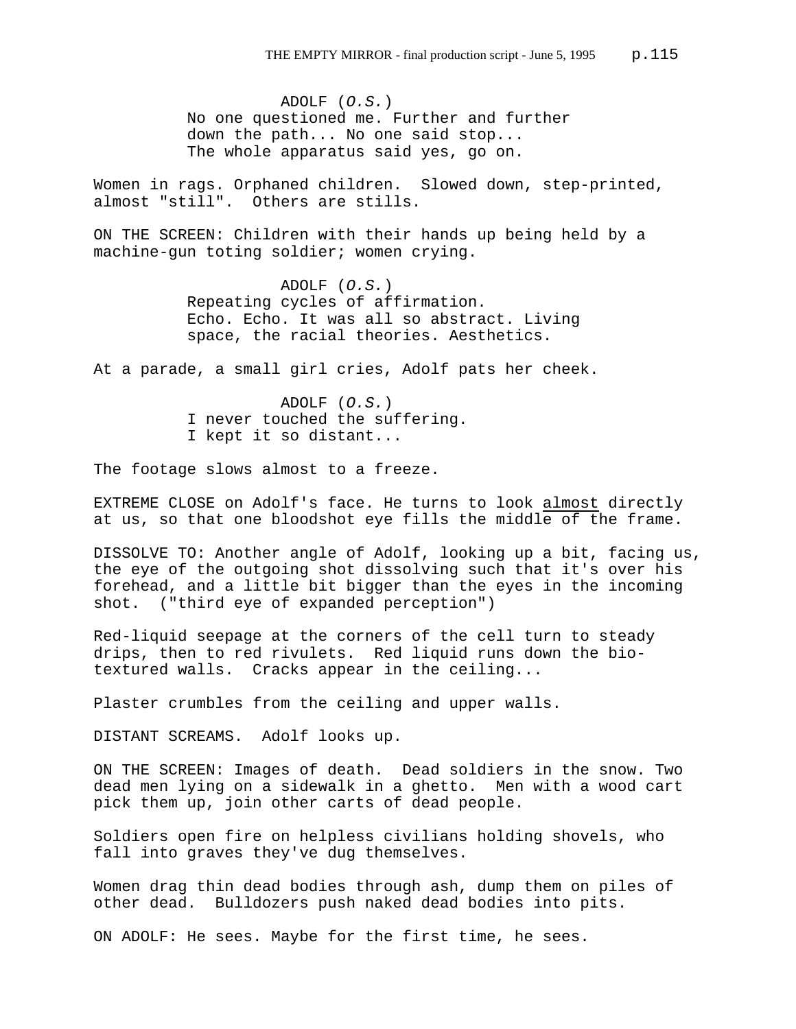ADOLF (*O.S.*)
No one questioned me. Further and further down the path... No one said stop... The whole apparatus said yes, go on.

Women in rags. Orphaned children. Slowed down, step-printed, almost "still". Others are stills.

ON THE SCREEN: Children with their hands up being held by a machine-gun toting soldier; women crying.

ADOLF (*O.S.*)
Repeating cycles of affirmation. Echo. Echo. It was all so abstract. Living space, the racial theories. Aesthetics.

At a parade, a small girl cries, Adolf pats her cheek.

ADOLF (*O.S.*)
I never touched the suffering. I kept it so distant...

The footage slows almost to a freeze.

EXTREME CLOSE on Adolf's face. He turns to look <u>almost</u> directly at us, so that one bloodshot eye fills the middle of the frame.

DISSOLVE TO: Another angle of Adolf, looking up a bit, facing us, the eye of the outgoing shot dissolving such that it's over his forehead, and a little bit bigger than the eyes in the incoming shot. ("third eye of expanded perception")

Red-liquid seepage at the corners of the cell turn to steady drips, then to red rivulets. Red liquid runs down the bio-textured walls. Cracks appear in the ceiling...

Plaster crumbles from the ceiling and upper walls.

DISTANT SCREAMS. Adolf looks up.

ON THE SCREEN: Images of death. Dead soldiers in the snow. Two dead men lying on a sidewalk in a ghetto. Men with a wood cart pick them up, join other carts of dead people.

Soldiers open fire on helpless civilians holding shovels, who fall into graves they've dug themselves.

Women drag thin dead bodies through ash, dump them on piles of other dead. Bulldozers push naked dead bodies into pits.

ON ADOLF: He sees. Maybe for the first time, he sees.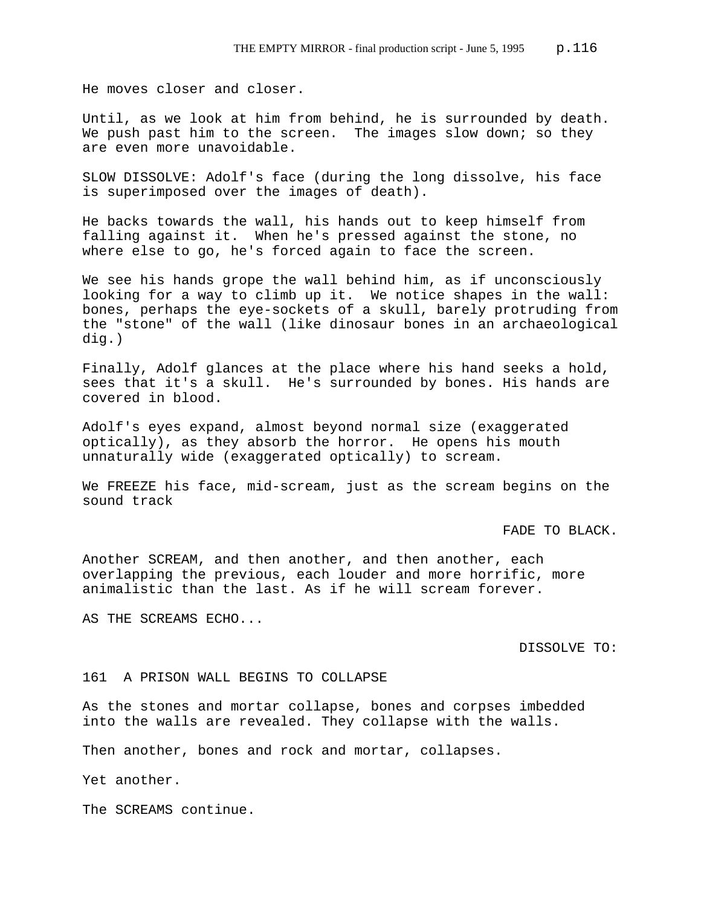He moves closer and closer.

Until, as we look at him from behind, he is surrounded by death. We push past him to the screen. The images slow down; so they are even more unavoidable.

SLOW DISSOLVE: Adolf's face (during the long dissolve, his face is superimposed over the images of death).

He backs towards the wall, his hands out to keep himself from falling against it. When he's pressed against the stone, no where else to go, he's forced again to face the screen.

We see his hands grope the wall behind him, as if unconsciously looking for a way to climb up it. We notice shapes in the wall: bones, perhaps the eye-sockets of a skull, barely protruding from the "stone" of the wall (like dinosaur bones in an archaeological dig.)

Finally, Adolf glances at the place where his hand seeks a hold, sees that it's a skull. He's surrounded by bones. His hands are covered in blood.

Adolf's eyes expand, almost beyond normal size (exaggerated optically), as they absorb the horror. He opens his mouth unnaturally wide (exaggerated optically) to scream.

We FREEZE his face, mid-scream, just as the scream begins on the sound track

FADE TO BLACK.

Another SCREAM, and then another, and then another, each overlapping the previous, each louder and more horrific, more animalistic than the last. As if he will scream forever.

AS THE SCREAMS ECHO...

DISSOLVE TO:

161 A PRISON WALL BEGINS TO COLLAPSE

As the stones and mortar collapse, bones and corpses imbedded into the walls are revealed. They collapse with the walls.

Then another, bones and rock and mortar, collapses.

Yet another.

The SCREAMS continue.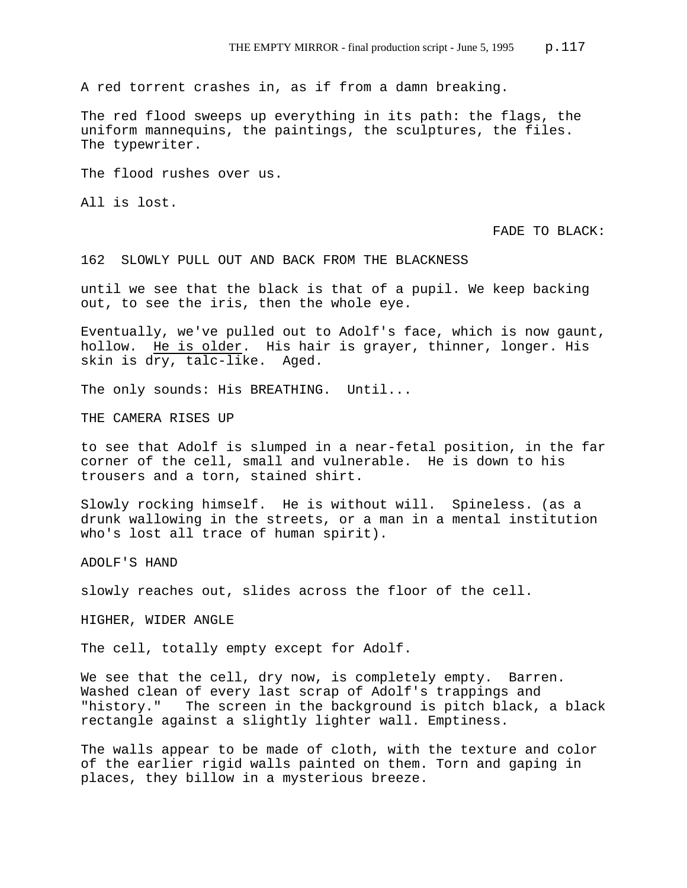A red torrent crashes in, as if from a damn breaking.

The red flood sweeps up everything in its path: the flags, the uniform mannequins, the paintings, the sculptures, the files. The typewriter.

The flood rushes over us.

All is lost.

FADE TO BLACK:

162 SLOWLY PULL OUT AND BACK FROM THE BLACKNESS

until we see that the black is that of a pupil. We keep backing out, to see the iris, then the whole eye.

Eventually, we've pulled out to Adolf's face, which is now gaunt, hollow. <u>He is older</u>. His hair is grayer, thinner, longer. His skin is dry, talc-like. Aged.

The only sounds: His BREATHING. Until...

THE CAMERA RISES UP

to see that Adolf is slumped in a near-fetal position, in the far corner of the cell, small and vulnerable. He is down to his trousers and a torn, stained shirt.

Slowly rocking himself. He is without will. Spineless. (as a drunk wallowing in the streets, or a man in a mental institution who's lost all trace of human spirit).

ADOLF'S HAND

slowly reaches out, slides across the floor of the cell.

HIGHER, WIDER ANGLE

The cell, totally empty except for Adolf.

We see that the cell, dry now, is completely empty. Barren. Washed clean of every last scrap of Adolf's trappings and "history." The screen in the background is pitch black, a black rectangle against a slightly lighter wall. Emptiness.

The walls appear to be made of cloth, with the texture and color of the earlier rigid walls painted on them. Torn and gaping in places, they billow in a mysterious breeze.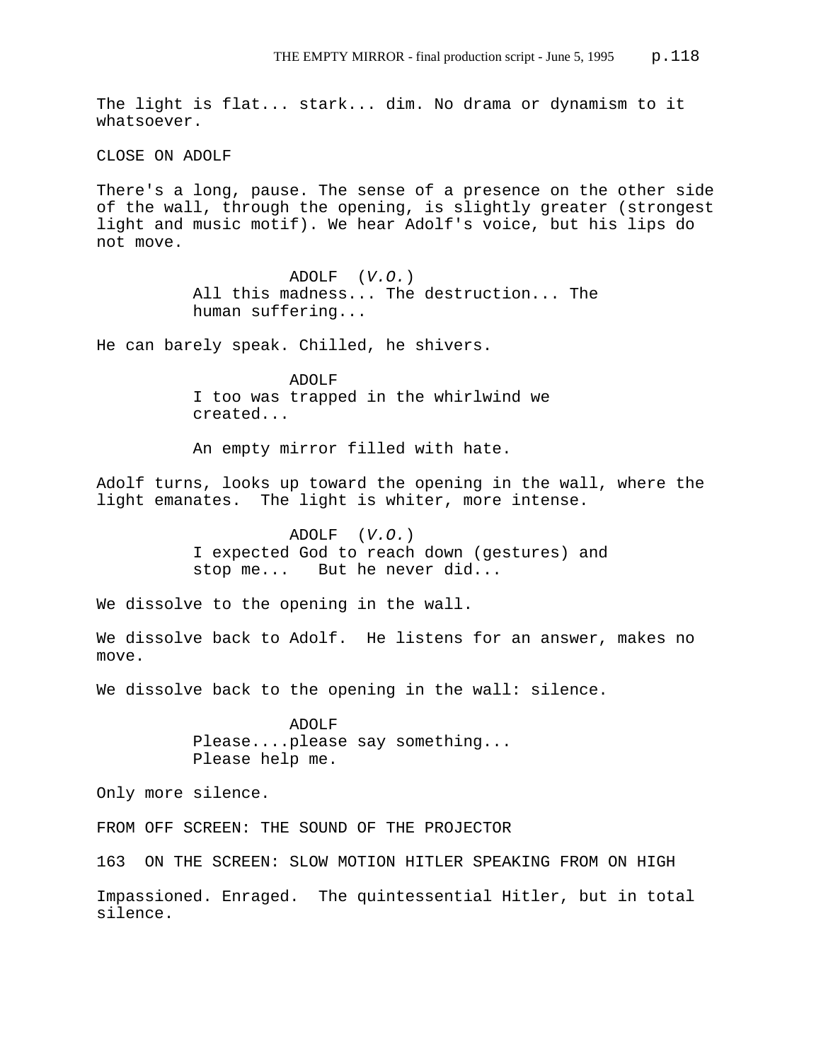The light is flat... stark... dim. No drama or dynamism to it whatsoever.

CLOSE ON ADOLF

There's a long, pause. The sense of a presence on the other side of the wall, through the opening, is slightly greater (strongest light and music motif). We hear Adolf's voice, but his lips do not move.

ADOLF (*V.O.*)
All this madness... The destruction... The human suffering...

He can barely speak. Chilled, he shivers.

ADOLF
I too was trapped in the whirlwind we created...

An empty mirror filled with hate.

Adolf turns, looks up toward the opening in the wall, where the light emanates. The light is whiter, more intense.

ADOLF (*V.O.*)
I expected God to reach down (gestures) and stop me... But he never did...

We dissolve to the opening in the wall.

We dissolve back to Adolf. He listens for an answer, makes no move.

We dissolve back to the opening in the wall: silence.

ADOLF
Please....please say something...
Please help me.

Only more silence.

FROM OFF SCREEN: THE SOUND OF THE PROJECTOR

163 ON THE SCREEN: SLOW MOTION HITLER SPEAKING FROM ON HIGH

Impassioned. Enraged. The quintessential Hitler, but in total silence.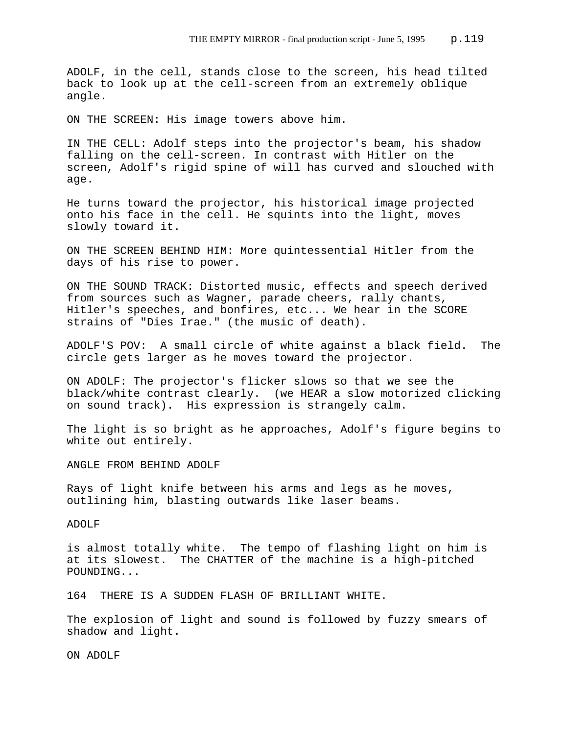ADOLF, in the cell, stands close to the screen, his head tilted back to look up at the cell-screen from an extremely oblique angle.

ON THE SCREEN: His image towers above him.

IN THE CELL: Adolf steps into the projector's beam, his shadow falling on the cell-screen. In contrast with Hitler on the screen, Adolf's rigid spine of will has curved and slouched with age.

He turns toward the projector, his historical image projected onto his face in the cell. He squints into the light, moves slowly toward it.

ON THE SCREEN BEHIND HIM: More quintessential Hitler from the days of his rise to power.

ON THE SOUND TRACK: Distorted music, effects and speech derived from sources such as Wagner, parade cheers, rally chants, Hitler's speeches, and bonfires, etc... We hear in the SCORE strains of "Dies Irae." (the music of death).

ADOLF'S POV: A small circle of white against a black field. The circle gets larger as he moves toward the projector.

ON ADOLF: The projector's flicker slows so that we see the black/white contrast clearly. (we HEAR a slow motorized clicking on sound track). His expression is strangely calm.

The light is so bright as he approaches, Adolf's figure begins to white out entirely.

ANGLE FROM BEHIND ADOLF

Rays of light knife between his arms and legs as he moves, outlining him, blasting outwards like laser beams.

ADOLF

is almost totally white. The tempo of flashing light on him is at its slowest. The CHATTER of the machine is a high-pitched POUNDING...

164 THERE IS A SUDDEN FLASH OF BRILLIANT WHITE.

The explosion of light and sound is followed by fuzzy smears of shadow and light.

ON ADOLF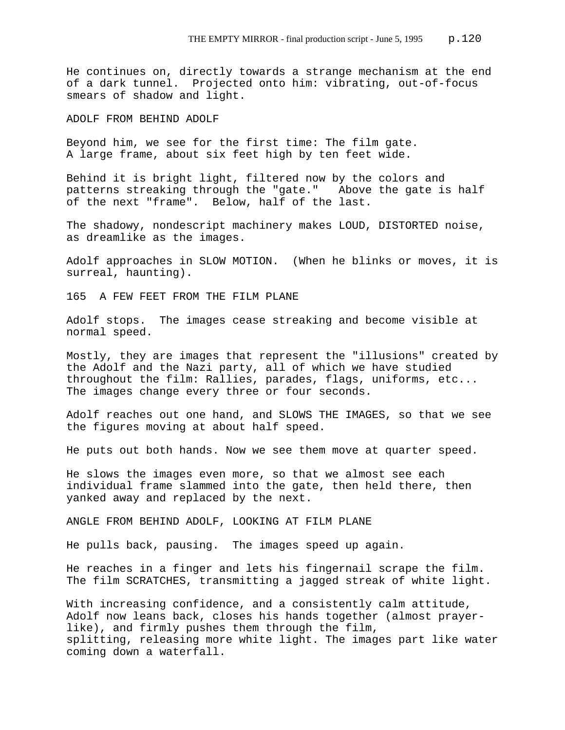He continues on, directly towards a strange mechanism at the end of a dark tunnel. Projected onto him: vibrating, out-of-focus smears of shadow and light.

ADOLF FROM BEHIND ADOLF

Beyond him, we see for the first time: The film gate. A large frame, about six feet high by ten feet wide.

Behind it is bright light, filtered now by the colors and patterns streaking through the "gate." Above the gate is half of the next "frame". Below, half of the last.

The shadowy, nondescript machinery makes LOUD, DISTORTED noise, as dreamlike as the images.

Adolf approaches in SLOW MOTION. (When he blinks or moves, it is surreal, haunting).

165 A FEW FEET FROM THE FILM PLANE

Adolf stops. The images cease streaking and become visible at normal speed.

Mostly, they are images that represent the "illusions" created by the Adolf and the Nazi party, all of which we have studied throughout the film: Rallies, parades, flags, uniforms, etc... The images change every three or four seconds.

Adolf reaches out one hand, and SLOWS THE IMAGES, so that we see the figures moving at about half speed.

He puts out both hands. Now we see them move at quarter speed.

He slows the images even more, so that we almost see each individual frame slammed into the gate, then held there, then yanked away and replaced by the next.

ANGLE FROM BEHIND ADOLF, LOOKING AT FILM PLANE

He pulls back, pausing. The images speed up again.

He reaches in a finger and lets his fingernail scrape the film. The film SCRATCHES, transmitting a jagged streak of white light.

With increasing confidence, and a consistently calm attitude, Adolf now leans back, closes his hands together (almost prayer-like), and firmly pushes them through the film, splitting, releasing more white light. The images part like water coming down a waterfall.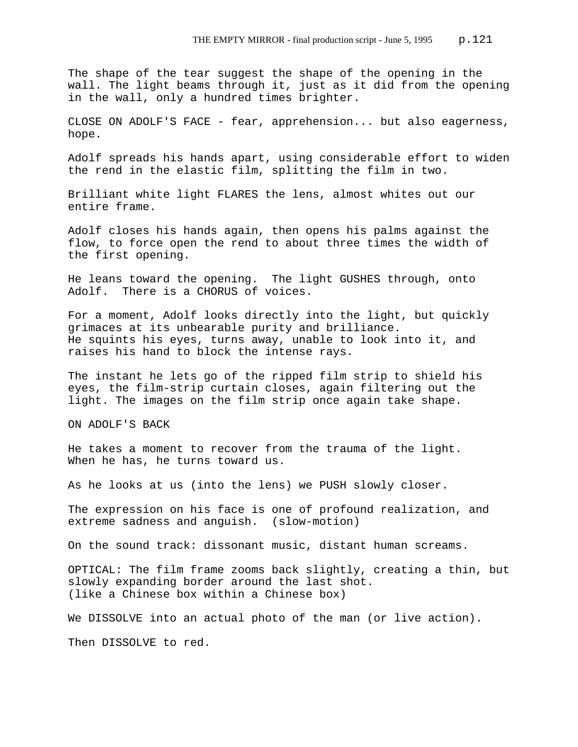The shape of the tear suggest the shape of the opening in the wall. The light beams through it, just as it did from the opening in the wall, only a hundred times brighter.

CLOSE ON ADOLF'S FACE - fear, apprehension... but also eagerness, hope.

Adolf spreads his hands apart, using considerable effort to widen the rend in the elastic film, splitting the film in two.

Brilliant white light FLARES the lens, almost whites out our entire frame.

Adolf closes his hands again, then opens his palms against the flow, to force open the rend to about three times the width of the first opening.

He leans toward the opening. The light GUSHES through, onto Adolf. There is a CHORUS of voices.

For a moment, Adolf looks directly into the light, but quickly grimaces at its unbearable purity and brilliance.
He squints his eyes, turns away, unable to look into it, and raises his hand to block the intense rays.

The instant he lets go of the ripped film strip to shield his eyes, the film-strip curtain closes, again filtering out the light. The images on the film strip once again take shape.

ON ADOLF'S BACK

He takes a moment to recover from the trauma of the light.
When he has, he turns toward us.

As he looks at us (into the lens) we PUSH slowly closer.

The expression on his face is one of profound realization, and extreme sadness and anguish. (slow-motion)

On the sound track: dissonant music, distant human screams.

OPTICAL: The film frame zooms back slightly, creating a thin, but slowly expanding border around the last shot.
(like a Chinese box within a Chinese box)

We DISSOLVE into an actual photo of the man (or live action).

Then DISSOLVE to red.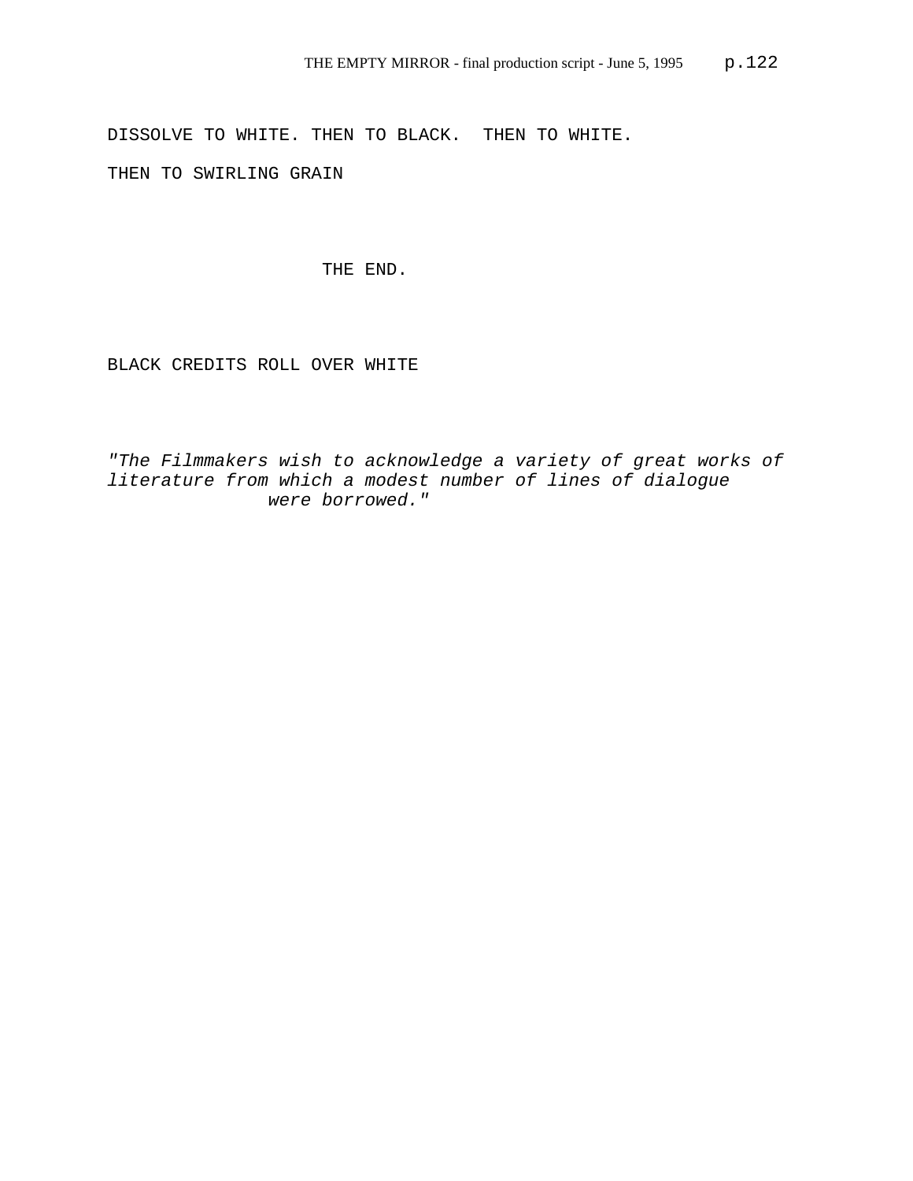DISSOLVE TO WHITE. THEN TO BLACK.  THEN TO WHITE.

THEN TO SWIRLING GRAIN

THE END.

BLACK CREDITS ROLL OVER WHITE

*"The Filmmakers wish to acknowledge a variety of great works of literature from which a modest number of lines of dialogue were borrowed."*